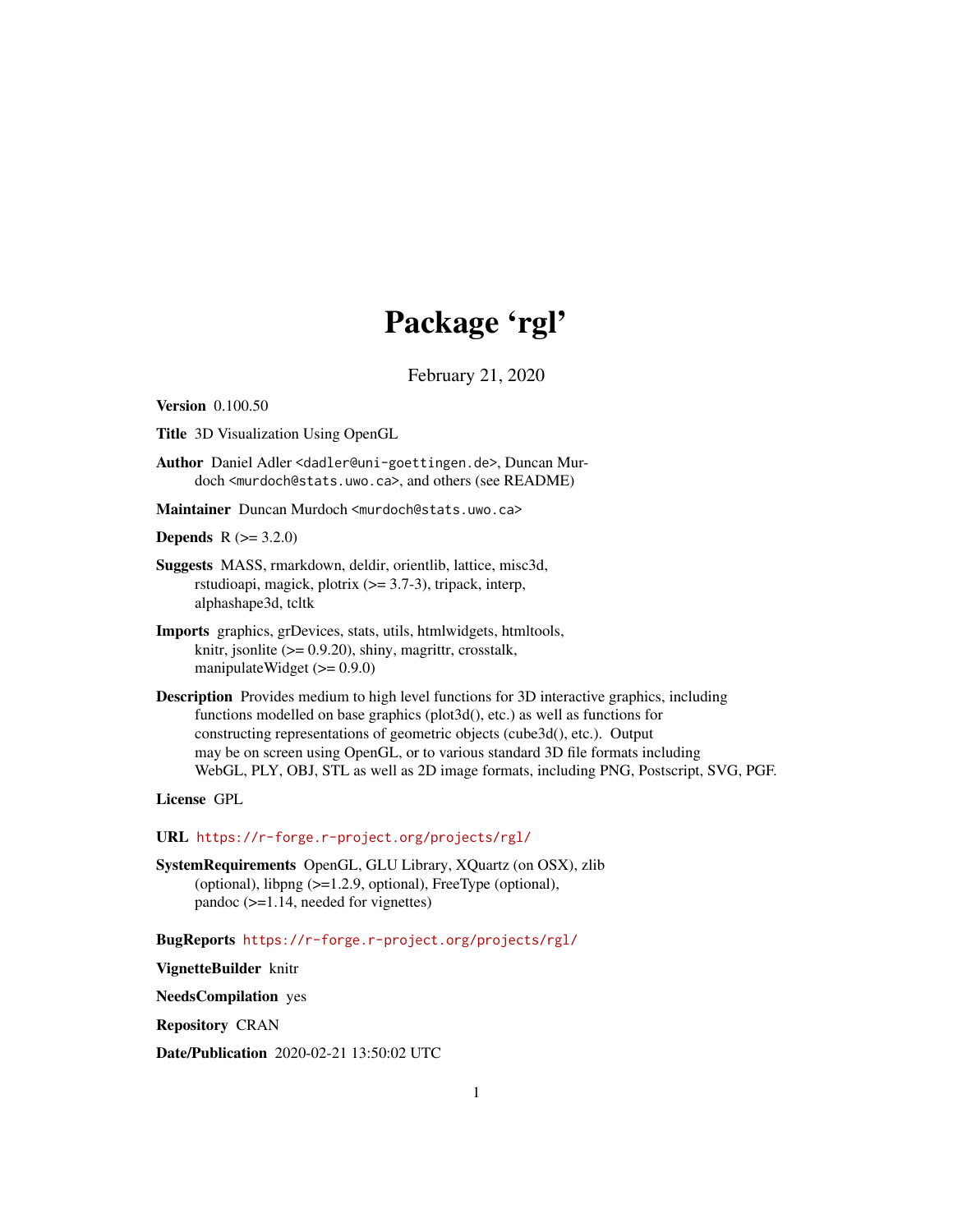# Package 'rgl'

February 21, 2020

**Version** 0.100.50

**Title** 3D Visualization Using OpenGL

**Author** Daniel Adler <dadler@uni-goettingen.de>, Duncan Murdoch <murdoch@stats.uwo.ca>, and others (see README)

**Maintainer** Duncan Murdoch <murdoch@stats.uwo.ca>

**Depends** R (>= 3.2.0)

**Suggests** MASS, rmarkdown, deldir, orientlib, lattice, misc3d, rstudioapi, magick, plotrix (>= 3.7-3), tripack, interp, alphashape3d, tcltk

**Imports** graphics, grDevices, stats, utils, htmlwidgets, htmltools, knitr, jsonlite (>= 0.9.20), shiny, magrittr, crosstalk, manipulateWidget (>= 0.9.0)

**Description** Provides medium to high level functions for 3D interactive graphics, including functions modelled on base graphics (plot3d(), etc.) as well as functions for constructing representations of geometric objects (cube3d(), etc.). Output may be on screen using OpenGL, or to various standard 3D file formats including WebGL, PLY, OBJ, STL as well as 2D image formats, including PNG, Postscript, SVG, PGF.

**License** GPL

**URL** https://r-forge.r-project.org/projects/rgl/

**SystemRequirements** OpenGL, GLU Library, XQuartz (on OSX), zlib (optional), libpng (>=1.2.9, optional), FreeType (optional), pandoc (>=1.14, needed for vignettes)

**BugReports** https://r-forge.r-project.org/projects/rgl/

**VignetteBuilder** knitr

**NeedsCompilation** yes

**Repository** CRAN

**Date/Publication** 2020-02-21 13:50:02 UTC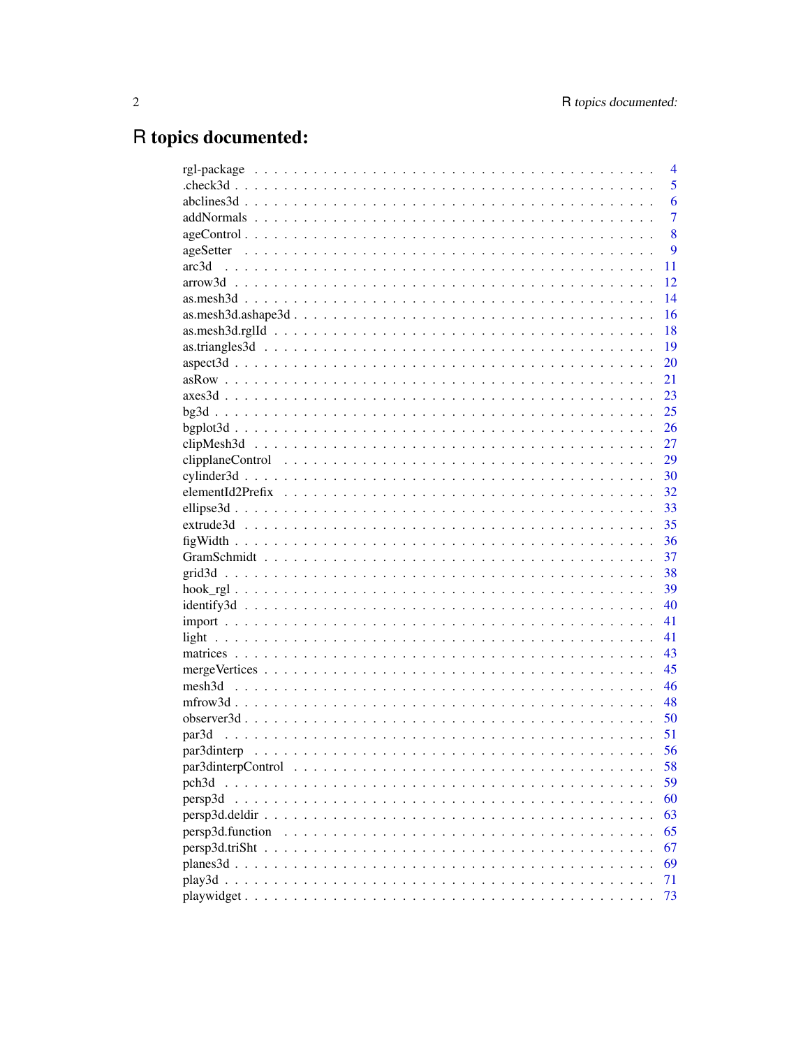# R topics documented:

| | |
|---|---|
| rgl-package | 4 |
| .check3d | 5 |
| abclines3d | 6 |
| addNormals | 7 |
| ageControl | 8 |
| ageSetter | 9 |
| arc3d | 11 |
| arrow3d | 12 |
| as.mesh3d | 14 |
| as.mesh3d.ashape3d | 16 |
| as.mesh3d.rglId | 18 |
| as.triangles3d | 19 |
| aspect3d | 20 |
| asRow | 21 |
| axes3d | 23 |
| bg3d | 25 |
| bgplot3d | 26 |
| clipMesh3d | 27 |
| clipplaneControl | 29 |
| cylinder3d | 30 |
| elementId2Prefix | 32 |
| ellipse3d | 33 |
| extrude3d | 35 |
| figWidth | 36 |
| GramSchmidt | 37 |
| grid3d | 38 |
| hook_rgl | 39 |
| identify3d | 40 |
| import | 41 |
| light | 41 |
| matrices | 43 |
| mergeVertices | 45 |
| mesh3d | 46 |
| mfrow3d | 48 |
| observer3d | 50 |
| par3d | 51 |
| par3dinterp | 56 |
| par3dinterpControl | 58 |
| pch3d | 59 |
| persp3d | 60 |
| persp3d.deldir | 63 |
| persp3d.function | 65 |
| persp3d.triSht | 67 |
| planes3d | 69 |
| play3d | 71 |
| playwidget | 73 |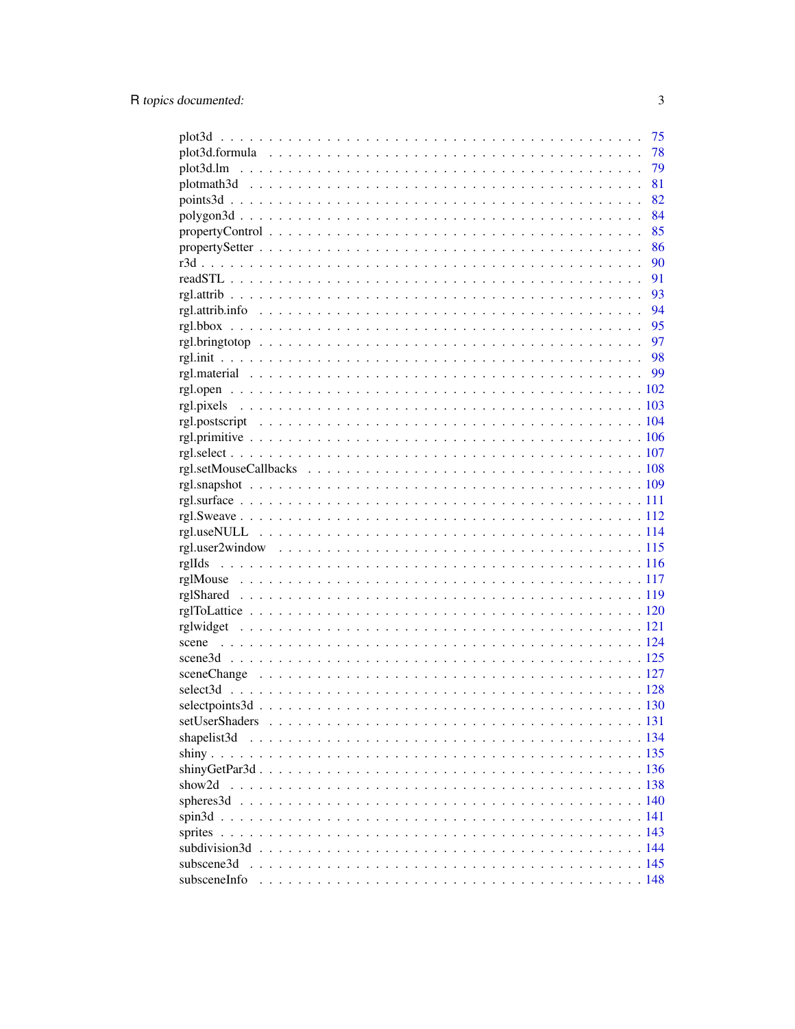plot3d . . . . . . . . . . . . . . . . . . . . . . . . . . . . . . . . . . . . . . . . 75
plot3d.formula . . . . . . . . . . . . . . . . . . . . . . . . . . . . . . . . . . . . 78
plot3d.lm . . . . . . . . . . . . . . . . . . . . . . . . . . . . . . . . . . . . . . 79
plotmath3d . . . . . . . . . . . . . . . . . . . . . . . . . . . . . . . . . . . . . 81
points3d . . . . . . . . . . . . . . . . . . . . . . . . . . . . . . . . . . . . . . 82
polygon3d . . . . . . . . . . . . . . . . . . . . . . . . . . . . . . . . . . . . . . 84
propertyControl . . . . . . . . . . . . . . . . . . . . . . . . . . . . . . . . . . . 85
propertySetter . . . . . . . . . . . . . . . . . . . . . . . . . . . . . . . . . . . . 86
r3d . . . . . . . . . . . . . . . . . . . . . . . . . . . . . . . . . . . . . . . . . 90
readSTL . . . . . . . . . . . . . . . . . . . . . . . . . . . . . . . . . . . . . . . 91
rgl.attrib . . . . . . . . . . . . . . . . . . . . . . . . . . . . . . . . . . . . . . 93
rgl.attrib.info . . . . . . . . . . . . . . . . . . . . . . . . . . . . . . . . . . . . 94
rgl.bbox . . . . . . . . . . . . . . . . . . . . . . . . . . . . . . . . . . . . . . . 95
rgl.bringtotop . . . . . . . . . . . . . . . . . . . . . . . . . . . . . . . . . . . . 97
rgl.init . . . . . . . . . . . . . . . . . . . . . . . . . . . . . . . . . . . . . . . 98
rgl.material . . . . . . . . . . . . . . . . . . . . . . . . . . . . . . . . . . . . . 99
rgl.open . . . . . . . . . . . . . . . . . . . . . . . . . . . . . . . . . . . . . . . 102
rgl.pixels . . . . . . . . . . . . . . . . . . . . . . . . . . . . . . . . . . . . . . 103
rgl.postscript . . . . . . . . . . . . . . . . . . . . . . . . . . . . . . . . . . . . 104
rgl.primitive . . . . . . . . . . . . . . . . . . . . . . . . . . . . . . . . . . . . . 106
rgl.select . . . . . . . . . . . . . . . . . . . . . . . . . . . . . . . . . . . . . . 107
rgl.setMouseCallbacks . . . . . . . . . . . . . . . . . . . . . . . . . . . . . . . . 108
rgl.snapshot . . . . . . . . . . . . . . . . . . . . . . . . . . . . . . . . . . . . . 109
rgl.surface . . . . . . . . . . . . . . . . . . . . . . . . . . . . . . . . . . . . . . 111
rgl.Sweave . . . . . . . . . . . . . . . . . . . . . . . . . . . . . . . . . . . . . . 112
rgl.useNULL . . . . . . . . . . . . . . . . . . . . . . . . . . . . . . . . . . . . . 114
rgl.user2window . . . . . . . . . . . . . . . . . . . . . . . . . . . . . . . . . . . 115
rglIds . . . . . . . . . . . . . . . . . . . . . . . . . . . . . . . . . . . . . . . . 116
rglMouse . . . . . . . . . . . . . . . . . . . . . . . . . . . . . . . . . . . . . . . 117
rglShared . . . . . . . . . . . . . . . . . . . . . . . . . . . . . . . . . . . . . . 119
rglToLattice . . . . . . . . . . . . . . . . . . . . . . . . . . . . . . . . . . . . . 120
rglwidget . . . . . . . . . . . . . . . . . . . . . . . . . . . . . . . . . . . . . . 121
scene . . . . . . . . . . . . . . . . . . . . . . . . . . . . . . . . . . . . . . . . 124
scene3d . . . . . . . . . . . . . . . . . . . . . . . . . . . . . . . . . . . . . . . 125
sceneChange . . . . . . . . . . . . . . . . . . . . . . . . . . . . . . . . . . . . . 127
select3d . . . . . . . . . . . . . . . . . . . . . . . . . . . . . . . . . . . . . . . 128
selectpoints3d . . . . . . . . . . . . . . . . . . . . . . . . . . . . . . . . . . . . 130
setUserShaders . . . . . . . . . . . . . . . . . . . . . . . . . . . . . . . . . . . . 131
shapelist3d . . . . . . . . . . . . . . . . . . . . . . . . . . . . . . . . . . . . . . 134
shiny . . . . . . . . . . . . . . . . . . . . . . . . . . . . . . . . . . . . . . . . 135
shinyGetPar3d . . . . . . . . . . . . . . . . . . . . . . . . . . . . . . . . . . . . 136
show2d . . . . . . . . . . . . . . . . . . . . . . . . . . . . . . . . . . . . . . . 138
spheres3d . . . . . . . . . . . . . . . . . . . . . . . . . . . . . . . . . . . . . . 140
spin3d . . . . . . . . . . . . . . . . . . . . . . . . . . . . . . . . . . . . . . . . 141
sprites . . . . . . . . . . . . . . . . . . . . . . . . . . . . . . . . . . . . . . . 143
subdivision3d . . . . . . . . . . . . . . . . . . . . . . . . . . . . . . . . . . . . 144
subscene3d . . . . . . . . . . . . . . . . . . . . . . . . . . . . . . . . . . . . . . 145
subsceneInfo . . . . . . . . . . . . . . . . . . . . . . . . . . . . . . . . . . . . . 148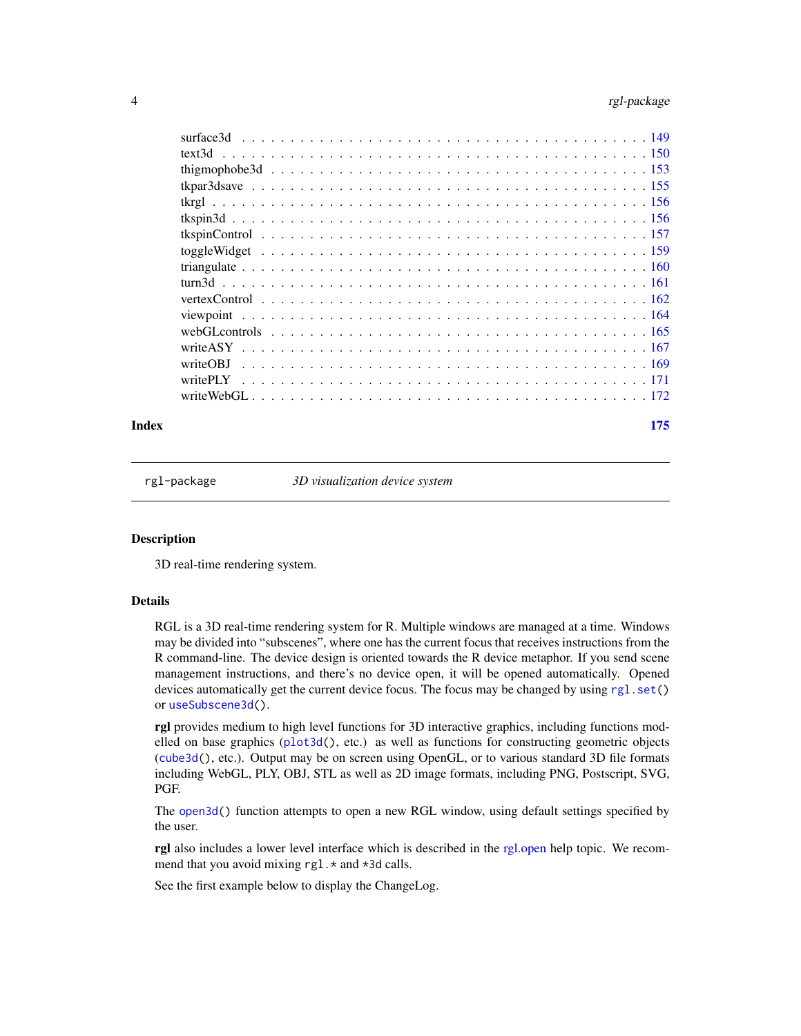surface3d . . . . . . . . . . . . . . . . . . . . . . . . . . . . . . . . . . . . . . . . . 149
text3d . . . . . . . . . . . . . . . . . . . . . . . . . . . . . . . . . . . . . . . . . . . 150
thigmophobe3d . . . . . . . . . . . . . . . . . . . . . . . . . . . . . . . . . . . . . . . 153
tkpar3dsave . . . . . . . . . . . . . . . . . . . . . . . . . . . . . . . . . . . . . . . . 155
tkrgl . . . . . . . . . . . . . . . . . . . . . . . . . . . . . . . . . . . . . . . . . . . . 156
tkspin3d . . . . . . . . . . . . . . . . . . . . . . . . . . . . . . . . . . . . . . . . . . 156
tkspinControl . . . . . . . . . . . . . . . . . . . . . . . . . . . . . . . . . . . . . . . 157
toggleWidget . . . . . . . . . . . . . . . . . . . . . . . . . . . . . . . . . . . . . . . . 159
triangulate . . . . . . . . . . . . . . . . . . . . . . . . . . . . . . . . . . . . . . . . . 160
turn3d . . . . . . . . . . . . . . . . . . . . . . . . . . . . . . . . . . . . . . . . . . . . 161
vertexControl . . . . . . . . . . . . . . . . . . . . . . . . . . . . . . . . . . . . . . . 162
viewpoint . . . . . . . . . . . . . . . . . . . . . . . . . . . . . . . . . . . . . . . . . . 164
webGLcontrols . . . . . . . . . . . . . . . . . . . . . . . . . . . . . . . . . . . . . . . 165
writeASY . . . . . . . . . . . . . . . . . . . . . . . . . . . . . . . . . . . . . . . . . . 167
writeOBJ . . . . . . . . . . . . . . . . . . . . . . . . . . . . . . . . . . . . . . . . . . 169
writePLY . . . . . . . . . . . . . . . . . . . . . . . . . . . . . . . . . . . . . . . . . . 171
writeWebGL . . . . . . . . . . . . . . . . . . . . . . . . . . . . . . . . . . . . . . . . . 172

**Index** **175**

---

`rgl-package` *3D visualization device system*

---

## Description

3D real-time rendering system.

## Details

RGL is a 3D real-time rendering system for R. Multiple windows are managed at a time. Windows may be divided into "subscenes", where one has the current focus that receives instructions from the R command-line. The device design is oriented towards the R device metaphor. If you send scene management instructions, and there's no device open, it will be opened automatically. Opened devices automatically get the current device focus. The focus may be changed by using `rgl.set()` or `useSubscene3d()`.

**rgl** provides medium to high level functions for 3D interactive graphics, including functions modelled on base graphics (`plot3d()`, etc.) as well as functions for constructing geometric objects (`cube3d()`, etc.). Output may be on screen using OpenGL, or to various standard 3D file formats including WebGL, PLY, OBJ, STL as well as 2D image formats, including PNG, Postscript, SVG, PGF.

The `open3d()` function attempts to open a new RGL window, using default settings specified by the user.

**rgl** also includes a lower level interface which is described in the rgl.open help topic. We recommend that you avoid mixing `rgl.*` and `*3d` calls.

See the first example below to display the ChangeLog.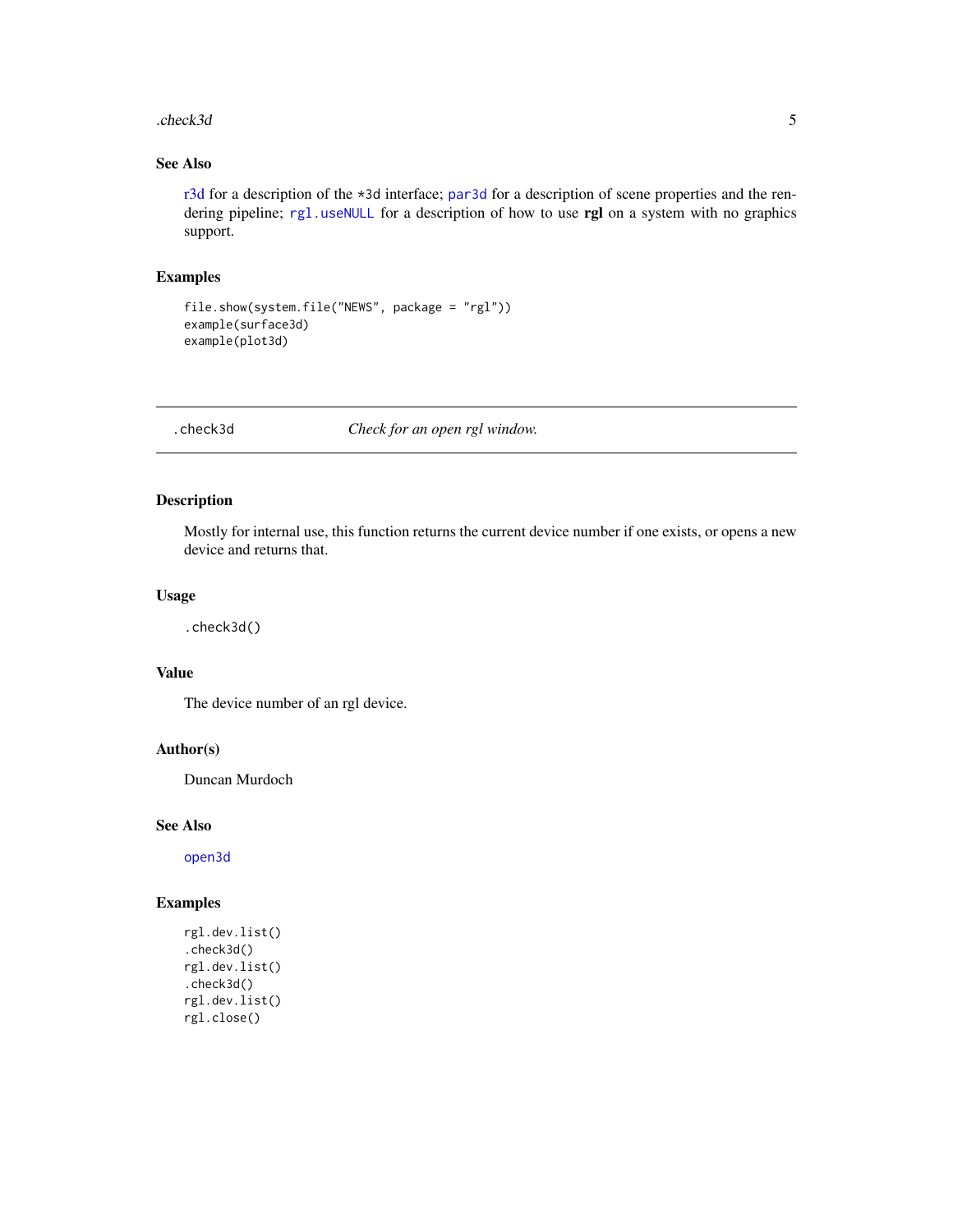### See Also

r3d for a description of the *3d interface; par3d for a description of scene properties and the rendering pipeline; rgl.useNULL for a description of how to use **rgl** on a system with no graphics support.

### Examples

```
file.show(system.file("NEWS", package = "rgl"))
example(surface3d)
example(plot3d)
```

---

## .check3d — *Check for an open rgl window.*

---

### Description

Mostly for internal use, this function returns the current device number if one exists, or opens a new device and returns that.

### Usage

```
.check3d()
```

### Value

The device number of an rgl device.

### Author(s)

Duncan Murdoch

### See Also

open3d

### Examples

```
rgl.dev.list()
.check3d()
rgl.dev.list()
.check3d()
rgl.dev.list()
rgl.close()
```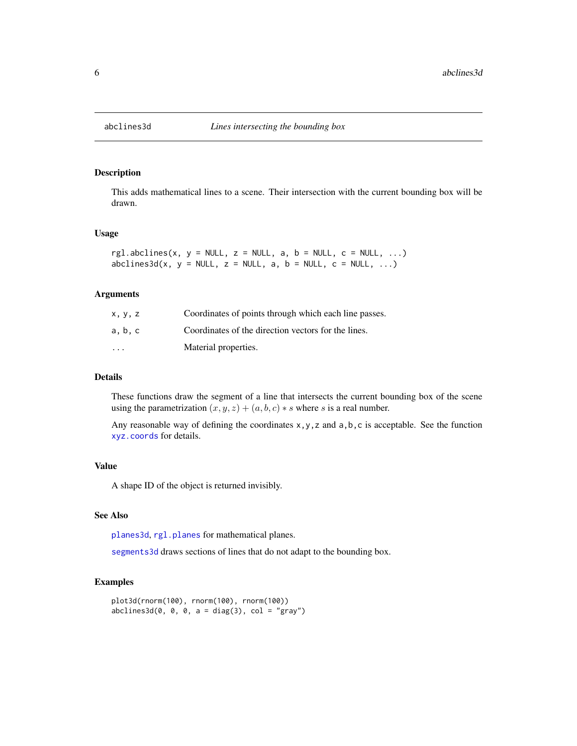abclines3d *Lines intersecting the bounding box*

## Description

This adds mathematical lines to a scene. Their intersection with the current bounding box will be drawn.

## Usage

```
rgl.abclines(x, y = NULL, z = NULL, a, b = NULL, c = NULL, ...)
abclines3d(x, y = NULL, z = NULL, a, b = NULL, c = NULL, ...)
```

## Arguments

| | |
|---|---|
| `x, y, z` | Coordinates of points through which each line passes. |
| `a, b, c` | Coordinates of the direction vectors for the lines. |
| `...` | Material properties. |

## Details

These functions draw the segment of a line that intersects the current bounding box of the scene using the parametrization $(x, y, z) + (a, b, c) * s$ where $s$ is a real number.

Any reasonable way of defining the coordinates `x,y,z` and `a,b,c` is acceptable. See the function `xyz.coords` for details.

## Value

A shape ID of the object is returned invisibly.

## See Also

`planes3d`, `rgl.planes` for mathematical planes.

`segments3d` draws sections of lines that do not adapt to the bounding box.

## Examples

```
plot3d(rnorm(100), rnorm(100), rnorm(100))
abclines3d(0, 0, 0, a = diag(3), col = "gray")
```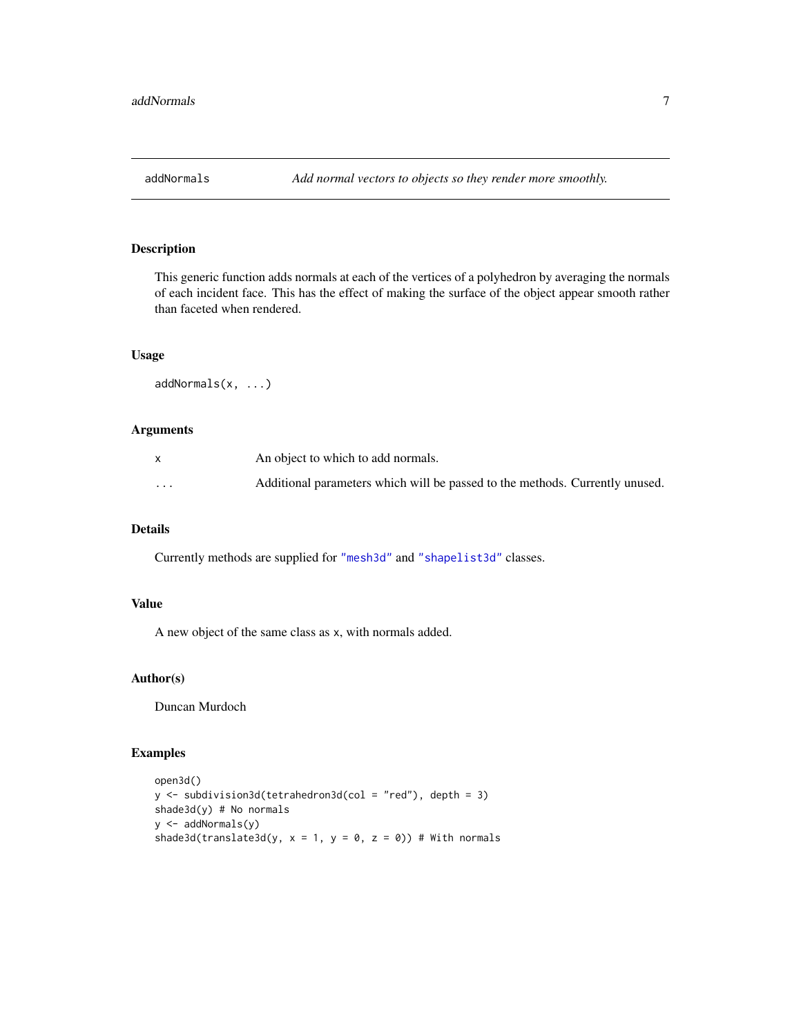## addNormals — *Add normal vectors to objects so they render more smoothly.*

### Description

This generic function adds normals at each of the vertices of a polyhedron by averaging the normals of each incident face. This has the effect of making the surface of the object appear smooth rather than faceted when rendered.

### Usage

```
addNormals(x, ...)
```

### Arguments

| | |
|---|---|
| x | An object to which to add normals. |
| ... | Additional parameters which will be passed to the methods. Currently unused. |

### Details

Currently methods are supplied for "mesh3d" and "shapelist3d" classes.

### Value

A new object of the same class as x, with normals added.

### Author(s)

Duncan Murdoch

### Examples

```
open3d()
y <- subdivision3d(tetrahedron3d(col = "red"), depth = 3)
shade3d(y) # No normals
y <- addNormals(y)
shade3d(translate3d(y, x = 1, y = 0, z = 0)) # With normals
```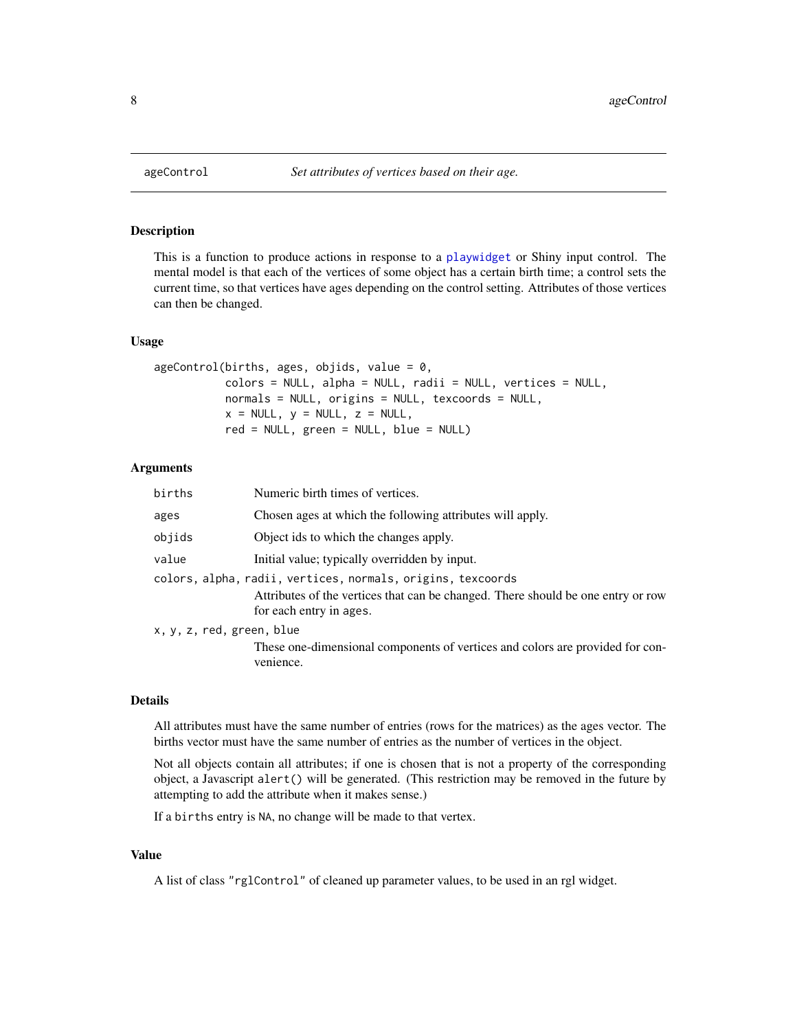# ageControl — *Set attributes of vertices based on their age.*

## Description

This is a function to produce actions in response to a playwidget or Shiny input control. The mental model is that each of the vertices of some object has a certain birth time; a control sets the current time, so that vertices have ages depending on the control setting. Attributes of those vertices can then be changed.

## Usage

```
ageControl(births, ages, objids, value = 0,
           colors = NULL, alpha = NULL, radii = NULL, vertices = NULL,
           normals = NULL, origins = NULL, texcoords = NULL,
           x = NULL, y = NULL, z = NULL,
           red = NULL, green = NULL, blue = NULL)
```

## Arguments

| | |
|---|---|
| `births` | Numeric birth times of vertices. |
| `ages` | Chosen ages at which the following attributes will apply. |
| `objids` | Object ids to which the changes apply. |
| `value` | Initial value; typically overridden by input. |
| `colors, alpha, radii, vertices, normals, origins, texcoords` | Attributes of the vertices that can be changed. There should be one entry or row for each entry in `ages`. |
| `x, y, z, red, green, blue` | These one-dimensional components of vertices and colors are provided for convenience. |

## Details

All attributes must have the same number of entries (rows for the matrices) as the ages vector. The births vector must have the same number of entries as the number of vertices in the object.

Not all objects contain all attributes; if one is chosen that is not a property of the corresponding object, a Javascript `alert()` will be generated. (This restriction may be removed in the future by attempting to add the attribute when it makes sense.)

If a `births` entry is `NA`, no change will be made to that vertex.

## Value

A list of class `"rglControl"` of cleaned up parameter values, to be used in an rgl widget.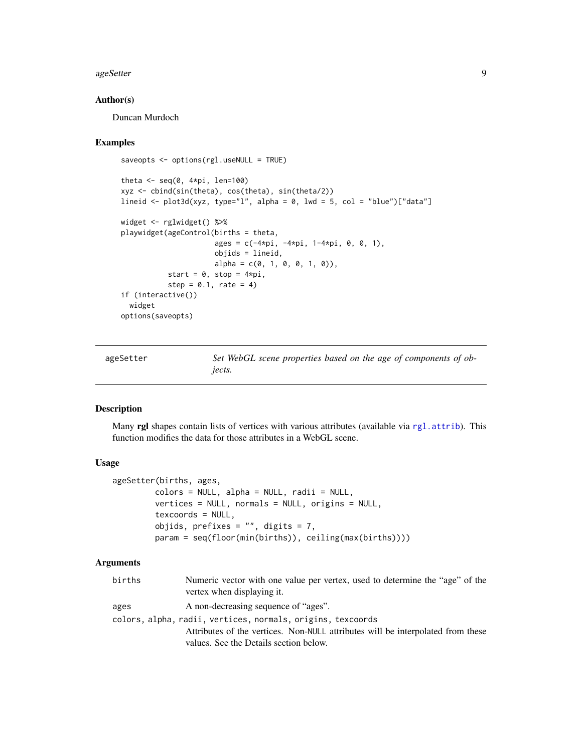### Author(s)

Duncan Murdoch

### Examples

```
saveopts <- options(rgl.useNULL = TRUE)

theta <- seq(0, 4*pi, len=100)
xyz <- cbind(sin(theta), cos(theta), sin(theta/2))
lineid <- plot3d(xyz, type="l", alpha = 0, lwd = 5, col = "blue")["data"]

widget <- rglwidget() %>%
playwidget(ageControl(births = theta,
                      ages = c(-4*pi, -4*pi, 1-4*pi, 0, 0, 1),
                      objids = lineid,
                      alpha = c(0, 1, 0, 0, 1, 0)),
           start = 0, stop = 4*pi,
           step = 0.1, rate = 4)
if (interactive())
  widget
options(saveopts)
```

---

## ageSetter — *Set WebGL scene properties based on the age of components of objects.*

### Description

Many **rgl** shapes contain lists of vertices with various attributes (available via rgl.attrib). This function modifies the data for those attributes in a WebGL scene.

### Usage

```
ageSetter(births, ages,
        colors = NULL, alpha = NULL, radii = NULL,
        vertices = NULL, normals = NULL, origins = NULL,
        texcoords = NULL,
        objids, prefixes = "", digits = 7,
        param = seq(floor(min(births)), ceiling(max(births))))
```

### Arguments

| | |
|---|---|
| `births` | Numeric vector with one value per vertex, used to determine the "age" of the vertex when displaying it. |
| `ages` | A non-decreasing sequence of "ages". |
| `colors, alpha, radii, vertices, normals, origins, texcoords` | Attributes of the vertices. Non-NULL attributes will be interpolated from these values. See the Details section below. |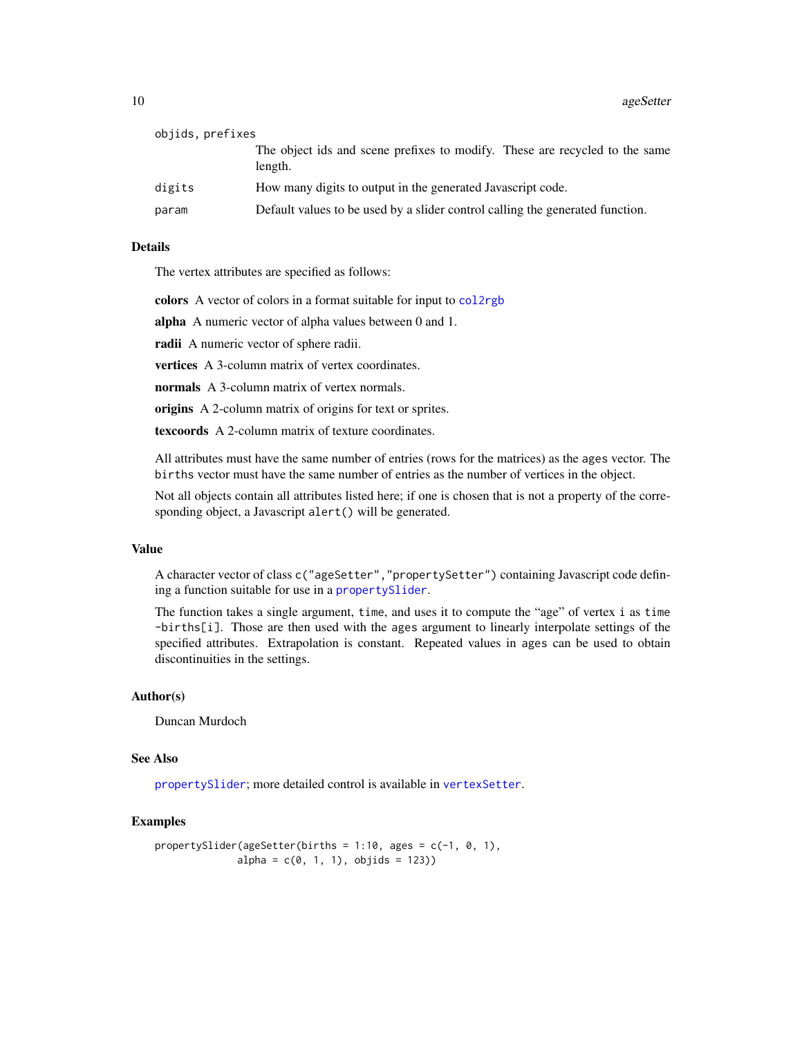`objids, prefixes`
: The object ids and scene prefixes to modify. These are recycled to the same length.

`digits`
: How many digits to output in the generated Javascript code.

`param`
: Default values to be used by a slider control calling the generated function.

### Details

The vertex attributes are specified as follows:

**colors** A vector of colors in a format suitable for input to `col2rgb`

**alpha** A numeric vector of alpha values between 0 and 1.

**radii** A numeric vector of sphere radii.

**vertices** A 3-column matrix of vertex coordinates.

**normals** A 3-column matrix of vertex normals.

**origins** A 2-column matrix of origins for text or sprites.

**texcoords** A 2-column matrix of texture coordinates.

All attributes must have the same number of entries (rows for the matrices) as the `ages` vector. The `births` vector must have the same number of entries as the number of vertices in the object.

Not all objects contain all attributes listed here; if one is chosen that is not a property of the corresponding object, a Javascript `alert()` will be generated.

### Value

A character vector of class `c("ageSetter","propertySetter")` containing Javascript code defining a function suitable for use in a `propertySlider`.

The function takes a single argument, `time`, and uses it to compute the "age" of vertex `i` as `time -births[i]`. Those are then used with the `ages` argument to linearly interpolate settings of the specified attributes. Extrapolation is constant. Repeated values in `ages` can be used to obtain discontinuities in the settings.

### Author(s)

Duncan Murdoch

### See Also

`propertySlider`; more detailed control is available in `vertexSetter`.

### Examples

```
propertySlider(ageSetter(births = 1:10, ages = c(-1, 0, 1),
             alpha = c(0, 1, 1), objids = 123))
```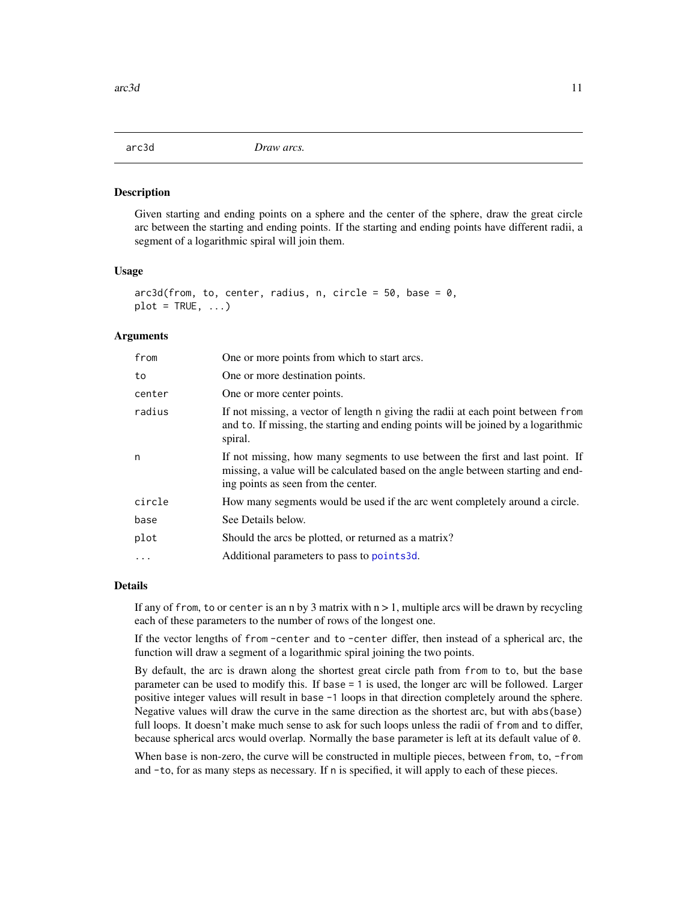# arc3d *Draw arcs.*

## Description

Given starting and ending points on a sphere and the center of the sphere, draw the great circle arc between the starting and ending points. If the starting and ending points have different radii, a segment of a logarithmic spiral will join them.

## Usage

```
arc3d(from, to, center, radius, n, circle = 50, base = 0,
plot = TRUE, ...)
```

## Arguments

| | |
|---|---|
| `from` | One or more points from which to start arcs. |
| `to` | One or more destination points. |
| `center` | One or more center points. |
| `radius` | If not missing, a vector of length `n` giving the radii at each point between `from` and `to`. If missing, the starting and ending points will be joined by a logarithmic spiral. |
| `n` | If not missing, how many segments to use between the first and last point. If missing, a value will be calculated based on the angle between starting and ending points as seen from the center. |
| `circle` | How many segments would be used if the arc went completely around a circle. |
| `base` | See Details below. |
| `plot` | Should the arcs be plotted, or returned as a matrix? |
| `...` | Additional parameters to pass to `points3d`. |

## Details

If any of `from`, `to` or `center` is an n by 3 matrix with $n > 1$, multiple arcs will be drawn by recycling each of these parameters to the number of rows of the longest one.

If the vector lengths of `from - center` and `to - center` differ, then instead of a spherical arc, the function will draw a segment of a logarithmic spiral joining the two points.

By default, the arc is drawn along the shortest great circle path from `from` to `to`, but the `base` parameter can be used to modify this. If `base = 1` is used, the longer arc will be followed. Larger positive integer values will result in `base - 1` loops in that direction completely around the sphere. Negative values will draw the curve in the same direction as the shortest arc, but with `abs(base)` full loops. It doesn't make much sense to ask for such loops unless the radii of `from` and `to` differ, because spherical arcs would overlap. Normally the `base` parameter is left at its default value of `0`.

When `base` is non-zero, the curve will be constructed in multiple pieces, between `from`, `to`, `-from` and `-to`, for as many steps as necessary. If `n` is specified, it will apply to each of these pieces.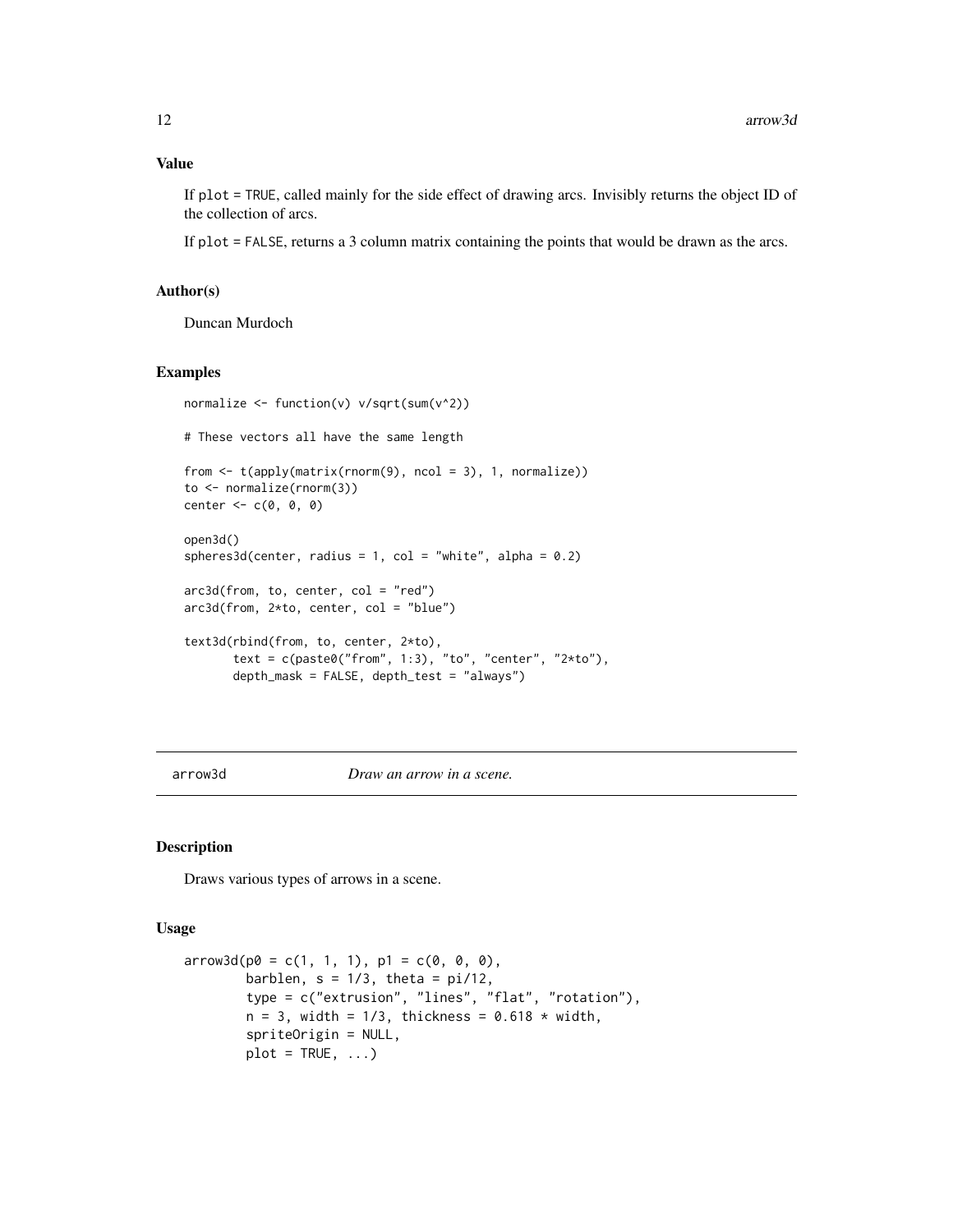### Value

If `plot = TRUE`, called mainly for the side effect of drawing arcs. Invisibly returns the object ID of the collection of arcs.

If `plot = FALSE`, returns a 3 column matrix containing the points that would be drawn as the arcs.

### Author(s)

Duncan Murdoch

### Examples

```
normalize <- function(v) v/sqrt(sum(v^2))

# These vectors all have the same length

from <- t(apply(matrix(rnorm(9), ncol = 3), 1, normalize))
to <- normalize(rnorm(3))
center <- c(0, 0, 0)

open3d()
spheres3d(center, radius = 1, col = "white", alpha = 0.2)

arc3d(from, to, center, col = "red")
arc3d(from, 2*to, center, col = "blue")

text3d(rbind(from, to, center, 2*to),
       text = c(paste0("from", 1:3), "to", "center", "2*to"),
       depth_mask = FALSE, depth_test = "always")
```

---

## arrow3d — *Draw an arrow in a scene.*

### Description

Draws various types of arrows in a scene.

### Usage

```
arrow3d(p0 = c(1, 1, 1), p1 = c(0, 0, 0),
        barblen, s = 1/3, theta = pi/12,
        type = c("extrusion", "lines", "flat", "rotation"),
        n = 3, width = 1/3, thickness = 0.618 * width,
        spriteOrigin = NULL,
        plot = TRUE, ...)
```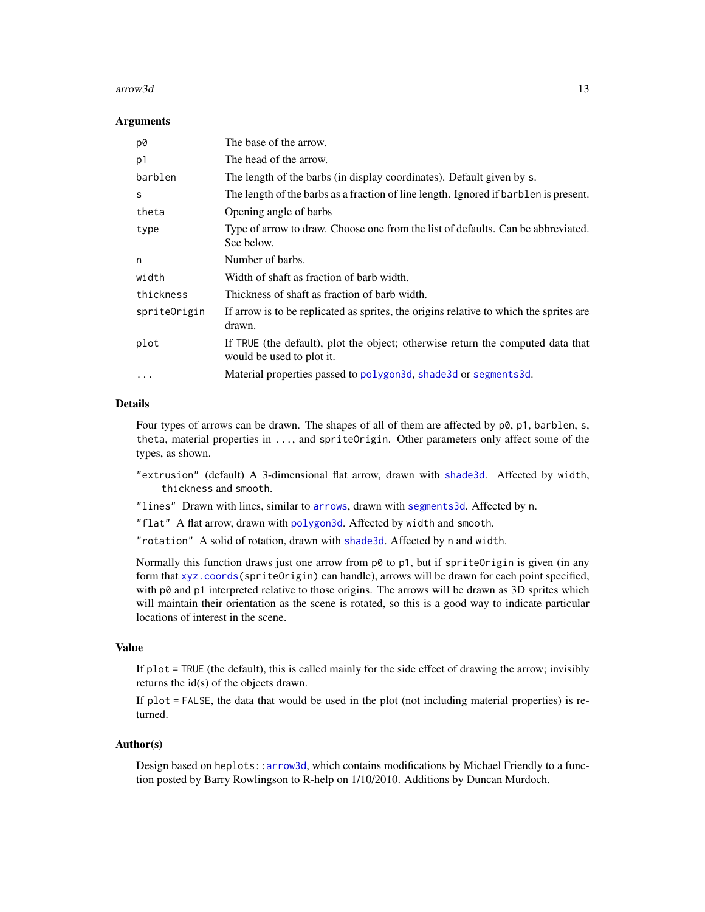### Arguments

| | |
|---|---|
| `p0` | The base of the arrow. |
| `p1` | The head of the arrow. |
| `barblen` | The length of the barbs (in display coordinates). Default given by `s`. |
| `s` | The length of the barbs as a fraction of line length. Ignored if `barblen` is present. |
| `theta` | Opening angle of barbs |
| `type` | Type of arrow to draw. Choose one from the list of defaults. Can be abbreviated. See below. |
| `n` | Number of barbs. |
| `width` | Width of shaft as fraction of barb width. |
| `thickness` | Thickness of shaft as fraction of barb width. |
| `spriteOrigin` | If arrow is to be replicated as sprites, the origins relative to which the sprites are drawn. |
| `plot` | If `TRUE` (the default), plot the object; otherwise return the computed data that would be used to plot it. |
| `...` | Material properties passed to `polygon3d`, `shade3d` or `segments3d`. |

### Details

Four types of arrows can be drawn. The shapes of all of them are affected by `p0`, `p1`, `barblen`, `s`, `theta`, material properties in `...`, and `spriteOrigin`. Other parameters only affect some of the types, as shown.

`"extrusion"` (default) A 3-dimensional flat arrow, drawn with `shade3d`. Affected by `width`, `thickness` and `smooth`.

`"lines"` Drawn with lines, similar to `arrows`, drawn with `segments3d`. Affected by `n`.

`"flat"` A flat arrow, drawn with `polygon3d`. Affected by `width` and `smooth`.

`"rotation"` A solid of rotation, drawn with `shade3d`. Affected by `n` and `width`.

Normally this function draws just one arrow from `p0` to `p1`, but if `spriteOrigin` is given (in any form that `xyz.coords(spriteOrigin)` can handle), arrows will be drawn for each point specified, with `p0` and `p1` interpreted relative to those origins. The arrows will be drawn as 3D sprites which will maintain their orientation as the scene is rotated, so this is a good way to indicate particular locations of interest in the scene.

### Value

If `plot = TRUE` (the default), this is called mainly for the side effect of drawing the arrow; invisibly returns the id(s) of the objects drawn.

If `plot = FALSE`, the data that would be used in the plot (not including material properties) is returned.

### Author(s)

Design based on `heplots::arrow3d`, which contains modifications by Michael Friendly to a function posted by Barry Rowlingson to R-help on 1/10/2010. Additions by Duncan Murdoch.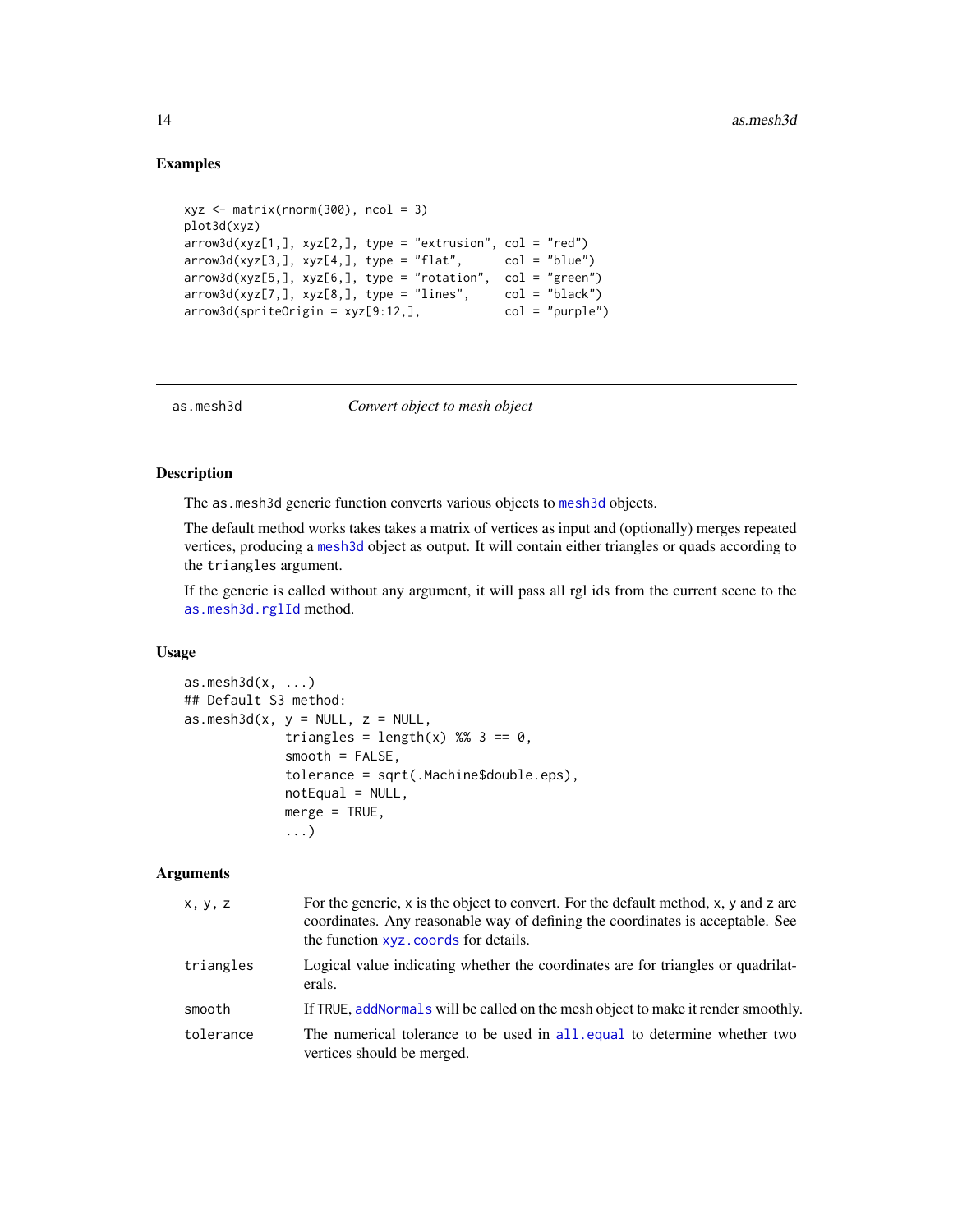## Examples

```
xyz <- matrix(rnorm(300), ncol = 3)
plot3d(xyz)
arrow3d(xyz[1,], xyz[2,], type = "extrusion", col = "red")
arrow3d(xyz[3,], xyz[4,], type = "flat",      col = "blue")
arrow3d(xyz[5,], xyz[6,], type = "rotation",  col = "green")
arrow3d(xyz[7,], xyz[8,], type = "lines",     col = "black")
arrow3d(spriteOrigin = xyz[9:12,],            col = "purple")
```

---

# as.mesh3d    *Convert object to mesh object*

---

## Description

The `as.mesh3d` generic function converts various objects to `mesh3d` objects.

The default method works takes takes a matrix of vertices as input and (optionally) merges repeated vertices, producing a `mesh3d` object as output. It will contain either triangles or quads according to the `triangles` argument.

If the generic is called without any argument, it will pass all rgl ids from the current scene to the `as.mesh3d.rglId` method.

## Usage

```
as.mesh3d(x, ...)
## Default S3 method:
as.mesh3d(x, y = NULL, z = NULL,
          triangles = length(x) %% 3 == 0,
          smooth = FALSE,
          tolerance = sqrt(.Machine$double.eps),
          notEqual = NULL,
          merge = TRUE,
          ...)
```

## Arguments

| | |
|---|---|
| `x, y, z` | For the generic, `x` is the object to convert. For the default method, `x`, `y` and `z` are coordinates. Any reasonable way of defining the coordinates is acceptable. See the function `xyz.coords` for details. |
| `triangles` | Logical value indicating whether the coordinates are for triangles or quadrilaterals. |
| `smooth` | If `TRUE`, `addNormals` will be called on the mesh object to make it render smoothly. |
| `tolerance` | The numerical tolerance to be used in `all.equal` to determine whether two vertices should be merged. |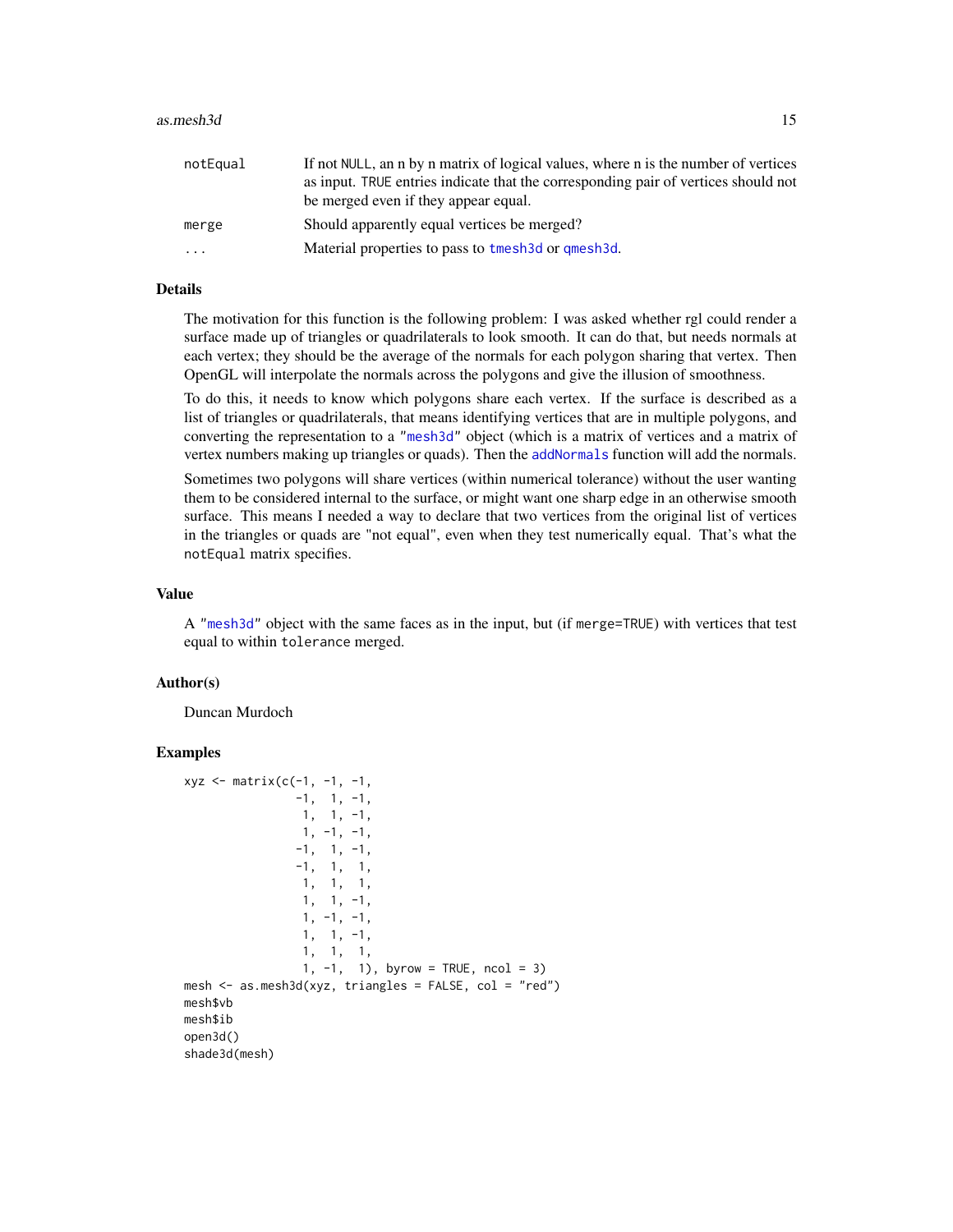| | |
|---|---|
| notEqual | If not NULL, an n by n matrix of logical values, where n is the number of vertices as input. TRUE entries indicate that the corresponding pair of vertices should not be merged even if they appear equal. |
| merge | Should apparently equal vertices be merged? |
| ... | Material properties to pass to tmesh3d or qmesh3d. |

## Details

The motivation for this function is the following problem: I was asked whether rgl could render a surface made up of triangles or quadrilaterals to look smooth. It can do that, but needs normals at each vertex; they should be the average of the normals for each polygon sharing that vertex. Then OpenGL will interpolate the normals across the polygons and give the illusion of smoothness.

To do this, it needs to know which polygons share each vertex. If the surface is described as a list of triangles or quadrilaterals, that means identifying vertices that are in multiple polygons, and converting the representation to a "mesh3d" object (which is a matrix of vertices and a matrix of vertex numbers making up triangles or quads). Then the addNormals function will add the normals.

Sometimes two polygons will share vertices (within numerical tolerance) without the user wanting them to be considered internal to the surface, or might want one sharp edge in an otherwise smooth surface. This means I needed a way to declare that two vertices from the original list of vertices in the triangles or quads are "not equal", even when they test numerically equal. That's what the notEqual matrix specifies.

## Value

A "mesh3d" object with the same faces as in the input, but (if merge=TRUE) with vertices that test equal to within tolerance merged.

## Author(s)

Duncan Murdoch

## Examples

```
xyz <- matrix(c(-1, -1, -1,
               -1,  1, -1,
                1,  1, -1,
                1, -1, -1,
               -1,  1, -1,
               -1,  1,  1,
                1,  1,  1,
                1,  1, -1,
                1, -1, -1,
                1,  1, -1,
                1,  1,  1,
                1, -1,  1), byrow = TRUE, ncol = 3)
mesh <- as.mesh3d(xyz, triangles = FALSE, col = "red")
mesh$vb
mesh$ib
open3d()
shade3d(mesh)
```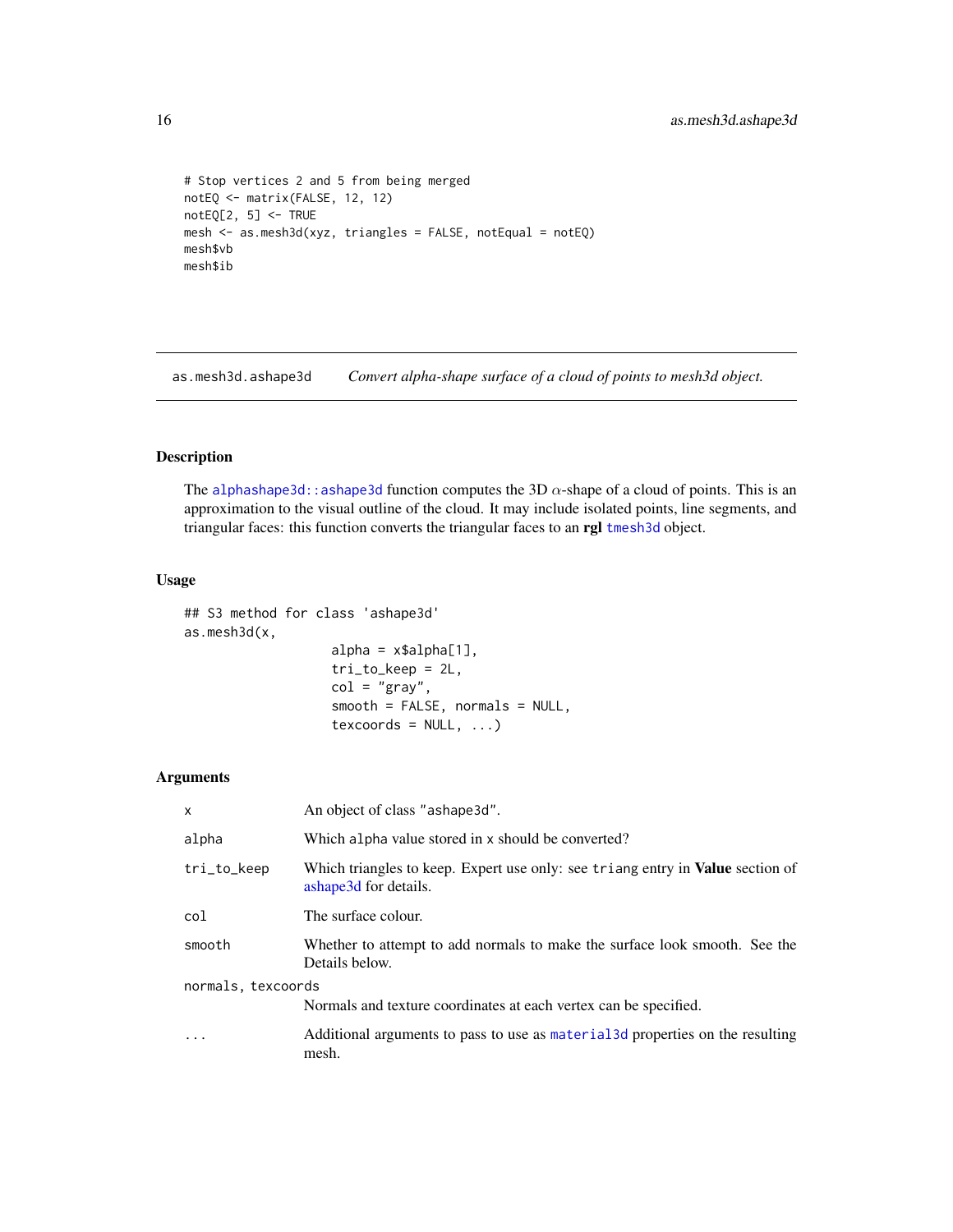```
# Stop vertices 2 and 5 from being merged
notEQ <- matrix(FALSE, 12, 12)
notEQ[2, 5] <- TRUE
mesh <- as.mesh3d(xyz, triangles = FALSE, notEqual = notEQ)
mesh$vb
mesh$ib
```

---

## as.mesh3d.ashape3d — *Convert alpha-shape surface of a cloud of points to mesh3d object.*

---

### Description

The alphashape3d::ashape3d function computes the 3D $\alpha$-shape of a cloud of points. This is an approximation to the visual outline of the cloud. It may include isolated points, line segments, and triangular faces: this function converts the triangular faces to an **rgl** tmesh3d object.

### Usage

```
## S3 method for class 'ashape3d'
as.mesh3d(x,
                 alpha = x$alpha[1],
                 tri_to_keep = 2L,
                 col = "gray",
                 smooth = FALSE, normals = NULL,
                 texcoords = NULL, ...)
```

### Arguments

| | |
|---|---|
| x | An object of class "ashape3d". |
| alpha | Which alpha value stored in x should be converted? |
| tri_to_keep | Which triangles to keep. Expert use only: see triang entry in **Value** section of ashape3d for details. |
| col | The surface colour. |
| smooth | Whether to attempt to add normals to make the surface look smooth. See the Details below. |
| normals, texcoords | Normals and texture coordinates at each vertex can be specified. |
| ... | Additional arguments to pass to use as material3d properties on the resulting mesh. |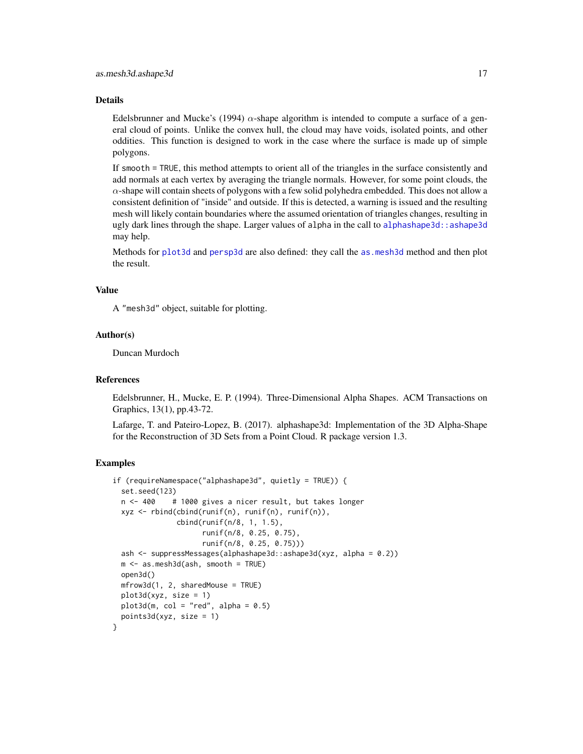## Details

Edelsbrunner and Mucke's (1994) $\alpha$-shape algorithm is intended to compute a surface of a general cloud of points. Unlike the convex hull, the cloud may have voids, isolated points, and other oddities. This function is designed to work in the case where the surface is made up of simple polygons.

If `smooth = TRUE`, this method attempts to orient all of the triangles in the surface consistently and add normals at each vertex by averaging the triangle normals. However, for some point clouds, the $\alpha$-shape will contain sheets of polygons with a few solid polyhedra embedded. This does not allow a consistent definition of "inside" and outside. If this is detected, a warning is issued and the resulting mesh will likely contain boundaries where the assumed orientation of triangles changes, resulting in ugly dark lines through the shape. Larger values of `alpha` in the call to `alphashape3d::ashape3d` may help.

Methods for `plot3d` and `persp3d` are also defined: they call the `as.mesh3d` method and then plot the result.

## Value

A "`mesh3d`" object, suitable for plotting.

## Author(s)

Duncan Murdoch

## References

Edelsbrunner, H., Mucke, E. P. (1994). Three-Dimensional Alpha Shapes. ACM Transactions on Graphics, 13(1), pp.43-72.

Lafarge, T. and Pateiro-Lopez, B. (2017). alphashape3d: Implementation of the 3D Alpha-Shape for the Reconstruction of 3D Sets from a Point Cloud. R package version 1.3.

## Examples

```
if (requireNamespace("alphashape3d", quietly = TRUE)) {
  set.seed(123)
  n <- 400    # 1000 gives a nicer result, but takes longer
  xyz <- rbind(cbind(runif(n), runif(n), runif(n)),
               cbind(runif(n/8, 1, 1.5),
                     runif(n/8, 0.25, 0.75),
                     runif(n/8, 0.25, 0.75)))
  ash <- suppressMessages(alphashape3d::ashape3d(xyz, alpha = 0.2))
  m <- as.mesh3d(ash, smooth = TRUE)
  open3d()
  mfrow3d(1, 2, sharedMouse = TRUE)
  plot3d(xyz, size = 1)
  plot3d(m, col = "red", alpha = 0.5)
  points3d(xyz, size = 1)
}
```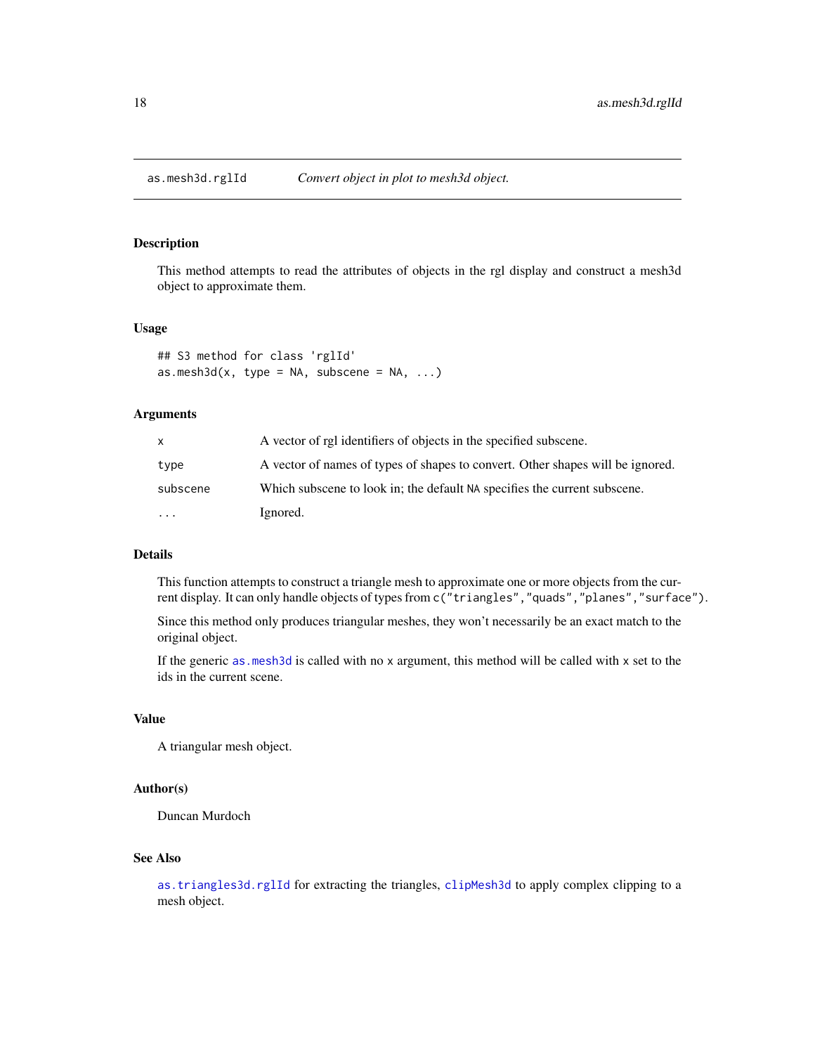## as.mesh3d.rglId — *Convert object in plot to mesh3d object.*

### Description

This method attempts to read the attributes of objects in the rgl display and construct a mesh3d object to approximate them.

### Usage

```
## S3 method for class 'rglId'
as.mesh3d(x, type = NA, subscene = NA, ...)
```

### Arguments

| | |
|---|---|
| `x` | A vector of rgl identifiers of objects in the specified subscene. |
| `type` | A vector of names of types of shapes to convert. Other shapes will be ignored. |
| `subscene` | Which subscene to look in; the default `NA` specifies the current subscene. |
| `...` | Ignored. |

### Details

This function attempts to construct a triangle mesh to approximate one or more objects from the current display. It can only handle objects of types from `c("triangles","quads","planes","surface")`.

Since this method only produces triangular meshes, they won't necessarily be an exact match to the original object.

If the generic `as.mesh3d` is called with no `x` argument, this method will be called with `x` set to the ids in the current scene.

### Value

A triangular mesh object.

### Author(s)

Duncan Murdoch

### See Also

`as.triangles3d.rglId` for extracting the triangles, `clipMesh3d` to apply complex clipping to a mesh object.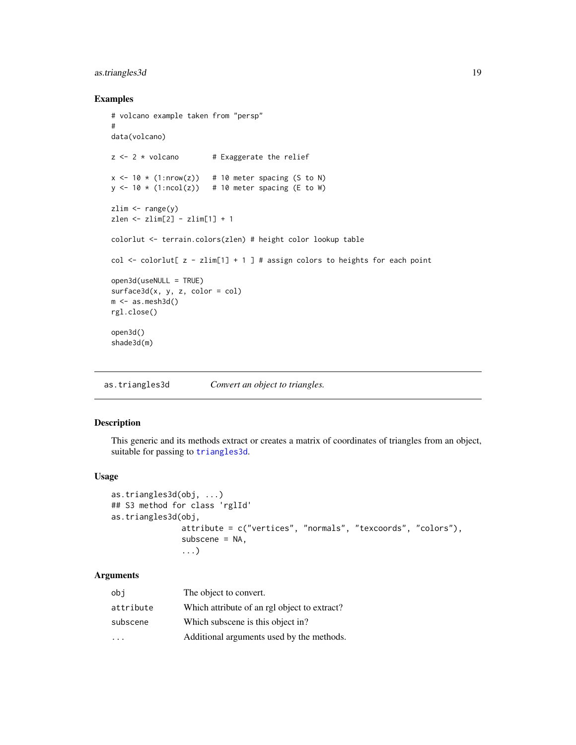### Examples

```
# volcano example taken from "persp"
#
data(volcano)

z <- 2 * volcano        # Exaggerate the relief

x <- 10 * (1:nrow(z))   # 10 meter spacing (S to N)
y <- 10 * (1:ncol(z))   # 10 meter spacing (E to W)

zlim <- range(y)
zlen <- zlim[2] - zlim[1] + 1

colorlut <- terrain.colors(zlen) # height color lookup table

col <- colorlut[ z - zlim[1] + 1 ] # assign colors to heights for each point

open3d(useNULL = TRUE)
surface3d(x, y, z, color = col)
m <- as.mesh3d()
rgl.close()

open3d()
shade3d(m)
```

---

## as.triangles3d *Convert an object to triangles.*

### Description

This generic and its methods extract or creates a matrix of coordinates of triangles from an object, suitable for passing to `triangles3d`.

### Usage

```
as.triangles3d(obj, ...)
## S3 method for class 'rglId'
as.triangles3d(obj,
               attribute = c("vertices", "normals", "texcoords", "colors"),
               subscene = NA,
               ...)
```

### Arguments

| | |
|---|---|
| `obj` | The object to convert. |
| `attribute` | Which attribute of an rgl object to extract? |
| `subscene` | Which subscene is this object in? |
| `...` | Additional arguments used by the methods. |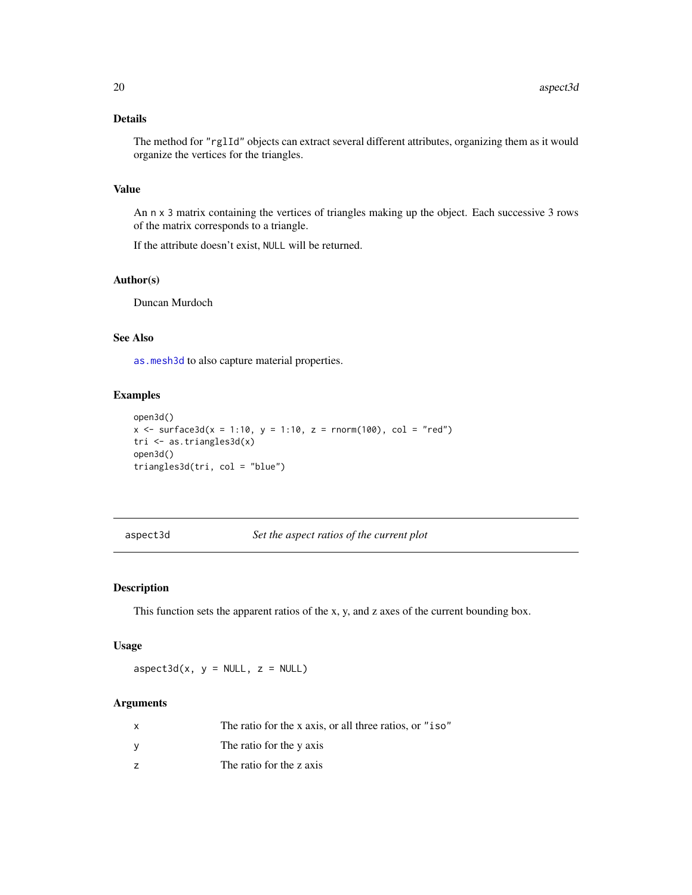### Details

The method for "rglId" objects can extract several different attributes, organizing them as it would organize the vertices for the triangles.

### Value

An n x 3 matrix containing the vertices of triangles making up the object. Each successive 3 rows of the matrix corresponds to a triangle.

If the attribute doesn't exist, NULL will be returned.

### Author(s)

Duncan Murdoch

### See Also

as.mesh3d to also capture material properties.

### Examples

```
open3d()
x <- surface3d(x = 1:10, y = 1:10, z = rnorm(100), col = "red")
tri <- as.triangles3d(x)
open3d()
triangles3d(tri, col = "blue")
```

---

## aspect3d — *Set the aspect ratios of the current plot*

### Description

This function sets the apparent ratios of the x, y, and z axes of the current bounding box.

### Usage

```
aspect3d(x, y = NULL, z = NULL)
```

### Arguments

| | |
|---|---|
| x | The ratio for the x axis, or all three ratios, or "iso" |
| y | The ratio for the y axis |
| z | The ratio for the z axis |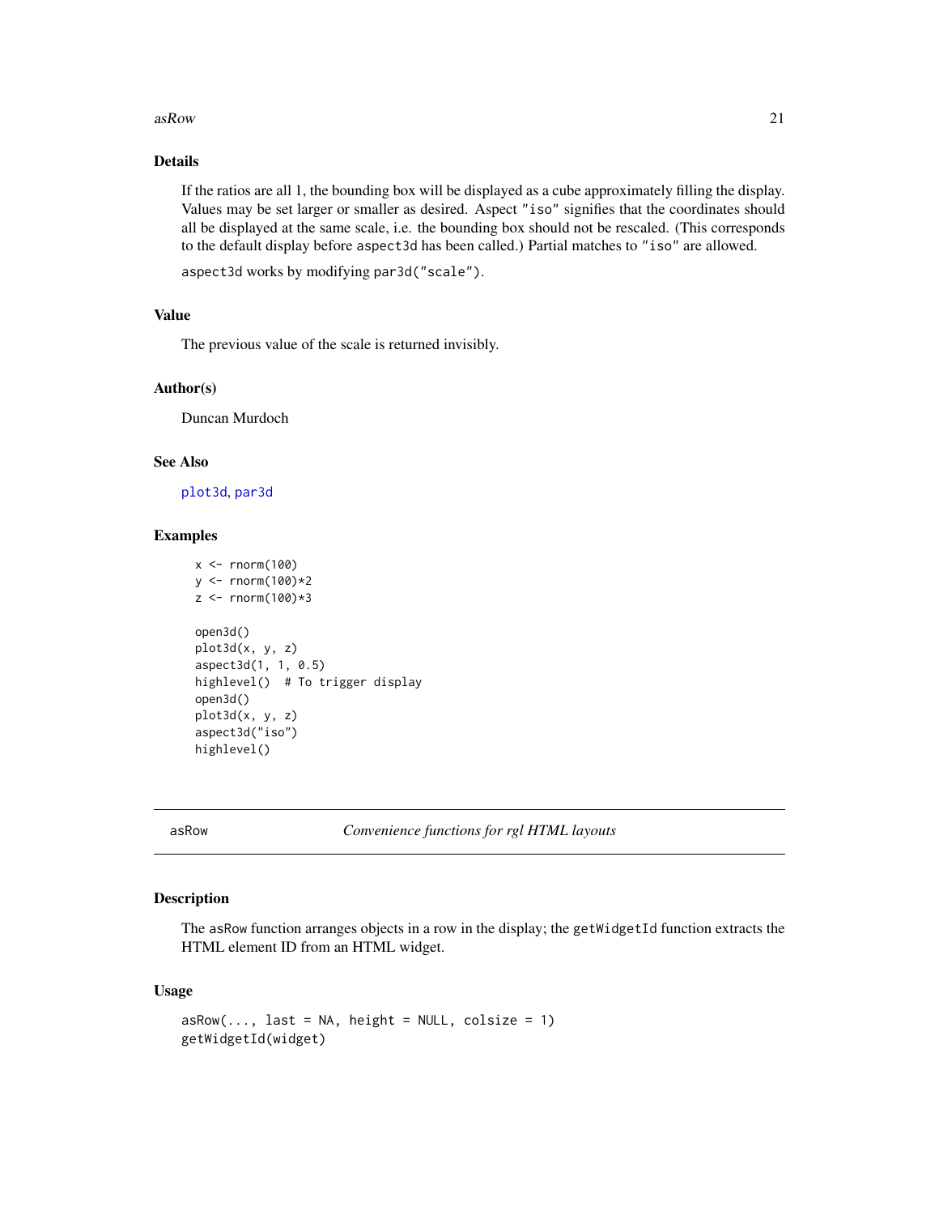## Details

If the ratios are all 1, the bounding box will be displayed as a cube approximately filling the display. Values may be set larger or smaller as desired. Aspect `"iso"` signifies that the coordinates should all be displayed at the same scale, i.e. the bounding box should not be rescaled. (This corresponds to the default display before `aspect3d` has been called.) Partial matches to `"iso"` are allowed.

`aspect3d` works by modifying `par3d("scale")`.

## Value

The previous value of the scale is returned invisibly.

## Author(s)

Duncan Murdoch

## See Also

`plot3d`, `par3d`

## Examples

```
x <- rnorm(100)
y <- rnorm(100)*2
z <- rnorm(100)*3

open3d()
plot3d(x, y, z)
aspect3d(1, 1, 0.5)
highlevel()  # To trigger display
open3d()
plot3d(x, y, z)
aspect3d("iso")
highlevel()
```

---

# asRow *Convenience functions for rgl HTML layouts*

## Description

The `asRow` function arranges objects in a row in the display; the `getWidgetId` function extracts the HTML element ID from an HTML widget.

## Usage

```
asRow(..., last = NA, height = NULL, colsize = 1)
getWidgetId(widget)
```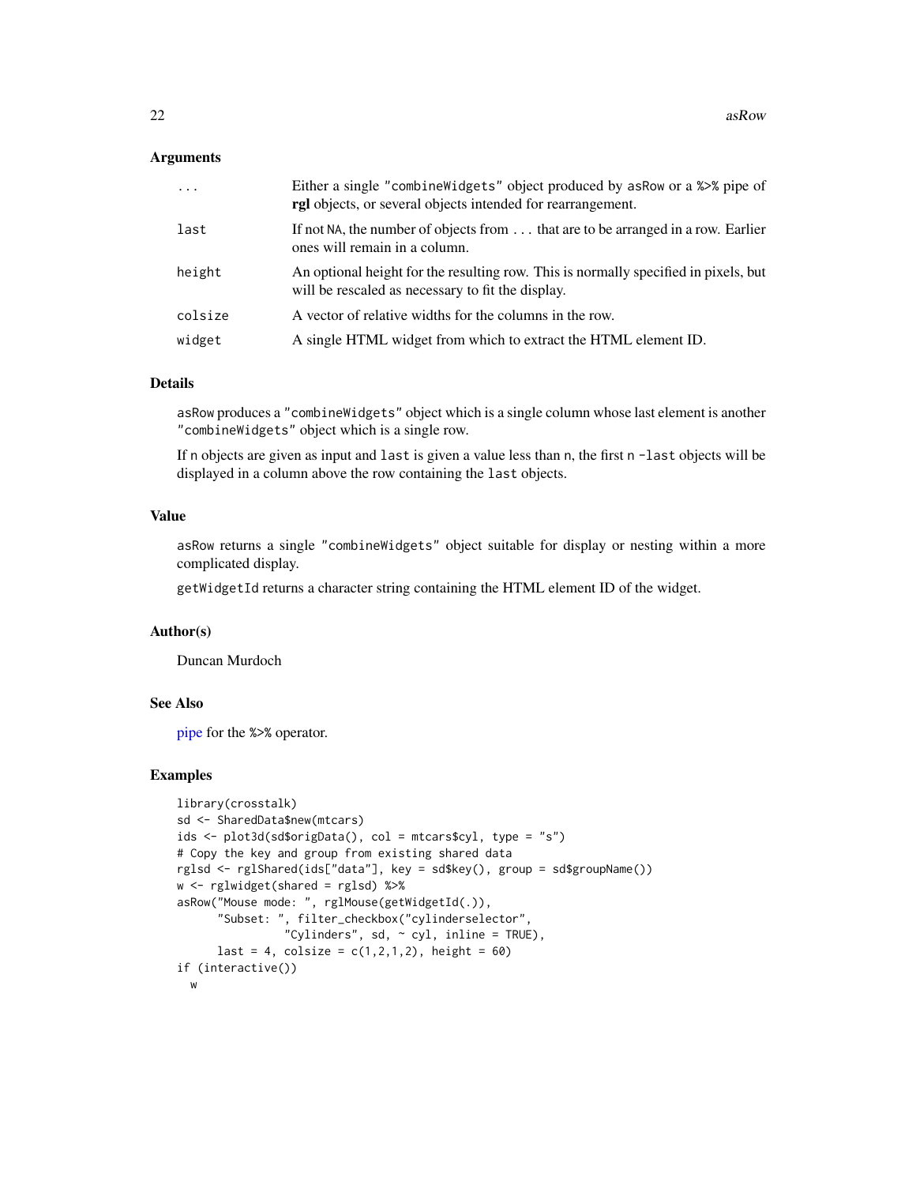### Arguments

| | |
|---|---|
| `...` | Either a single "`combineWidgets`" object produced by `asRow` or a `%>%` pipe of **rgl** objects, or several objects intended for rearrangement. |
| `last` | If not `NA`, the number of objects from `...` that are to be arranged in a row. Earlier ones will remain in a column. |
| `height` | An optional height for the resulting row. This is normally specified in pixels, but will be rescaled as necessary to fit the display. |
| `colsize` | A vector of relative widths for the columns in the row. |
| `widget` | A single HTML widget from which to extract the HTML element ID. |

### Details

`asRow` produces a "`combineWidgets`" object which is a single column whose last element is another "`combineWidgets`" object which is a single row.

If `n` objects are given as input and `last` is given a value less than `n`, the first `n -last` objects will be displayed in a column above the row containing the `last` objects.

### Value

`asRow` returns a single "`combineWidgets`" object suitable for display or nesting within a more complicated display.

`getWidgetId` returns a character string containing the HTML element ID of the widget.

### Author(s)

Duncan Murdoch

### See Also

pipe for the `%>%` operator.

### Examples

```
library(crosstalk)
sd <- SharedData$new(mtcars)
ids <- plot3d(sd$origData(), col = mtcars$cyl, type = "s")
# Copy the key and group from existing shared data
rglsd <- rglShared(ids["data"], key = sd$key(), group = sd$groupName())
w <- rglwidget(shared = rglsd) %>%
asRow("Mouse mode: ", rglMouse(getWidgetId(.)),
      "Subset: ", filter_checkbox("cylinderselector",
                 "Cylinders", sd, ~ cyl, inline = TRUE),
      last = 4, colsize = c(1,2,1,2), height = 60)
if (interactive())
  w
```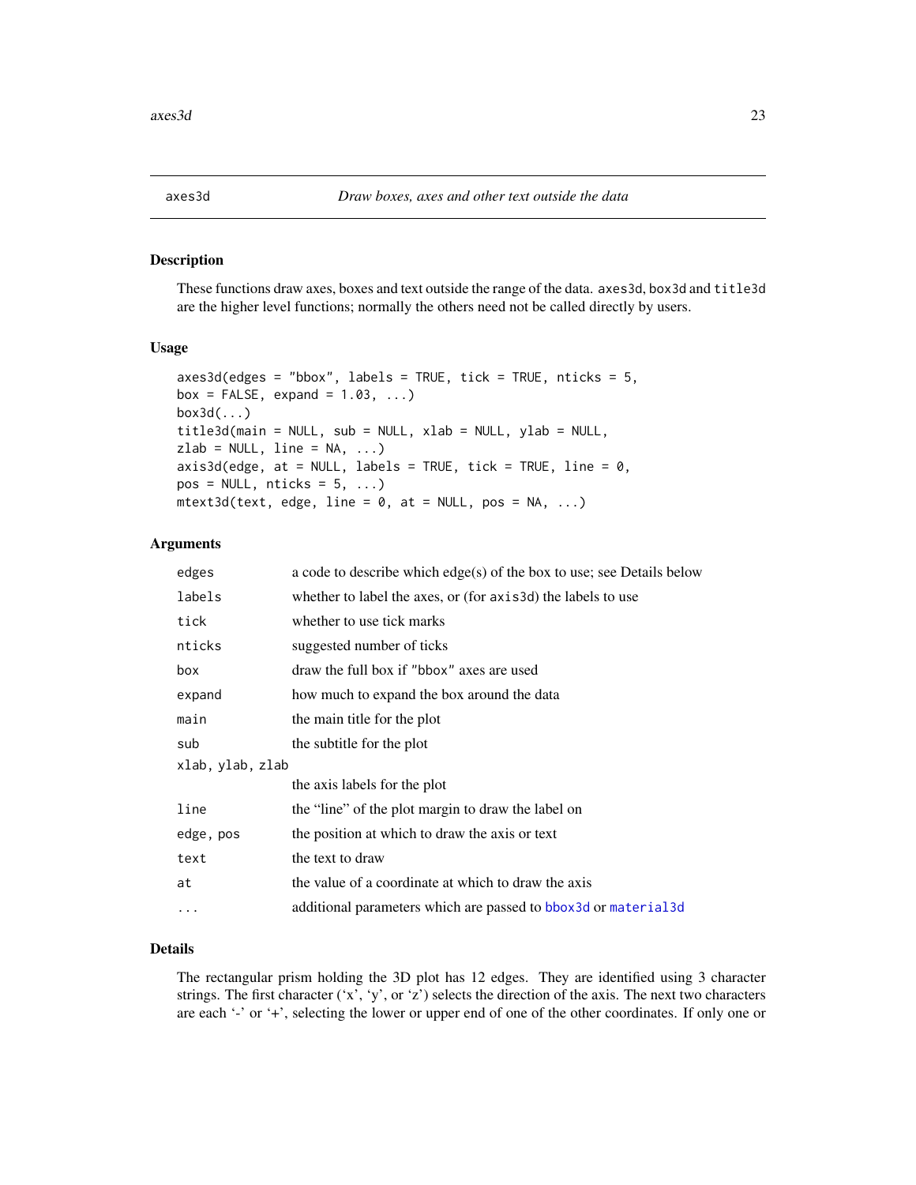axes3d *Draw boxes, axes and other text outside the data*

## Description

These functions draw axes, boxes and text outside the range of the data. axes3d, box3d and title3d are the higher level functions; normally the others need not be called directly by users.

## Usage

```
axes3d(edges = "bbox", labels = TRUE, tick = TRUE, nticks = 5,
box = FALSE, expand = 1.03, ...)
box3d(...)
title3d(main = NULL, sub = NULL, xlab = NULL, ylab = NULL,
zlab = NULL, line = NA, ...)
axis3d(edge, at = NULL, labels = TRUE, tick = TRUE, line = 0,
pos = NULL, nticks = 5, ...)
mtext3d(text, edge, line = 0, at = NULL, pos = NA, ...)
```

## Arguments

| | |
|---|---|
| edges | a code to describe which edge(s) of the box to use; see Details below |
| labels | whether to label the axes, or (for axis3d) the labels to use |
| tick | whether to use tick marks |
| nticks | suggested number of ticks |
| box | draw the full box if "bbox" axes are used |
| expand | how much to expand the box around the data |
| main | the main title for the plot |
| sub | the subtitle for the plot |
| xlab, ylab, zlab | the axis labels for the plot |
| line | the “line” of the plot margin to draw the label on |
| edge, pos | the position at which to draw the axis or text |
| text | the text to draw |
| at | the value of a coordinate at which to draw the axis |
| ... | additional parameters which are passed to bbox3d or material3d |

## Details

The rectangular prism holding the 3D plot has 12 edges. They are identified using 3 character strings. The first character (‘x’, ‘y’, or ‘z’) selects the direction of the axis. The next two characters are each ‘-’ or ‘+’, selecting the lower or upper end of one of the other coordinates. If only one or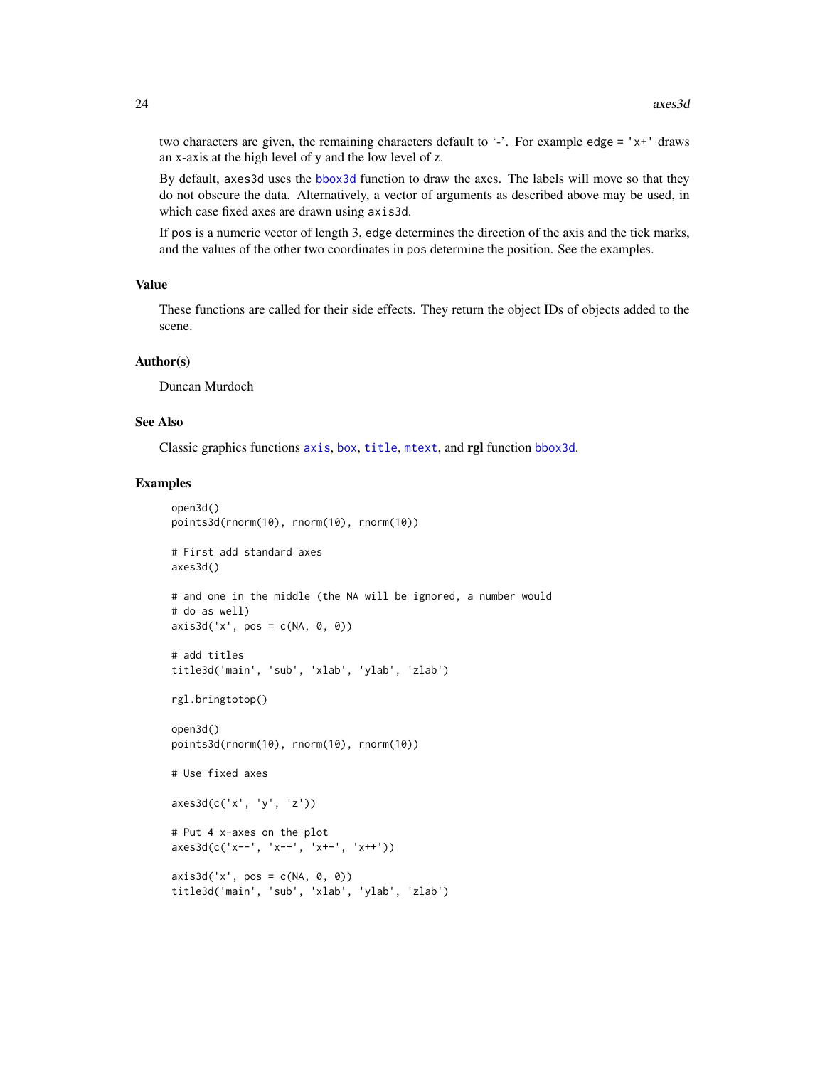two characters are given, the remaining characters default to '-'. For example edge = 'x+' draws an x-axis at the high level of y and the low level of z.

By default, axes3d uses the bbox3d function to draw the axes. The labels will move so that they do not obscure the data. Alternatively, a vector of arguments as described above may be used, in which case fixed axes are drawn using axis3d.

If pos is a numeric vector of length 3, edge determines the direction of the axis and the tick marks, and the values of the other two coordinates in pos determine the position. See the examples.

## Value

These functions are called for their side effects. They return the object IDs of objects added to the scene.

## Author(s)

Duncan Murdoch

## See Also

Classic graphics functions axis, box, title, mtext, and **rgl** function bbox3d.

## Examples

```
open3d()
points3d(rnorm(10), rnorm(10), rnorm(10))

# First add standard axes
axes3d()

# and one in the middle (the NA will be ignored, a number would
# do as well)
axis3d('x', pos = c(NA, 0, 0))

# add titles
title3d('main', 'sub', 'xlab', 'ylab', 'zlab')

rgl.bringtotop()

open3d()
points3d(rnorm(10), rnorm(10), rnorm(10))

# Use fixed axes

axes3d(c('x', 'y', 'z'))

# Put 4 x-axes on the plot
axes3d(c('x--', 'x-+', 'x+-', 'x++'))

axis3d('x', pos = c(NA, 0, 0))
title3d('main', 'sub', 'xlab', 'ylab', 'zlab')
```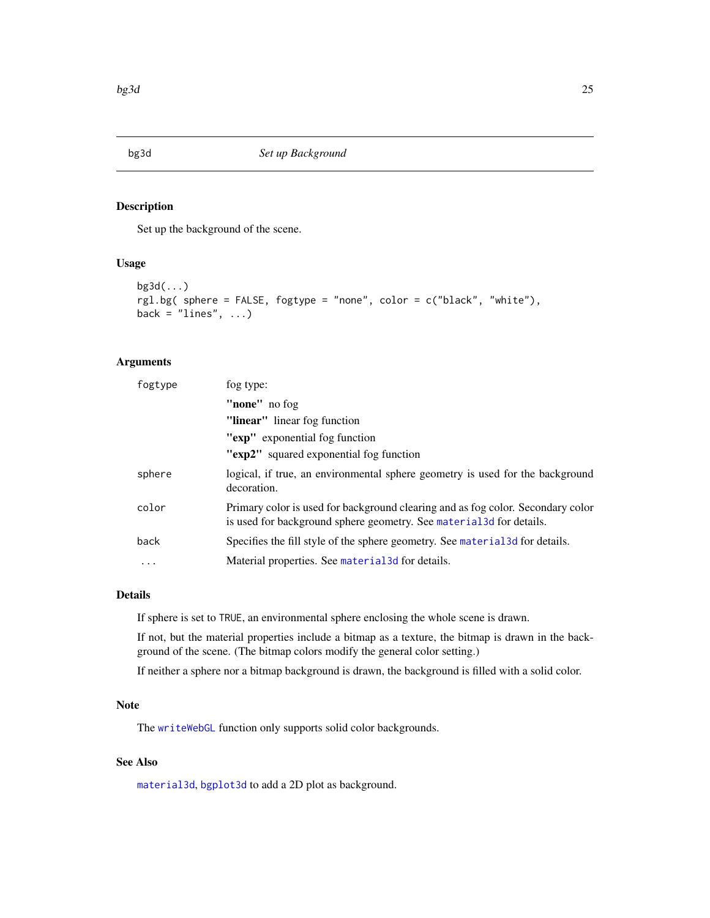## bg3d — *Set up Background*

### Description

Set up the background of the scene.

### Usage

```
bg3d(...)
rgl.bg( sphere = FALSE, fogtype = "none", color = c("black", "white"),
back = "lines", ...)
```

### Arguments

| Argument | Description |
|---|---|
| `fogtype` | fog type: **"none"** no fog; **"linear"** linear fog function; **"exp"** exponential fog function; **"exp2"** squared exponential fog function |
| `sphere` | logical, if true, an environmental sphere geometry is used for the background decoration. |
| `color` | Primary color is used for background clearing and as fog color. Secondary color is used for background sphere geometry. See `material3d` for details. |
| `back` | Specifies the fill style of the sphere geometry. See `material3d` for details. |
| `...` | Material properties. See `material3d` for details. |

### Details

If sphere is set to `TRUE`, an environmental sphere enclosing the whole scene is drawn.

If not, but the material properties include a bitmap as a texture, the bitmap is drawn in the background of the scene. (The bitmap colors modify the general color setting.)

If neither a sphere nor a bitmap background is drawn, the background is filled with a solid color.

### Note

The `writeWebGL` function only supports solid color backgrounds.

### See Also

`material3d`, `bgplot3d` to add a 2D plot as background.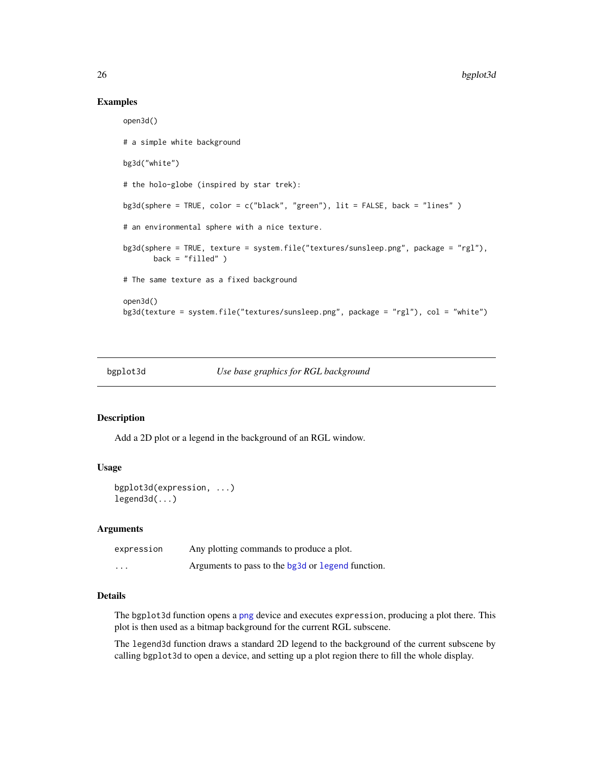## Examples

```
open3d()

# a simple white background

bg3d("white")

# the holo-globe (inspired by star trek):

bg3d(sphere = TRUE, color = c("black", "green"), lit = FALSE, back = "lines" )

# an environmental sphere with a nice texture.

bg3d(sphere = TRUE, texture = system.file("textures/sunsleep.png", package = "rgl"),
       back = "filled" )

# The same texture as a fixed background

open3d()
bg3d(texture = system.file("textures/sunsleep.png", package = "rgl"), col = "white")
```

---

# bgplot3d — *Use base graphics for RGL background*

## Description

Add a 2D plot or a legend in the background of an RGL window.

## Usage

```
bgplot3d(expression, ...)
legend3d(...)
```

## Arguments

| | |
|---|---|
| `expression` | Any plotting commands to produce a plot. |
| `...` | Arguments to pass to the `bg3d` or `legend` function. |

## Details

The `bgplot3d` function opens a `png` device and executes `expression`, producing a plot there. This plot is then used as a bitmap background for the current RGL subscene.

The `legend3d` function draws a standard 2D legend to the background of the current subscene by calling `bgplot3d` to open a device, and setting up a plot region there to fill the whole display.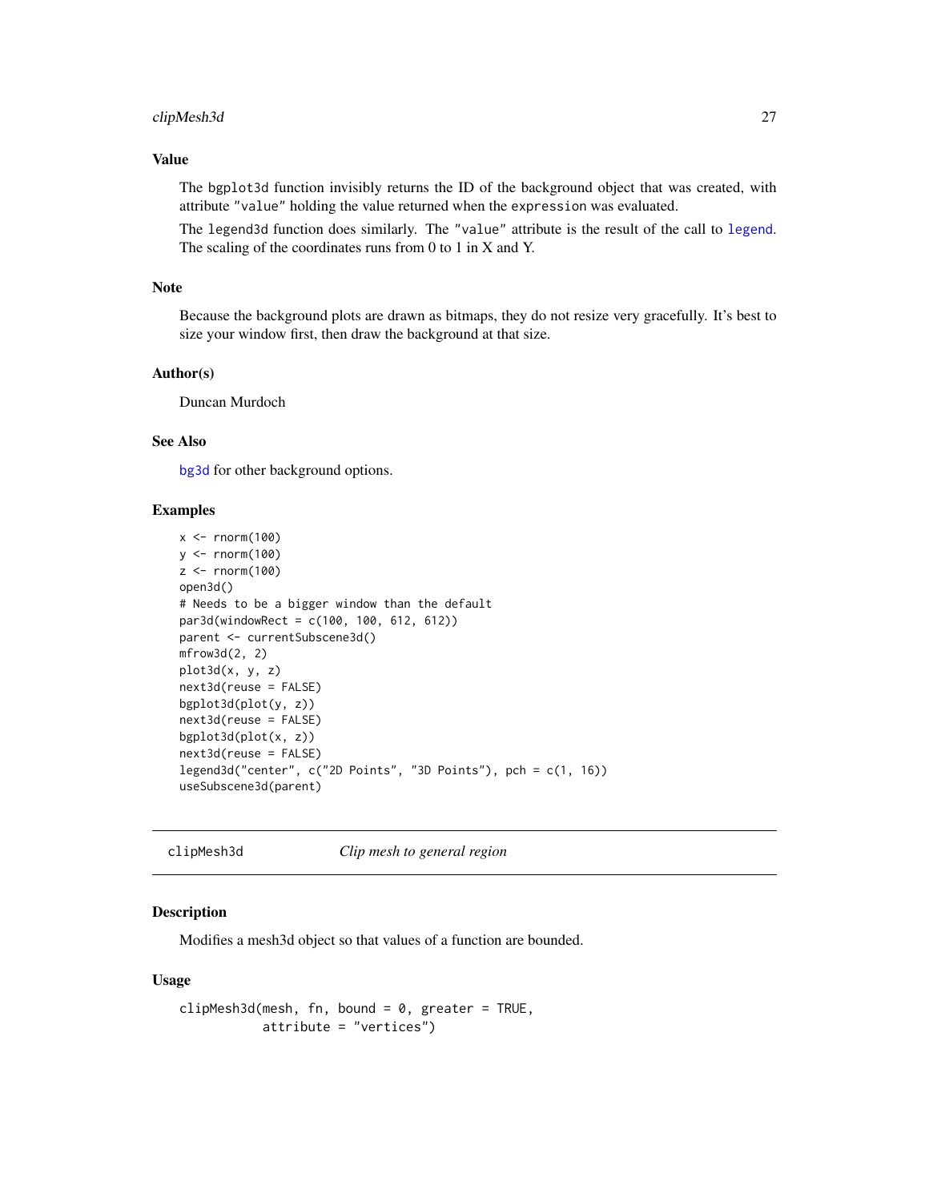## Value

The `bgplot3d` function invisibly returns the ID of the background object that was created, with attribute `"value"` holding the value returned when the `expression` was evaluated.

The `legend3d` function does similarly. The `"value"` attribute is the result of the call to `legend`. The scaling of the coordinates runs from 0 to 1 in X and Y.

## Note

Because the background plots are drawn as bitmaps, they do not resize very gracefully. It's best to size your window first, then draw the background at that size.

## Author(s)

Duncan Murdoch

## See Also

`bg3d` for other background options.

## Examples

```
x <- rnorm(100)
y <- rnorm(100)
z <- rnorm(100)
open3d()
# Needs to be a bigger window than the default
par3d(windowRect = c(100, 100, 612, 612))
parent <- currentSubscene3d()
mfrow3d(2, 2)
plot3d(x, y, z)
next3d(reuse = FALSE)
bgplot3d(plot(y, z))
next3d(reuse = FALSE)
bgplot3d(plot(x, z))
next3d(reuse = FALSE)
legend3d("center", c("2D Points", "3D Points"), pch = c(1, 16))
useSubscene3d(parent)
```

---

# clipMesh3d — *Clip mesh to general region*

---

## Description

Modifies a mesh3d object so that values of a function are bounded.

## Usage

```
clipMesh3d(mesh, fn, bound = 0, greater = TRUE,
           attribute = "vertices")
```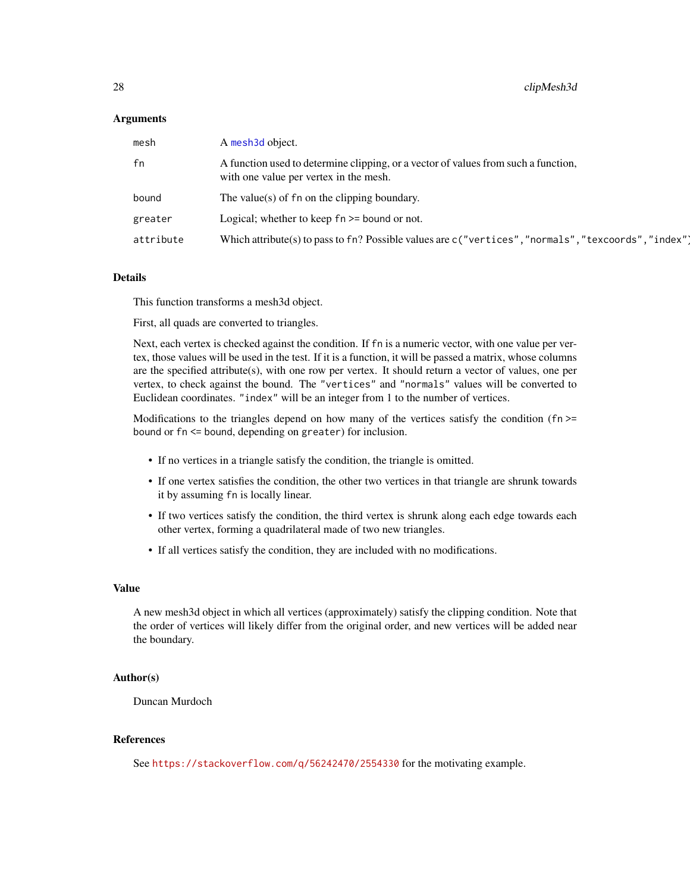### Arguments

| | |
|---|---|
| `mesh` | A `mesh3d` object. |
| `fn` | A function used to determine clipping, or a vector of values from such a function, with one value per vertex in the mesh. |
| `bound` | The value(s) of `fn` on the clipping boundary. |
| `greater` | Logical; whether to keep `fn >= bound` or not. |
| `attribute` | Which attribute(s) to pass to `fn`? Possible values are `c("vertices","normals","texcoords","index")` |

### Details

This function transforms a mesh3d object.

First, all quads are converted to triangles.

Next, each vertex is checked against the condition. If `fn` is a numeric vector, with one value per vertex, those values will be used in the test. If it is a function, it will be passed a matrix, whose columns are the specified attribute(s), with one row per vertex. It should return a vector of values, one per vertex, to check against the bound. The `"vertices"` and `"normals"` values will be converted to Euclidean coordinates. `"index"` will be an integer from 1 to the number of vertices.

Modifications to the triangles depend on how many of the vertices satisfy the condition (`fn >= bound` or `fn <= bound`, depending on `greater`) for inclusion.

- If no vertices in a triangle satisfy the condition, the triangle is omitted.
- If one vertex satisfies the condition, the other two vertices in that triangle are shrunk towards it by assuming `fn` is locally linear.
- If two vertices satisfy the condition, the third vertex is shrunk along each edge towards each other vertex, forming a quadrilateral made of two new triangles.
- If all vertices satisfy the condition, they are included with no modifications.

### Value

A new mesh3d object in which all vertices (approximately) satisfy the clipping condition. Note that the order of vertices will likely differ from the original order, and new vertices will be added near the boundary.

### Author(s)

Duncan Murdoch

### References

See https://stackoverflow.com/q/56242470/2554330 for the motivating example.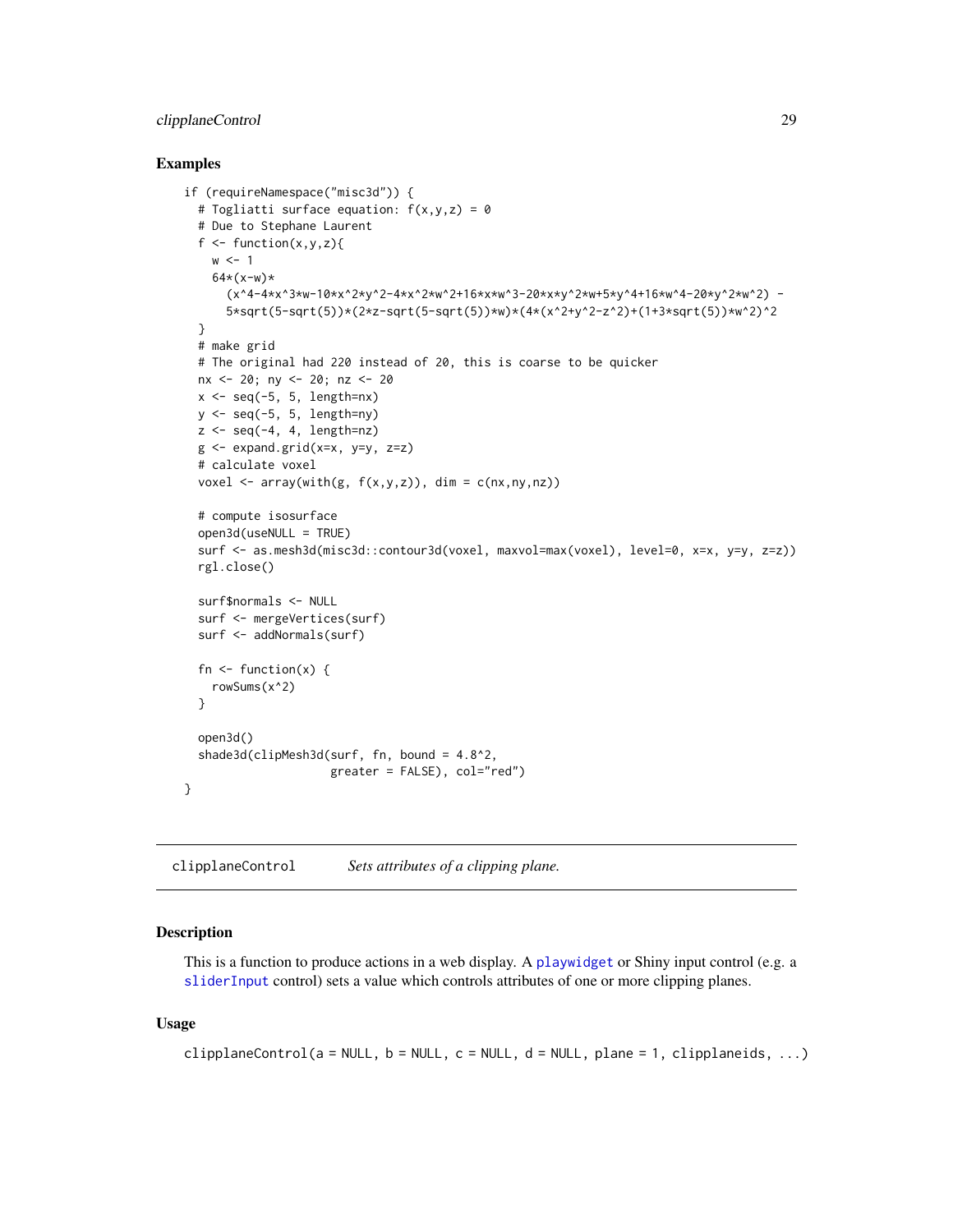## Examples

```
if (requireNamespace("misc3d")) {
  # Togliatti surface equation: f(x,y,z) = 0
  # Due to Stephane Laurent
  f <- function(x,y,z){
    w <- 1
    64*(x-w)*
      (x^4-4*x^3*w-10*x^2*y^2-4*x^2*w^2+16*x*w^3-20*x*y^2*w+5*y^4+16*w^4-20*y^2*w^2) -
      5*sqrt(5-sqrt(5))*(2*z-sqrt(5-sqrt(5))*w)*(4*(x^2+y^2-z^2)+(1+3*sqrt(5))*w^2)^2
  }
  # make grid
  # The original had 220 instead of 20, this is coarse to be quicker
  nx <- 20; ny <- 20; nz <- 20
  x <- seq(-5, 5, length=nx)
  y <- seq(-5, 5, length=ny)
  z <- seq(-4, 4, length=nz)
  g <- expand.grid(x=x, y=y, z=z)
  # calculate voxel
  voxel <- array(with(g, f(x,y,z)), dim = c(nx,ny,nz))

  # compute isosurface
  open3d(useNULL = TRUE)
  surf <- as.mesh3d(misc3d::contour3d(voxel, maxvol=max(voxel), level=0, x=x, y=y, z=z))
  rgl.close()

  surf$normals <- NULL
  surf <- mergeVertices(surf)
  surf <- addNormals(surf)

  fn <- function(x) {
    rowSums(x^2)
  }

  open3d()
  shade3d(clipMesh3d(surf, fn, bound = 4.8^2,
                     greater = FALSE), col="red")
}
```

---

`clipplaneControl` *Sets attributes of a clipping plane.*

---

## Description

This is a function to produce actions in a web display. A `playwidget` or Shiny input control (e.g. a `sliderInput` control) sets a value which controls attributes of one or more clipping planes.

## Usage

```
clipplaneControl(a = NULL, b = NULL, c = NULL, d = NULL, plane = 1, clipplaneids, ...)
```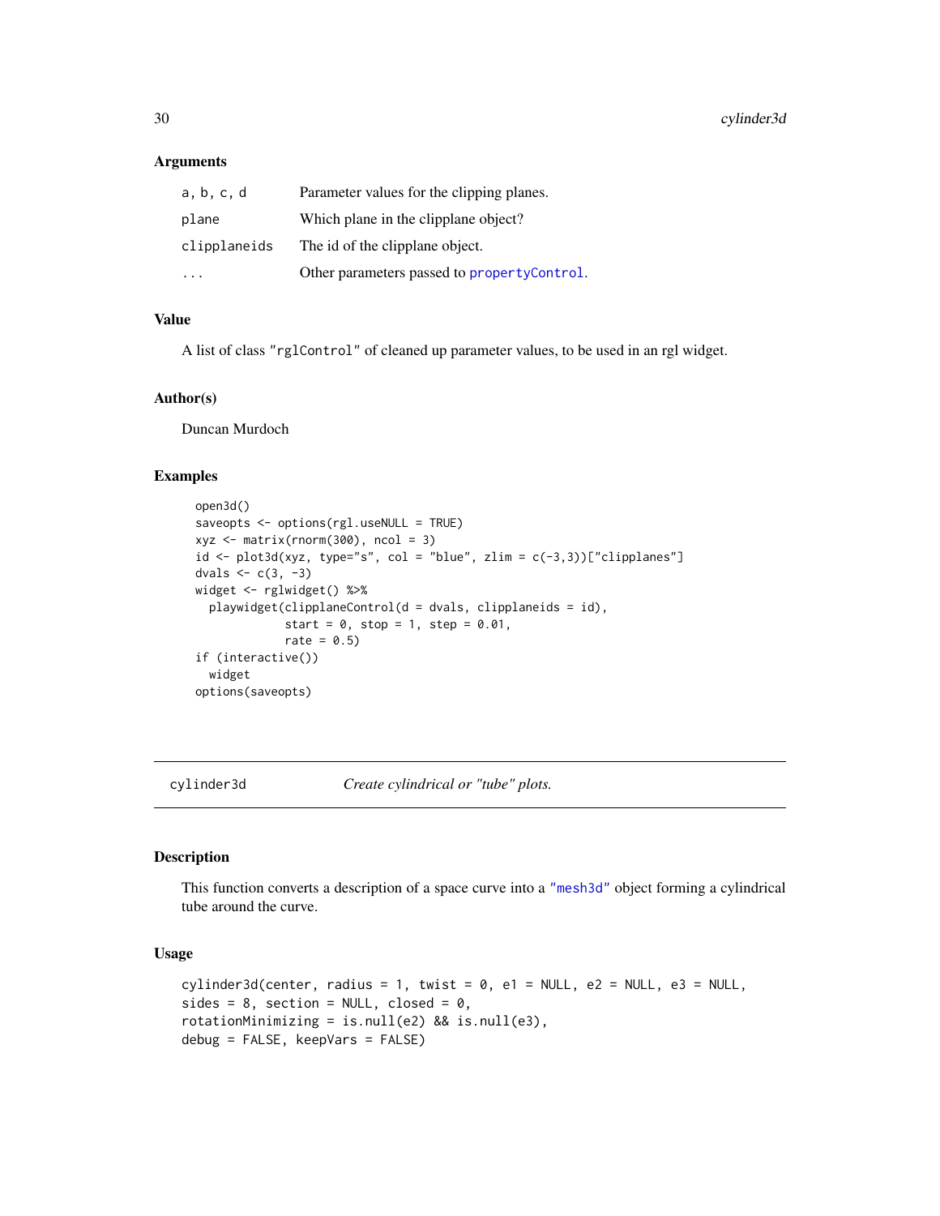### Arguments

| | |
|---|---|
| a, b, c, d | Parameter values for the clipping planes. |
| plane | Which plane in the clipplane object? |
| clipplaneids | The id of the clipplane object. |
| ... | Other parameters passed to propertyControl. |

### Value

A list of class "rglControl" of cleaned up parameter values, to be used in an rgl widget.

### Author(s)

Duncan Murdoch

### Examples

```
open3d()
saveopts <- options(rgl.useNULL = TRUE)
xyz <- matrix(rnorm(300), ncol = 3)
id <- plot3d(xyz, type="s", col = "blue", zlim = c(-3,3))["clipplanes"]
dvals <- c(3, -3)
widget <- rglwidget() %>%
  playwidget(clipplaneControl(d = dvals, clipplaneids = id),
             start = 0, stop = 1, step = 0.01,
             rate = 0.5)
if (interactive())
  widget
options(saveopts)
```

---

## cylinder3d — *Create cylindrical or "tube" plots.*

### Description

This function converts a description of a space curve into a "mesh3d" object forming a cylindrical tube around the curve.

### Usage

```
cylinder3d(center, radius = 1, twist = 0, e1 = NULL, e2 = NULL, e3 = NULL,
sides = 8, section = NULL, closed = 0,
rotationMinimizing = is.null(e2) && is.null(e3),
debug = FALSE, keepVars = FALSE)
```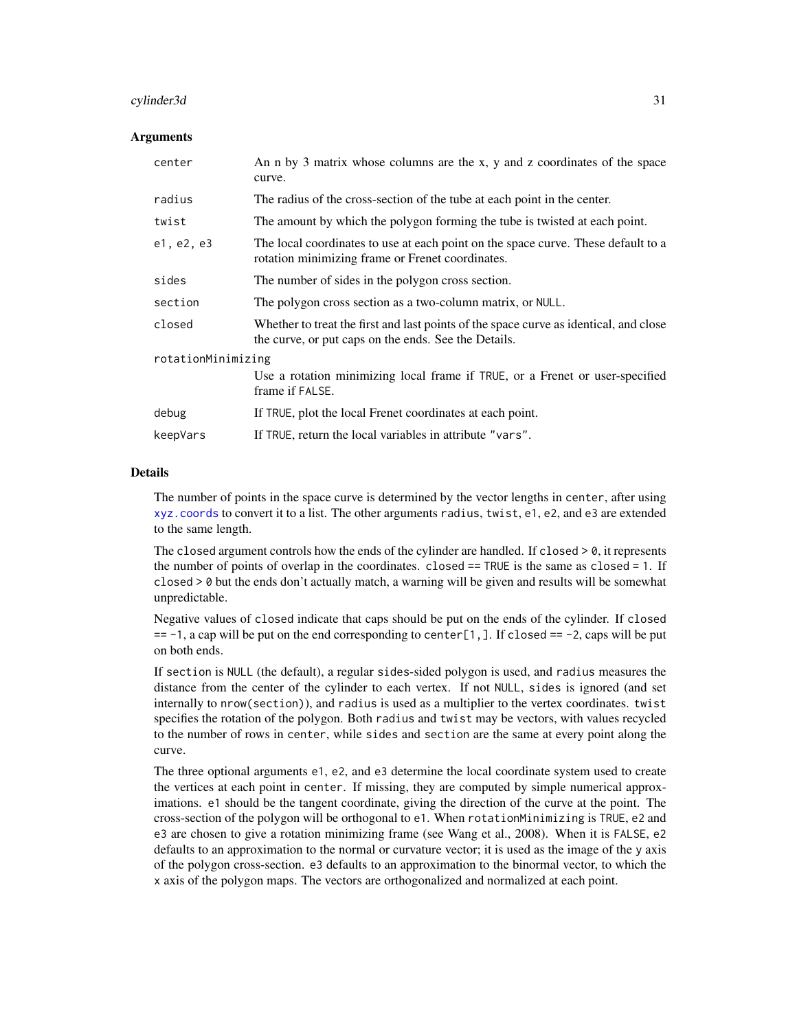### Arguments

| | |
|---|---|
| `center` | An n by 3 matrix whose columns are the x, y and z coordinates of the space curve. |
| `radius` | The radius of the cross-section of the tube at each point in the center. |
| `twist` | The amount by which the polygon forming the tube is twisted at each point. |
| `e1, e2, e3` | The local coordinates to use at each point on the space curve. These default to a rotation minimizing frame or Frenet coordinates. |
| `sides` | The number of sides in the polygon cross section. |
| `section` | The polygon cross section as a two-column matrix, or `NULL`. |
| `closed` | Whether to treat the first and last points of the space curve as identical, and close the curve, or put caps on the ends. See the Details. |
| `rotationMinimizing` | Use a rotation minimizing local frame if `TRUE`, or a Frenet or user-specified frame if `FALSE`. |
| `debug` | If `TRUE`, plot the local Frenet coordinates at each point. |
| `keepVars` | If `TRUE`, return the local variables in attribute `"vars"`. |

### Details

The number of points in the space curve is determined by the vector lengths in `center`, after using `xyz.coords` to convert it to a list. The other arguments `radius`, `twist`, `e1`, `e2`, and `e3` are extended to the same length.

The `closed` argument controls how the ends of the cylinder are handled. If `closed > 0`, it represents the number of points of overlap in the coordinates. `closed == TRUE` is the same as `closed = 1`. If `closed > 0` but the ends don't actually match, a warning will be given and results will be somewhat unpredictable.

Negative values of `closed` indicate that caps should be put on the ends of the cylinder. If `closed == -1`, a cap will be put on the end corresponding to `center[1, ]`. If `closed == -2`, caps will be put on both ends.

If `section` is `NULL` (the default), a regular `sides`-sided polygon is used, and `radius` measures the distance from the center of the cylinder to each vertex. If not `NULL`, `sides` is ignored (and set internally to `nrow(section)`), and `radius` is used as a multiplier to the vertex coordinates. `twist` specifies the rotation of the polygon. Both `radius` and `twist` may be vectors, with values recycled to the number of rows in `center`, while `sides` and `section` are the same at every point along the curve.

The three optional arguments `e1`, `e2`, and `e3` determine the local coordinate system used to create the vertices at each point in `center`. If missing, they are computed by simple numerical approximations. `e1` should be the tangent coordinate, giving the direction of the curve at the point. The cross-section of the polygon will be orthogonal to `e1`. When `rotationMinimizing` is `TRUE`, `e2` and `e3` are chosen to give a rotation minimizing frame (see Wang et al., 2008). When it is `FALSE`, `e2` defaults to an approximation to the normal or curvature vector; it is used as the image of the `y` axis of the polygon cross-section. `e3` defaults to an approximation to the binormal vector, to which the `x` axis of the polygon maps. The vectors are orthogonalized and normalized at each point.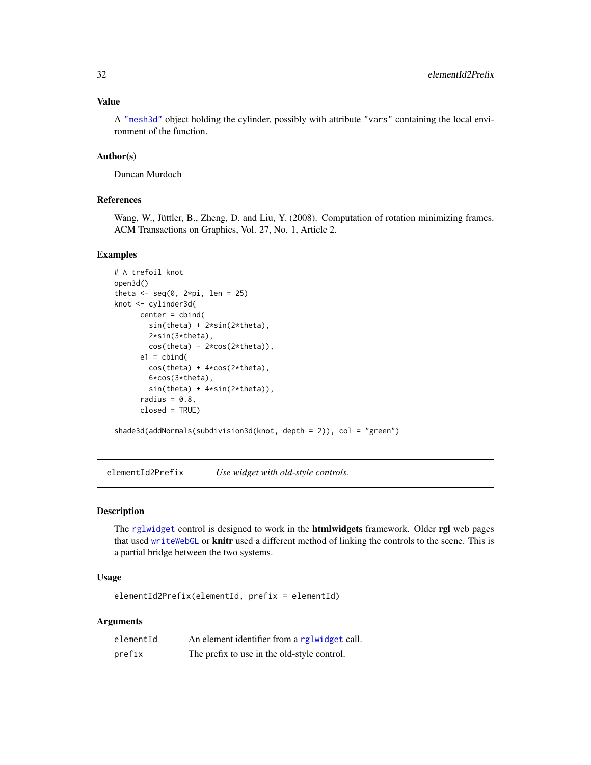### Value

A "mesh3d" object holding the cylinder, possibly with attribute "vars" containing the local environment of the function.

### Author(s)

Duncan Murdoch

### References

Wang, W., Jüttler, B., Zheng, D. and Liu, Y. (2008). Computation of rotation minimizing frames. ACM Transactions on Graphics, Vol. 27, No. 1, Article 2.

### Examples

```
# A trefoil knot
open3d()
theta <- seq(0, 2*pi, len = 25)
knot <- cylinder3d(
      center = cbind(
        sin(theta) + 2*sin(2*theta),
        2*sin(3*theta),
        cos(theta) - 2*cos(2*theta)),
      e1 = cbind(
        cos(theta) + 4*cos(2*theta),
        6*cos(3*theta),
        sin(theta) + 4*sin(2*theta)),
      radius = 0.8,
      closed = TRUE)

shade3d(addNormals(subdivision3d(knot, depth = 2)), col = "green")
```

---

## elementId2Prefix    *Use widget with old-style controls.*

---

### Description

The rglwidget control is designed to work in the **htmlwidgets** framework. Older **rgl** web pages that used writeWebGL or **knitr** used a different method of linking the controls to the scene. This is a partial bridge between the two systems.

### Usage

```
elementId2Prefix(elementId, prefix = elementId)
```

### Arguments

| | |
|---|---|
| elementId | An element identifier from a rglwidget call. |
| prefix | The prefix to use in the old-style control. |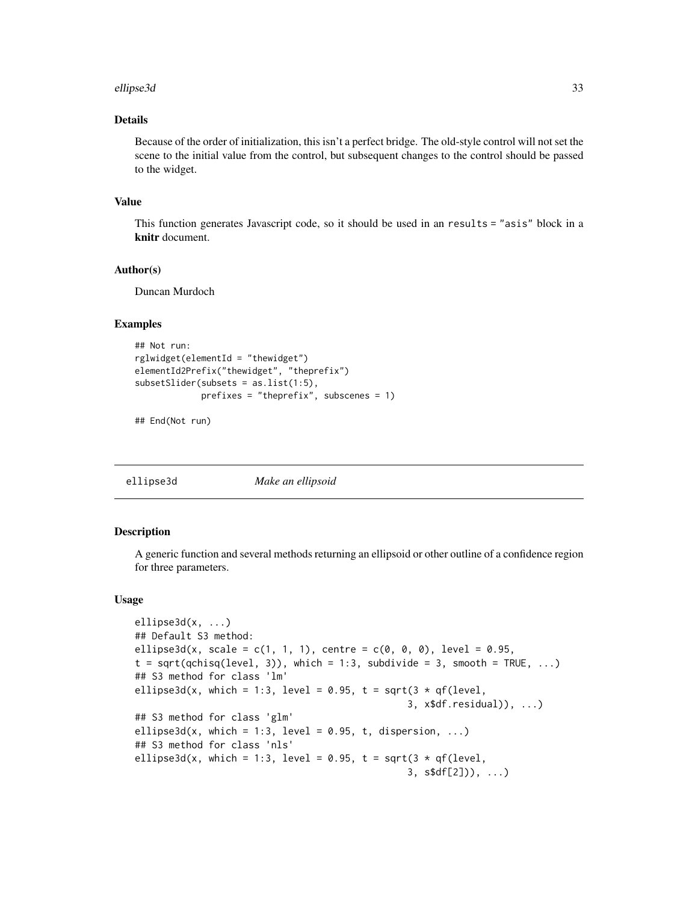### Details

Because of the order of initialization, this isn't a perfect bridge. The old-style control will not set the scene to the initial value from the control, but subsequent changes to the control should be passed to the widget.

### Value

This function generates Javascript code, so it should be used in an `results = "asis"` block in a **knitr** document.

### Author(s)

Duncan Murdoch

### Examples

```
## Not run:
rglwidget(elementId = "thewidget")
elementId2Prefix("thewidget", "theprefix")
subsetSlider(subsets = as.list(1:5),
             prefixes = "theprefix", subscenes = 1)

## End(Not run)
```

---

## ellipse3d *Make an ellipsoid*

### Description

A generic function and several methods returning an ellipsoid or other outline of a confidence region for three parameters.

### Usage

```
ellipse3d(x, ...)
## Default S3 method:
ellipse3d(x, scale = c(1, 1, 1), centre = c(0, 0, 0), level = 0.95,
t = sqrt(qchisq(level, 3)), which = 1:3, subdivide = 3, smooth = TRUE, ...)
## S3 method for class 'lm'
ellipse3d(x, which = 1:3, level = 0.95, t = sqrt(3 * qf(level,
                                                 3, x$df.residual)), ...)
## S3 method for class 'glm'
ellipse3d(x, which = 1:3, level = 0.95, t, dispersion, ...)
## S3 method for class 'nls'
ellipse3d(x, which = 1:3, level = 0.95, t = sqrt(3 * qf(level,
                                                 3, s$df[2])), ...)
```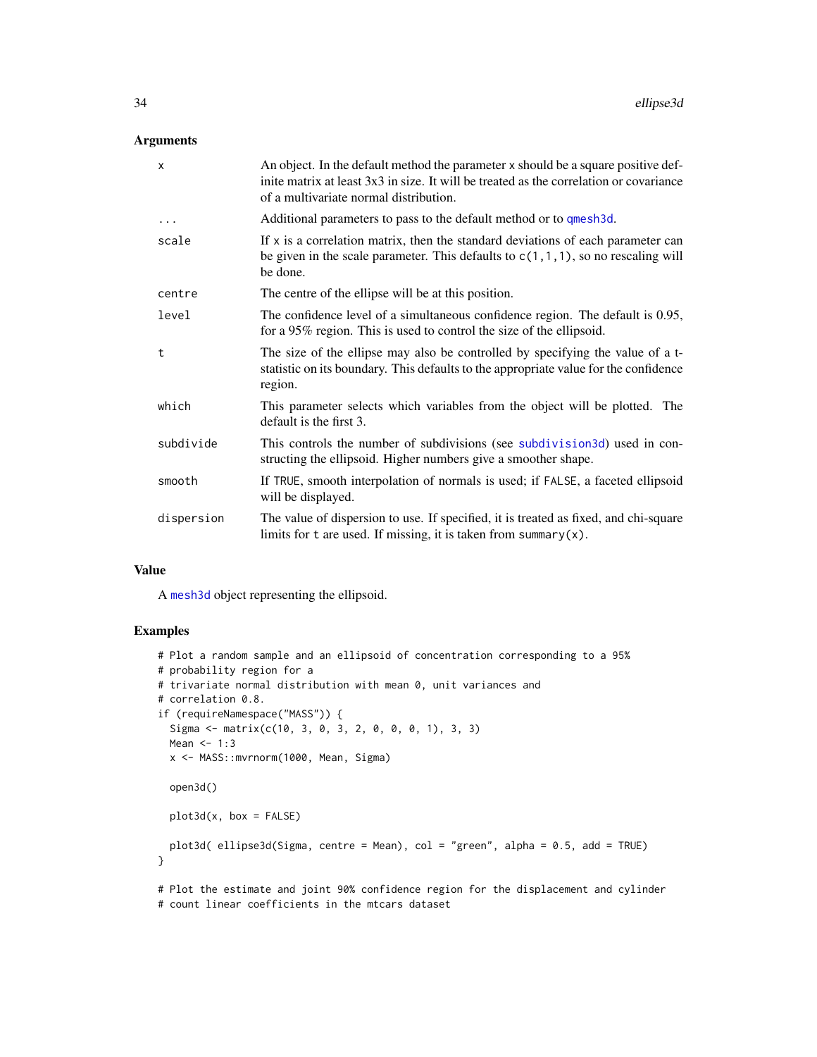## Arguments

| | |
|---|---|
| `x` | An object. In the default method the parameter `x` should be a square positive definite matrix at least 3x3 in size. It will be treated as the correlation or covariance of a multivariate normal distribution. |
| `...` | Additional parameters to pass to the default method or to `qmesh3d`. |
| `scale` | If `x` is a correlation matrix, then the standard deviations of each parameter can be given in the scale parameter. This defaults to `c(1,1,1)`, so no rescaling will be done. |
| `centre` | The centre of the ellipse will be at this position. |
| `level` | The confidence level of a simultaneous confidence region. The default is 0.95, for a 95% region. This is used to control the size of the ellipsoid. |
| `t` | The size of the ellipse may also be controlled by specifying the value of a t-statistic on its boundary. This defaults to the appropriate value for the confidence region. |
| `which` | This parameter selects which variables from the object will be plotted. The default is the first 3. |
| `subdivide` | This controls the number of subdivisions (see `subdivision3d`) used in constructing the ellipsoid. Higher numbers give a smoother shape. |
| `smooth` | If `TRUE`, smooth interpolation of normals is used; if `FALSE`, a faceted ellipsoid will be displayed. |
| `dispersion` | The value of dispersion to use. If specified, it is treated as fixed, and chi-square limits for `t` are used. If missing, it is taken from `summary(x)`. |

## Value

A `mesh3d` object representing the ellipsoid.

## Examples

```
# Plot a random sample and an ellipsoid of concentration corresponding to a 95%
# probability region for a
# trivariate normal distribution with mean 0, unit variances and
# correlation 0.8.
if (requireNamespace("MASS")) {
  Sigma <- matrix(c(10, 3, 0, 3, 2, 0, 0, 0, 1), 3, 3)
  Mean <- 1:3
  x <- MASS::mvrnorm(1000, Mean, Sigma)

  open3d()

  plot3d(x, box = FALSE)

  plot3d( ellipse3d(Sigma, centre = Mean), col = "green", alpha = 0.5, add = TRUE)
}

# Plot the estimate and joint 90% confidence region for the displacement and cylinder
# count linear coefficients in the mtcars dataset
```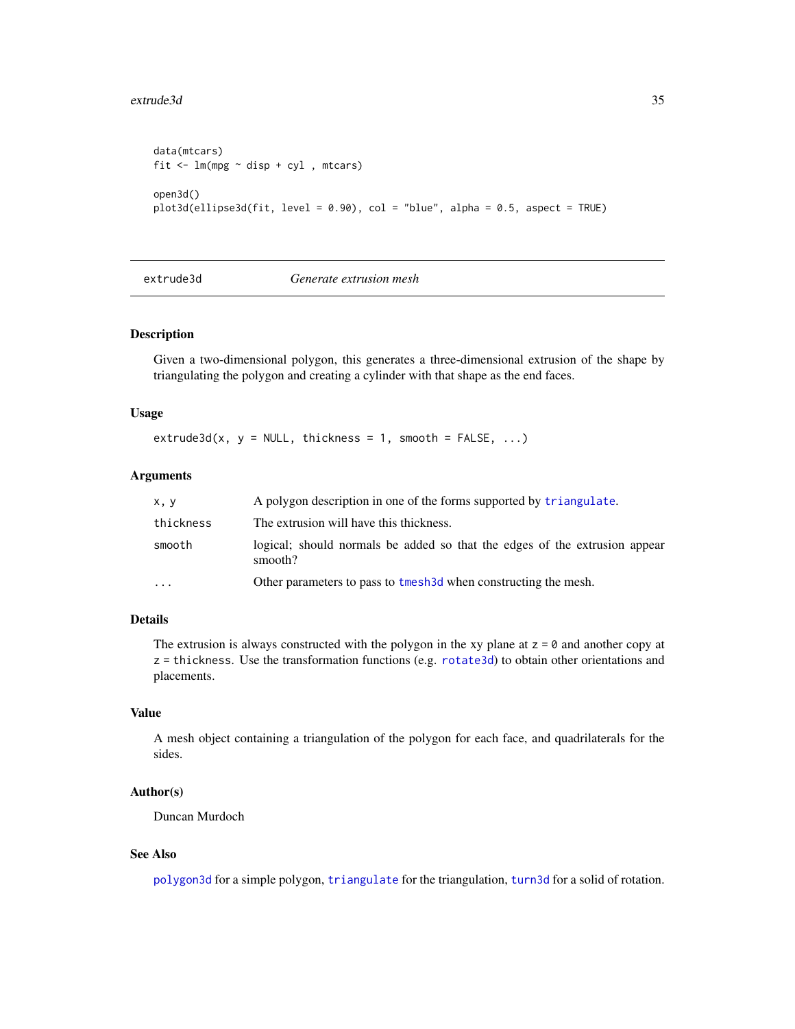```
data(mtcars)
fit <- lm(mpg ~ disp + cyl , mtcars)

open3d()
plot3d(ellipse3d(fit, level = 0.90), col = "blue", alpha = 0.5, aspect = TRUE)
```

---

## extrude3d — *Generate extrusion mesh*

---

### Description

Given a two-dimensional polygon, this generates a three-dimensional extrusion of the shape by triangulating the polygon and creating a cylinder with that shape as the end faces.

### Usage

```
extrude3d(x, y = NULL, thickness = 1, smooth = FALSE, ...)
```

### Arguments

| | |
|---|---|
| `x, y` | A polygon description in one of the forms supported by `triangulate`. |
| `thickness` | The extrusion will have this thickness. |
| `smooth` | logical; should normals be added so that the edges of the extrusion appear smooth? |
| `...` | Other parameters to pass to `tmesh3d` when constructing the mesh. |

### Details

The extrusion is always constructed with the polygon in the xy plane at `z = 0` and another copy at `z = thickness`. Use the transformation functions (e.g. `rotate3d`) to obtain other orientations and placements.

### Value

A mesh object containing a triangulation of the polygon for each face, and quadrilaterals for the sides.

### Author(s)

Duncan Murdoch

### See Also

`polygon3d` for a simple polygon, `triangulate` for the triangulation, `turn3d` for a solid of rotation.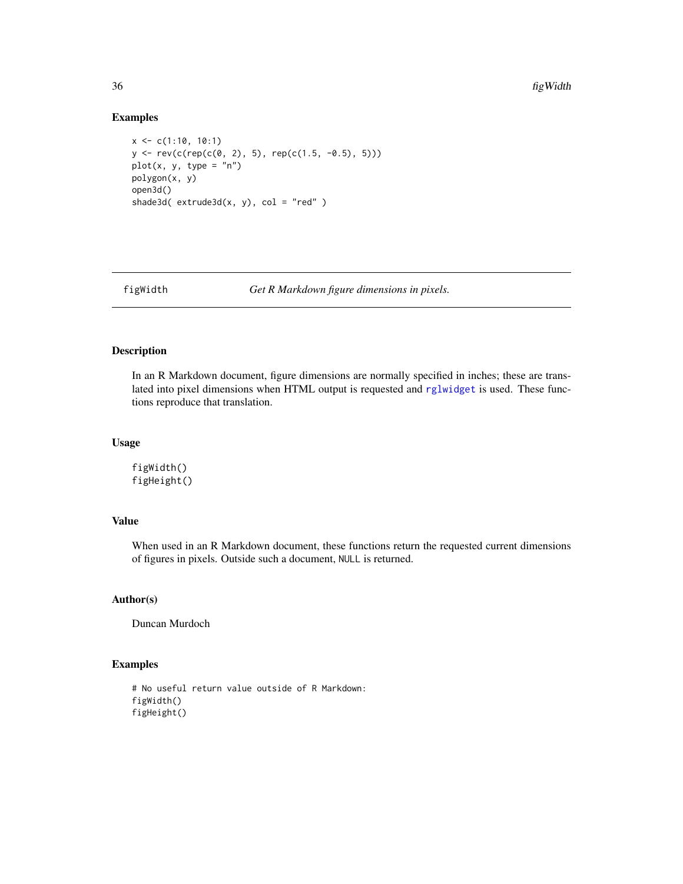## Examples

```
x <- c(1:10, 10:1)
y <- rev(c(rep(c(0, 2), 5), rep(c(1.5, -0.5), 5)))
plot(x, y, type = "n")
polygon(x, y)
open3d()
shade3d( extrude3d(x, y), col = "red" )
```

---

# figWidth — *Get R Markdown figure dimensions in pixels.*

---

## Description

In an R Markdown document, figure dimensions are normally specified in inches; these are translated into pixel dimensions when HTML output is requested and `rglwidget` is used. These functions reproduce that translation.

## Usage

```
figWidth()
figHeight()
```

## Value

When used in an R Markdown document, these functions return the requested current dimensions of figures in pixels. Outside such a document, `NULL` is returned.

## Author(s)

Duncan Murdoch

## Examples

```
# No useful return value outside of R Markdown:
figWidth()
figHeight()
```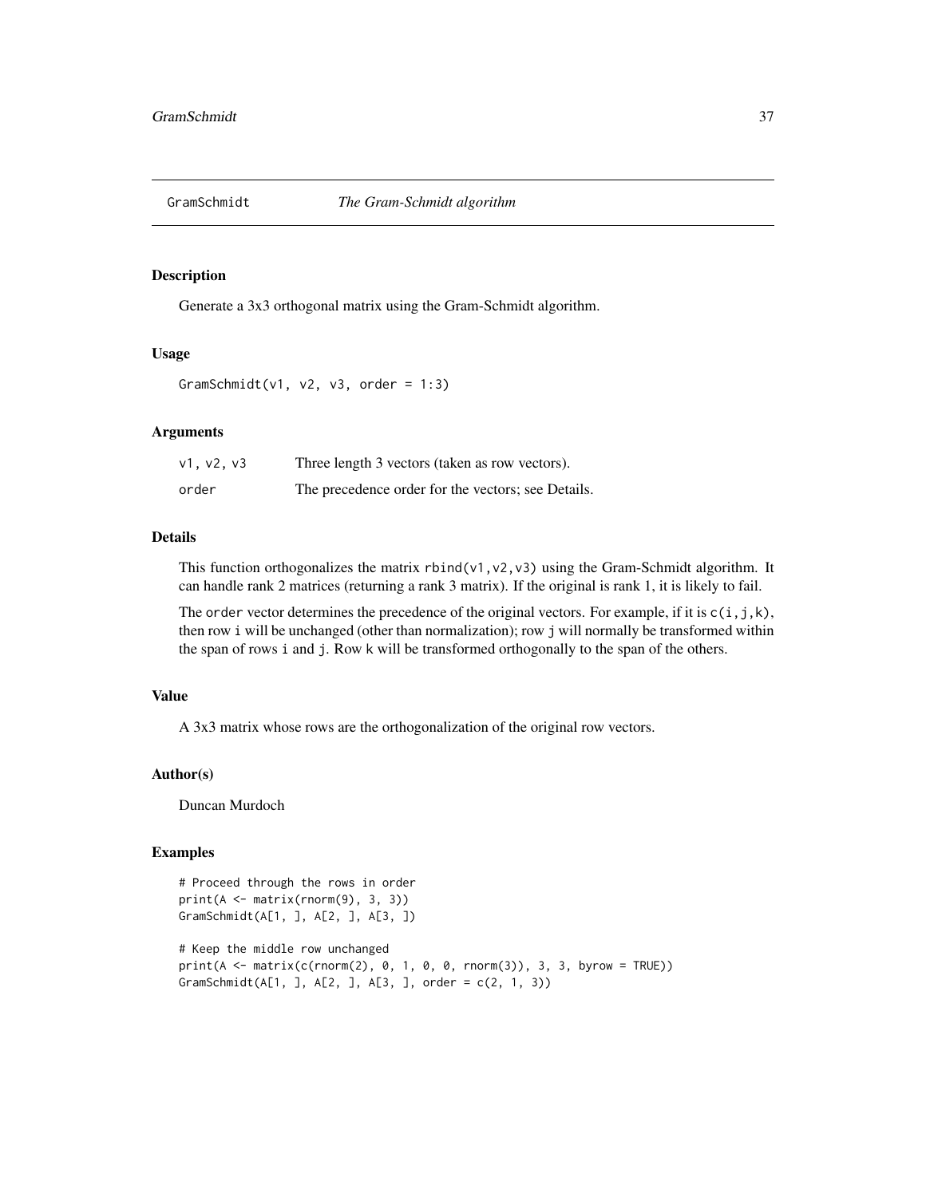## GramSchmidt *The Gram-Schmidt algorithm*

### Description

Generate a 3x3 orthogonal matrix using the Gram-Schmidt algorithm.

### Usage

```
GramSchmidt(v1, v2, v3, order = 1:3)
```

### Arguments

| | |
|---|---|
| v1, v2, v3 | Three length 3 vectors (taken as row vectors). |
| order | The precedence order for the vectors; see Details. |

### Details

This function orthogonalizes the matrix `rbind(v1,v2,v3)` using the Gram-Schmidt algorithm. It can handle rank 2 matrices (returning a rank 3 matrix). If the original is rank 1, it is likely to fail.

The `order` vector determines the precedence of the original vectors. For example, if it is `c(i,j,k)`, then row `i` will be unchanged (other than normalization); row `j` will normally be transformed within the span of rows `i` and `j`. Row `k` will be transformed orthogonally to the span of the others.

### Value

A 3x3 matrix whose rows are the orthogonalization of the original row vectors.

### Author(s)

Duncan Murdoch

### Examples

```
# Proceed through the rows in order
print(A <- matrix(rnorm(9), 3, 3))
GramSchmidt(A[1, ], A[2, ], A[3, ])

# Keep the middle row unchanged
print(A <- matrix(c(rnorm(2), 0, 1, 0, 0, rnorm(3)), 3, 3, byrow = TRUE))
GramSchmidt(A[1, ], A[2, ], A[3, ], order = c(2, 1, 3))
```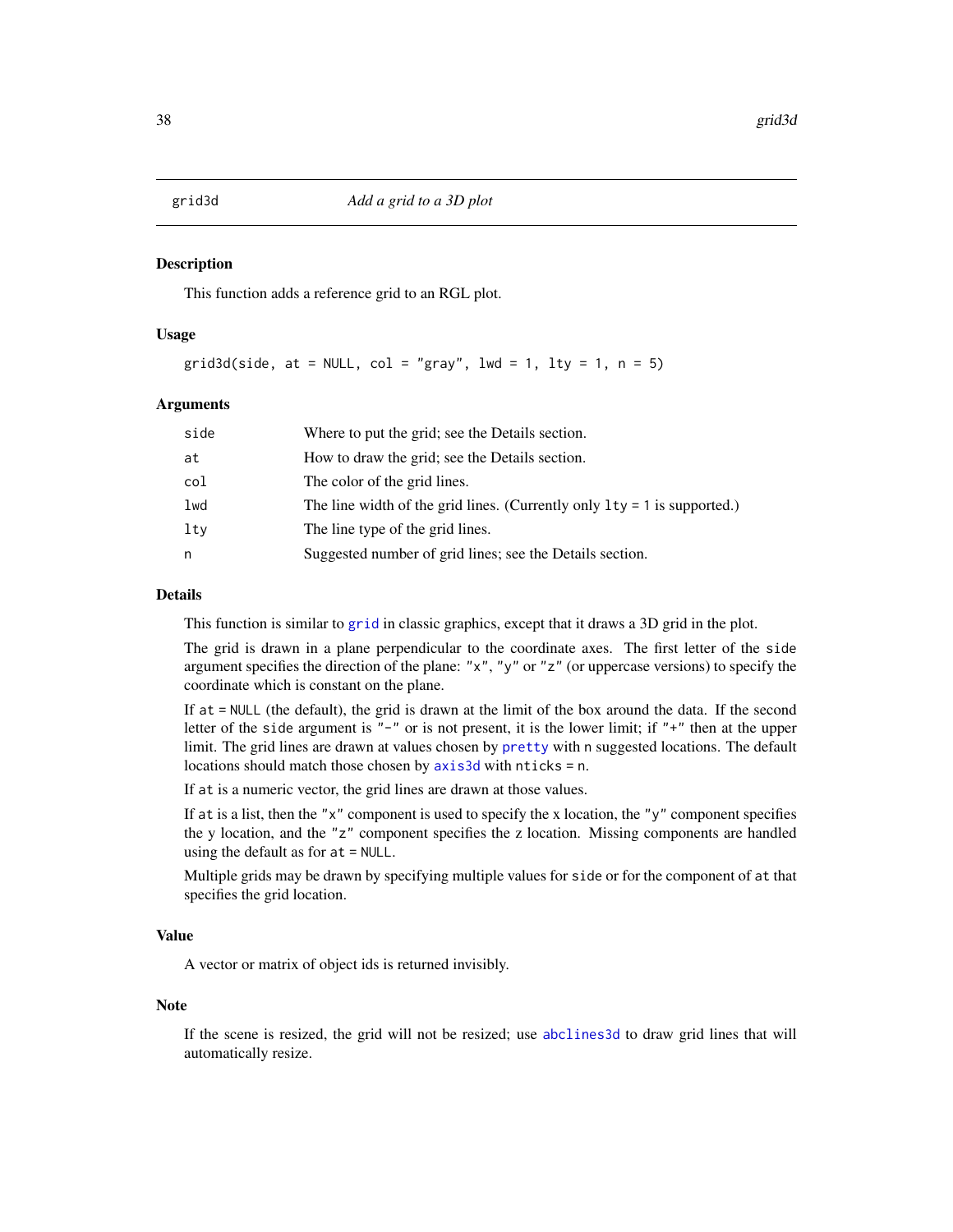## grid3d — *Add a grid to a 3D plot*

### Description

This function adds a reference grid to an RGL plot.

### Usage

```
grid3d(side, at = NULL, col = "gray", lwd = 1, lty = 1, n = 5)
```

### Arguments

| | |
|---|---|
| `side` | Where to put the grid; see the Details section. |
| `at` | How to draw the grid; see the Details section. |
| `col` | The color of the grid lines. |
| `lwd` | The line width of the grid lines. (Currently only `lty = 1` is supported.) |
| `lty` | The line type of the grid lines. |
| `n` | Suggested number of grid lines; see the Details section. |

### Details

This function is similar to `grid` in classic graphics, except that it draws a 3D grid in the plot.

The grid is drawn in a plane perpendicular to the coordinate axes. The first letter of the `side` argument specifies the direction of the plane: `"x"`, `"y"` or `"z"` (or uppercase versions) to specify the coordinate which is constant on the plane.

If `at = NULL` (the default), the grid is drawn at the limit of the box around the data. If the second letter of the `side` argument is `"-"` or is not present, it is the lower limit; if `"+"` then at the upper limit. The grid lines are drawn at values chosen by `pretty` with `n` suggested locations. The default locations should match those chosen by `axis3d` with `nticks = n`.

If `at` is a numeric vector, the grid lines are drawn at those values.

If `at` is a list, then the `"x"` component is used to specify the x location, the `"y"` component specifies the y location, and the `"z"` component specifies the z location. Missing components are handled using the default as for `at = NULL`.

Multiple grids may be drawn by specifying multiple values for `side` or for the component of `at` that specifies the grid location.

### Value

A vector or matrix of object ids is returned invisibly.

### Note

If the scene is resized, the grid will not be resized; use `abclines3d` to draw grid lines that will automatically resize.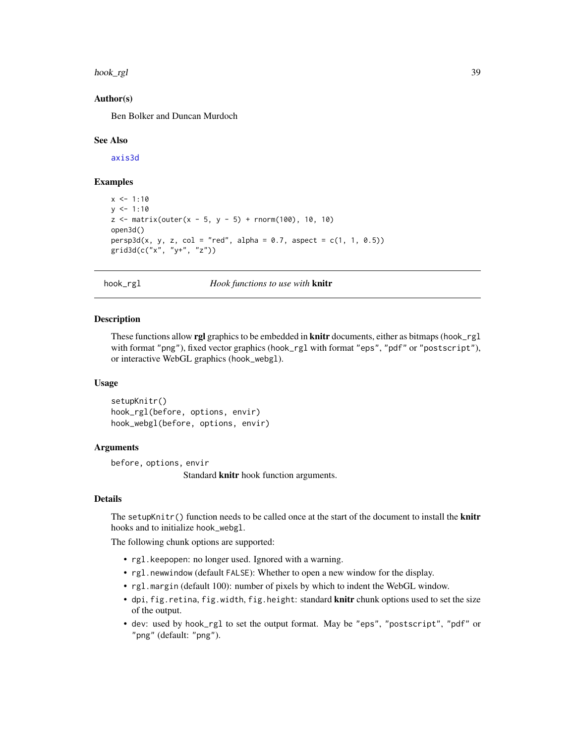### Author(s)

Ben Bolker and Duncan Murdoch

### See Also

axis3d

### Examples

```
x <- 1:10
y <- 1:10
z <- matrix(outer(x - 5, y - 5) + rnorm(100), 10, 10)
open3d()
persp3d(x, y, z, col = "red", alpha = 0.7, aspect = c(1, 1, 0.5))
grid3d(c("x", "y+", "z"))
```

---

## hook_rgl — *Hook functions to use with* **knitr**

### Description

These functions allow **rgl** graphics to be embedded in **knitr** documents, either as bitmaps (`hook_rgl` with format `"png"`), fixed vector graphics (`hook_rgl` with format `"eps"`, `"pdf"` or `"postscript"`), or interactive WebGL graphics (`hook_webgl`).

### Usage

```
setupKnitr()
hook_rgl(before, options, envir)
hook_webgl(before, options, envir)
```

### Arguments

`before, options, envir`
: Standard **knitr** hook function arguments.

### Details

The `setupKnitr()` function needs to be called once at the start of the document to install the **knitr** hooks and to initialize `hook_webgl`.

The following chunk options are supported:

- `rgl.keepopen`: no longer used. Ignored with a warning.
- `rgl.newwindow` (default `FALSE`): Whether to open a new window for the display.
- `rgl.margin` (default 100): number of pixels by which to indent the WebGL window.
- `dpi`, `fig.retina`, `fig.width`, `fig.height`: standard **knitr** chunk options used to set the size of the output.
- `dev`: used by `hook_rgl` to set the output format. May be `"eps"`, `"postscript"`, `"pdf"` or `"png"` (default: `"png"`).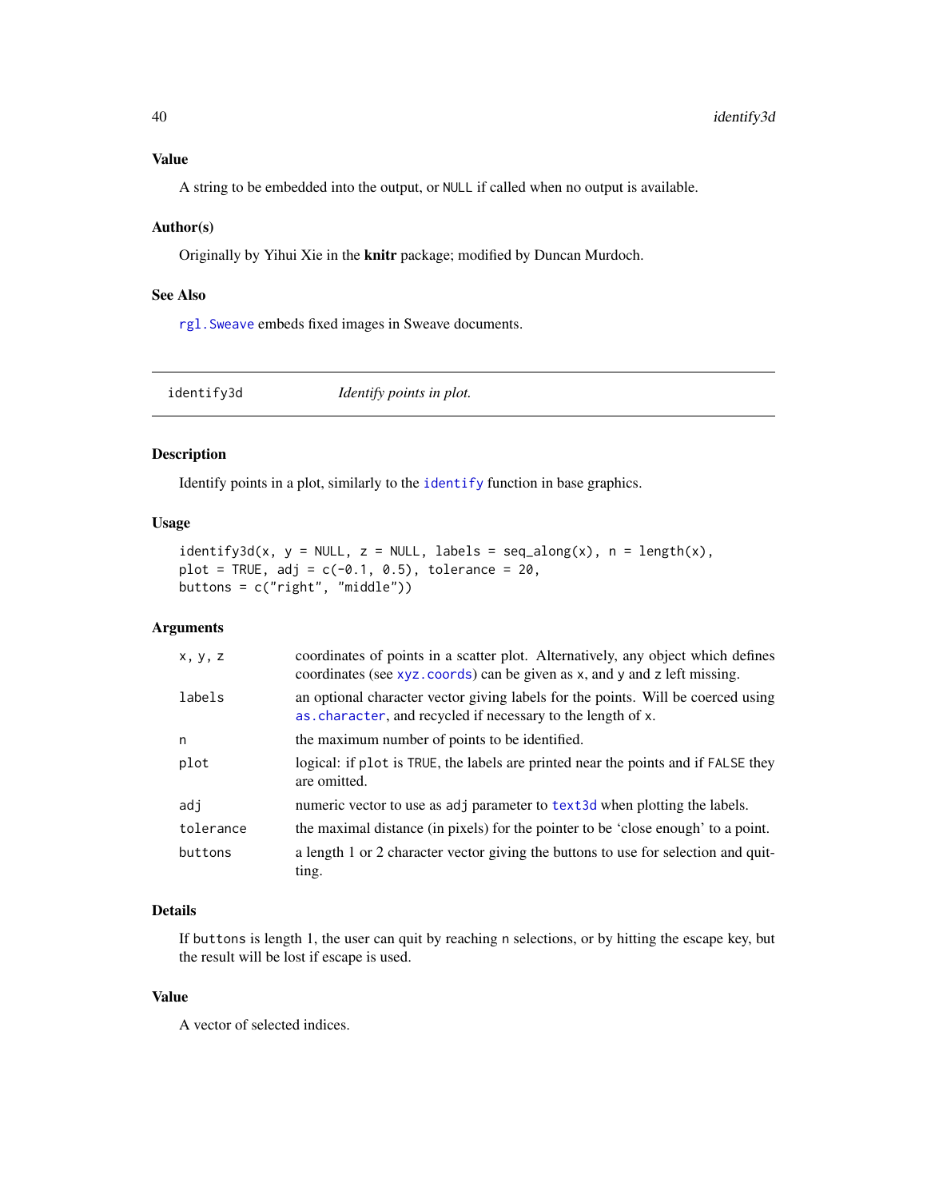### Value

A string to be embedded into the output, or `NULL` if called when no output is available.

### Author(s)

Originally by Yihui Xie in the **knitr** package; modified by Duncan Murdoch.

### See Also

`rgl.Sweave` embeds fixed images in Sweave documents.

---

## identify3d — *Identify points in plot.*

---

### Description

Identify points in a plot, similarly to the `identify` function in base graphics.

### Usage

```
identify3d(x, y = NULL, z = NULL, labels = seq_along(x), n = length(x),
plot = TRUE, adj = c(-0.1, 0.5), tolerance = 20,
buttons = c("right", "middle"))
```

### Arguments

| | |
|---|---|
| `x, y, z` | coordinates of points in a scatter plot. Alternatively, any object which defines coordinates (see `xyz.coords`) can be given as `x`, and `y` and `z` left missing. |
| `labels` | an optional character vector giving labels for the points. Will be coerced using `as.character`, and recycled if necessary to the length of `x`. |
| `n` | the maximum number of points to be identified. |
| `plot` | logical: if `plot` is `TRUE`, the labels are printed near the points and if `FALSE` they are omitted. |
| `adj` | numeric vector to use as `adj` parameter to `text3d` when plotting the labels. |
| `tolerance` | the maximal distance (in pixels) for the pointer to be 'close enough' to a point. |
| `buttons` | a length 1 or 2 character vector giving the buttons to use for selection and quitting. |

### Details

If `buttons` is length 1, the user can quit by reaching `n` selections, or by hitting the escape key, but the result will be lost if escape is used.

### Value

A vector of selected indices.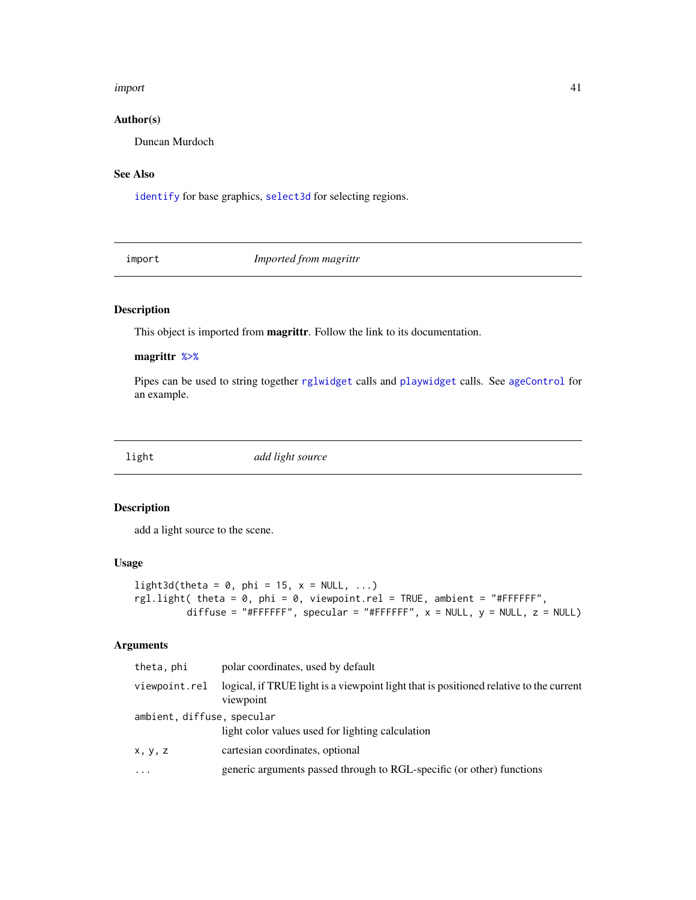### Author(s)

Duncan Murdoch

### See Also

`identify` for base graphics, `select3d` for selecting regions.

---

## import — *Imported from magrittr*

### Description

This object is imported from **magrittr**. Follow the link to its documentation.

**magrittr** `%>%`

Pipes can be used to string together `rglwidget` calls and `playwidget` calls. See `ageControl` for an example.

---

## light — *add light source*

### Description

add a light source to the scene.

### Usage

```
light3d(theta = 0, phi = 15, x = NULL, ...)
rgl.light( theta = 0, phi = 0, viewpoint.rel = TRUE, ambient = "#FFFFFF",
          diffuse = "#FFFFFF", specular = "#FFFFFF", x = NULL, y = NULL, z = NULL)
```

### Arguments

| Argument | Description |
|---|---|
| `theta, phi` | polar coordinates, used by default |
| `viewpoint.rel` | logical, if TRUE light is a viewpoint light that is positioned relative to the current viewpoint |
| `ambient, diffuse, specular` | light color values used for lighting calculation |
| `x, y, z` | cartesian coordinates, optional |
| `...` | generic arguments passed through to RGL-specific (or other) functions |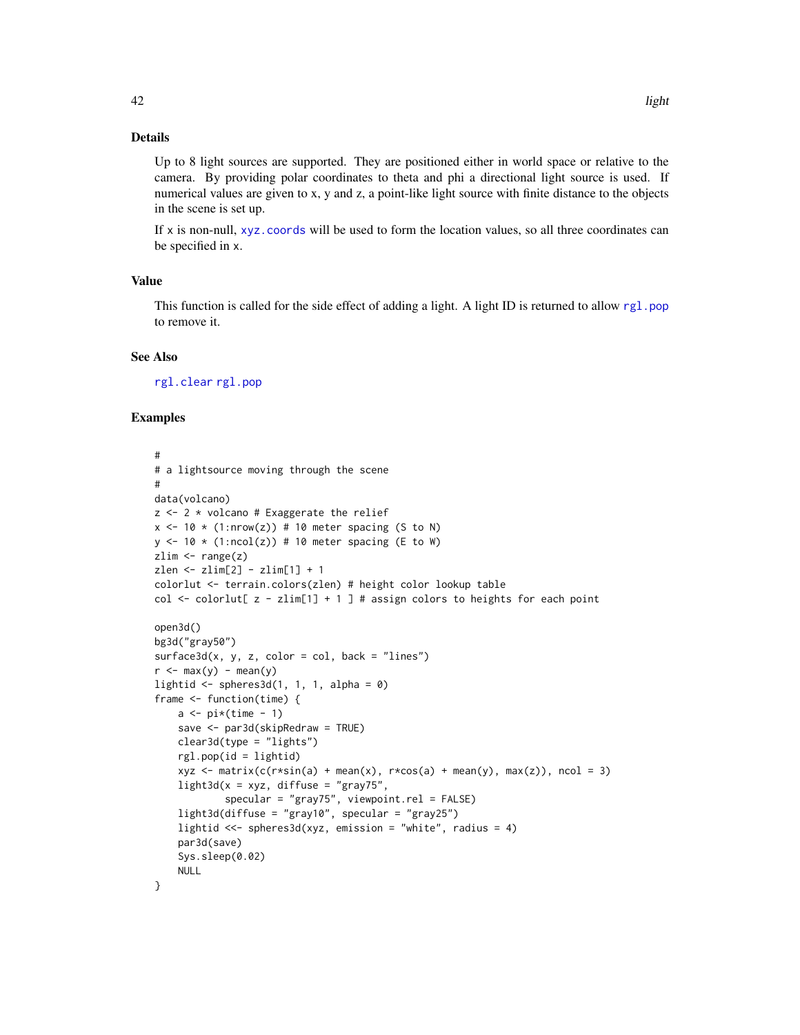## Details

Up to 8 light sources are supported. They are positioned either in world space or relative to the camera. By providing polar coordinates to theta and phi a directional light source is used. If numerical values are given to x, y and z, a point-like light source with finite distance to the objects in the scene is set up.

If x is non-null, `xyz.coords` will be used to form the location values, so all three coordinates can be specified in x.

## Value

This function is called for the side effect of adding a light. A light ID is returned to allow `rgl.pop` to remove it.

## See Also

`rgl.clear` `rgl.pop`

## Examples

```
#
# a lightsource moving through the scene
#
data(volcano)
z <- 2 * volcano # Exaggerate the relief
x <- 10 * (1:nrow(z)) # 10 meter spacing (S to N)
y <- 10 * (1:ncol(z)) # 10 meter spacing (E to W)
zlim <- range(z)
zlen <- zlim[2] - zlim[1] + 1
colorlut <- terrain.colors(zlen) # height color lookup table
col <- colorlut[ z - zlim[1] + 1 ] # assign colors to heights for each point

open3d()
bg3d("gray50")
surface3d(x, y, z, color = col, back = "lines")
r <- max(y) - mean(y)
lightid <- spheres3d(1, 1, 1, alpha = 0)
frame <- function(time) {
    a <- pi*(time - 1)
    save <- par3d(skipRedraw = TRUE)
    clear3d(type = "lights")
    rgl.pop(id = lightid)
    xyz <- matrix(c(r*sin(a) + mean(x), r*cos(a) + mean(y), max(z)), ncol = 3)
    light3d(x = xyz, diffuse = "gray75",
            specular = "gray75", viewpoint.rel = FALSE)
    light3d(diffuse = "gray10", specular = "gray25")
    lightid <<- spheres3d(xyz, emission = "white", radius = 4)
    par3d(save)
    Sys.sleep(0.02)
    NULL
}
```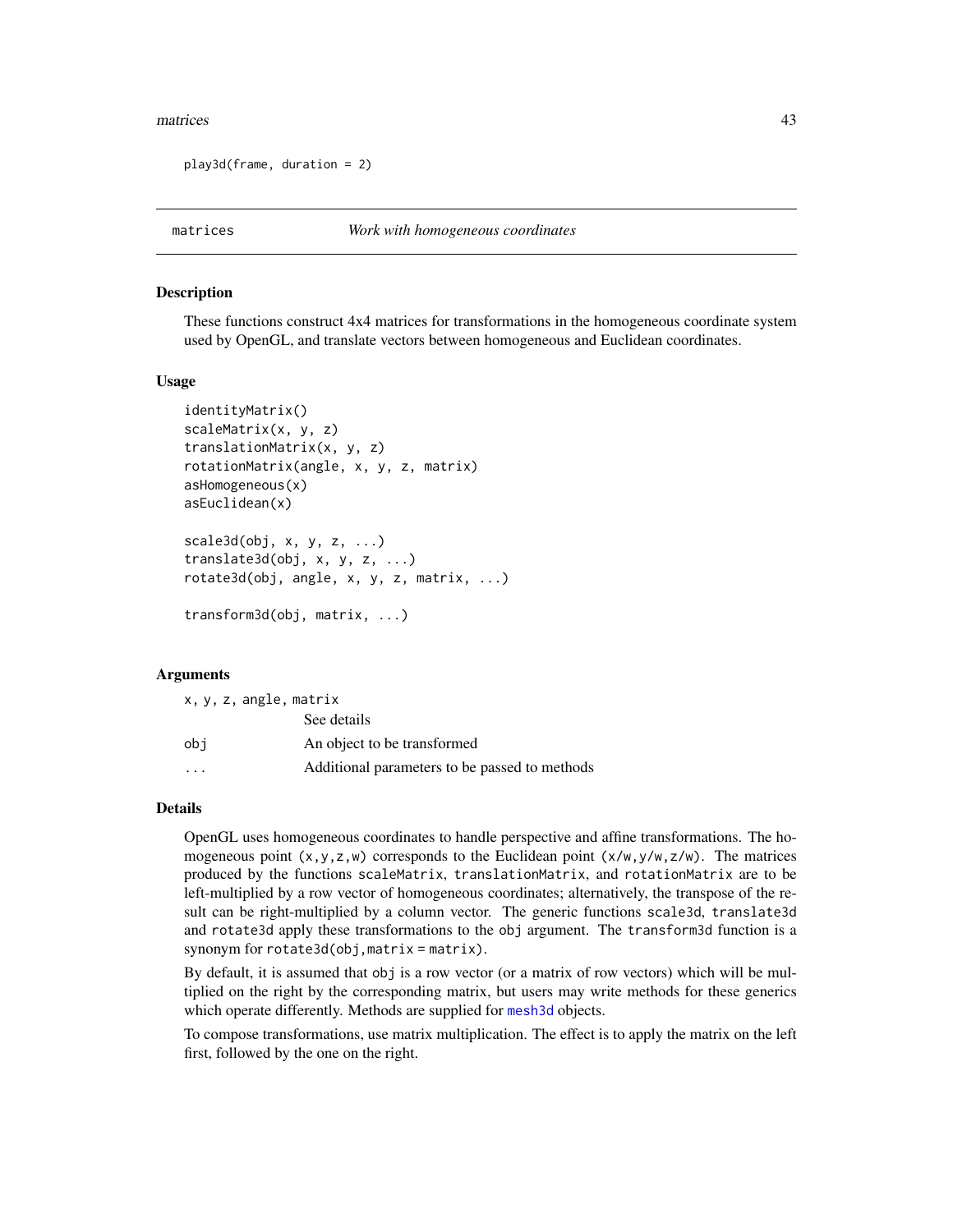```
play3d(frame, duration = 2)
```

---

## matrices — *Work with homogeneous coordinates*

### Description

These functions construct 4x4 matrices for transformations in the homogeneous coordinate system used by OpenGL, and translate vectors between homogeneous and Euclidean coordinates.

### Usage

```
identityMatrix()
scaleMatrix(x, y, z)
translationMatrix(x, y, z)
rotationMatrix(angle, x, y, z, matrix)
asHomogeneous(x)
asEuclidean(x)

scale3d(obj, x, y, z, ...)
translate3d(obj, x, y, z, ...)
rotate3d(obj, angle, x, y, z, matrix, ...)

transform3d(obj, matrix, ...)
```

### Arguments

| | |
|---|---|
| `x, y, z, angle, matrix` | See details |
| `obj` | An object to be transformed |
| `...` | Additional parameters to be passed to methods |

### Details

OpenGL uses homogeneous coordinates to handle perspective and affine transformations. The homogeneous point `(x,y,z,w)` corresponds to the Euclidean point `(x/w,y/w,z/w)`. The matrices produced by the functions `scaleMatrix`, `translationMatrix`, and `rotationMatrix` are to be left-multiplied by a row vector of homogeneous coordinates; alternatively, the transpose of the result can be right-multiplied by a column vector. The generic functions `scale3d`, `translate3d` and `rotate3d` apply these transformations to the `obj` argument. The `transform3d` function is a synonym for `rotate3d(obj,matrix = matrix)`.

By default, it is assumed that `obj` is a row vector (or a matrix of row vectors) which will be multiplied on the right by the corresponding matrix, but users may write methods for these generics which operate differently. Methods are supplied for `mesh3d` objects.

To compose transformations, use matrix multiplication. The effect is to apply the matrix on the left first, followed by the one on the right.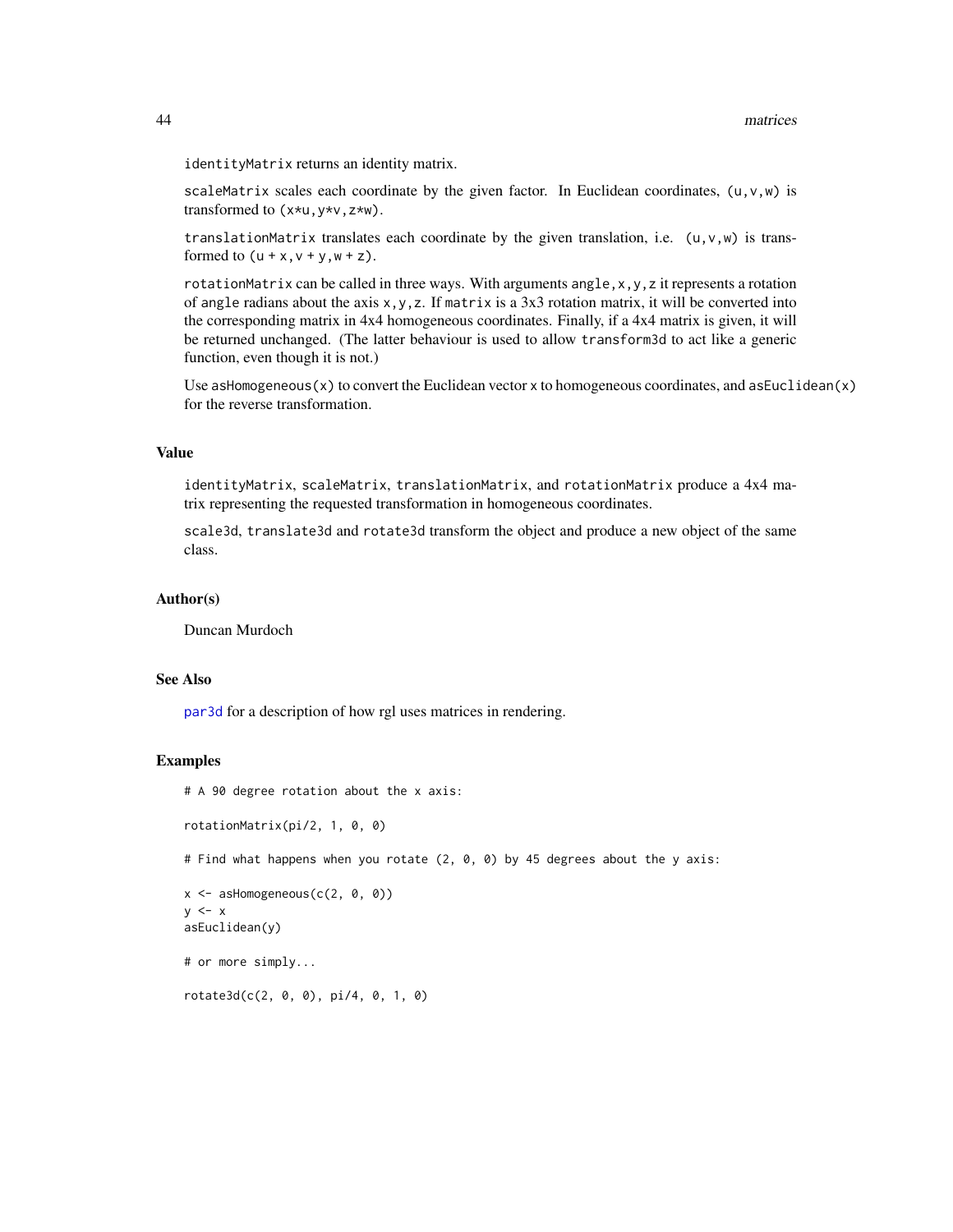identityMatrix returns an identity matrix.

scaleMatrix scales each coordinate by the given factor. In Euclidean coordinates, (u,v,w) is transformed to (x*u,y*v,z*w).

translationMatrix translates each coordinate by the given translation, i.e. (u,v,w) is transformed to (u + x,v + y,w + z).

rotationMatrix can be called in three ways. With arguments angle,x,y,z it represents a rotation of angle radians about the axis x,y,z. If matrix is a 3x3 rotation matrix, it will be converted into the corresponding matrix in 4x4 homogeneous coordinates. Finally, if a 4x4 matrix is given, it will be returned unchanged. (The latter behaviour is used to allow transform3d to act like a generic function, even though it is not.)

Use asHomogeneous(x) to convert the Euclidean vector x to homogeneous coordinates, and asEuclidean(x) for the reverse transformation.

## Value

identityMatrix, scaleMatrix, translationMatrix, and rotationMatrix produce a 4x4 matrix representing the requested transformation in homogeneous coordinates.

scale3d, translate3d and rotate3d transform the object and produce a new object of the same class.

## Author(s)

Duncan Murdoch

## See Also

par3d for a description of how rgl uses matrices in rendering.

## Examples

```
# A 90 degree rotation about the x axis:

rotationMatrix(pi/2, 1, 0, 0)

# Find what happens when you rotate (2, 0, 0) by 45 degrees about the y axis:

x <- asHomogeneous(c(2, 0, 0))
y <- x
asEuclidean(y)

# or more simply...

rotate3d(c(2, 0, 0), pi/4, 0, 1, 0)
```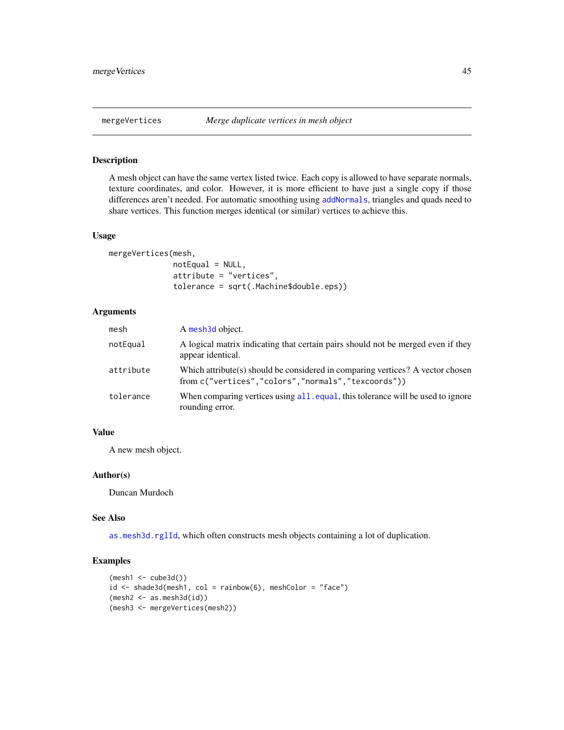## mergeVertices — *Merge duplicate vertices in mesh object*

### Description

A mesh object can have the same vertex listed twice. Each copy is allowed to have separate normals, texture coordinates, and color. However, it is more efficient to have just a single copy if those differences aren't needed. For automatic smoothing using `addNormals`, triangles and quads need to share vertices. This function merges identical (or similar) vertices to achieve this.

### Usage

```
mergeVertices(mesh,
              notEqual = NULL,
              attribute = "vertices",
              tolerance = sqrt(.Machine$double.eps))
```

### Arguments

| | |
|---|---|
| `mesh` | A `mesh3d` object. |
| `notEqual` | A logical matrix indicating that certain pairs should not be merged even if they appear identical. |
| `attribute` | Which attribute(s) should be considered in comparing vertices? A vector chosen from `c("vertices","colors","normals","texcoords"))` |
| `tolerance` | When comparing vertices using `all.equal`, this tolerance will be used to ignore rounding error. |

### Value

A new mesh object.

### Author(s)

Duncan Murdoch

### See Also

`as.mesh3d.rglId`, which often constructs mesh objects containing a lot of duplication.

### Examples

```
(mesh1 <- cube3d())
id <- shade3d(mesh1, col = rainbow(6), meshColor = "face")
(mesh2 <- as.mesh3d(id))
(mesh3 <- mergeVertices(mesh2))
```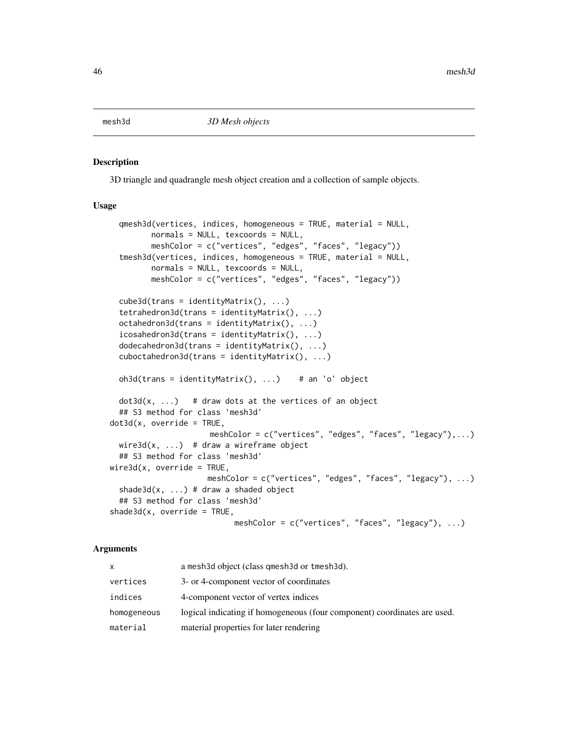## mesh3d *3D Mesh objects*

### Description

3D triangle and quadrangle mesh object creation and a collection of sample objects.

### Usage

```
  qmesh3d(vertices, indices, homogeneous = TRUE, material = NULL,
        normals = NULL, texcoords = NULL,
        meshColor = c("vertices", "edges", "faces", "legacy"))
  tmesh3d(vertices, indices, homogeneous = TRUE, material = NULL,
        normals = NULL, texcoords = NULL,
        meshColor = c("vertices", "edges", "faces", "legacy"))

  cube3d(trans = identityMatrix(), ...)
  tetrahedron3d(trans = identityMatrix(), ...)
  octahedron3d(trans = identityMatrix(), ...)
  icosahedron3d(trans = identityMatrix(), ...)
  dodecahedron3d(trans = identityMatrix(), ...)
  cuboctahedron3d(trans = identityMatrix(), ...)

  oh3d(trans = identityMatrix(), ...)    # an 'o' object

  dot3d(x, ...)   # draw dots at the vertices of an object
  ## S3 method for class 'mesh3d'
dot3d(x, override = TRUE,
                     meshColor = c("vertices", "edges", "faces", "legacy"),...)
  wire3d(x, ...)  # draw a wireframe object
  ## S3 method for class 'mesh3d'
wire3d(x, override = TRUE,
                    meshColor = c("vertices", "edges", "faces", "legacy"), ...)
  shade3d(x, ...) # draw a shaded object
  ## S3 method for class 'mesh3d'
shade3d(x, override = TRUE,
                          meshColor = c("vertices", "faces", "legacy"), ...)
```

### Arguments

| | |
|---|---|
| `x` | a `mesh3d` object (class qmesh3d or tmesh3d). |
| `vertices` | 3- or 4-component vector of coordinates |
| `indices` | 4-component vector of vertex indices |
| `homogeneous` | logical indicating if homogeneous (four component) coordinates are used. |
| `material` | material properties for later rendering |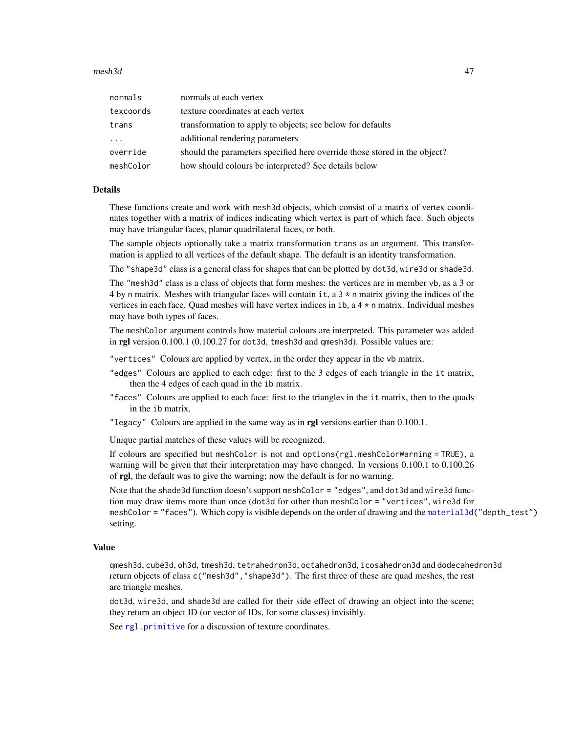| | |
|---|---|
| normals | normals at each vertex |
| texcoords | texture coordinates at each vertex |
| trans | transformation to apply to objects; see below for defaults |
| ... | additional rendering parameters |
| override | should the parameters specified here override those stored in the object? |
| meshColor | how should colours be interpreted? See details below |

## Details

These functions create and work with `mesh3d` objects, which consist of a matrix of vertex coordinates together with a matrix of indices indicating which vertex is part of which face. Such objects may have triangular faces, planar quadrilateral faces, or both.

The sample objects optionally take a matrix transformation `trans` as an argument. This transformation is applied to all vertices of the default shape. The default is an identity transformation.

The `"shape3d"` class is a general class for shapes that can be plotted by `dot3d`, `wire3d` or `shade3d`.

The `"mesh3d"` class is a class of objects that form meshes: the vertices are in member `vb`, as a 3 or 4 by `n` matrix. Meshes with triangular faces will contain `it`, a `3 * n` matrix giving the indices of the vertices in each face. Quad meshes will have vertex indices in `ib`, a `4 * n` matrix. Individual meshes may have both types of faces.

The `meshColor` argument controls how material colours are interpreted. This parameter was added in **rgl** version 0.100.1 (0.100.27 for `dot3d`, `tmesh3d` and `qmesh3d`). Possible values are:

- `"vertices"` Colours are applied by vertex, in the order they appear in the `vb` matrix.
- `"edges"` Colours are applied to each edge: first to the 3 edges of each triangle in the `it` matrix, then the 4 edges of each quad in the `ib` matrix.
- `"faces"` Colours are applied to each face: first to the triangles in the `it` matrix, then to the quads in the `ib` matrix.
- `"legacy"` Colours are applied in the same way as in **rgl** versions earlier than 0.100.1.

Unique partial matches of these values will be recognized.

If colours are specified but `meshColor` is not and `options(rgl.meshColorWarning = TRUE)`, a warning will be given that their interpretation may have changed. In versions 0.100.1 to 0.100.26 of **rgl**, the default was to give the warning; now the default is for no warning.

Note that the `shade3d` function doesn't support `meshColor = "edges"`, and `dot3d` and `wire3d` function may draw items more than once (`dot3d` for other than `meshColor = "vertices"`, `wire3d` for `meshColor = "faces"`). Which copy is visible depends on the order of drawing and the `material3d("depth_test")` setting.

## Value

`qmesh3d`, `cube3d`, `oh3d`, `tmesh3d`, `tetrahedron3d`, `octahedron3d`, `icosahedron3d` and `dodecahedron3d` return objects of class `c("mesh3d","shape3d")`. The first three of these are quad meshes, the rest are triangle meshes.

`dot3d`, `wire3d`, and `shade3d` are called for their side effect of drawing an object into the scene; they return an object ID (or vector of IDs, for some classes) invisibly.

See `rgl.primitive` for a discussion of texture coordinates.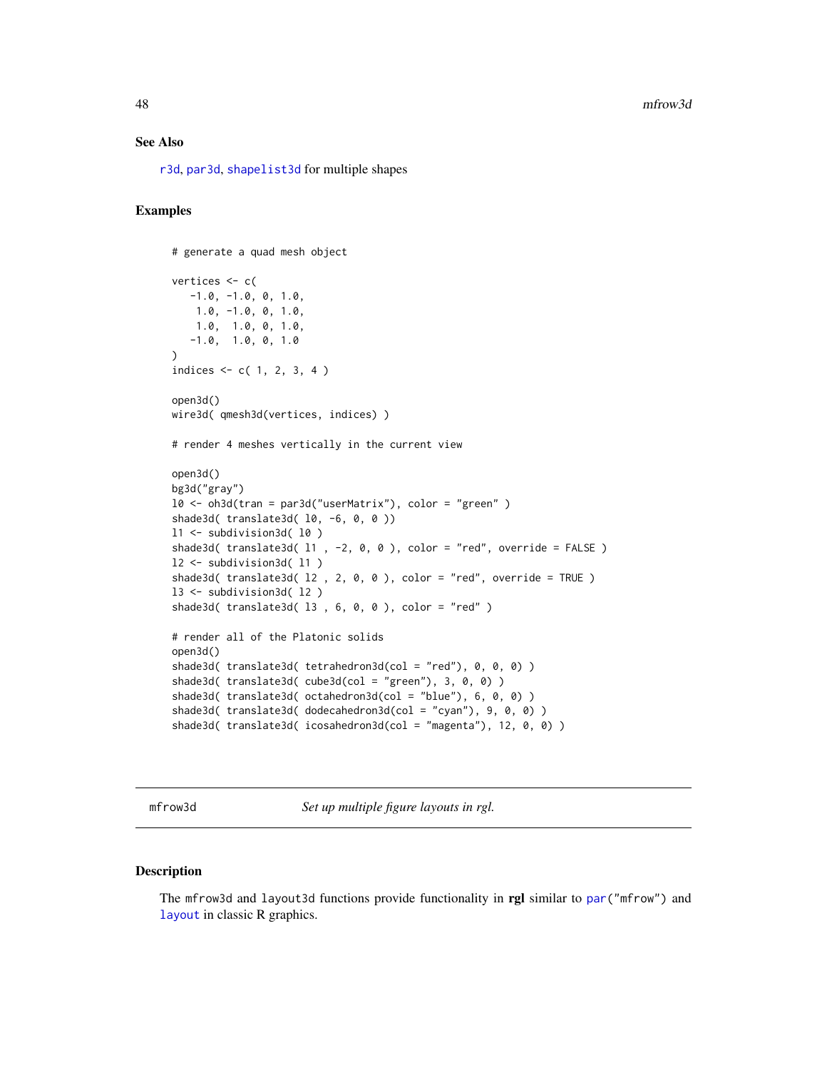### See Also

r3d, par3d, shapelist3d for multiple shapes

### Examples

```
# generate a quad mesh object

vertices <- c(
   -1.0, -1.0, 0, 1.0,
    1.0, -1.0, 0, 1.0,
    1.0,  1.0, 0, 1.0,
   -1.0,  1.0, 0, 1.0
)
indices <- c( 1, 2, 3, 4 )

open3d()
wire3d( qmesh3d(vertices, indices) )

# render 4 meshes vertically in the current view

open3d()
bg3d("gray")
l0 <- oh3d(tran = par3d("userMatrix"), color = "green" )
shade3d( translate3d( l0, -6, 0, 0 ))
l1 <- subdivision3d( l0 )
shade3d( translate3d( l1 , -2, 0, 0 ), color = "red", override = FALSE )
l2 <- subdivision3d( l1 )
shade3d( translate3d( l2 , 2, 0, 0 ), color = "red", override = TRUE )
l3 <- subdivision3d( l2 )
shade3d( translate3d( l3 , 6, 0, 0 ), color = "red" )

# render all of the Platonic solids
open3d()
shade3d( translate3d( tetrahedron3d(col = "red"), 0, 0, 0) )
shade3d( translate3d( cube3d(col = "green"), 3, 0, 0) )
shade3d( translate3d( octahedron3d(col = "blue"), 6, 0, 0) )
shade3d( translate3d( dodecahedron3d(col = "cyan"), 9, 0, 0) )
shade3d( translate3d( icosahedron3d(col = "magenta"), 12, 0, 0) )
```

---

## mfrow3d — *Set up multiple figure layouts in rgl.*

### Description

The mfrow3d and layout3d functions provide functionality in **rgl** similar to par("mfrow") and layout in classic R graphics.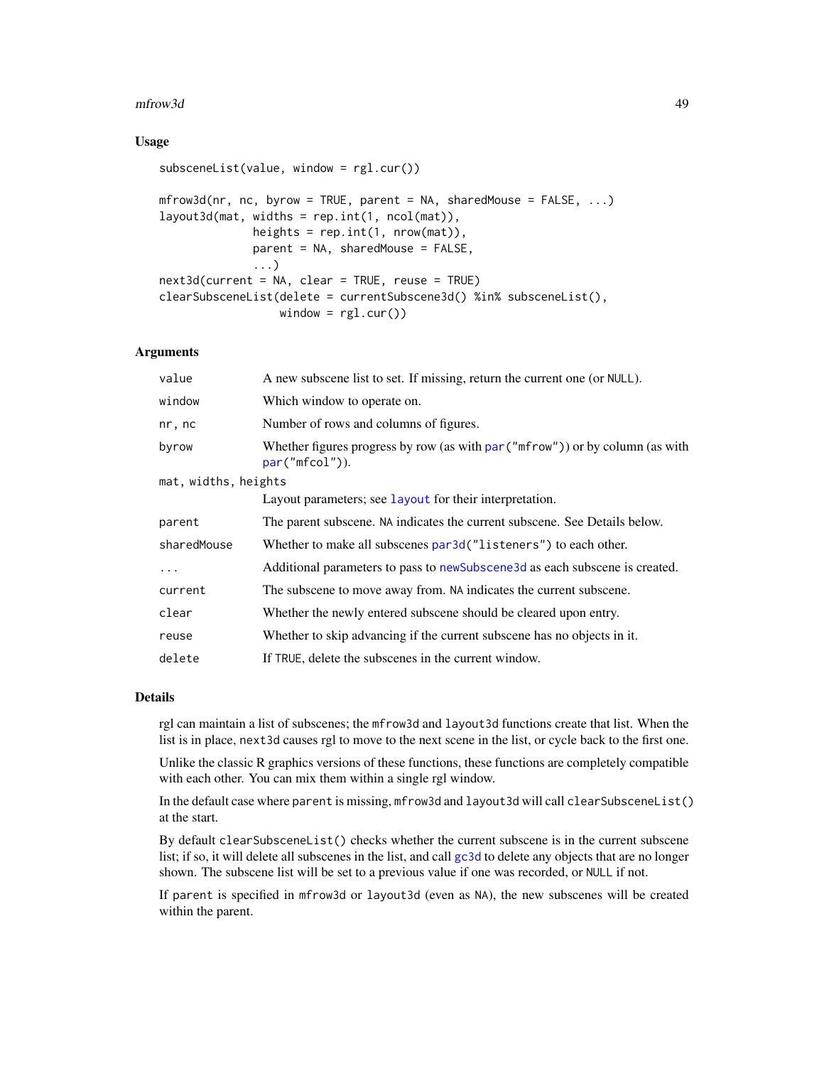### Usage

```
subsceneList(value, window = rgl.cur())

mfrow3d(nr, nc, byrow = TRUE, parent = NA, sharedMouse = FALSE, ...)
layout3d(mat, widths = rep.int(1, ncol(mat)),
            heights = rep.int(1, nrow(mat)),
            parent = NA, sharedMouse = FALSE,
            ...)
next3d(current = NA, clear = TRUE, reuse = TRUE)
clearSubsceneList(delete = currentSubscene3d() %in% subsceneList(),
                  window = rgl.cur())
```

### Arguments

| | |
|---|---|
| `value` | A new subscene list to set. If missing, return the current one (or `NULL`). |
| `window` | Which window to operate on. |
| `nr, nc` | Number of rows and columns of figures. |
| `byrow` | Whether figures progress by row (as with `par("mfrow")`) or by column (as with `par("mfcol")`). |
| `mat, widths, heights` | Layout parameters; see `layout` for their interpretation. |
| `parent` | The parent subscene. `NA` indicates the current subscene. See Details below. |
| `sharedMouse` | Whether to make all subscenes `par3d("listeners")` to each other. |
| `...` | Additional parameters to pass to `newSubscene3d` as each subscene is created. |
| `current` | The subscene to move away from. `NA` indicates the current subscene. |
| `clear` | Whether the newly entered subscene should be cleared upon entry. |
| `reuse` | Whether to skip advancing if the current subscene has no objects in it. |
| `delete` | If `TRUE`, delete the subscenes in the current window. |

### Details

rgl can maintain a list of subscenes; the `mfrow3d` and `layout3d` functions create that list. When the list is in place, `next3d` causes rgl to move to the next scene in the list, or cycle back to the first one.

Unlike the classic R graphics versions of these functions, these functions are completely compatible with each other. You can mix them within a single rgl window.

In the default case where `parent` is missing, `mfrow3d` and `layout3d` will call `clearSubsceneList()` at the start.

By default `clearSubsceneList()` checks whether the current subscene is in the current subscene list; if so, it will delete all subscenes in the list, and call `gc3d` to delete any objects that are no longer shown. The subscene list will be set to a previous value if one was recorded, or `NULL` if not.

If `parent` is specified in `mfrow3d` or `layout3d` (even as `NA`), the new subscenes will be created within the parent.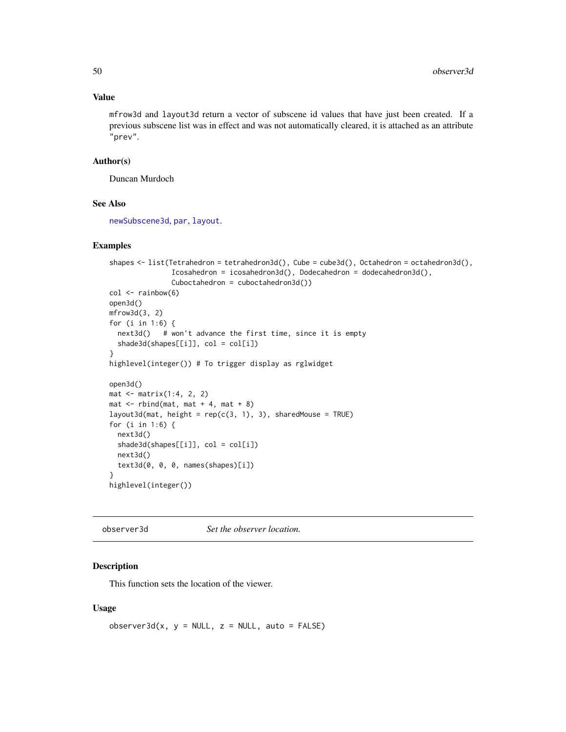### Value

mfrow3d and layout3d return a vector of subscene id values that have just been created. If a previous subscene list was in effect and was not automatically cleared, it is attached as an attribute "prev".

### Author(s)

Duncan Murdoch

### See Also

newSubscene3d, par, layout.

### Examples

```
shapes <- list(Tetrahedron = tetrahedron3d(), Cube = cube3d(), Octahedron = octahedron3d(),
               Icosahedron = icosahedron3d(), Dodecahedron = dodecahedron3d(),
               Cuboctahedron = cuboctahedron3d())
col <- rainbow(6)
open3d()
mfrow3d(3, 2)
for (i in 1:6) {
  next3d()   # won't advance the first time, since it is empty
  shade3d(shapes[[i]], col = col[i])
}
highlevel(integer()) # To trigger display as rglwidget

open3d()
mat <- matrix(1:4, 2, 2)
mat <- rbind(mat, mat + 4, mat + 8)
layout3d(mat, height = rep(c(3, 1), 3), sharedMouse = TRUE)
for (i in 1:6) {
  next3d()
  shade3d(shapes[[i]], col = col[i])
  next3d()
  text3d(0, 0, 0, names(shapes)[i])
}
highlevel(integer())
```

---

## observer3d — *Set the observer location.*

### Description

This function sets the location of the viewer.

### Usage

```
observer3d(x, y = NULL, z = NULL, auto = FALSE)
```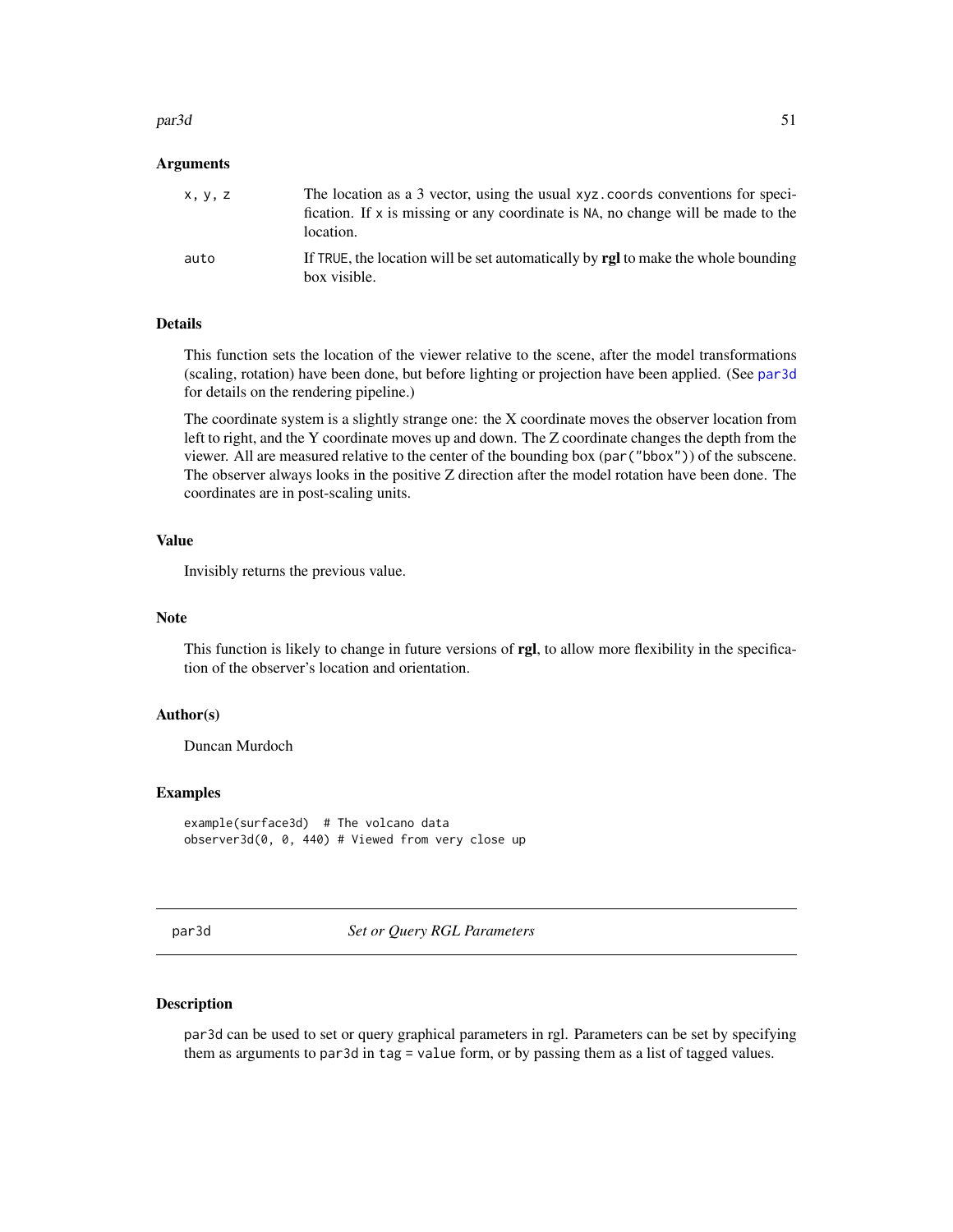### Arguments

| | |
|---|---|
| `x, y, z` | The location as a 3 vector, using the usual `xyz.coords` conventions for specification. If `x` is missing or any coordinate is `NA`, no change will be made to the location. |
| `auto` | If `TRUE`, the location will be set automatically by **rgl** to make the whole bounding box visible. |

### Details

This function sets the location of the viewer relative to the scene, after the model transformations (scaling, rotation) have been done, but before lighting or projection have been applied. (See `par3d` for details on the rendering pipeline.)

The coordinate system is a slightly strange one: the X coordinate moves the observer location from left to right, and the Y coordinate moves up and down. The Z coordinate changes the depth from the viewer. All are measured relative to the center of the bounding box (`par("bbox")`) of the subscene. The observer always looks in the positive Z direction after the model rotation have been done. The coordinates are in post-scaling units.

### Value

Invisibly returns the previous value.

### Note

This function is likely to change in future versions of **rgl**, to allow more flexibility in the specification of the observer's location and orientation.

### Author(s)

Duncan Murdoch

### Examples

```
example(surface3d)  # The volcano data
observer3d(0, 0, 440) # Viewed from very close up
```

---

## par3d — *Set or Query RGL Parameters*

---

### Description

`par3d` can be used to set or query graphical parameters in rgl. Parameters can be set by specifying them as arguments to `par3d` in `tag = value` form, or by passing them as a list of tagged values.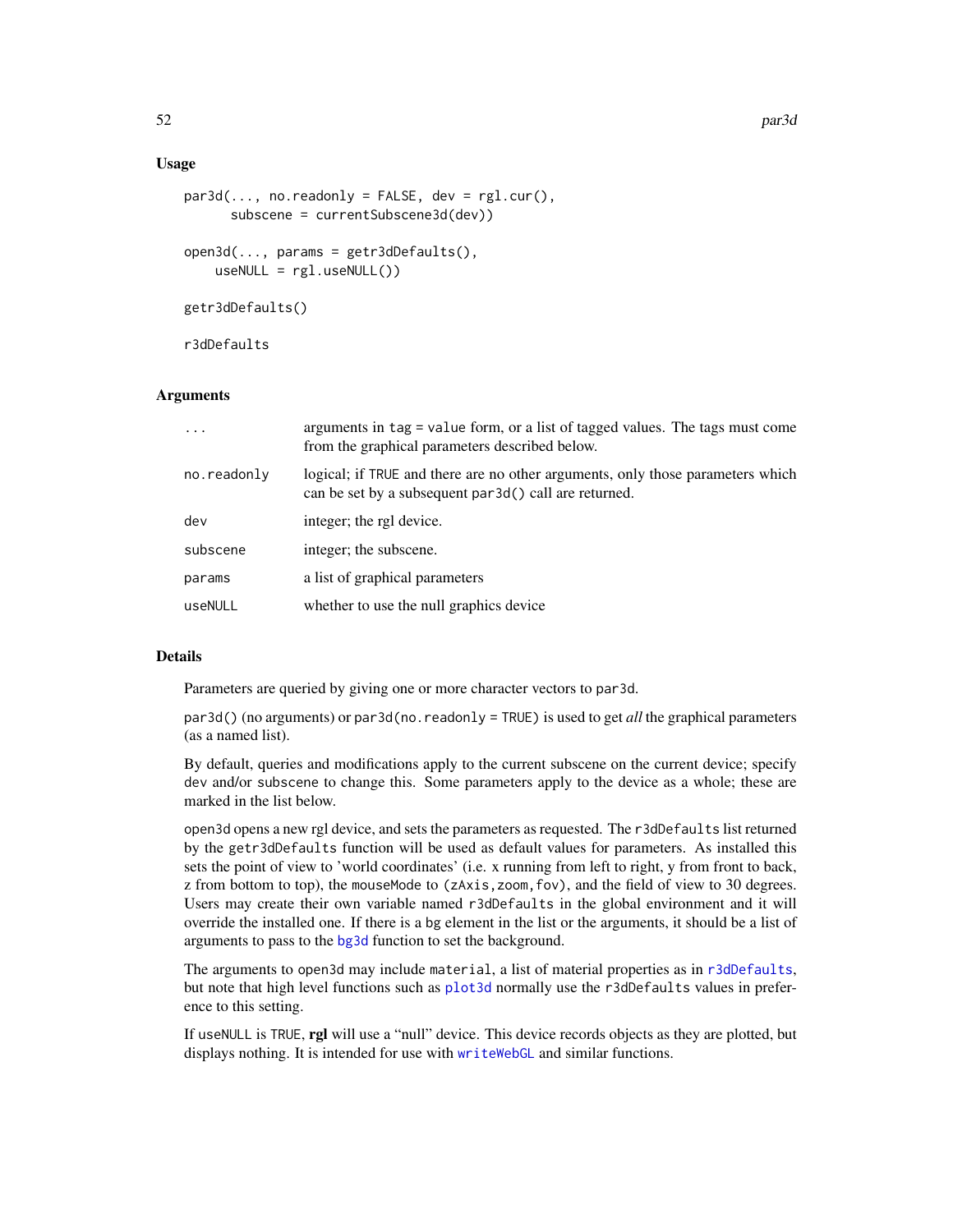## Usage

```
par3d(..., no.readonly = FALSE, dev = rgl.cur(),
      subscene = currentSubscene3d(dev))

open3d(..., params = getr3dDefaults(),
    useNULL = rgl.useNULL())

getr3dDefaults()

r3dDefaults
```

## Arguments

| | |
|---|---|
| ... | arguments in tag = value form, or a list of tagged values. The tags must come from the graphical parameters described below. |
| no.readonly | logical; if TRUE and there are no other arguments, only those parameters which can be set by a subsequent par3d() call are returned. |
| dev | integer; the rgl device. |
| subscene | integer; the subscene. |
| params | a list of graphical parameters |
| useNULL | whether to use the null graphics device |

## Details

Parameters are queried by giving one or more character vectors to par3d.

par3d() (no arguments) or par3d(no.readonly = TRUE) is used to get *all* the graphical parameters (as a named list).

By default, queries and modifications apply to the current subscene on the current device; specify dev and/or subscene to change this. Some parameters apply to the device as a whole; these are marked in the list below.

open3d opens a new rgl device, and sets the parameters as requested. The r3dDefaults list returned by the getr3dDefaults function will be used as default values for parameters. As installed this sets the point of view to 'world coordinates' (i.e. x running from left to right, y from front to back, z from bottom to top), the mouseMode to (zAxis,zoom,fov), and the field of view to 30 degrees. Users may create their own variable named r3dDefaults in the global environment and it will override the installed one. If there is a bg element in the list or the arguments, it should be a list of arguments to pass to the bg3d function to set the background.

The arguments to open3d may include material, a list of material properties as in r3dDefaults, but note that high level functions such as plot3d normally use the r3dDefaults values in preference to this setting.

If useNULL is TRUE, **rgl** will use a "null" device. This device records objects as they are plotted, but displays nothing. It is intended for use with writeWebGL and similar functions.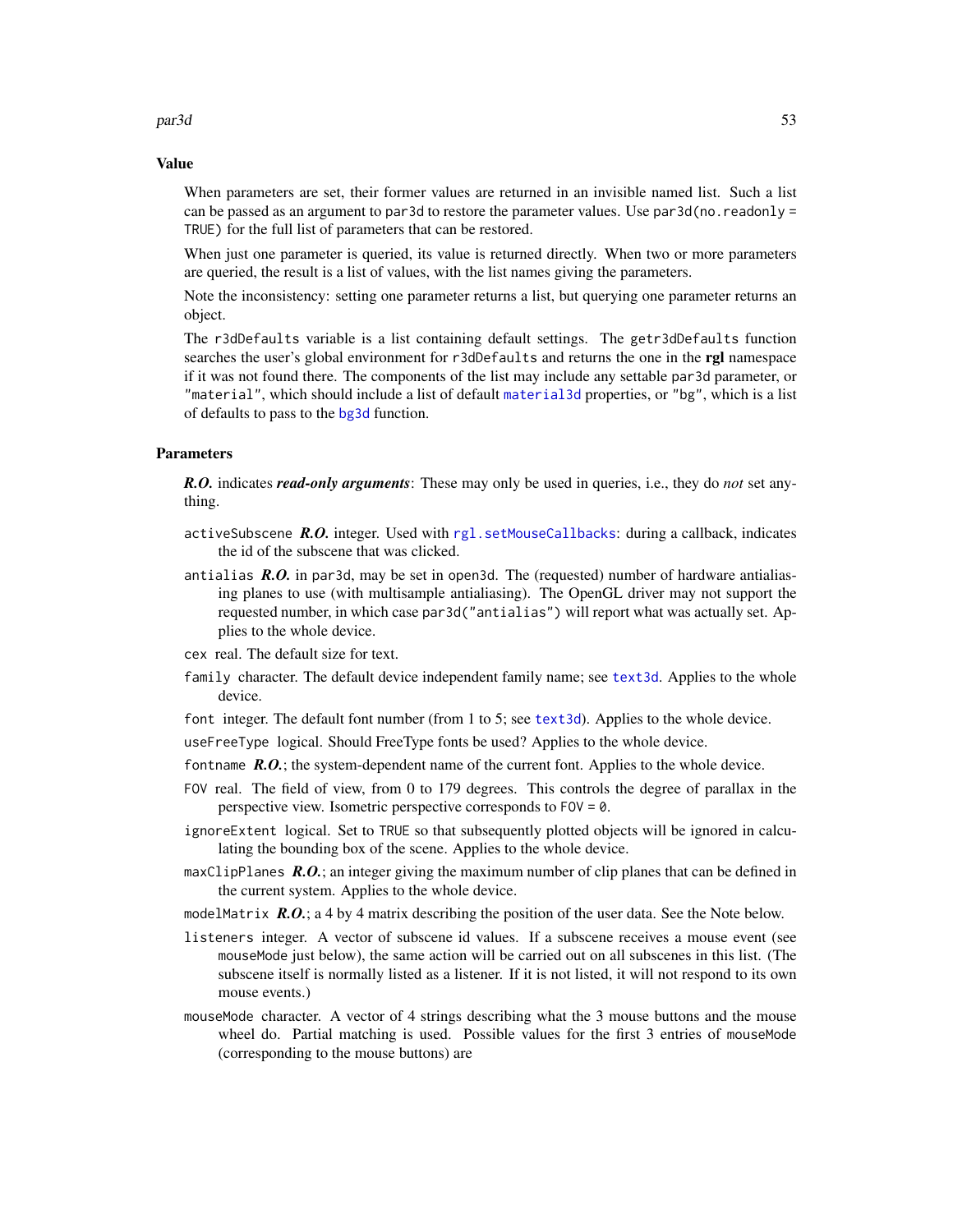## Value

When parameters are set, their former values are returned in an invisible named list. Such a list can be passed as an argument to `par3d` to restore the parameter values. Use `par3d(no.readonly = TRUE)` for the full list of parameters that can be restored.

When just one parameter is queried, its value is returned directly. When two or more parameters are queried, the result is a list of values, with the list names giving the parameters.

Note the inconsistency: setting one parameter returns a list, but querying one parameter returns an object.

The `r3dDefaults` variable is a list containing default settings. The `getr3dDefaults` function searches the user's global environment for `r3dDefaults` and returns the one in the **rgl** namespace if it was not found there. The components of the list may include any settable `par3d` parameter, or `"material"`, which should include a list of default `material3d` properties, or `"bg"`, which is a list of defaults to pass to the `bg3d` function.

## Parameters

***R.O.*** indicates ***read-only arguments***: These may only be used in queries, i.e., they do *not* set anything.

`activeSubscene` ***R.O.*** integer. Used with `rgl.setMouseCallbacks`: during a callback, indicates the id of the subscene that was clicked.

`antialias` ***R.O.*** in `par3d`, may be set in `open3d`. The (requested) number of hardware antialiasing planes to use (with multisample antialiasing). The OpenGL driver may not support the requested number, in which case `par3d("antialias")` will report what was actually set. Applies to the whole device.

`cex` real. The default size for text.

`family` character. The default device independent family name; see `text3d`. Applies to the whole device.

`font` integer. The default font number (from 1 to 5; see `text3d`). Applies to the whole device.

`useFreeType` logical. Should FreeType fonts be used? Applies to the whole device.

`fontname` ***R.O.***; the system-dependent name of the current font. Applies to the whole device.

`FOV` real. The field of view, from 0 to 179 degrees. This controls the degree of parallax in the perspective view. Isometric perspective corresponds to `FOV = 0`.

`ignoreExtent` logical. Set to `TRUE` so that subsequently plotted objects will be ignored in calculating the bounding box of the scene. Applies to the whole device.

`maxClipPlanes` ***R.O.***; an integer giving the maximum number of clip planes that can be defined in the current system. Applies to the whole device.

`modelMatrix` ***R.O.***; a 4 by 4 matrix describing the position of the user data. See the Note below.

`listeners` integer. A vector of subscene id values. If a subscene receives a mouse event (see `mouseMode` just below), the same action will be carried out on all subscenes in this list. (The subscene itself is normally listed as a listener. If it is not listed, it will not respond to its own mouse events.)

`mouseMode` character. A vector of 4 strings describing what the 3 mouse buttons and the mouse wheel do. Partial matching is used. Possible values for the first 3 entries of `mouseMode` (corresponding to the mouse buttons) are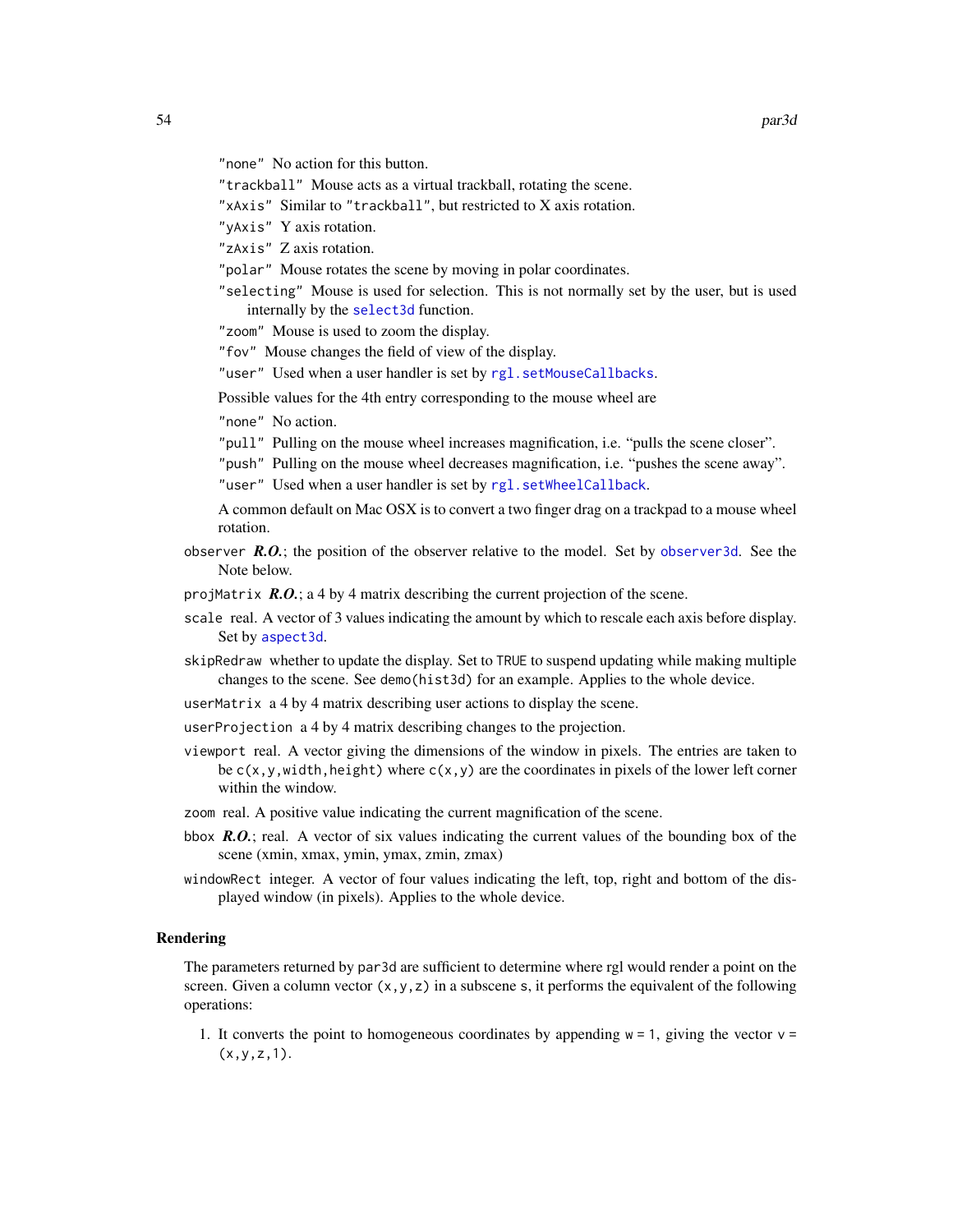"none" No action for this button.

"trackball" Mouse acts as a virtual trackball, rotating the scene.

"xAxis" Similar to "trackball", but restricted to X axis rotation.

"yAxis" Y axis rotation.

"zAxis" Z axis rotation.

"polar" Mouse rotates the scene by moving in polar coordinates.

"selecting" Mouse is used for selection. This is not normally set by the user, but is used internally by the `select3d` function.

"zoom" Mouse is used to zoom the display.

"fov" Mouse changes the field of view of the display.

"user" Used when a user handler is set by `rgl.setMouseCallbacks`.

Possible values for the 4th entry corresponding to the mouse wheel are

"none" No action.

"pull" Pulling on the mouse wheel increases magnification, i.e. "pulls the scene closer".

"push" Pulling on the mouse wheel decreases magnification, i.e. "pushes the scene away".

"user" Used when a user handler is set by `rgl.setWheelCallback`.

A common default on Mac OSX is to convert a two finger drag on a trackpad to a mouse wheel rotation.

`observer` ***R.O.***; the position of the observer relative to the model. Set by `observer3d`. See the Note below.

`projMatrix` ***R.O.***; a 4 by 4 matrix describing the current projection of the scene.

`scale` real. A vector of 3 values indicating the amount by which to rescale each axis before display. Set by `aspect3d`.

`skipRedraw` whether to update the display. Set to `TRUE` to suspend updating while making multiple changes to the scene. See `demo(hist3d)` for an example. Applies to the whole device.

`userMatrix` a 4 by 4 matrix describing user actions to display the scene.

`userProjection` a 4 by 4 matrix describing changes to the projection.

`viewport` real. A vector giving the dimensions of the window in pixels. The entries are taken to be `c(x,y,width,height)` where `c(x,y)` are the coordinates in pixels of the lower left corner within the window.

`zoom` real. A positive value indicating the current magnification of the scene.

`bbox` ***R.O.***; real. A vector of six values indicating the current values of the bounding box of the scene (xmin, xmax, ymin, ymax, zmin, zmax)

`windowRect` integer. A vector of four values indicating the left, top, right and bottom of the displayed window (in pixels). Applies to the whole device.

## Rendering

The parameters returned by `par3d` are sufficient to determine where rgl would render a point on the screen. Given a column vector `(x,y,z)` in a subscene `s`, it performs the equivalent of the following operations:

1. It converts the point to homogeneous coordinates by appending `w = 1`, giving the vector `v = (x,y,z,1)`.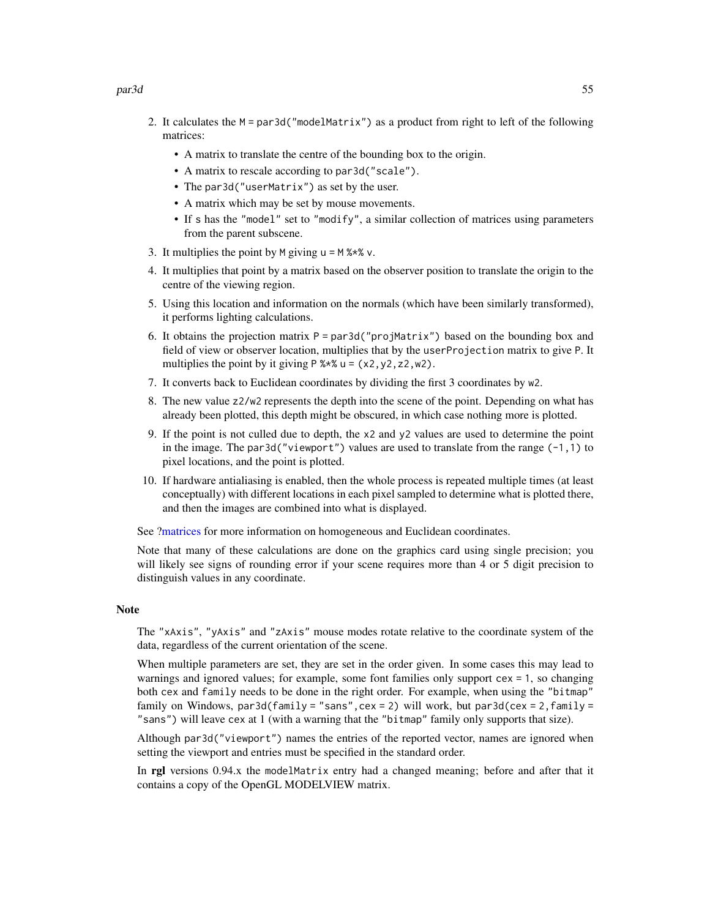2. It calculates the `M = par3d("modelMatrix")` as a product from right to left of the following matrices:
   - A matrix to translate the centre of the bounding box to the origin.
   - A matrix to rescale according to `par3d("scale")`.
   - The `par3d("userMatrix")` as set by the user.
   - A matrix which may be set by mouse movements.
   - If `s` has the `"model"` set to `"modify"`, a similar collection of matrices using parameters from the parent subscene.
3. It multiplies the point by `M` giving `u = M %*% v`.
4. It multiplies that point by a matrix based on the observer position to translate the origin to the centre of the viewing region.
5. Using this location and information on the normals (which have been similarly transformed), it performs lighting calculations.
6. It obtains the projection matrix `P = par3d("projMatrix")` based on the bounding box and field of view or observer location, multiplies that by the `userProjection` matrix to give `P`. It multiplies the point by it giving `P %*% u = (x2,y2,z2,w2)`.
7. It converts back to Euclidean coordinates by dividing the first 3 coordinates by `w2`.
8. The new value `z2/w2` represents the depth into the scene of the point. Depending on what has already been plotted, this depth might be obscured, in which case nothing more is plotted.
9. If the point is not culled due to depth, the `x2` and `y2` values are used to determine the point in the image. The `par3d("viewport")` values are used to translate from the range `(-1,1)` to pixel locations, and the point is plotted.
10. If hardware antialiasing is enabled, then the whole process is repeated multiple times (at least conceptually) with different locations in each pixel sampled to determine what is plotted there, and then the images are combined into what is displayed.

See ?matrices for more information on homogeneous and Euclidean coordinates.

Note that many of these calculations are done on the graphics card using single precision; you will likely see signs of rounding error if your scene requires more than 4 or 5 digit precision to distinguish values in any coordinate.

## Note

The `"xAxis"`, `"yAxis"` and `"zAxis"` mouse modes rotate relative to the coordinate system of the data, regardless of the current orientation of the scene.

When multiple parameters are set, they are set in the order given. In some cases this may lead to warnings and ignored values; for example, some font families only support `cex = 1`, so changing both `cex` and `family` needs to be done in the right order. For example, when using the `"bitmap"` family on Windows, `par3d(family = "sans",cex = 2)` will work, but `par3d(cex = 2,family = "sans")` will leave `cex` at 1 (with a warning that the `"bitmap"` family only supports that size).

Although `par3d("viewport")` names the entries of the reported vector, names are ignored when setting the viewport and entries must be specified in the standard order.

In **rgl** versions 0.94.x the `modelMatrix` entry had a changed meaning; before and after that it contains a copy of the OpenGL MODELVIEW matrix.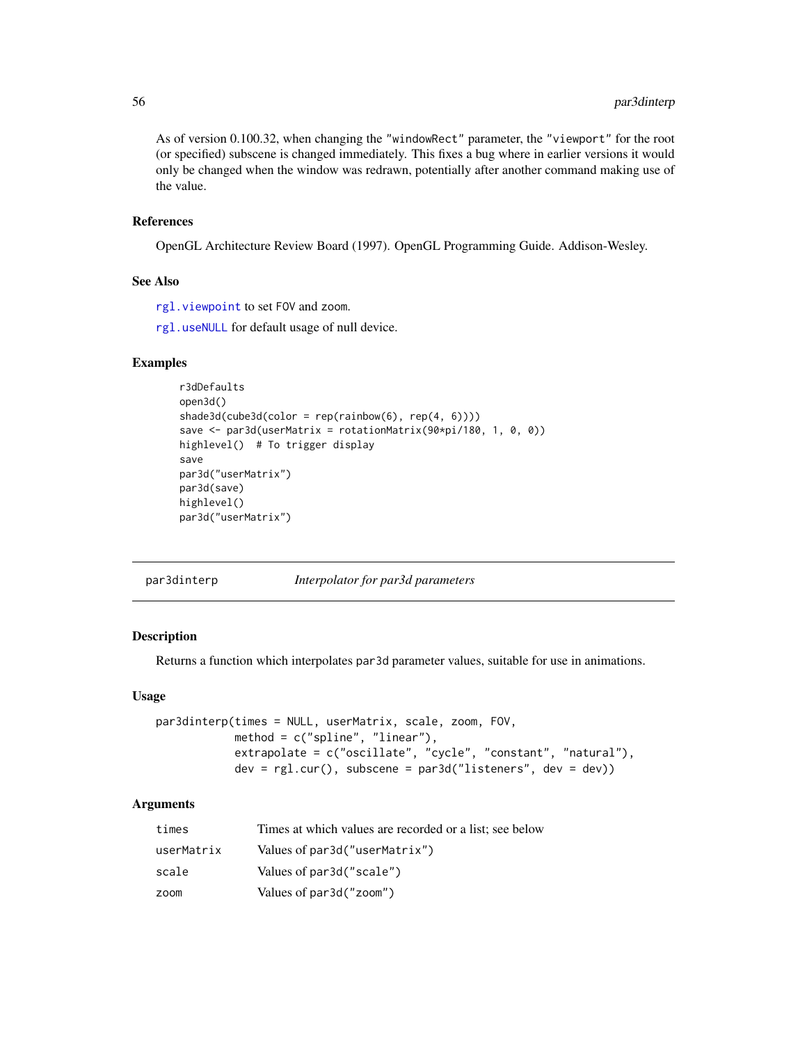As of version 0.100.32, when changing the "windowRect" parameter, the "viewport" for the root (or specified) subscene is changed immediately. This fixes a bug where in earlier versions it would only be changed when the window was redrawn, potentially after another command making use of the value.

### References

OpenGL Architecture Review Board (1997). OpenGL Programming Guide. Addison-Wesley.

### See Also

`rgl.viewpoint` to set FOV and zoom.

`rgl.useNULL` for default usage of null device.

### Examples

```
r3dDefaults
open3d()
shade3d(cube3d(color = rep(rainbow(6), rep(4, 6))))
save <- par3d(userMatrix = rotationMatrix(90*pi/180, 1, 0, 0))
highlevel()  # To trigger display
save
par3d("userMatrix")
par3d(save)
highlevel()
par3d("userMatrix")
```

---

## par3dinterp    *Interpolator for par3d parameters*

### Description

Returns a function which interpolates par3d parameter values, suitable for use in animations.

### Usage

```
par3dinterp(times = NULL, userMatrix, scale, zoom, FOV,
            method = c("spline", "linear"),
            extrapolate = c("oscillate", "cycle", "constant", "natural"),
            dev = rgl.cur(), subscene = par3d("listeners", dev = dev))
```

### Arguments

| | |
|---|---|
| times | Times at which values are recorded or a list; see below |
| userMatrix | Values of par3d("userMatrix") |
| scale | Values of par3d("scale") |
| zoom | Values of par3d("zoom") |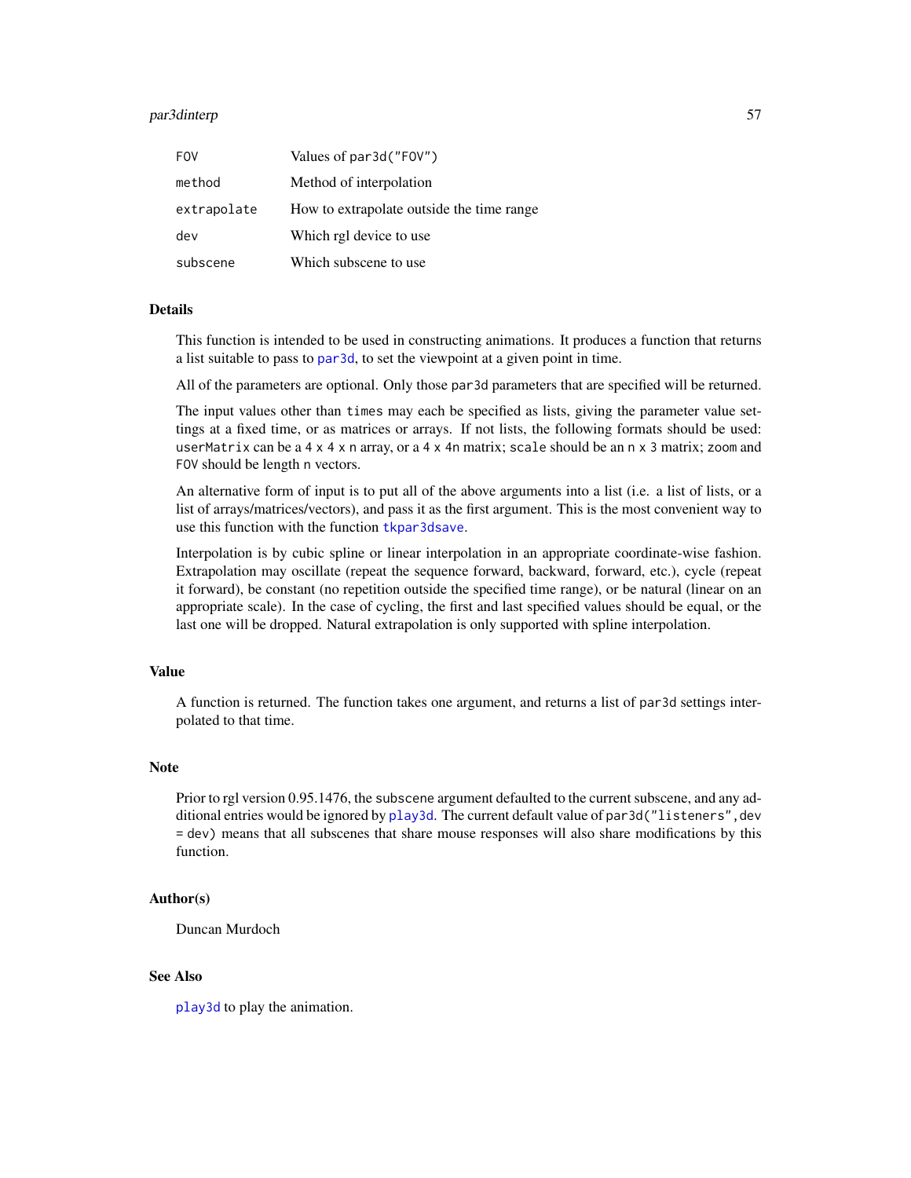| | |
|---|---|
| FOV | Values of par3d("FOV") |
| method | Method of interpolation |
| extrapolate | How to extrapolate outside the time range |
| dev | Which rgl device to use |
| subscene | Which subscene to use |

## Details

This function is intended to be used in constructing animations. It produces a function that returns a list suitable to pass to `par3d`, to set the viewpoint at a given point in time.

All of the parameters are optional. Only those `par3d` parameters that are specified will be returned.

The input values other than `times` may each be specified as lists, giving the parameter value settings at a fixed time, or as matrices or arrays. If not lists, the following formats should be used: `userMatrix` can be a `4 x 4 x n` array, or a `4 x 4n` matrix; `scale` should be an `n x 3` matrix; `zoom` and `FOV` should be length `n` vectors.

An alternative form of input is to put all of the above arguments into a list (i.e. a list of lists, or a list of arrays/matrices/vectors), and pass it as the first argument. This is the most convenient way to use this function with the function `tkpar3dsave`.

Interpolation is by cubic spline or linear interpolation in an appropriate coordinate-wise fashion. Extrapolation may oscillate (repeat the sequence forward, backward, forward, etc.), cycle (repeat it forward), be constant (no repetition outside the specified time range), or be natural (linear on an appropriate scale). In the case of cycling, the first and last specified values should be equal, or the last one will be dropped. Natural extrapolation is only supported with spline interpolation.

## Value

A function is returned. The function takes one argument, and returns a list of `par3d` settings interpolated to that time.

## Note

Prior to rgl version 0.95.1476, the `subscene` argument defaulted to the current subscene, and any additional entries would be ignored by `play3d`. The current default value of `par3d("listeners",dev = dev)` means that all subscenes that share mouse responses will also share modifications by this function.

## Author(s)

Duncan Murdoch

## See Also

`play3d` to play the animation.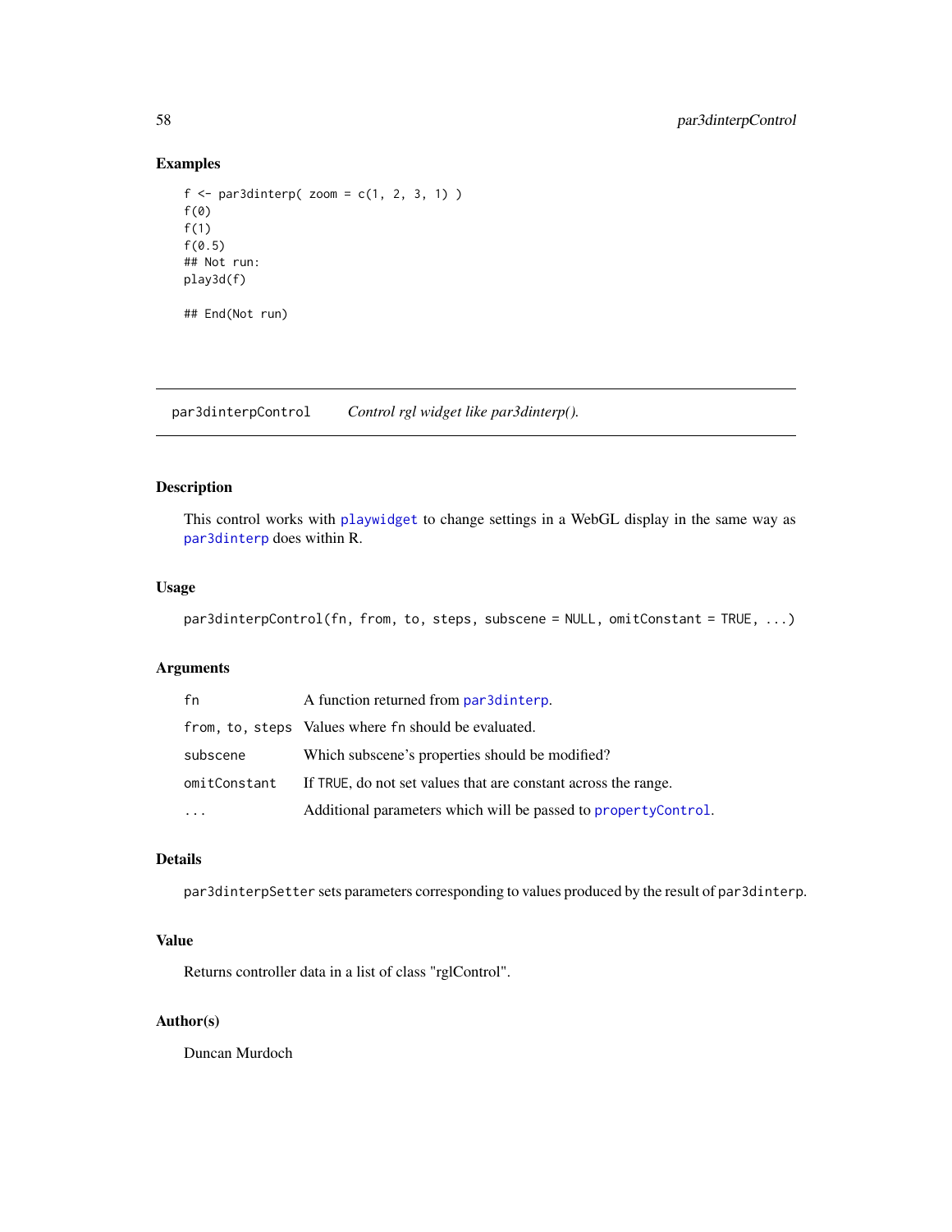## Examples

```
f <- par3dinterp( zoom = c(1, 2, 3, 1) )
f(0)
f(1)
f(0.5)
## Not run:
play3d(f)

## End(Not run)
```

---

# par3dinterpControl *Control rgl widget like par3dinterp().*

---

## Description

This control works with `playwidget` to change settings in a WebGL display in the same way as `par3dinterp` does within R.

## Usage

```
par3dinterpControl(fn, from, to, steps, subscene = NULL, omitConstant = TRUE, ...)
```

## Arguments

| | |
|---|---|
| `fn` | A function returned from `par3dinterp`. |
| `from, to, steps` | Values where `fn` should be evaluated. |
| `subscene` | Which subscene's properties should be modified? |
| `omitConstant` | If `TRUE`, do not set values that are constant across the range. |
| `...` | Additional parameters which will be passed to `propertyControl`. |

## Details

`par3dinterpSetter` sets parameters corresponding to values produced by the result of `par3dinterp`.

## Value

Returns controller data in a list of class "rglControl".

## Author(s)

Duncan Murdoch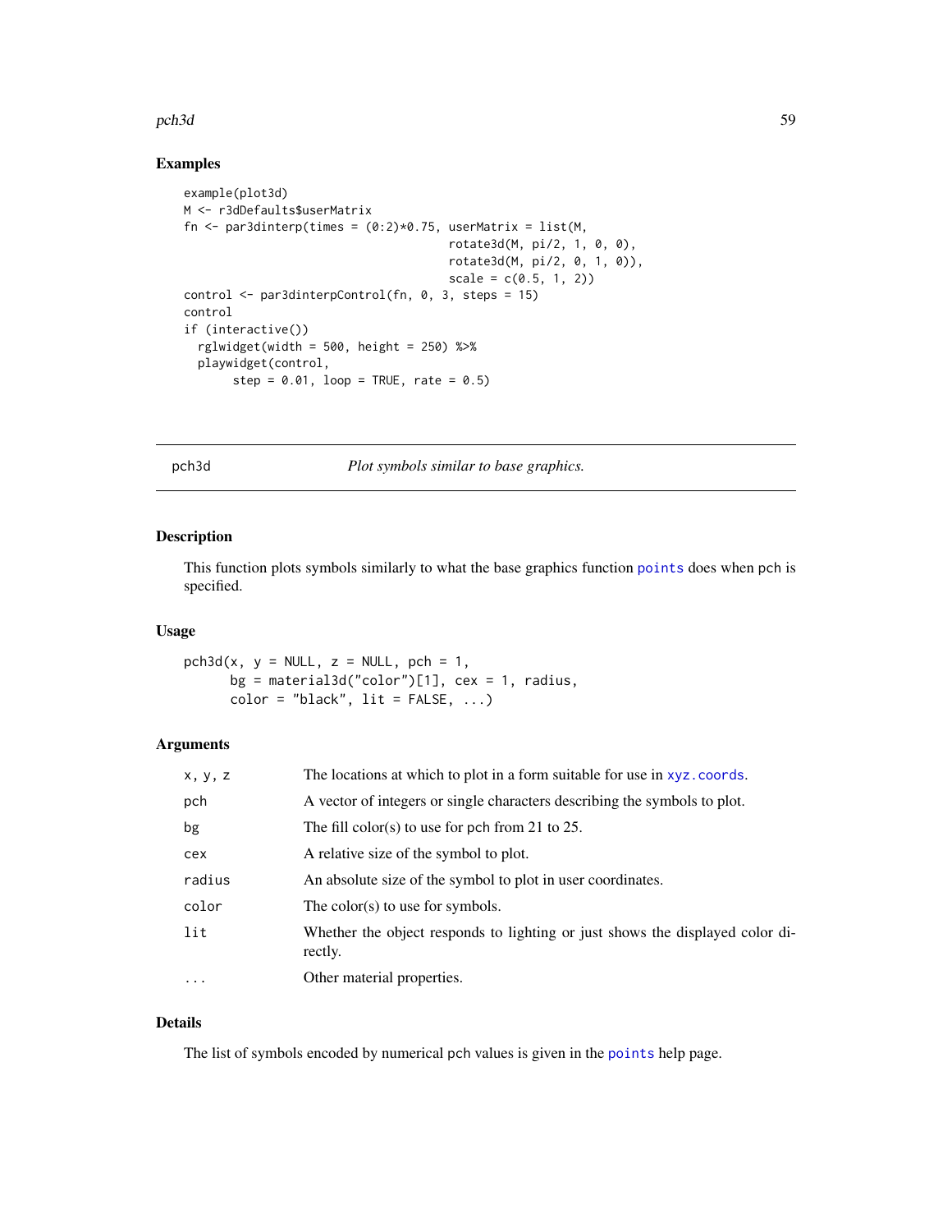## Examples

```
example(plot3d)
M <- r3dDefaults$userMatrix
fn <- par3dinterp(times = (0:2)*0.75, userMatrix = list(M,
                                      rotate3d(M, pi/2, 1, 0, 0),
                                      rotate3d(M, pi/2, 0, 1, 0)),
                                      scale = c(0.5, 1, 2))
control <- par3dinterpControl(fn, 0, 3, steps = 15)
control
if (interactive())
  rglwidget(width = 500, height = 250) %>%
  playwidget(control,
       step = 0.01, loop = TRUE, rate = 0.5)
```

---

# pch3d — *Plot symbols similar to base graphics.*

---

## Description

This function plots symbols similarly to what the base graphics function `points` does when pch is specified.

## Usage

```
pch3d(x, y = NULL, z = NULL, pch = 1,
      bg = material3d("color")[1], cex = 1, radius,
      color = "black", lit = FALSE, ...)
```

## Arguments

| | |
|---|---|
| `x, y, z` | The locations at which to plot in a form suitable for use in `xyz.coords`. |
| `pch` | A vector of integers or single characters describing the symbols to plot. |
| `bg` | The fill color(s) to use for pch from 21 to 25. |
| `cex` | A relative size of the symbol to plot. |
| `radius` | An absolute size of the symbol to plot in user coordinates. |
| `color` | The color(s) to use for symbols. |
| `lit` | Whether the object responds to lighting or just shows the displayed color directly. |
| `...` | Other material properties. |

## Details

The list of symbols encoded by numerical pch values is given in the `points` help page.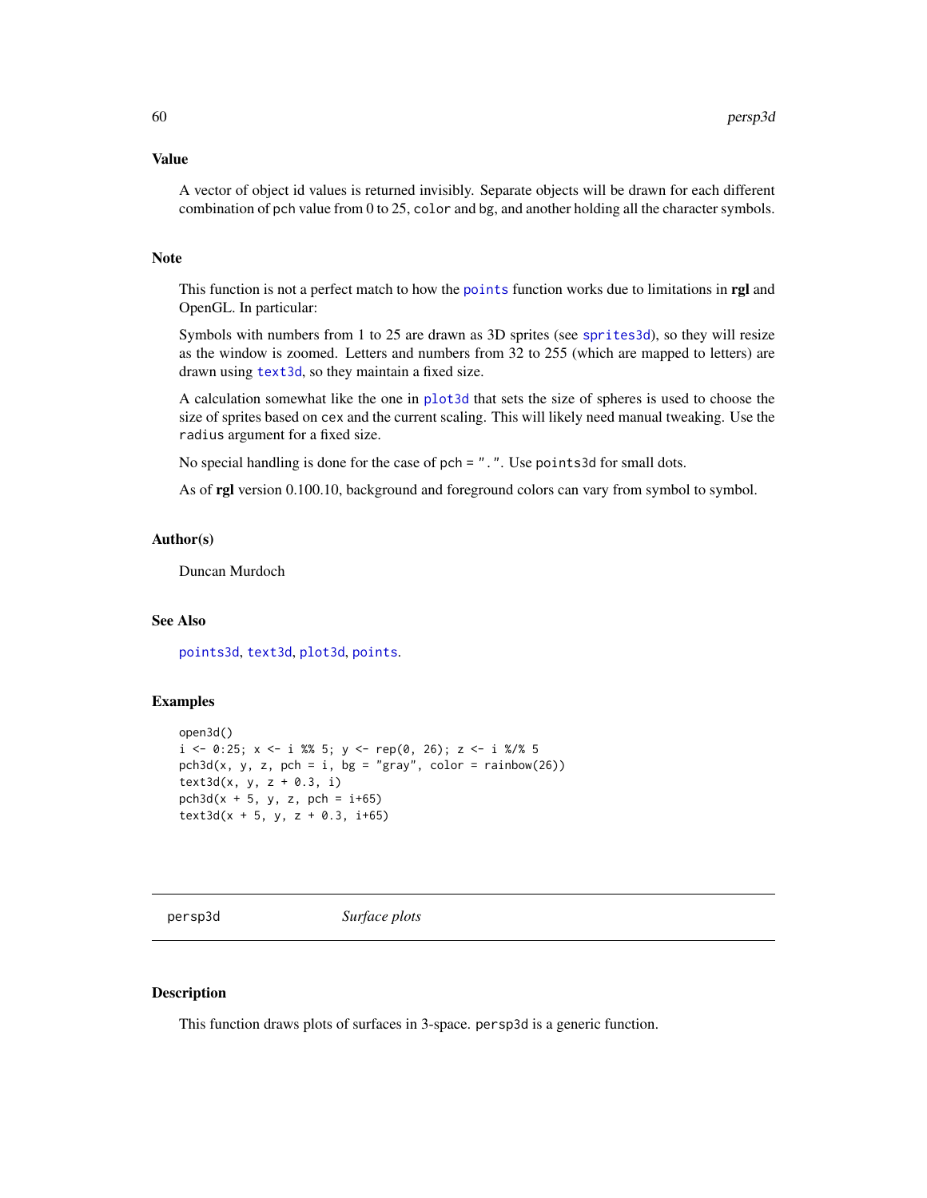## Value

A vector of object id values is returned invisibly. Separate objects will be drawn for each different combination of `pch` value from 0 to 25, `color` and `bg`, and another holding all the character symbols.

## Note

This function is not a perfect match to how the `points` function works due to limitations in **rgl** and OpenGL. In particular:

Symbols with numbers from 1 to 25 are drawn as 3D sprites (see `sprites3d`), so they will resize as the window is zoomed. Letters and numbers from 32 to 255 (which are mapped to letters) are drawn using `text3d`, so they maintain a fixed size.

A calculation somewhat like the one in `plot3d` that sets the size of spheres is used to choose the size of sprites based on `cex` and the current scaling. This will likely need manual tweaking. Use the `radius` argument for a fixed size.

No special handling is done for the case of `pch = "."`. Use `points3d` for small dots.

As of **rgl** version 0.100.10, background and foreground colors can vary from symbol to symbol.

## Author(s)

Duncan Murdoch

## See Also

`points3d`, `text3d`, `plot3d`, `points`.

## Examples

```
open3d()
i <- 0:25; x <- i %% 5; y <- rep(0, 26); z <- i %/% 5
pch3d(x, y, z, pch = i, bg = "gray", color = rainbow(26))
text3d(x, y, z + 0.3, i)
pch3d(x + 5, y, z, pch = i+65)
text3d(x + 5, y, z + 0.3, i+65)
```

---

# persp3d *Surface plots*

---

## Description

This function draws plots of surfaces in 3-space. `persp3d` is a generic function.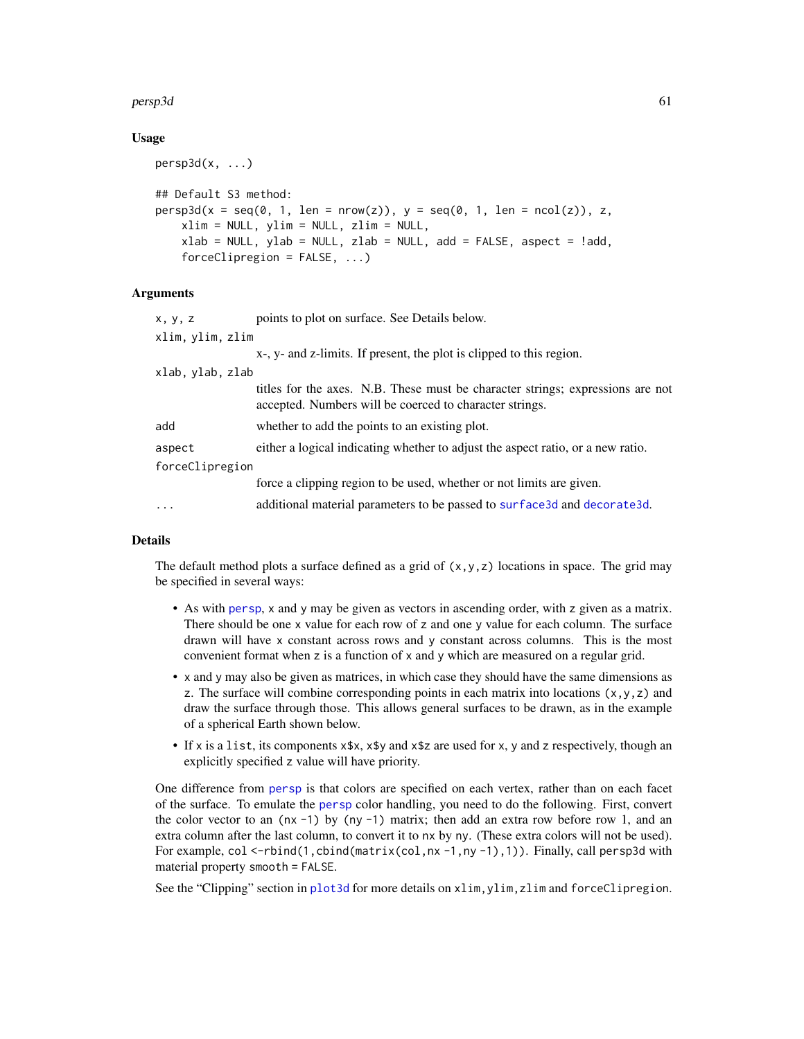## Usage

```
persp3d(x, ...)

## Default S3 method:
persp3d(x = seq(0, 1, len = nrow(z)), y = seq(0, 1, len = ncol(z)), z,
    xlim = NULL, ylim = NULL, zlim = NULL,
    xlab = NULL, ylab = NULL, zlab = NULL, add = FALSE, aspect = !add,
    forceClipregion = FALSE, ...)
```

## Arguments

| | |
|---|---|
| `x, y, z` | points to plot on surface. See Details below. |
| `xlim, ylim, zlim` | x-, y- and z-limits. If present, the plot is clipped to this region. |
| `xlab, ylab, zlab` | titles for the axes. N.B. These must be character strings; expressions are not accepted. Numbers will be coerced to character strings. |
| `add` | whether to add the points to an existing plot. |
| `aspect` | either a logical indicating whether to adjust the aspect ratio, or a new ratio. |
| `forceClipregion` | force a clipping region to be used, whether or not limits are given. |
| `...` | additional material parameters to be passed to `surface3d` and `decorate3d`. |

## Details

The default method plots a surface defined as a grid of `(x,y,z)` locations in space. The grid may be specified in several ways:

- As with `persp`, `x` and `y` may be given as vectors in ascending order, with `z` given as a matrix. There should be one `x` value for each row of `z` and one `y` value for each column. The surface drawn will have `x` constant across rows and `y` constant across columns. This is the most convenient format when `z` is a function of `x` and `y` which are measured on a regular grid.
- `x` and `y` may also be given as matrices, in which case they should have the same dimensions as `z`. The surface will combine corresponding points in each matrix into locations `(x,y,z)` and draw the surface through those. This allows general surfaces to be drawn, as in the example of a spherical Earth shown below.
- If `x` is a `list`, its components `x$x`, `x$y` and `x$z` are used for `x`, `y` and `z` respectively, though an explicitly specified `z` value will have priority.

One difference from `persp` is that colors are specified on each vertex, rather than on each facet of the surface. To emulate the `persp` color handling, you need to do the following. First, convert the color vector to an `(nx -1)` by `(ny -1)` matrix; then add an extra row before row 1, and an extra column after the last column, to convert it to `nx` by `ny`. (These extra colors will not be used). For example, `col <-rbind(1,cbind(matrix(col,nx -1,ny -1),1))`. Finally, call `persp3d` with material property `smooth = FALSE`.

See the "Clipping" section in `plot3d` for more details on `xlim,ylim,zlim` and `forceClipregion`.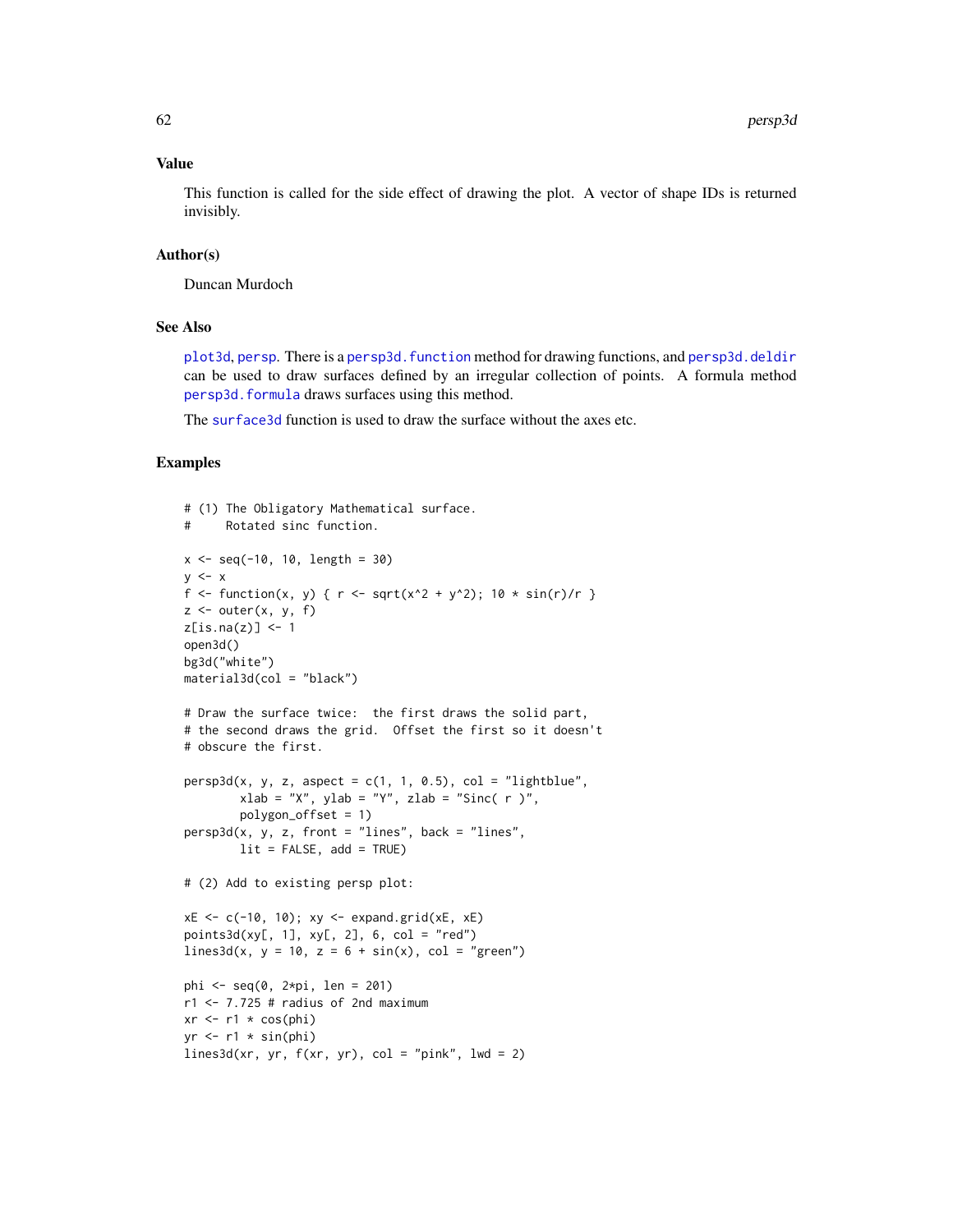## Value

This function is called for the side effect of drawing the plot. A vector of shape IDs is returned invisibly.

## Author(s)

Duncan Murdoch

## See Also

plot3d, persp. There is a persp3d.function method for drawing functions, and persp3d.deldir can be used to draw surfaces defined by an irregular collection of points. A formula method persp3d.formula draws surfaces using this method.

The surface3d function is used to draw the surface without the axes etc.

## Examples

```
# (1) The Obligatory Mathematical surface.
#     Rotated sinc function.

x <- seq(-10, 10, length = 30)
y <- x
f <- function(x, y) { r <- sqrt(x^2 + y^2); 10 * sin(r)/r }
z <- outer(x, y, f)
z[is.na(z)] <- 1
open3d()
bg3d("white")
material3d(col = "black")

# Draw the surface twice:  the first draws the solid part,
# the second draws the grid.  Offset the first so it doesn't
# obscure the first.

persp3d(x, y, z, aspect = c(1, 1, 0.5), col = "lightblue",
        xlab = "X", ylab = "Y", zlab = "Sinc( r )",
        polygon_offset = 1)
persp3d(x, y, z, front = "lines", back = "lines",
        lit = FALSE, add = TRUE)

# (2) Add to existing persp plot:

xE <- c(-10, 10); xy <- expand.grid(xE, xE)
points3d(xy[, 1], xy[, 2], 6, col = "red")
lines3d(x, y = 10, z = 6 + sin(x), col = "green")

phi <- seq(0, 2*pi, len = 201)
r1 <- 7.725 # radius of 2nd maximum
xr <- r1 * cos(phi)
yr <- r1 * sin(phi)
lines3d(xr, yr, f(xr, yr), col = "pink", lwd = 2)
```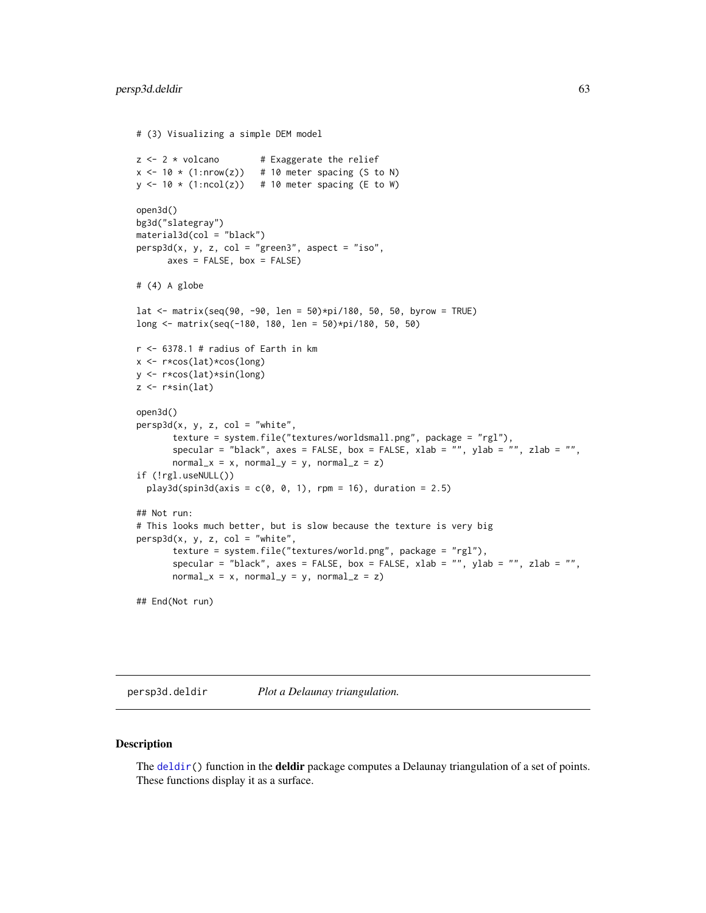```
# (3) Visualizing a simple DEM model

z <- 2 * volcano        # Exaggerate the relief
x <- 10 * (1:nrow(z))   # 10 meter spacing (S to N)
y <- 10 * (1:ncol(z))   # 10 meter spacing (E to W)

open3d()
bg3d("slategray")
material3d(col = "black")
persp3d(x, y, z, col = "green3", aspect = "iso",
      axes = FALSE, box = FALSE)

# (4) A globe

lat <- matrix(seq(90, -90, len = 50)*pi/180, 50, 50, byrow = TRUE)
long <- matrix(seq(-180, 180, len = 50)*pi/180, 50, 50)

r <- 6378.1 # radius of Earth in km
x <- r*cos(lat)*cos(long)
y <- r*cos(lat)*sin(long)
z <- r*sin(lat)

open3d()
persp3d(x, y, z, col = "white",
       texture = system.file("textures/worldsmall.png", package = "rgl"),
       specular = "black", axes = FALSE, box = FALSE, xlab = "", ylab = "", zlab = "",
       normal_x = x, normal_y = y, normal_z = z)
if (!rgl.useNULL())
  play3d(spin3d(axis = c(0, 0, 1), rpm = 16), duration = 2.5)

## Not run:
# This looks much better, but is slow because the texture is very big
persp3d(x, y, z, col = "white",
       texture = system.file("textures/world.png", package = "rgl"),
       specular = "black", axes = FALSE, box = FALSE, xlab = "", ylab = "", zlab = "",
       normal_x = x, normal_y = y, normal_z = z)

## End(Not run)
```

## persp3d.deldir *Plot a Delaunay triangulation.*

### Description

The `deldir()` function in the **deldir** package computes a Delaunay triangulation of a set of points. These functions display it as a surface.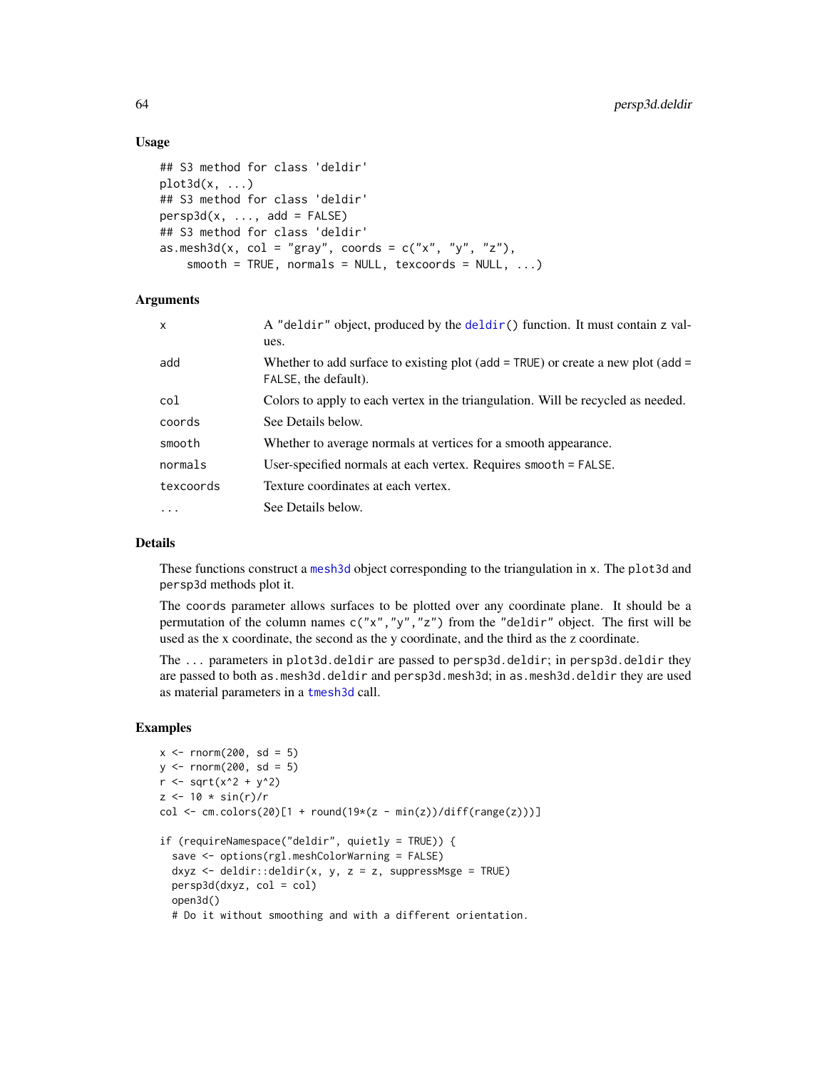### Usage

```
## S3 method for class 'deldir'
plot3d(x, ...)
## S3 method for class 'deldir'
persp3d(x, ..., add = FALSE)
## S3 method for class 'deldir'
as.mesh3d(x, col = "gray", coords = c("x", "y", "z"),
    smooth = TRUE, normals = NULL, texcoords = NULL, ...)
```

### Arguments

| | |
|---|---|
| `x` | A "deldir" object, produced by the `deldir()` function. It must contain z values. |
| `add` | Whether to add surface to existing plot (add = TRUE) or create a new plot (add = FALSE, the default). |
| `col` | Colors to apply to each vertex in the triangulation. Will be recycled as needed. |
| `coords` | See Details below. |
| `smooth` | Whether to average normals at vertices for a smooth appearance. |
| `normals` | User-specified normals at each vertex. Requires smooth = FALSE. |
| `texcoords` | Texture coordinates at each vertex. |
| `...` | See Details below. |

### Details

These functions construct a `mesh3d` object corresponding to the triangulation in x. The plot3d and persp3d methods plot it.

The coords parameter allows surfaces to be plotted over any coordinate plane. It should be a permutation of the column names c("x","y","z") from the "deldir" object. The first will be used as the x coordinate, the second as the y coordinate, and the third as the z coordinate.

The ... parameters in plot3d.deldir are passed to persp3d.deldir; in persp3d.deldir they are passed to both as.mesh3d.deldir and persp3d.mesh3d; in as.mesh3d.deldir they are used as material parameters in a `tmesh3d` call.

### Examples

```
x <- rnorm(200, sd = 5)
y <- rnorm(200, sd = 5)
r <- sqrt(x^2 + y^2)
z <- 10 * sin(r)/r
col <- cm.colors(20)[1 + round(19*(z - min(z))/diff(range(z)))]

if (requireNamespace("deldir", quietly = TRUE)) {
  save <- options(rgl.meshColorWarning = FALSE)
  dxyz <- deldir::deldir(x, y, z = z, suppressMsge = TRUE)
  persp3d(dxyz, col = col)
  open3d()
  # Do it without smoothing and with a different orientation.
```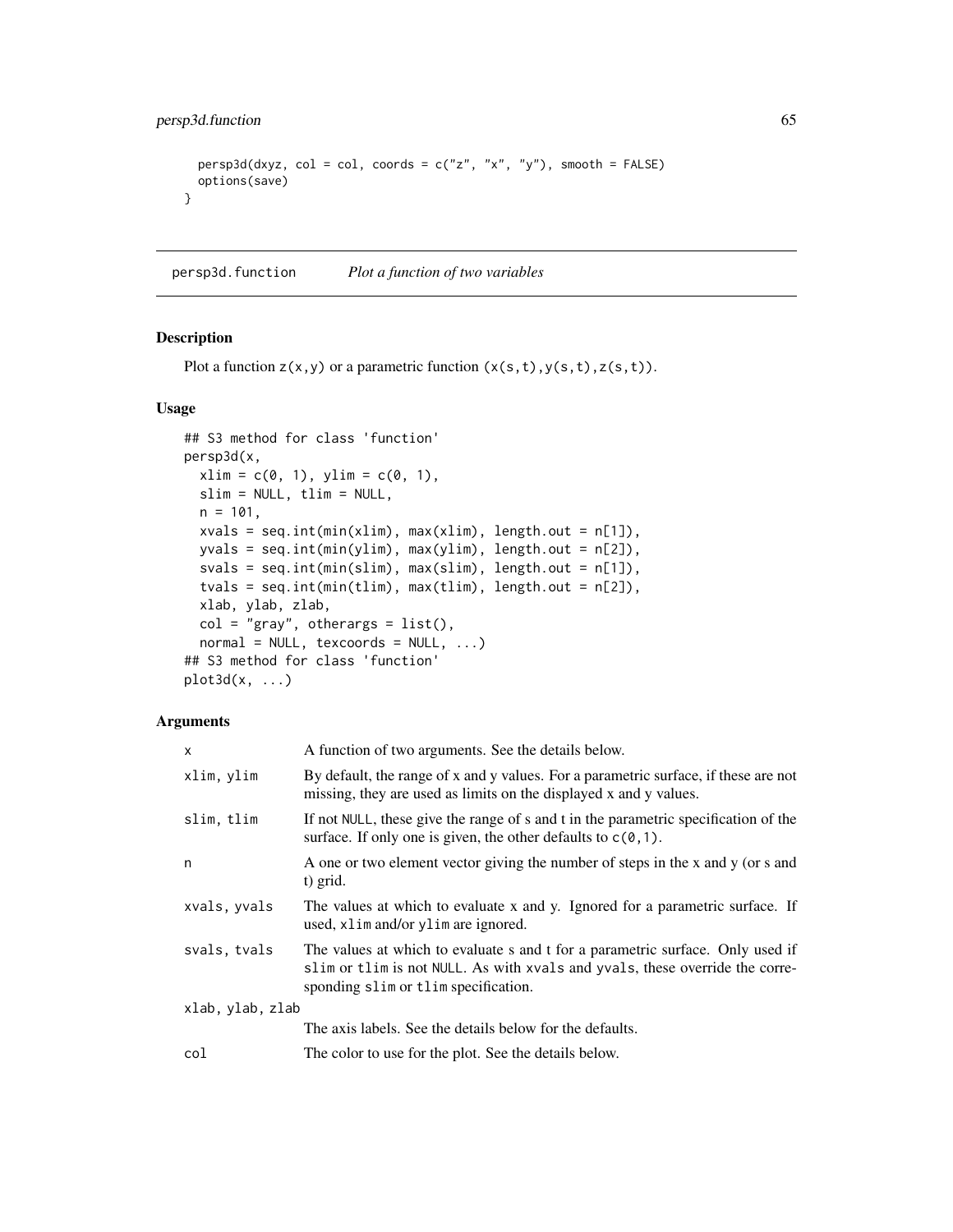```
  persp3d(dxyz, col = col, coords = c("z", "x", "y"), smooth = FALSE)
  options(save)
}
```

---

## persp3d.function *Plot a function of two variables*

### Description

Plot a function `z(x,y)` or a parametric function `(x(s,t),y(s,t),z(s,t))`.

### Usage

```
## S3 method for class 'function'
persp3d(x,
  xlim = c(0, 1), ylim = c(0, 1),
  slim = NULL, tlim = NULL,
  n = 101,
  xvals = seq.int(min(xlim), max(xlim), length.out = n[1]),
  yvals = seq.int(min(ylim), max(ylim), length.out = n[2]),
  svals = seq.int(min(slim), max(slim), length.out = n[1]),
  tvals = seq.int(min(tlim), max(tlim), length.out = n[2]),
  xlab, ylab, zlab,
  col = "gray", otherargs = list(),
  normal = NULL, texcoords = NULL, ...)
## S3 method for class 'function'
plot3d(x, ...)
```

### Arguments

| | |
|---|---|
| `x` | A function of two arguments. See the details below. |
| `xlim, ylim` | By default, the range of x and y values. For a parametric surface, if these are not missing, they are used as limits on the displayed x and y values. |
| `slim, tlim` | If not `NULL`, these give the range of s and t in the parametric specification of the surface. If only one is given, the other defaults to `c(0,1)`. |
| `n` | A one or two element vector giving the number of steps in the x and y (or s and t) grid. |
| `xvals, yvals` | The values at which to evaluate x and y. Ignored for a parametric surface. If used, `xlim` and/or `ylim` are ignored. |
| `svals, tvals` | The values at which to evaluate s and t for a parametric surface. Only used if `slim` or `tlim` is not `NULL`. As with `xvals` and `yvals`, these override the corresponding `slim` or `tlim` specification. |
| `xlab, ylab, zlab` | The axis labels. See the details below for the defaults. |
| `col` | The color to use for the plot. See the details below. |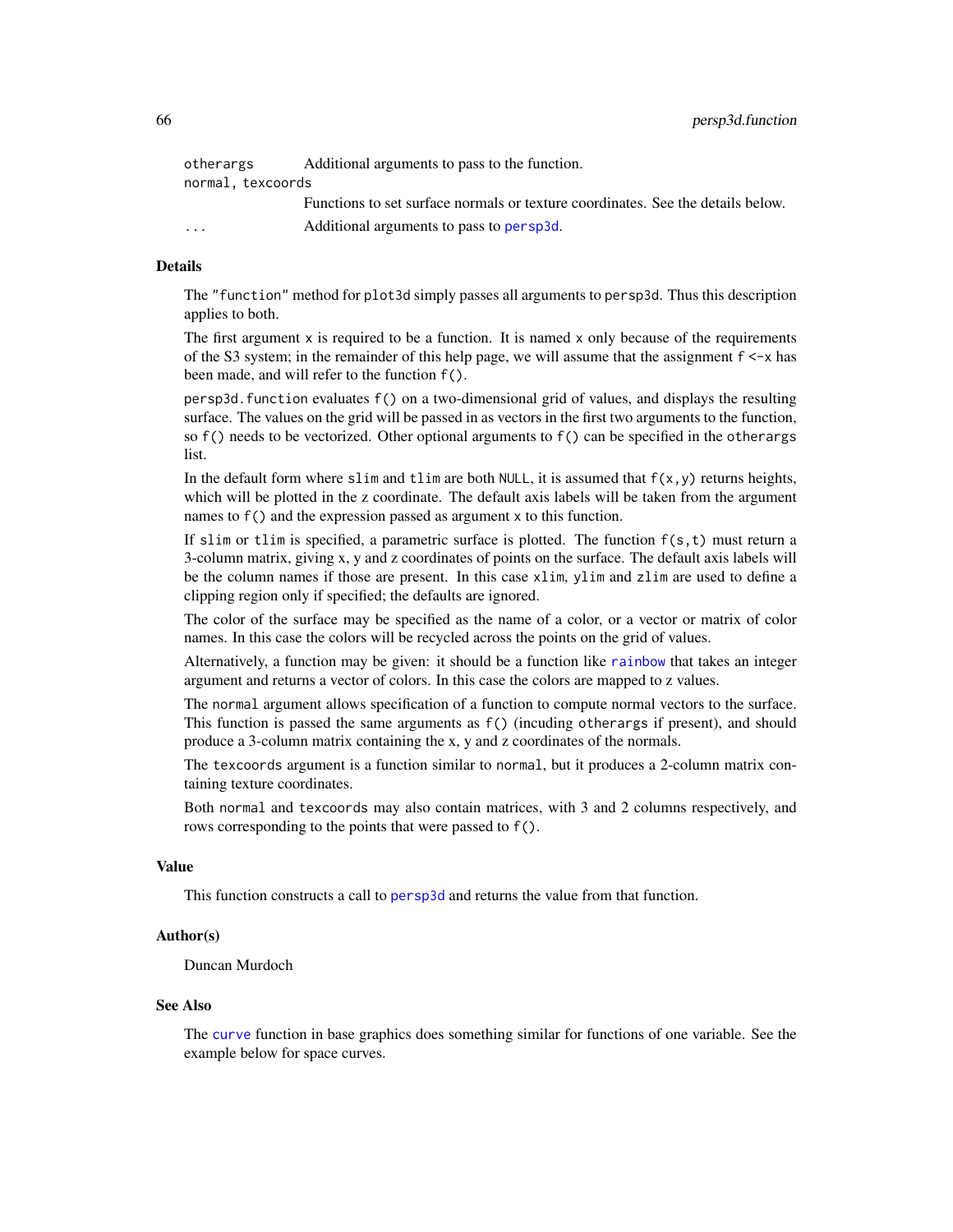| | |
|---|---|
| otherargs | Additional arguments to pass to the function. |
| normal, texcoords | Functions to set surface normals or texture coordinates. See the details below. |
| ... | Additional arguments to pass to persp3d. |

## Details

The "function" method for plot3d simply passes all arguments to persp3d. Thus this description applies to both.

The first argument x is required to be a function. It is named x only because of the requirements of the S3 system; in the remainder of this help page, we will assume that the assignment f <-x has been made, and will refer to the function f().

persp3d.function evaluates f() on a two-dimensional grid of values, and displays the resulting surface. The values on the grid will be passed in as vectors in the first two arguments to the function, so f() needs to be vectorized. Other optional arguments to f() can be specified in the otherargs list.

In the default form where slim and tlim are both NULL, it is assumed that f(x,y) returns heights, which will be plotted in the z coordinate. The default axis labels will be taken from the argument names to f() and the expression passed as argument x to this function.

If slim or tlim is specified, a parametric surface is plotted. The function f(s,t) must return a 3-column matrix, giving x, y and z coordinates of points on the surface. The default axis labels will be the column names if those are present. In this case xlim, ylim and zlim are used to define a clipping region only if specified; the defaults are ignored.

The color of the surface may be specified as the name of a color, or a vector or matrix of color names. In this case the colors will be recycled across the points on the grid of values.

Alternatively, a function may be given: it should be a function like rainbow that takes an integer argument and returns a vector of colors. In this case the colors are mapped to z values.

The normal argument allows specification of a function to compute normal vectors to the surface. This function is passed the same arguments as f() (incuding otherargs if present), and should produce a 3-column matrix containing the x, y and z coordinates of the normals.

The texcoords argument is a function similar to normal, but it produces a 2-column matrix containing texture coordinates.

Both normal and texcoords may also contain matrices, with 3 and 2 columns respectively, and rows corresponding to the points that were passed to f().

## Value

This function constructs a call to persp3d and returns the value from that function.

## Author(s)

Duncan Murdoch

## See Also

The curve function in base graphics does something similar for functions of one variable. See the example below for space curves.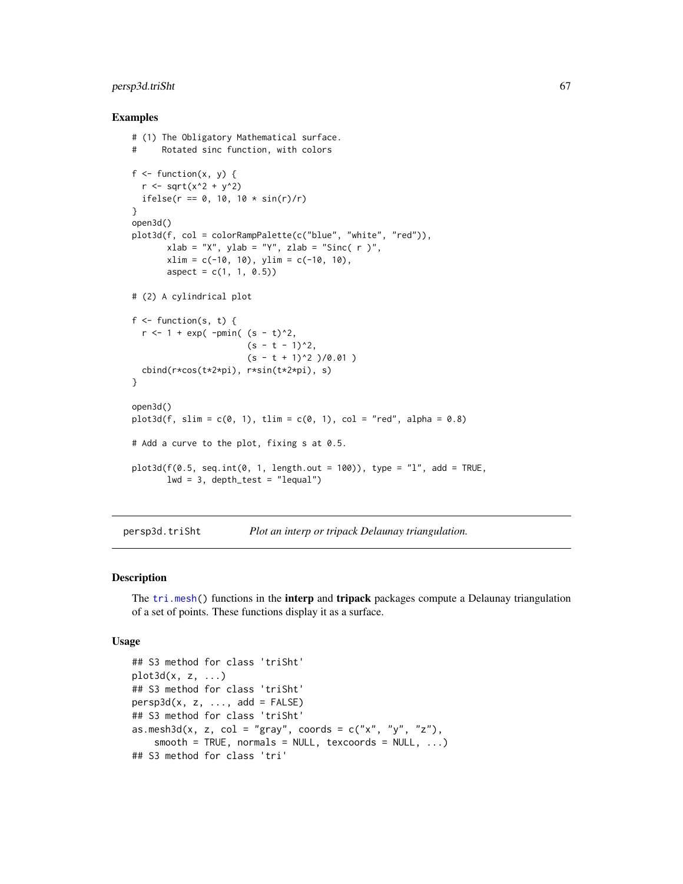### Examples

```
# (1) The Obligatory Mathematical surface.
#     Rotated sinc function, with colors

f <- function(x, y) {
  r <- sqrt(x^2 + y^2)
  ifelse(r == 0, 10, 10 * sin(r)/r)
}
open3d()
plot3d(f, col = colorRampPalette(c("blue", "white", "red")),
       xlab = "X", ylab = "Y", zlab = "Sinc( r )",
       xlim = c(-10, 10), ylim = c(-10, 10),
       aspect = c(1, 1, 0.5))

# (2) A cylindrical plot

f <- function(s, t) {
  r <- 1 + exp( -pmin( (s - t)^2,
                       (s - t - 1)^2,
                       (s - t + 1)^2 )/0.01 )
  cbind(r*cos(t*2*pi), r*sin(t*2*pi), s)
}

open3d()
plot3d(f, slim = c(0, 1), tlim = c(0, 1), col = "red", alpha = 0.8)

# Add a curve to the plot, fixing s at 0.5.

plot3d(f(0.5, seq.int(0, 1, length.out = 100)), type = "l", add = TRUE,
       lwd = 3, depth_test = "lequal")
```

---

## persp3d.triSht — *Plot an interp or tripack Delaunay triangulation.*

### Description

The tri.mesh() functions in the **interp** and **tripack** packages compute a Delaunay triangulation of a set of points. These functions display it as a surface.

### Usage

```
## S3 method for class 'triSht'
plot3d(x, z, ...)
## S3 method for class 'triSht'
persp3d(x, z, ..., add = FALSE)
## S3 method for class 'triSht'
as.mesh3d(x, z, col = "gray", coords = c("x", "y", "z"),
    smooth = TRUE, normals = NULL, texcoords = NULL, ...)
## S3 method for class 'tri'
```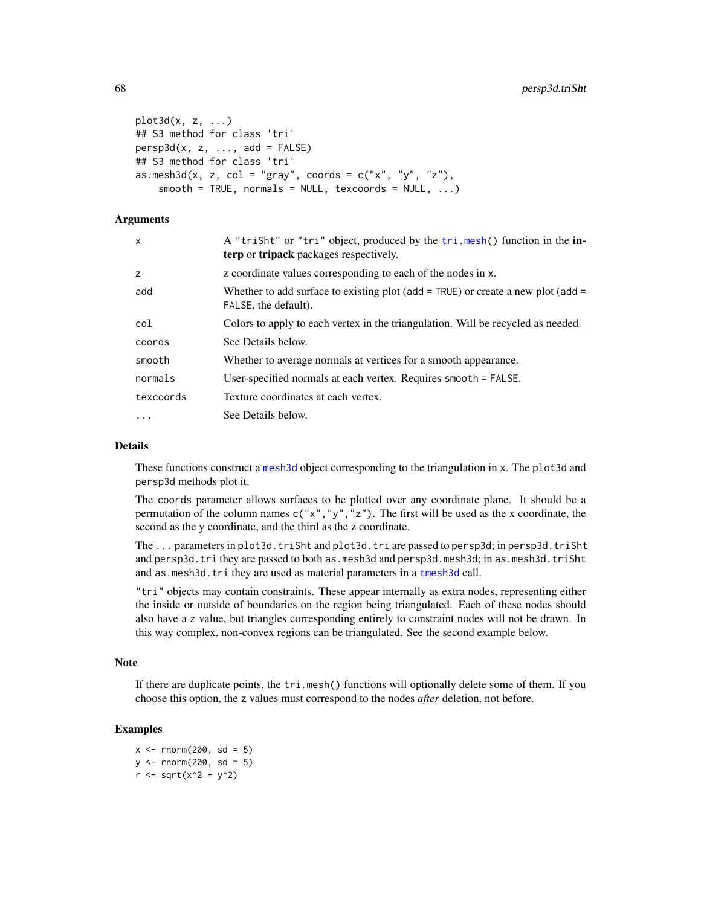```
plot3d(x, z, ...)
## S3 method for class 'tri'
persp3d(x, z, ..., add = FALSE)
## S3 method for class 'tri'
as.mesh3d(x, z, col = "gray", coords = c("x", "y", "z"),
    smooth = TRUE, normals = NULL, texcoords = NULL, ...)
```

## Arguments

| | |
|---|---|
| `x` | A "triSht" or "tri" object, produced by the `tri.mesh()` function in the **interp** or **tripack** packages respectively. |
| `z` | z coordinate values corresponding to each of the nodes in `x`. |
| `add` | Whether to add surface to existing plot (`add = TRUE`) or create a new plot (`add = FALSE`, the default). |
| `col` | Colors to apply to each vertex in the triangulation. Will be recycled as needed. |
| `coords` | See Details below. |
| `smooth` | Whether to average normals at vertices for a smooth appearance. |
| `normals` | User-specified normals at each vertex. Requires `smooth = FALSE`. |
| `texcoords` | Texture coordinates at each vertex. |
| `...` | See Details below. |

## Details

These functions construct a `mesh3d` object corresponding to the triangulation in `x`. The `plot3d` and `persp3d` methods plot it.

The `coords` parameter allows surfaces to be plotted over any coordinate plane. It should be a permutation of the column names `c("x","y","z")`. The first will be used as the x coordinate, the second as the y coordinate, and the third as the z coordinate.

The `...` parameters in `plot3d.triSht` and `plot3d.tri` are passed to `persp3d`; in `persp3d.triSht` and `persp3d.tri` they are passed to both `as.mesh3d` and `persp3d.mesh3d`; in `as.mesh3d.triSht` and `as.mesh3d.tri` they are used as material parameters in a `tmesh3d` call.

"tri" objects may contain constraints. These appear internally as extra nodes, representing either the inside or outside of boundaries on the region being triangulated. Each of these nodes should also have a `z` value, but triangles corresponding entirely to constraint nodes will not be drawn. In this way complex, non-convex regions can be triangulated. See the second example below.

## Note

If there are duplicate points, the `tri.mesh()` functions will optionally delete some of them. If you choose this option, the `z` values must correspond to the nodes *after* deletion, not before.

## Examples

```
x <- rnorm(200, sd = 5)
y <- rnorm(200, sd = 5)
r <- sqrt(x^2 + y^2)
```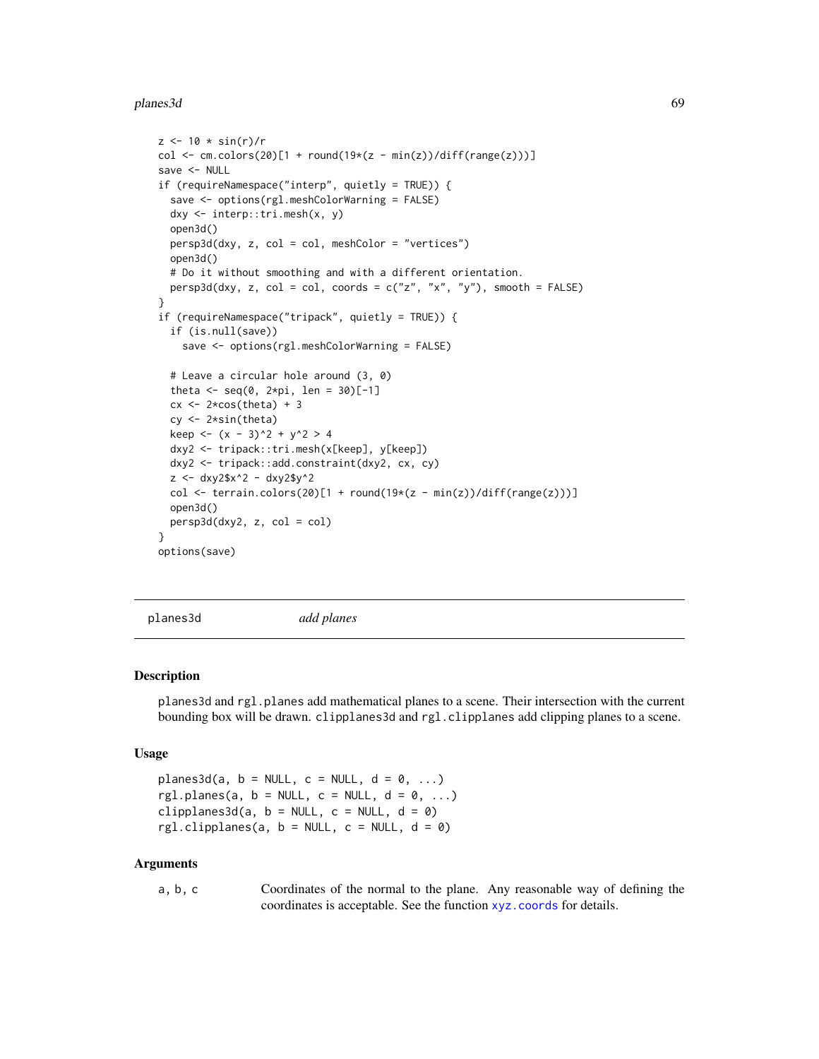```
z <- 10 * sin(r)/r
col <- cm.colors(20)[1 + round(19*(z - min(z))/diff(range(z)))]
save <- NULL
if (requireNamespace("interp", quietly = TRUE)) {
  save <- options(rgl.meshColorWarning = FALSE)
  dxy <- interp::tri.mesh(x, y)
  open3d()
  persp3d(dxy, z, col = col, meshColor = "vertices")
  open3d()
  # Do it without smoothing and with a different orientation.
  persp3d(dxy, z, col = col, coords = c("z", "x", "y"), smooth = FALSE)
}
if (requireNamespace("tripack", quietly = TRUE)) {
  if (is.null(save))
    save <- options(rgl.meshColorWarning = FALSE)

  # Leave a circular hole around (3, 0)
  theta <- seq(0, 2*pi, len = 30)[-1]
  cx <- 2*cos(theta) + 3
  cy <- 2*sin(theta)
  keep <- (x - 3)^2 + y^2 > 4
  dxy2 <- tripack::tri.mesh(x[keep], y[keep])
  dxy2 <- tripack::add.constraint(dxy2, cx, cy)
  z <- dxy2$x^2 - dxy2$y^2
  col <- terrain.colors(20)[1 + round(19*(z - min(z))/diff(range(z)))]
  open3d()
  persp3d(dxy2, z, col = col)
}
options(save)
```

---

# planes3d — *add planes*

## Description

planes3d and rgl.planes add mathematical planes to a scene. Their intersection with the current bounding box will be drawn. clipplanes3d and rgl.clipplanes add clipping planes to a scene.

## Usage

```
planes3d(a, b = NULL, c = NULL, d = 0, ...)
rgl.planes(a, b = NULL, c = NULL, d = 0, ...)
clipplanes3d(a, b = NULL, c = NULL, d = 0)
rgl.clipplanes(a, b = NULL, c = NULL, d = 0)
```

## Arguments

| | |
|---|---|
| a, b, c | Coordinates of the normal to the plane. Any reasonable way of defining the coordinates is acceptable. See the function xyz.coords for details. |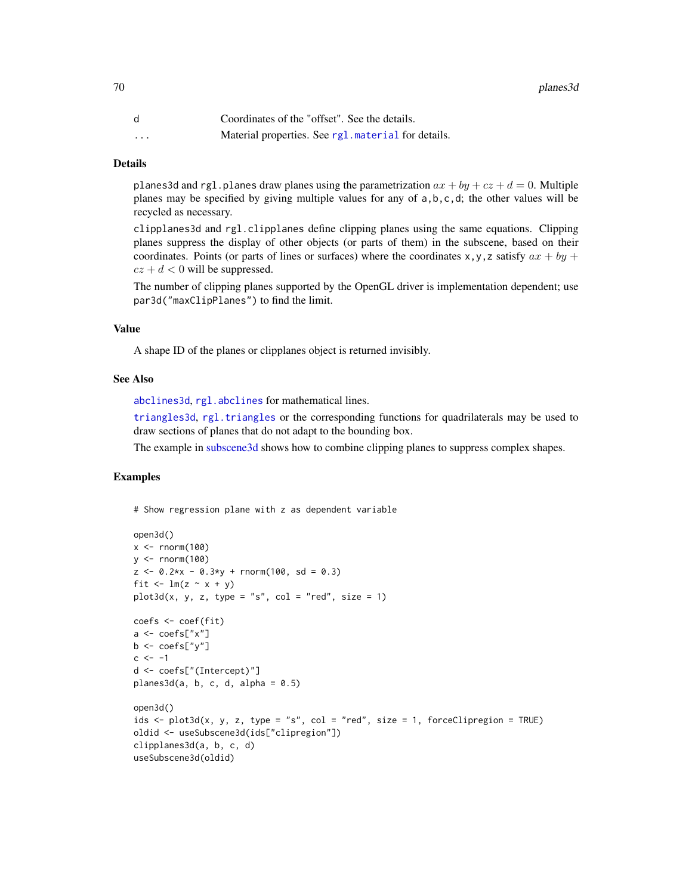| | |
|---|---|
| d | Coordinates of the "offset". See the details. |
| ... | Material properties. See rgl.material for details. |

## Details

planes3d and rgl.planes draw planes using the parametrization $ax + by + cz + d = 0$. Multiple planes may be specified by giving multiple values for any of a,b,c,d; the other values will be recycled as necessary.

clipplanes3d and rgl.clipplanes define clipping planes using the same equations. Clipping planes suppress the display of other objects (or parts of them) in the subscene, based on their coordinates. Points (or parts of lines or surfaces) where the coordinates x,y,z satisfy $ax + by + cz + d < 0$ will be suppressed.

The number of clipping planes supported by the OpenGL driver is implementation dependent; use par3d("maxClipPlanes") to find the limit.

## Value

A shape ID of the planes or clipplanes object is returned invisibly.

## See Also

abclines3d, rgl.abclines for mathematical lines.

triangles3d, rgl.triangles or the corresponding functions for quadrilaterals may be used to draw sections of planes that do not adapt to the bounding box.

The example in subscene3d shows how to combine clipping planes to suppress complex shapes.

## Examples

```
# Show regression plane with z as dependent variable

open3d()
x <- rnorm(100)
y <- rnorm(100)
z <- 0.2*x - 0.3*y + rnorm(100, sd = 0.3)
fit <- lm(z ~ x + y)
plot3d(x, y, z, type = "s", col = "red", size = 1)

coefs <- coef(fit)
a <- coefs["x"]
b <- coefs["y"]
c <- -1
d <- coefs["(Intercept)"]
planes3d(a, b, c, d, alpha = 0.5)

open3d()
ids <- plot3d(x, y, z, type = "s", col = "red", size = 1, forceClipregion = TRUE)
oldid <- useSubscene3d(ids["clipregion"])
clipplanes3d(a, b, c, d)
useSubscene3d(oldid)
```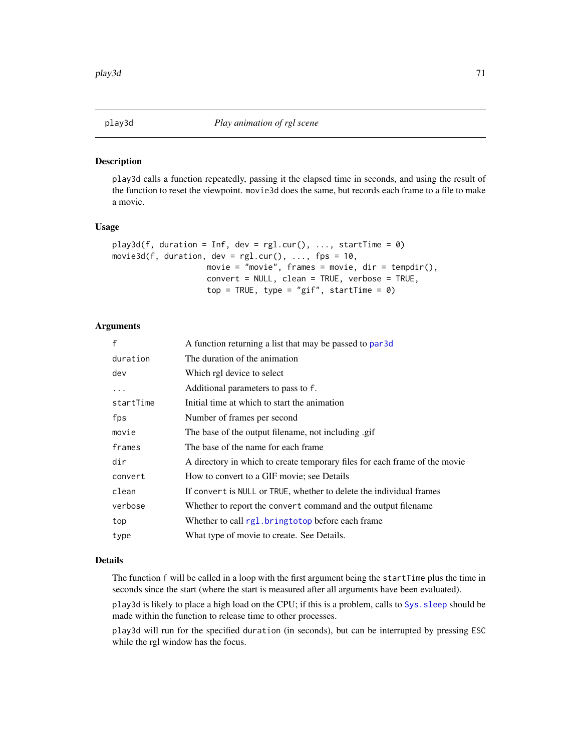## play3d — *Play animation of rgl scene*

### Description

`play3d` calls a function repeatedly, passing it the elapsed time in seconds, and using the result of the function to reset the viewpoint. `movie3d` does the same, but records each frame to a file to make a movie.

### Usage

```
play3d(f, duration = Inf, dev = rgl.cur(), ..., startTime = 0)
movie3d(f, duration, dev = rgl.cur(), ..., fps = 10,
                   movie = "movie", frames = movie, dir = tempdir(),
                   convert = NULL, clean = TRUE, verbose = TRUE,
                   top = TRUE, type = "gif", startTime = 0)
```

### Arguments

| | |
|---|---|
| `f` | A function returning a list that may be passed to `par3d` |
| `duration` | The duration of the animation |
| `dev` | Which rgl device to select |
| `...` | Additional parameters to pass to `f`. |
| `startTime` | Initial time at which to start the animation |
| `fps` | Number of frames per second |
| `movie` | The base of the output filename, not including .gif |
| `frames` | The base of the name for each frame |
| `dir` | A directory in which to create temporary files for each frame of the movie |
| `convert` | How to convert to a GIF movie; see Details |
| `clean` | If `convert` is `NULL` or `TRUE`, whether to delete the individual frames |
| `verbose` | Whether to report the `convert` command and the output filename |
| `top` | Whether to call `rgl.bringtotop` before each frame |
| `type` | What type of movie to create. See Details. |

### Details

The function `f` will be called in a loop with the first argument being the `startTime` plus the time in seconds since the start (where the start is measured after all arguments have been evaluated).

`play3d` is likely to place a high load on the CPU; if this is a problem, calls to `Sys.sleep` should be made within the function to release time to other processes.

`play3d` will run for the specified `duration` (in seconds), but can be interrupted by pressing `ESC` while the rgl window has the focus.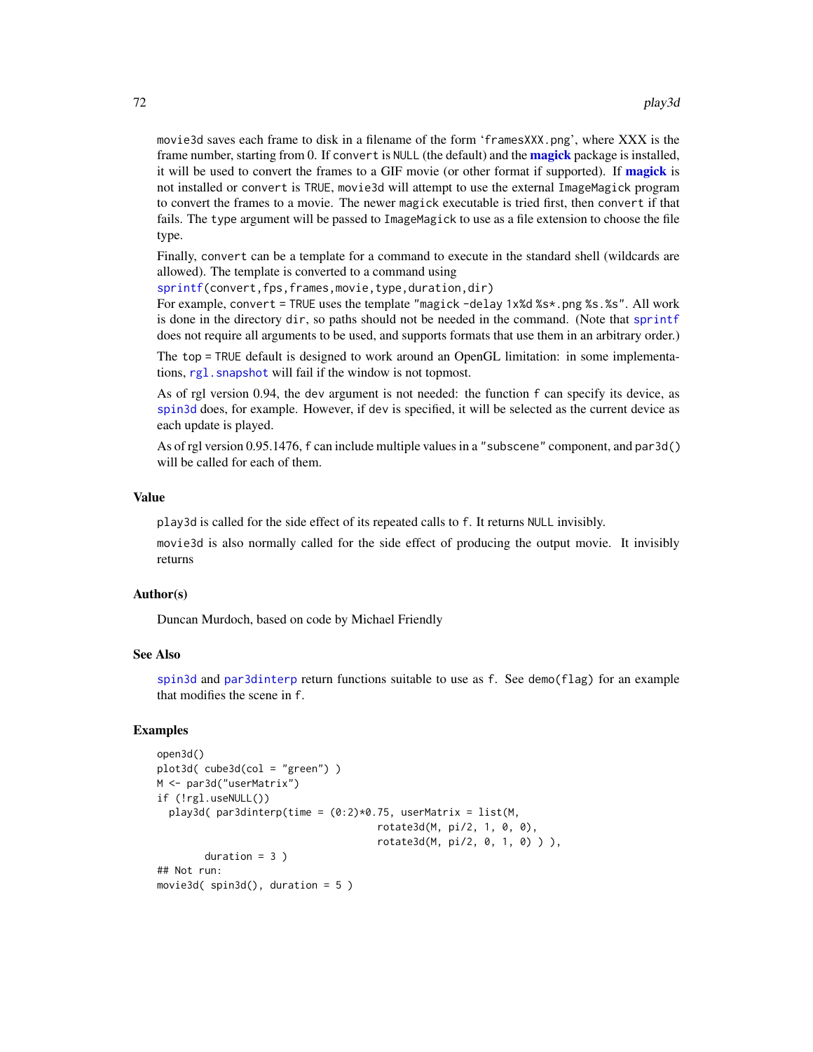movie3d saves each frame to disk in a filename of the form 'framesXXX.png', where XXX is the frame number, starting from 0. If convert is NULL (the default) and the **magick** package is installed, it will be used to convert the frames to a GIF movie (or other format if supported). If **magick** is not installed or convert is TRUE, movie3d will attempt to use the external ImageMagick program to convert the frames to a movie. The newer magick executable is tried first, then convert if that fails. The type argument will be passed to ImageMagick to use as a file extension to choose the file type.

Finally, convert can be a template for a command to execute in the standard shell (wildcards are allowed). The template is converted to a command using

sprintf(convert,fps,frames,movie,type,duration,dir)

For example, convert = TRUE uses the template "magick -delay 1x%d %s*.png %s.%s". All work is done in the directory dir, so paths should not be needed in the command. (Note that sprintf does not require all arguments to be used, and supports formats that use them in an arbitrary order.)

The top = TRUE default is designed to work around an OpenGL limitation: in some implementations, rgl.snapshot will fail if the window is not topmost.

As of rgl version 0.94, the dev argument is not needed: the function f can specify its device, as spin3d does, for example. However, if dev is specified, it will be selected as the current device as each update is played.

As of rgl version 0.95.1476, f can include multiple values in a "subscene" component, and par3d() will be called for each of them.

## Value

play3d is called for the side effect of its repeated calls to f. It returns NULL invisibly.

movie3d is also normally called for the side effect of producing the output movie. It invisibly returns

## Author(s)

Duncan Murdoch, based on code by Michael Friendly

## See Also

spin3d and par3dinterp return functions suitable to use as f. See demo(flag) for an example that modifies the scene in f.

## Examples

```
open3d()
plot3d( cube3d(col = "green") )
M <- par3d("userMatrix")
if (!rgl.useNULL())
  play3d( par3dinterp(time = (0:2)*0.75, userMatrix = list(M,
                                     rotate3d(M, pi/2, 1, 0, 0),
                                     rotate3d(M, pi/2, 0, 1, 0) ) ),
        duration = 3 )
## Not run:
movie3d( spin3d(), duration = 5 )
```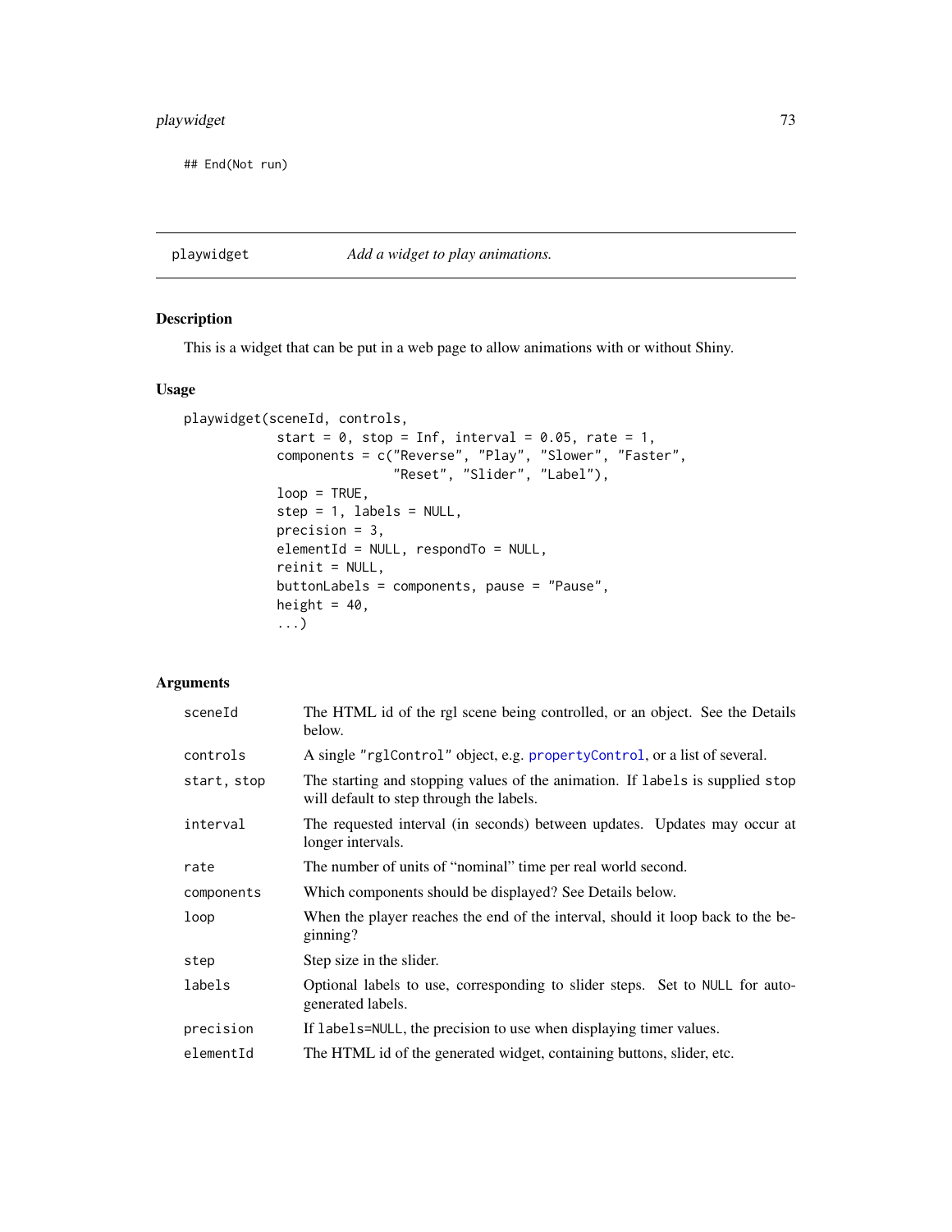```
## End(Not run)
```

## playwidget *Add a widget to play animations.*

### Description

This is a widget that can be put in a web page to allow animations with or without Shiny.

### Usage

```
playwidget(sceneId, controls,
           start = 0, stop = Inf, interval = 0.05, rate = 1,
           components = c("Reverse", "Play", "Slower", "Faster",
                          "Reset", "Slider", "Label"),
           loop = TRUE,
           step = 1, labels = NULL,
           precision = 3,
           elementId = NULL, respondTo = NULL,
           reinit = NULL,
           buttonLabels = components, pause = "Pause",
           height = 40,
           ...)
```

### Arguments

| | |
|---|---|
| `sceneId` | The HTML id of the rgl scene being controlled, or an object. See the Details below. |
| `controls` | A single "rglControl" object, e.g. `propertyControl`, or a list of several. |
| `start, stop` | The starting and stopping values of the animation. If `labels` is supplied `stop` will default to step through the labels. |
| `interval` | The requested interval (in seconds) between updates. Updates may occur at longer intervals. |
| `rate` | The number of units of "nominal" time per real world second. |
| `components` | Which components should be displayed? See Details below. |
| `loop` | When the player reaches the end of the interval, should it loop back to the beginning? |
| `step` | Step size in the slider. |
| `labels` | Optional labels to use, corresponding to slider steps. Set to `NULL` for auto-generated labels. |
| `precision` | If `labels=NULL`, the precision to use when displaying timer values. |
| `elementId` | The HTML id of the generated widget, containing buttons, slider, etc. |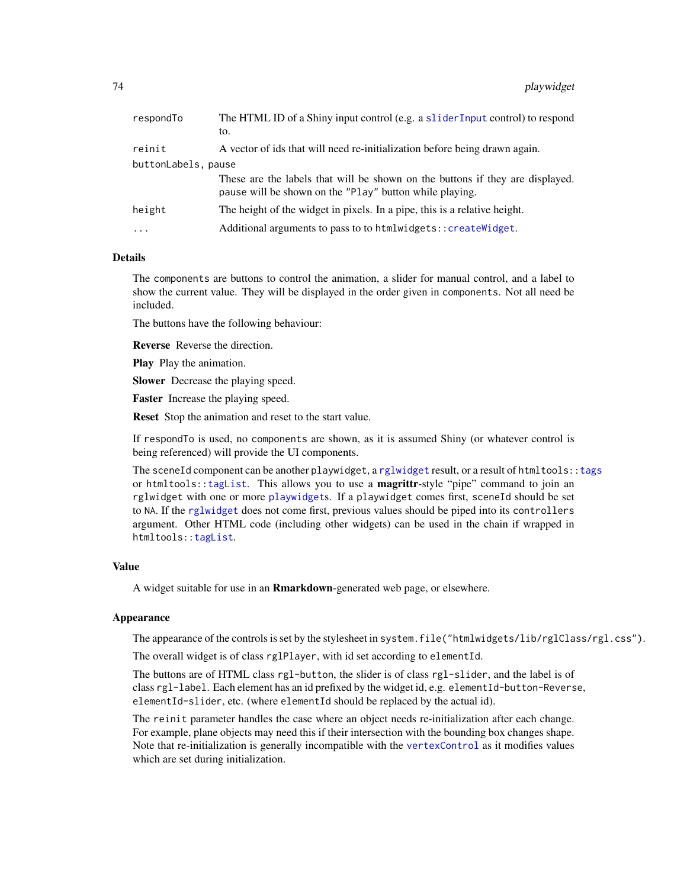| | |
|---|---|
| respondTo | The HTML ID of a Shiny input control (e.g. a sliderInput control) to respond to. |
| reinit | A vector of ids that will need re-initialization before being drawn again. |
| buttonLabels, pause | These are the labels that will be shown on the buttons if they are displayed. pause will be shown on the "Play" button while playing. |
| height | The height of the widget in pixels. In a pipe, this is a relative height. |
| ... | Additional arguments to pass to to htmlwidgets::createWidget. |

### Details

The components are buttons to control the animation, a slider for manual control, and a label to show the current value. They will be displayed in the order given in components. Not all need be included.

The buttons have the following behaviour:

**Reverse** Reverse the direction.

**Play** Play the animation.

**Slower** Decrease the playing speed.

**Faster** Increase the playing speed.

**Reset** Stop the animation and reset to the start value.

If respondTo is used, no components are shown, as it is assumed Shiny (or whatever control is being referenced) will provide the UI components.

The sceneId component can be another playwidget, a rglwidget result, or a result of htmltools::tags or htmltools::tagList. This allows you to use a **magrittr**-style "pipe" command to join an rglwidget with one or more playwidgets. If a playwidget comes first, sceneId should be set to NA. If the rglwidget does not come first, previous values should be piped into its controllers argument. Other HTML code (including other widgets) can be used in the chain if wrapped in htmltools::tagList.

### Value

A widget suitable for use in an **Rmarkdown**-generated web page, or elsewhere.

### Appearance

The appearance of the controls is set by the stylesheet in system.file("htmlwidgets/lib/rglClass/rgl.css").

The overall widget is of class rglPlayer, with id set according to elementId.

The buttons are of HTML class rgl-button, the slider is of class rgl-slider, and the label is of class rgl-label. Each element has an id prefixed by the widget id, e.g. elementId-button-Reverse, elementId-slider, etc. (where elementId should be replaced by the actual id).

The reinit parameter handles the case where an object needs re-initialization after each change. For example, plane objects may need this if their intersection with the bounding box changes shape. Note that re-initialization is generally incompatible with the vertexControl as it modifies values which are set during initialization.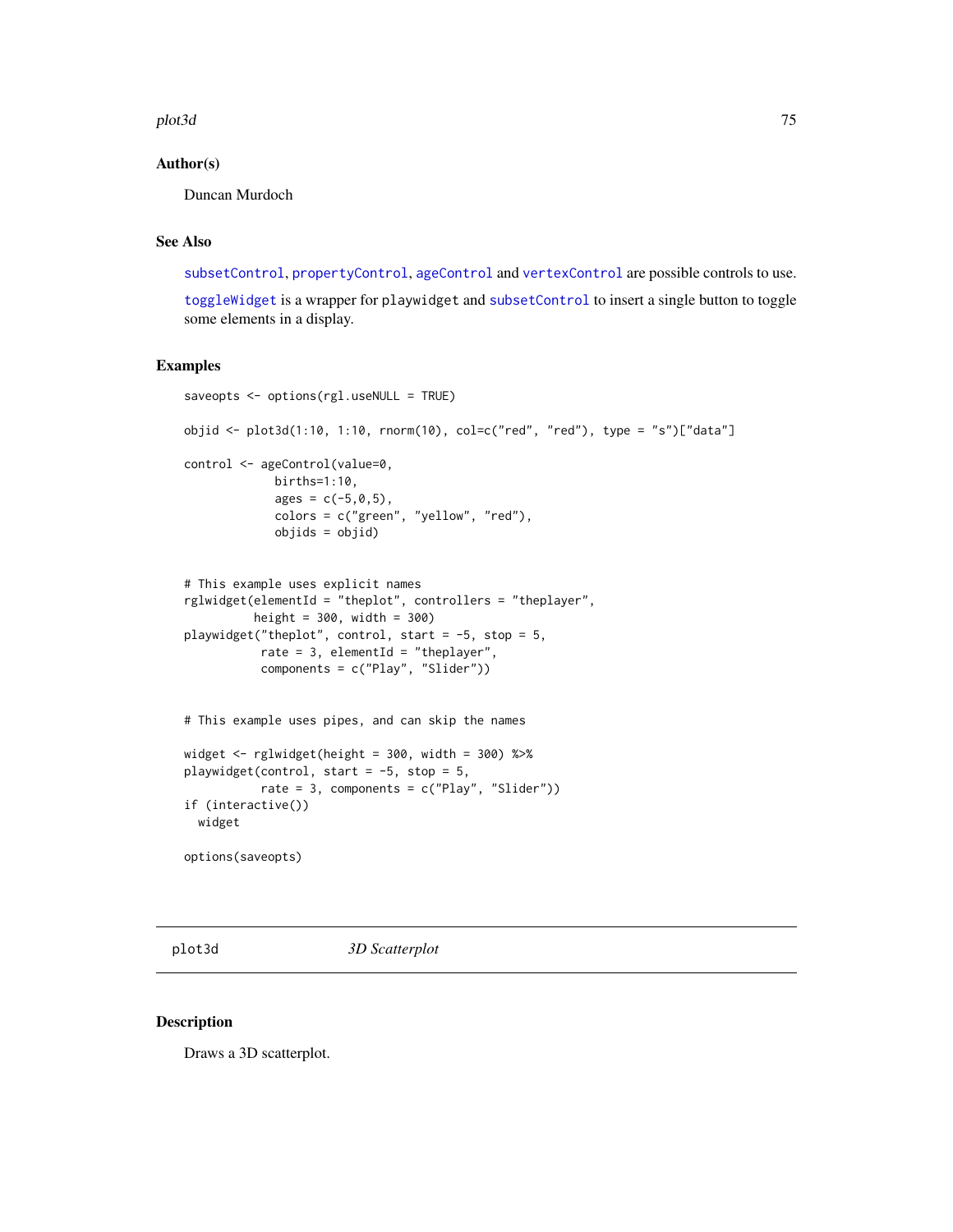### Author(s)

Duncan Murdoch

### See Also

subsetControl, propertyControl, ageControl and vertexControl are possible controls to use.

toggleWidget is a wrapper for playwidget and subsetControl to insert a single button to toggle some elements in a display.

### Examples

```
saveopts <- options(rgl.useNULL = TRUE)

objid <- plot3d(1:10, 1:10, rnorm(10), col=c("red", "red"), type = "s")["data"]

control <- ageControl(value=0,
             births=1:10,
             ages = c(-5,0,5),
             colors = c("green", "yellow", "red"),
             objids = objid)


# This example uses explicit names
rglwidget(elementId = "theplot", controllers = "theplayer",
          height = 300, width = 300)
playwidget("theplot", control, start = -5, stop = 5,
           rate = 3, elementId = "theplayer",
           components = c("Play", "Slider"))


# This example uses pipes, and can skip the names

widget <- rglwidget(height = 300, width = 300) %>%
playwidget(control, start = -5, stop = 5,
           rate = 3, components = c("Play", "Slider"))
if (interactive())
  widget

options(saveopts)
```

---

## plot3d    *3D Scatterplot*

---

### Description

Draws a 3D scatterplot.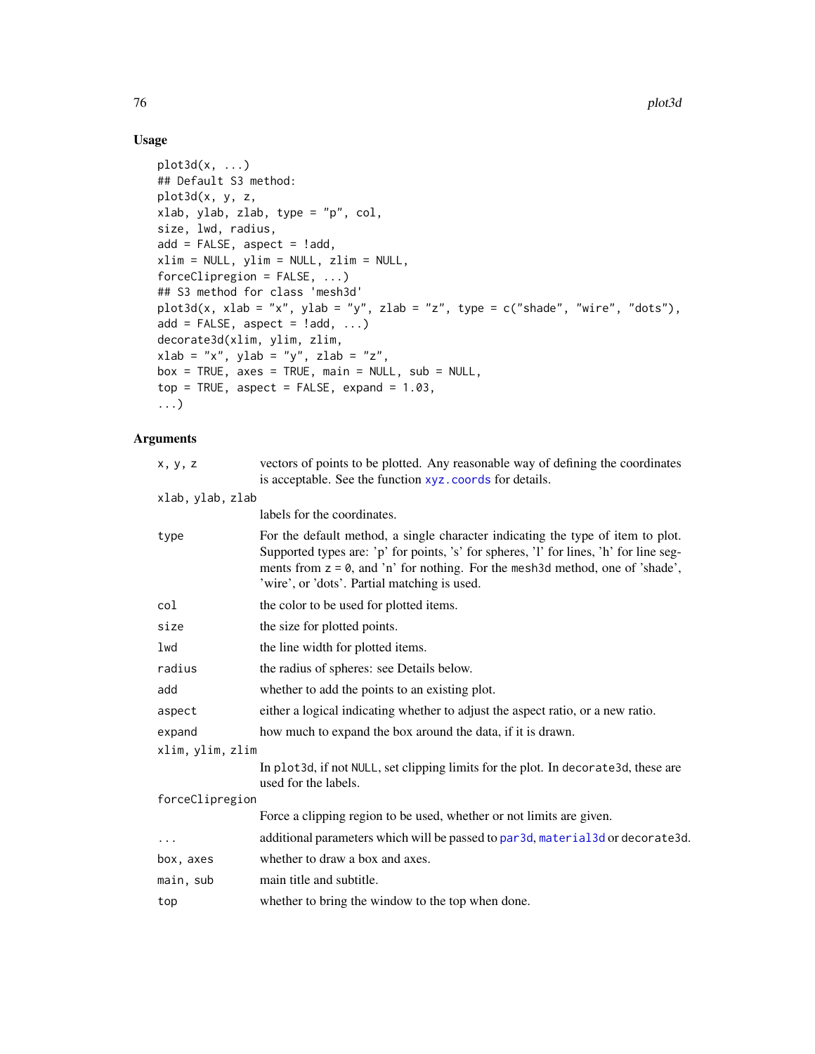## Usage

```
plot3d(x, ...)
## Default S3 method:
plot3d(x, y, z,
xlab, ylab, zlab, type = "p", col,
size, lwd, radius,
add = FALSE, aspect = !add,
xlim = NULL, ylim = NULL, zlim = NULL,
forceClipregion = FALSE, ...)
## S3 method for class 'mesh3d'
plot3d(x, xlab = "x", ylab = "y", zlab = "z", type = c("shade", "wire", "dots"),
add = FALSE, aspect = !add, ...)
decorate3d(xlim, ylim, zlim,
xlab = "x", ylab = "y", zlab = "z",
box = TRUE, axes = TRUE, main = NULL, sub = NULL,
top = TRUE, aspect = FALSE, expand = 1.03,
...)
```

## Arguments

| | |
|---|---|
| `x, y, z` | vectors of points to be plotted. Any reasonable way of defining the coordinates is acceptable. See the function `xyz.coords` for details. |
| `xlab, ylab, zlab` | labels for the coordinates. |
| `type` | For the default method, a single character indicating the type of item to plot. Supported types are: 'p' for points, 's' for spheres, 'l' for lines, 'h' for line segments from `z = 0`, and 'n' for nothing. For the `mesh3d` method, one of 'shade', 'wire', or 'dots'. Partial matching is used. |
| `col` | the color to be used for plotted items. |
| `size` | the size for plotted points. |
| `lwd` | the line width for plotted items. |
| `radius` | the radius of spheres: see Details below. |
| `add` | whether to add the points to an existing plot. |
| `aspect` | either a logical indicating whether to adjust the aspect ratio, or a new ratio. |
| `expand` | how much to expand the box around the data, if it is drawn. |
| `xlim, ylim, zlim` | In `plot3d`, if not `NULL`, set clipping limits for the plot. In `decorate3d`, these are used for the labels. |
| `forceClipregion` | Force a clipping region to be used, whether or not limits are given. |
| `...` | additional parameters which will be passed to `par3d`, `material3d` or `decorate3d`. |
| `box, axes` | whether to draw a box and axes. |
| `main, sub` | main title and subtitle. |
| `top` | whether to bring the window to the top when done. |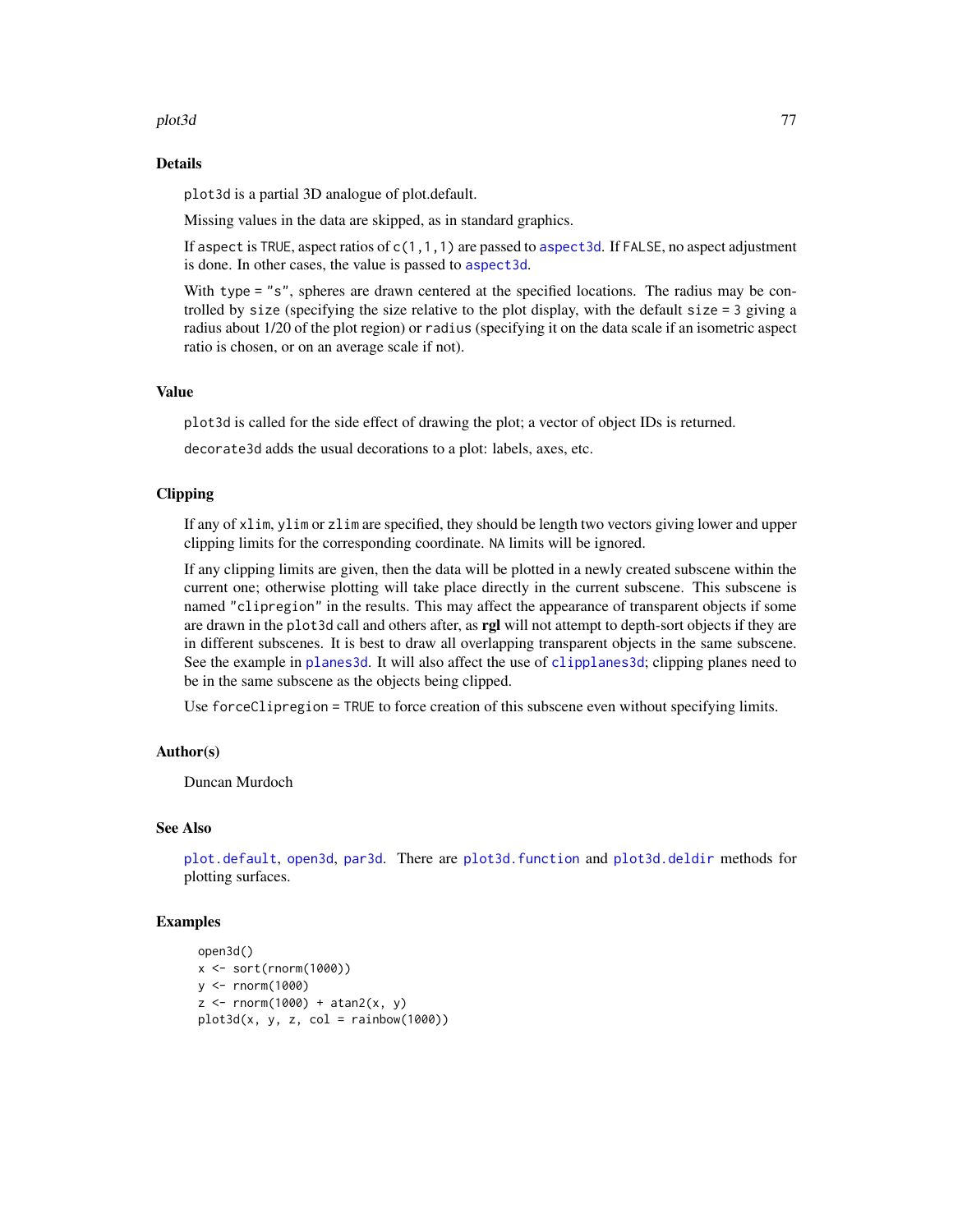## Details

`plot3d` is a partial 3D analogue of plot.default.

Missing values in the data are skipped, as in standard graphics.

If `aspect` is `TRUE`, aspect ratios of `c(1,1,1)` are passed to `aspect3d`. If `FALSE`, no aspect adjustment is done. In other cases, the value is passed to `aspect3d`.

With `type = "s"`, spheres are drawn centered at the specified locations. The radius may be controlled by `size` (specifying the size relative to the plot display, with the default `size = 3` giving a radius about 1/20 of the plot region) or `radius` (specifying it on the data scale if an isometric aspect ratio is chosen, or on an average scale if not).

## Value

`plot3d` is called for the side effect of drawing the plot; a vector of object IDs is returned.

`decorate3d` adds the usual decorations to a plot: labels, axes, etc.

## Clipping

If any of `xlim`, `ylim` or `zlim` are specified, they should be length two vectors giving lower and upper clipping limits for the corresponding coordinate. `NA` limits will be ignored.

If any clipping limits are given, then the data will be plotted in a newly created subscene within the current one; otherwise plotting will take place directly in the current subscene. This subscene is named `"clipregion"` in the results. This may affect the appearance of transparent objects if some are drawn in the `plot3d` call and others after, as **rgl** will not attempt to depth-sort objects if they are in different subscenes. It is best to draw all overlapping transparent objects in the same subscene. See the example in `planes3d`. It will also affect the use of `clipplanes3d`; clipping planes need to be in the same subscene as the objects being clipped.

Use `forceClipregion = TRUE` to force creation of this subscene even without specifying limits.

## Author(s)

Duncan Murdoch

## See Also

`plot.default`, `open3d`, `par3d`. There are `plot3d.function` and `plot3d.deldir` methods for plotting surfaces.

## Examples

```
open3d()
x <- sort(rnorm(1000))
y <- rnorm(1000)
z <- rnorm(1000) + atan2(x, y)
plot3d(x, y, z, col = rainbow(1000))
```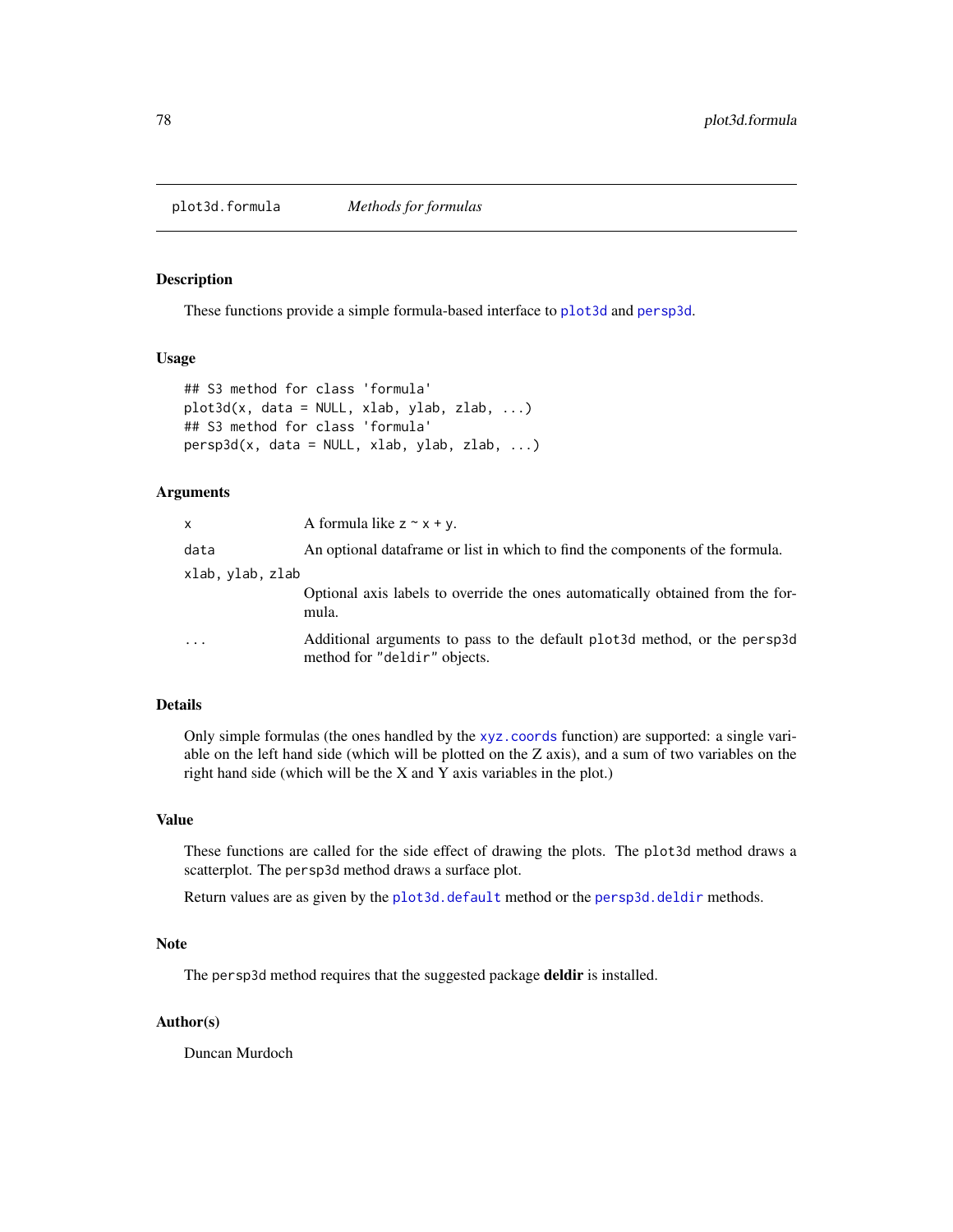# plot3d.formula *Methods for formulas*

## Description

These functions provide a simple formula-based interface to `plot3d` and `persp3d`.

## Usage

```
## S3 method for class 'formula'
plot3d(x, data = NULL, xlab, ylab, zlab, ...)
## S3 method for class 'formula'
persp3d(x, data = NULL, xlab, ylab, zlab, ...)
```

## Arguments

| | |
|---|---|
| `x` | A formula like `z ~ x + y`. |
| `data` | An optional dataframe or list in which to find the components of the formula. |
| `xlab, ylab, zlab` | Optional axis labels to override the ones automatically obtained from the formula. |
| `...` | Additional arguments to pass to the default `plot3d` method, or the `persp3d` method for `"deldir"` objects. |

## Details

Only simple formulas (the ones handled by the `xyz.coords` function) are supported: a single variable on the left hand side (which will be plotted on the Z axis), and a sum of two variables on the right hand side (which will be the X and Y axis variables in the plot.)

## Value

These functions are called for the side effect of drawing the plots. The `plot3d` method draws a scatterplot. The `persp3d` method draws a surface plot.

Return values are as given by the `plot3d.default` method or the `persp3d.deldir` methods.

## Note

The `persp3d` method requires that the suggested package **deldir** is installed.

## Author(s)

Duncan Murdoch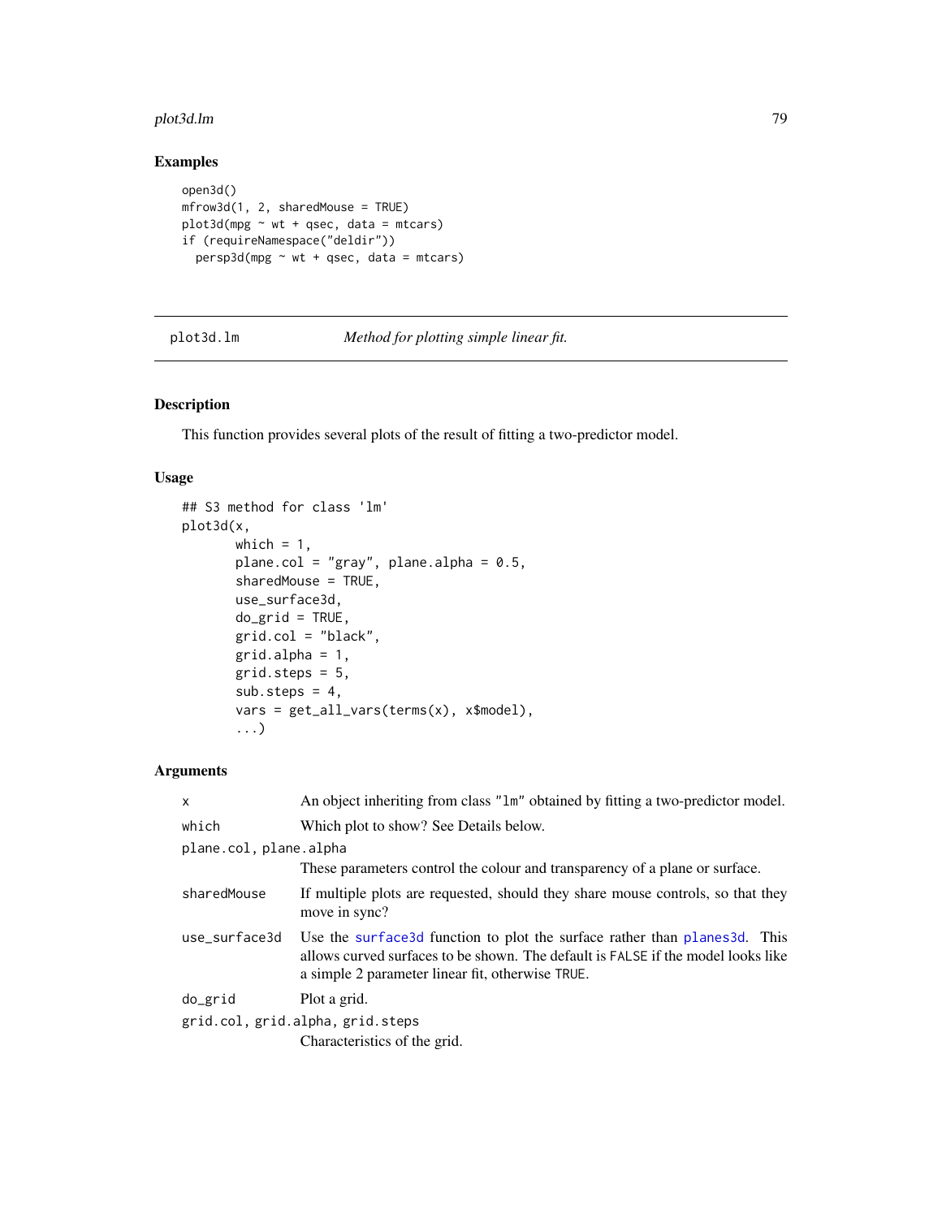## Examples

```
open3d()
mfrow3d(1, 2, sharedMouse = TRUE)
plot3d(mpg ~ wt + qsec, data = mtcars)
if (requireNamespace("deldir"))
  persp3d(mpg ~ wt + qsec, data = mtcars)
```

---

# plot3d.lm — *Method for plotting simple linear fit.*

## Description

This function provides several plots of the result of fitting a two-predictor model.

## Usage

```
## S3 method for class 'lm'
plot3d(x,
       which = 1,
       plane.col = "gray", plane.alpha = 0.5,
       sharedMouse = TRUE,
       use_surface3d,
       do_grid = TRUE,
       grid.col = "black",
       grid.alpha = 1,
       grid.steps = 5,
       sub.steps = 4,
       vars = get_all_vars(terms(x), x$model),
       ...)
```

## Arguments

| | |
|---|---|
| `x` | An object inheriting from class `"lm"` obtained by fitting a two-predictor model. |
| `which` | Which plot to show? See Details below. |
| `plane.col, plane.alpha` | These parameters control the colour and transparency of a plane or surface. |
| `sharedMouse` | If multiple plots are requested, should they share mouse controls, so that they move in sync? |
| `use_surface3d` | Use the `surface3d` function to plot the surface rather than `planes3d`. This allows curved surfaces to be shown. The default is `FALSE` if the model looks like a simple 2 parameter linear fit, otherwise `TRUE`. |
| `do_grid` | Plot a grid. |
| `grid.col, grid.alpha, grid.steps` | Characteristics of the grid. |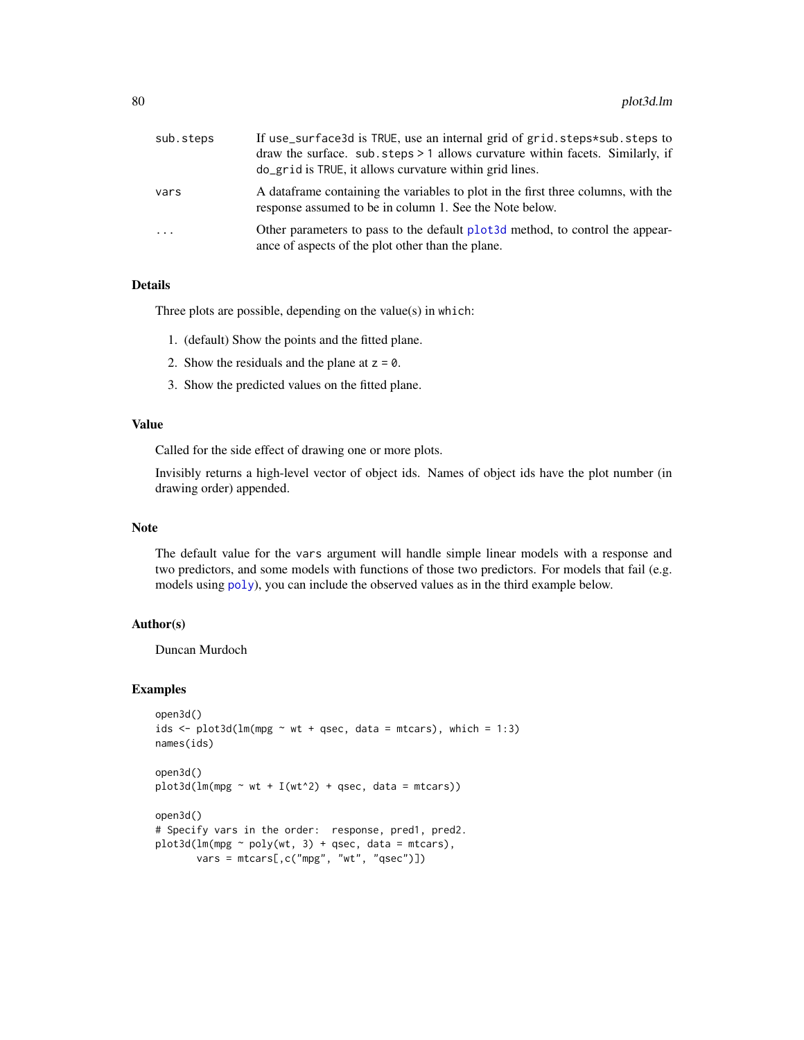| | |
|---|---|
| sub.steps | If use_surface3d is TRUE, use an internal grid of grid.steps*sub.steps to draw the surface. sub.steps > 1 allows curvature within facets. Similarly, if do_grid is TRUE, it allows curvature within grid lines. |
| vars | A dataframe containing the variables to plot in the first three columns, with the response assumed to be in column 1. See the Note below. |
| ... | Other parameters to pass to the default plot3d method, to control the appearance of aspects of the plot other than the plane. |

## Details

Three plots are possible, depending on the value(s) in which:

1. (default) Show the points and the fitted plane.
2. Show the residuals and the plane at z = 0.
3. Show the predicted values on the fitted plane.

## Value

Called for the side effect of drawing one or more plots.

Invisibly returns a high-level vector of object ids. Names of object ids have the plot number (in drawing order) appended.

## Note

The default value for the vars argument will handle simple linear models with a response and two predictors, and some models with functions of those two predictors. For models that fail (e.g. models using poly), you can include the observed values as in the third example below.

## Author(s)

Duncan Murdoch

## Examples

```
open3d()
ids <- plot3d(lm(mpg ~ wt + qsec, data = mtcars), which = 1:3)
names(ids)

open3d()
plot3d(lm(mpg ~ wt + I(wt^2) + qsec, data = mtcars))

open3d()
# Specify vars in the order:  response, pred1, pred2.
plot3d(lm(mpg ~ poly(wt, 3) + qsec, data = mtcars),
       vars = mtcars[,c("mpg", "wt", "qsec")])
```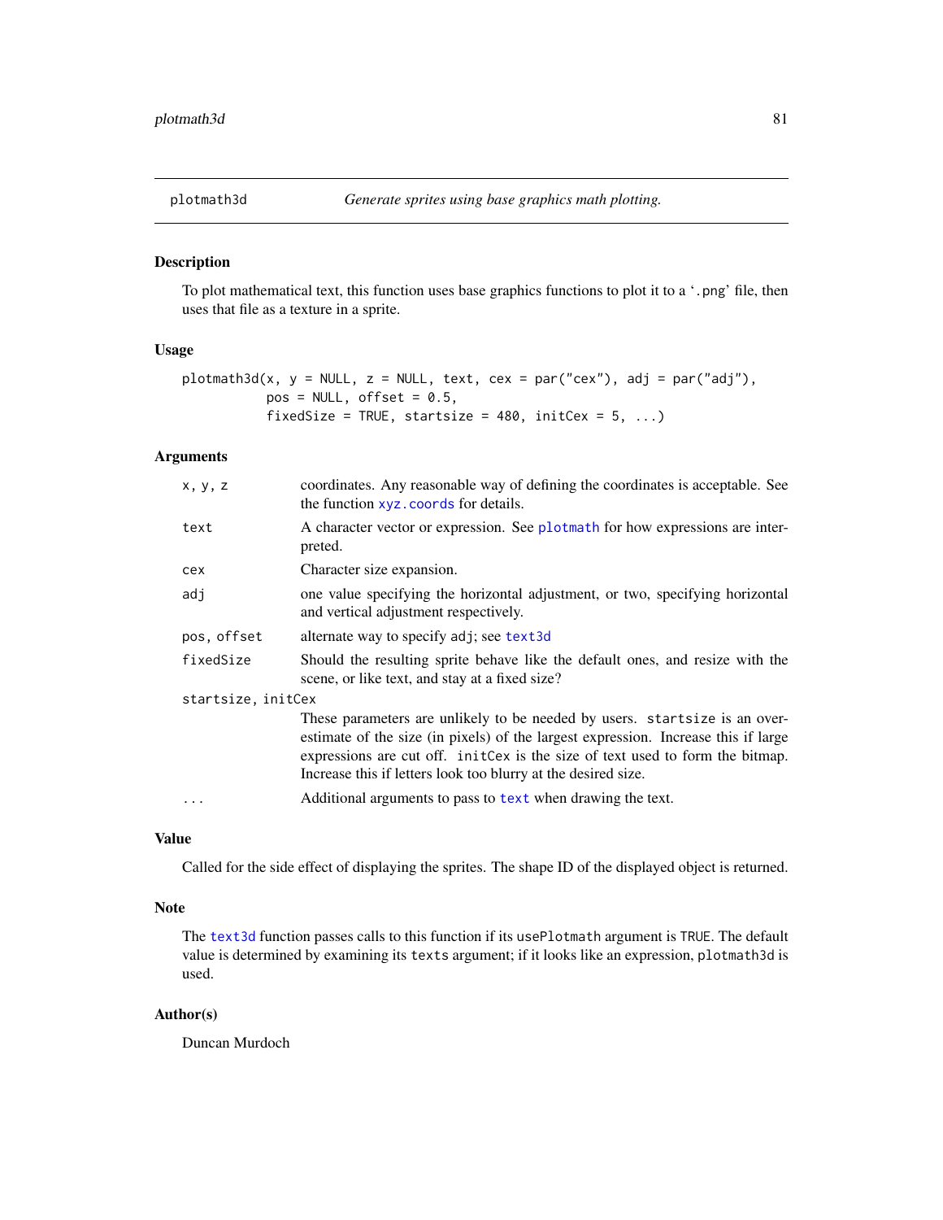## plotmath3d — *Generate sprites using base graphics math plotting.*

### Description

To plot mathematical text, this function uses base graphics functions to plot it to a '.png' file, then uses that file as a texture in a sprite.

### Usage

```
plotmath3d(x, y = NULL, z = NULL, text, cex = par("cex"), adj = par("adj"),
           pos = NULL, offset = 0.5,
           fixedSize = TRUE, startsize = 480, initCex = 5, ...)
```

### Arguments

| Argument | Description |
|---|---|
| `x, y, z` | coordinates. Any reasonable way of defining the coordinates is acceptable. See the function `xyz.coords` for details. |
| `text` | A character vector or expression. See `plotmath` for how expressions are interpreted. |
| `cex` | Character size expansion. |
| `adj` | one value specifying the horizontal adjustment, or two, specifying horizontal and vertical adjustment respectively. |
| `pos, offset` | alternate way to specify `adj`; see `text3d` |
| `fixedSize` | Should the resulting sprite behave like the default ones, and resize with the scene, or like text, and stay at a fixed size? |
| `startsize, initCex` | These parameters are unlikely to be needed by users. `startsize` is an over-estimate of the size (in pixels) of the largest expression. Increase this if large expressions are cut off. `initCex` is the size of text used to form the bitmap. Increase this if letters look too blurry at the desired size. |
| `...` | Additional arguments to pass to `text` when drawing the text. |

### Value

Called for the side effect of displaying the sprites. The shape ID of the displayed object is returned.

### Note

The `text3d` function passes calls to this function if its `usePlotmath` argument is `TRUE`. The default value is determined by examining its `texts` argument; if it looks like an expression, `plotmath3d` is used.

### Author(s)

Duncan Murdoch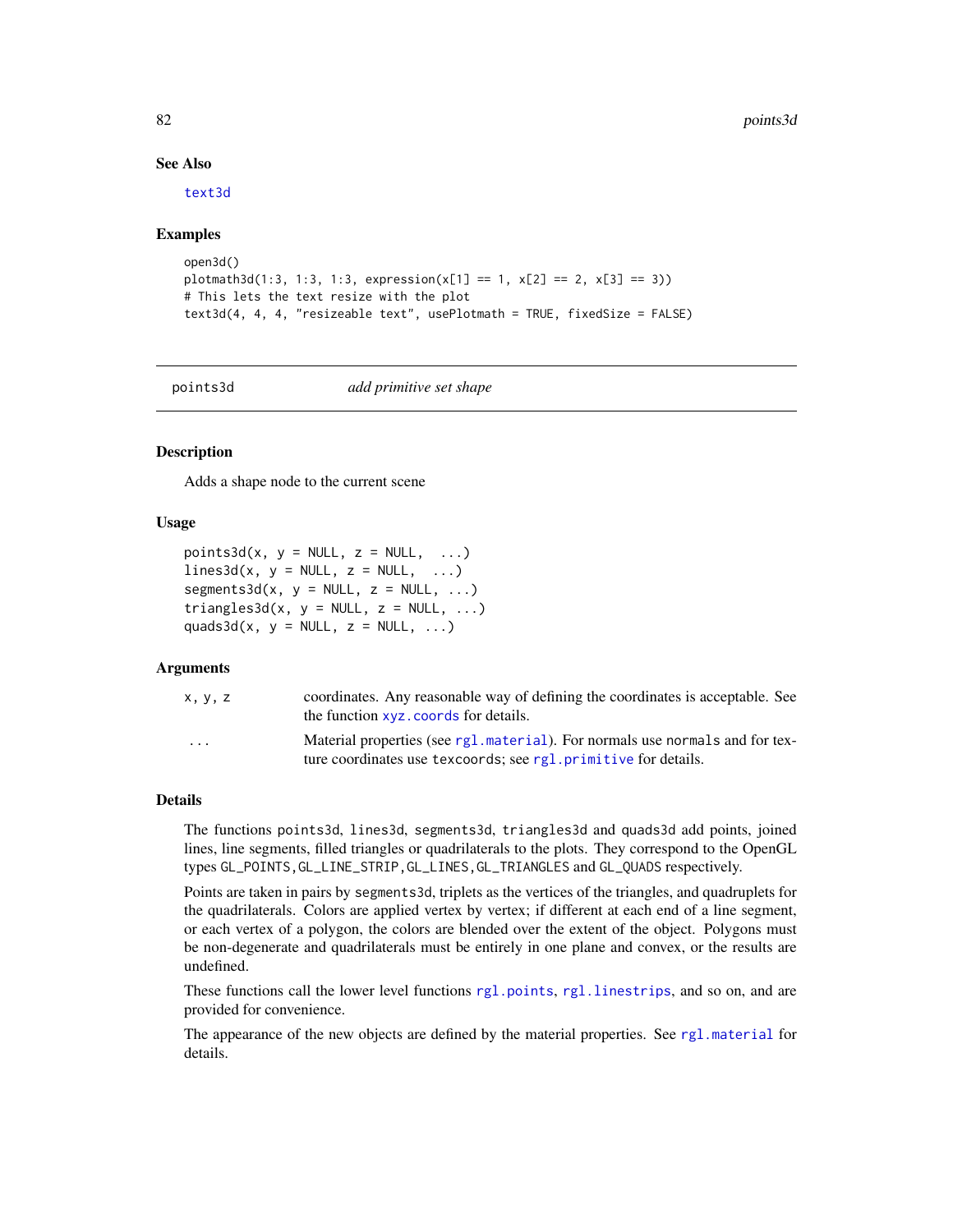## See Also

`text3d`

## Examples

```
open3d()
plotmath3d(1:3, 1:3, 1:3, expression(x[1] == 1, x[2] == 2, x[3] == 3))
# This lets the text resize with the plot
text3d(4, 4, 4, "resizeable text", usePlotmath = TRUE, fixedSize = FALSE)
```

---

# points3d    *add primitive set shape*

---

## Description

Adds a shape node to the current scene

## Usage

```
points3d(x, y = NULL, z = NULL,  ...)
lines3d(x, y = NULL, z = NULL,  ...)
segments3d(x, y = NULL, z = NULL, ...)
triangles3d(x, y = NULL, z = NULL, ...)
quads3d(x, y = NULL, z = NULL, ...)
```

## Arguments

| | |
|---|---|
| `x, y, z` | coordinates. Any reasonable way of defining the coordinates is acceptable. See the function `xyz.coords` for details. |
| `...` | Material properties (see `rgl.material`). For normals use `normals` and for texture coordinates use `texcoords`; see `rgl.primitive` for details. |

## Details

The functions `points3d`, `lines3d`, `segments3d`, `triangles3d` and `quads3d` add points, joined lines, line segments, filled triangles or quadrilaterals to the plots. They correspond to the OpenGL types `GL_POINTS`, `GL_LINE_STRIP`, `GL_LINES`, `GL_TRIANGLES` and `GL_QUADS` respectively.

Points are taken in pairs by `segments3d`, triplets as the vertices of the triangles, and quadruplets for the quadrilaterals. Colors are applied vertex by vertex; if different at each end of a line segment, or each vertex of a polygon, the colors are blended over the extent of the object. Polygons must be non-degenerate and quadrilaterals must be entirely in one plane and convex, or the results are undefined.

These functions call the lower level functions `rgl.points`, `rgl.linestrips`, and so on, and are provided for convenience.

The appearance of the new objects are defined by the material properties. See `rgl.material` for details.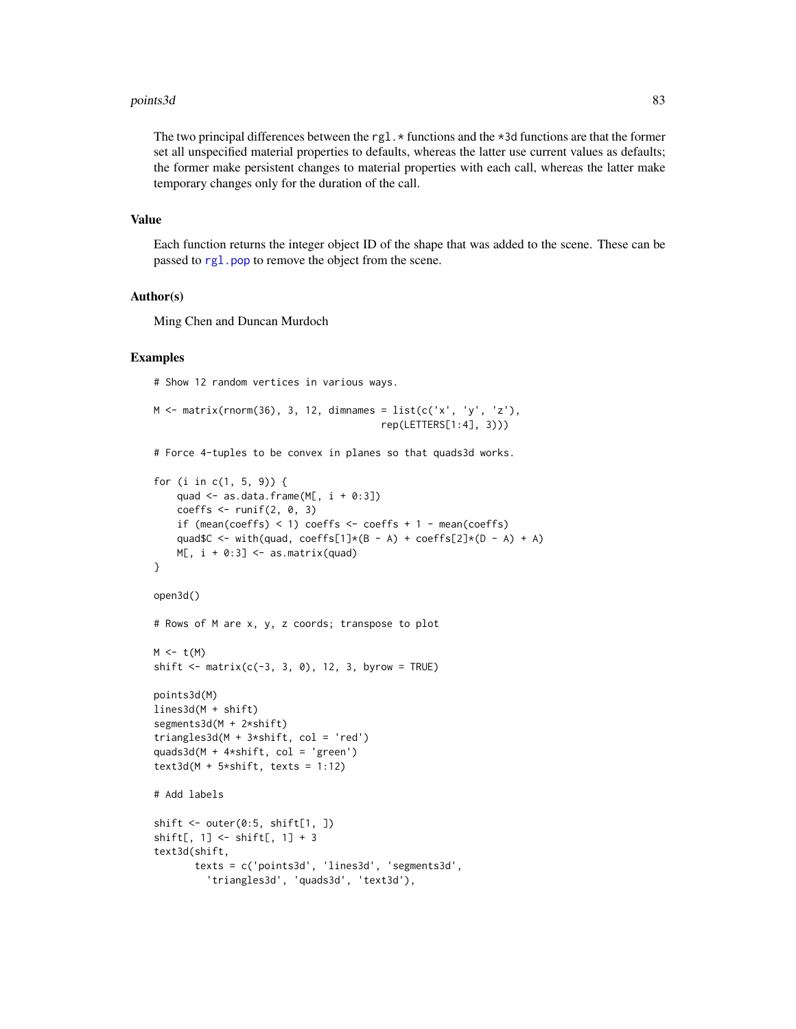The two principal differences between the rgl.* functions and the *3d functions are that the former set all unspecified material properties to defaults, whereas the latter use current values as defaults; the former make persistent changes to material properties with each call, whereas the latter make temporary changes only for the duration of the call.

## Value

Each function returns the integer object ID of the shape that was added to the scene. These can be passed to rgl.pop to remove the object from the scene.

## Author(s)

Ming Chen and Duncan Murdoch

## Examples

```
# Show 12 random vertices in various ways.

M <- matrix(rnorm(36), 3, 12, dimnames = list(c('x', 'y', 'z'),
                                       rep(LETTERS[1:4], 3)))

# Force 4-tuples to be convex in planes so that quads3d works.

for (i in c(1, 5, 9)) {
    quad <- as.data.frame(M[, i + 0:3])
    coeffs <- runif(2, 0, 3)
    if (mean(coeffs) < 1) coeffs <- coeffs + 1 - mean(coeffs)
    quad$C <- with(quad, coeffs[1]*(B - A) + coeffs[2]*(D - A) + A)
    M[, i + 0:3] <- as.matrix(quad)
}

open3d()

# Rows of M are x, y, z coords; transpose to plot

M <- t(M)
shift <- matrix(c(-3, 3, 0), 12, 3, byrow = TRUE)

points3d(M)
lines3d(M + shift)
segments3d(M + 2*shift)
triangles3d(M + 3*shift, col = 'red')
quads3d(M + 4*shift, col = 'green')
text3d(M + 5*shift, texts = 1:12)

# Add labels

shift <- outer(0:5, shift[1, ])
shift[, 1] <- shift[, 1] + 3
text3d(shift,
       texts = c('points3d', 'lines3d', 'segments3d',
         'triangles3d', 'quads3d', 'text3d'),
```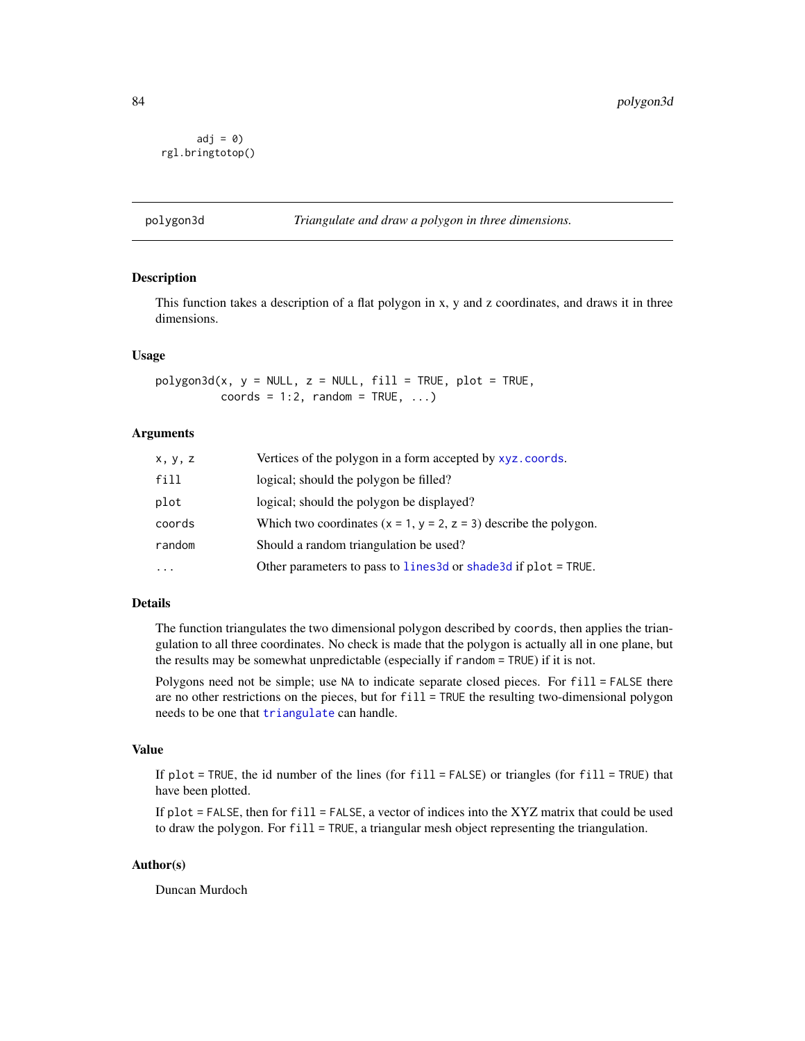```
        adj = 0)
  rgl.bringtotop()
```

## polygon3d — *Triangulate and draw a polygon in three dimensions.*

### Description

This function takes a description of a flat polygon in x, y and z coordinates, and draws it in three dimensions.

### Usage

```
polygon3d(x, y = NULL, z = NULL, fill = TRUE, plot = TRUE,
          coords = 1:2, random = TRUE, ...)
```

### Arguments

| | |
|---|---|
| `x, y, z` | Vertices of the polygon in a form accepted by `xyz.coords`. |
| `fill` | logical; should the polygon be filled? |
| `plot` | logical; should the polygon be displayed? |
| `coords` | Which two coordinates (`x = 1`, `y = 2`, `z = 3`) describe the polygon. |
| `random` | Should a random triangulation be used? |
| `...` | Other parameters to pass to `lines3d` or `shade3d` if `plot = TRUE`. |

### Details

The function triangulates the two dimensional polygon described by `coords`, then applies the triangulation to all three coordinates. No check is made that the polygon is actually all in one plane, but the results may be somewhat unpredictable (especially if `random = TRUE`) if it is not.

Polygons need not be simple; use `NA` to indicate separate closed pieces. For `fill = FALSE` there are no other restrictions on the pieces, but for `fill = TRUE` the resulting two-dimensional polygon needs to be one that `triangulate` can handle.

### Value

If `plot = TRUE`, the id number of the lines (for `fill = FALSE`) or triangles (for `fill = TRUE`) that have been plotted.

If `plot = FALSE`, then for `fill = FALSE`, a vector of indices into the XYZ matrix that could be used to draw the polygon. For `fill = TRUE`, a triangular mesh object representing the triangulation.

### Author(s)

Duncan Murdoch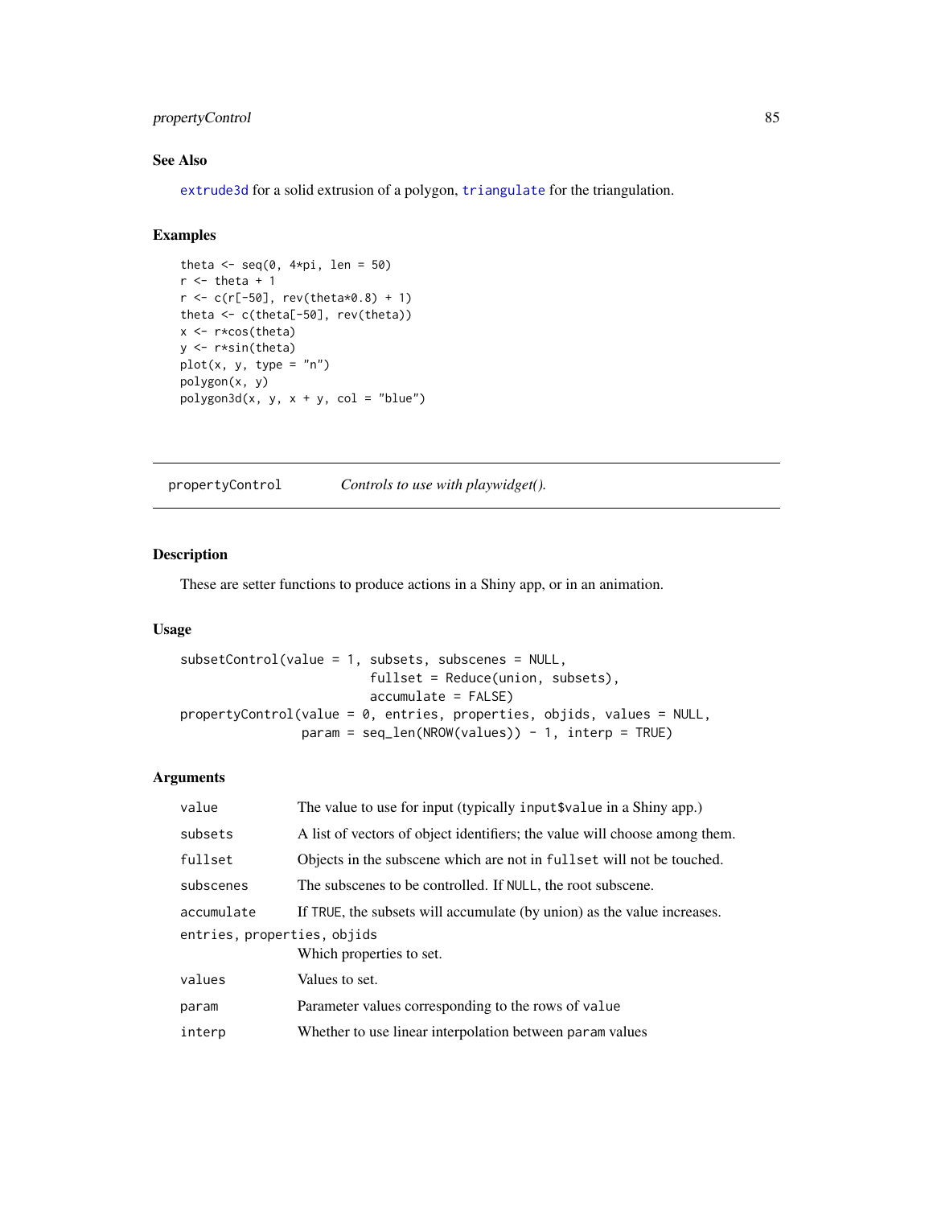## See Also

`extrude3d` for a solid extrusion of a polygon, `triangulate` for the triangulation.

## Examples

```
theta <- seq(0, 4*pi, len = 50)
r <- theta + 1
r <- c(r[-50], rev(theta*0.8) + 1)
theta <- c(theta[-50], rev(theta))
x <- r*cos(theta)
y <- r*sin(theta)
plot(x, y, type = "n")
polygon(x, y)
polygon3d(x, y, x + y, col = "blue")
```

---

# propertyControl — *Controls to use with playwidget().*

---

## Description

These are setter functions to produce actions in a Shiny app, or in an animation.

## Usage

```
subsetControl(value = 1, subsets, subscenes = NULL,
                         fullset = Reduce(union, subsets),
                         accumulate = FALSE)
propertyControl(value = 0, entries, properties, objids, values = NULL,
               param = seq_len(NROW(values)) - 1, interp = TRUE)
```

## Arguments

| | |
|---|---|
| `value` | The value to use for input (typically `input$value` in a Shiny app.) |
| `subsets` | A list of vectors of object identifiers; the value will choose among them. |
| `fullset` | Objects in the subscene which are not in `fullset` will not be touched. |
| `subscenes` | The subscenes to be controlled. If `NULL`, the root subscene. |
| `accumulate` | If `TRUE`, the subsets will accumulate (by union) as the value increases. |
| `entries, properties, objids` | Which properties to set. |
| `values` | Values to set. |
| `param` | Parameter values corresponding to the rows of `value` |
| `interp` | Whether to use linear interpolation between `param` values |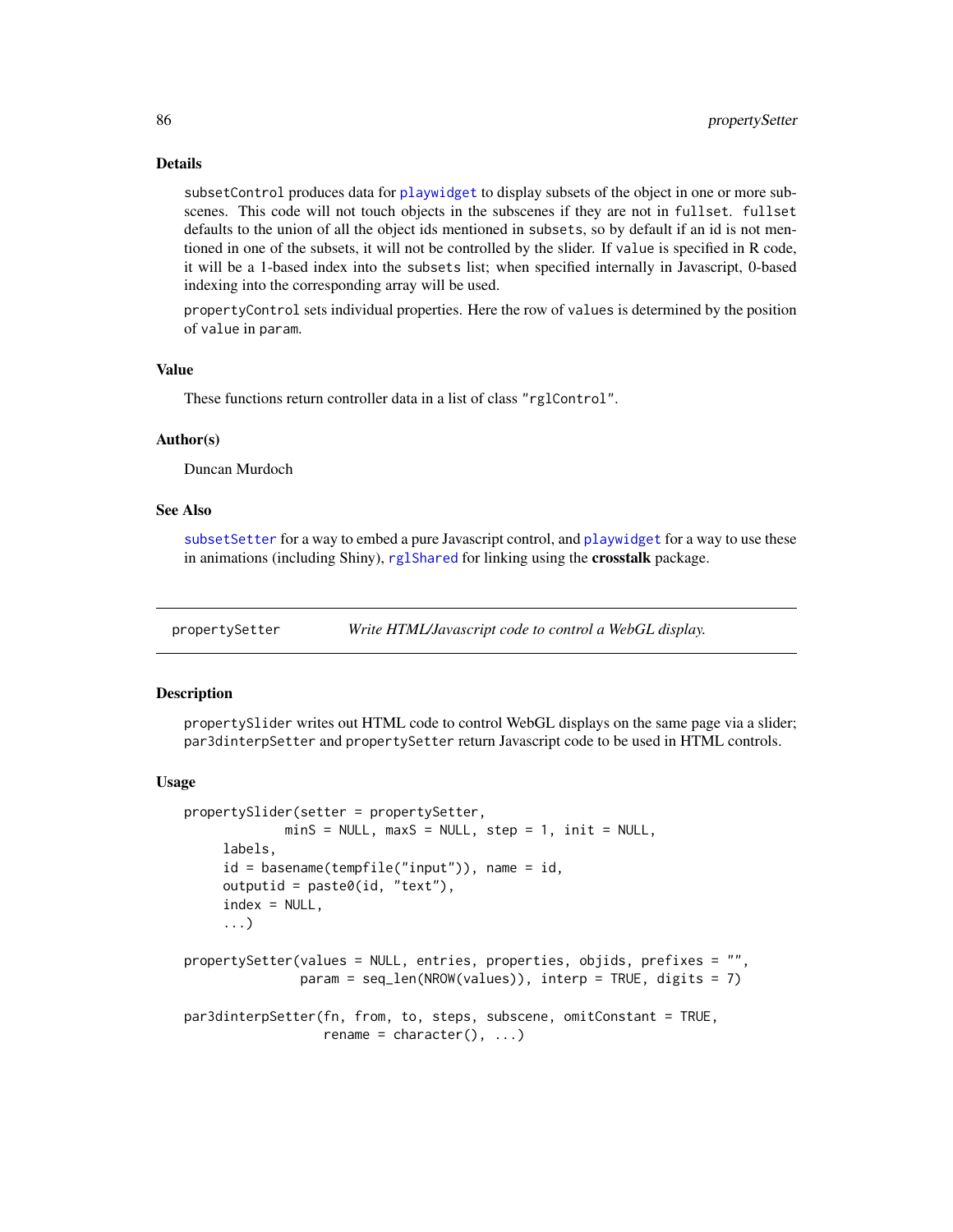### Details

`subsetControl` produces data for `playwidget` to display subsets of the object in one or more subscenes. This code will not touch objects in the subscenes if they are not in `fullset`. `fullset` defaults to the union of all the object ids mentioned in `subsets`, so by default if an id is not mentioned in one of the subsets, it will not be controlled by the slider. If `value` is specified in R code, it will be a 1-based index into the `subsets` list; when specified internally in Javascript, 0-based indexing into the corresponding array will be used.

`propertyControl` sets individual properties. Here the row of `values` is determined by the position of `value` in `param`.

### Value

These functions return controller data in a list of class `"rglControl"`.

### Author(s)

Duncan Murdoch

### See Also

`subsetSetter` for a way to embed a pure Javascript control, and `playwidget` for a way to use these in animations (including Shiny), `rglShared` for linking using the **crosstalk** package.

---

## propertySetter — *Write HTML/Javascript code to control a WebGL display.*

---

### Description

`propertySlider` writes out HTML code to control WebGL displays on the same page via a slider; `par3dinterpSetter` and `propertySetter` return Javascript code to be used in HTML controls.

### Usage

```
propertySlider(setter = propertySetter,
            minS = NULL, maxS = NULL, step = 1, init = NULL,
     labels,
     id = basename(tempfile("input")), name = id,
     outputid = paste0(id, "text"),
     index = NULL,
     ...)

propertySetter(values = NULL, entries, properties, objids, prefixes = "",
              param = seq_len(NROW(values)), interp = TRUE, digits = 7)

par3dinterpSetter(fn, from, to, steps, subscene, omitConstant = TRUE,
                 rename = character(), ...)
```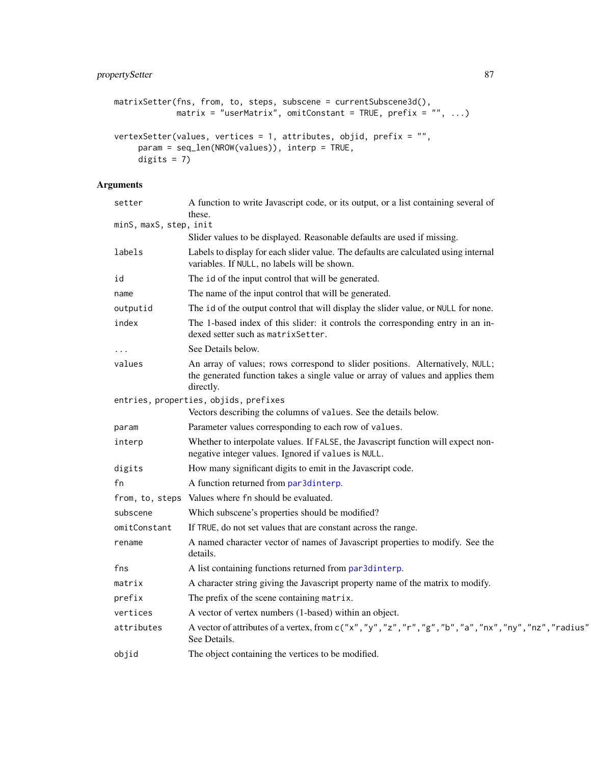```
matrixSetter(fns, from, to, steps, subscene = currentSubscene3d(),
             matrix = "userMatrix", omitConstant = TRUE, prefix = "", ...)

vertexSetter(values, vertices = 1, attributes, objid, prefix = "",
     param = seq_len(NROW(values)), interp = TRUE,
     digits = 7)
```

## Arguments

| Argument | Description |
|---|---|
| `setter` | A function to write Javascript code, or its output, or a list containing several of these. |
| `minS, maxS, step, init` | Slider values to be displayed. Reasonable defaults are used if missing. |
| `labels` | Labels to display for each slider value. The defaults are calculated using internal variables. If `NULL`, no labels will be shown. |
| `id` | The `id` of the input control that will be generated. |
| `name` | The name of the input control that will be generated. |
| `outputid` | The `id` of the output control that will display the slider value, or `NULL` for none. |
| `index` | The 1-based index of this slider: it controls the corresponding entry in an indexed setter such as `matrixSetter`. |
| `...` | See Details below. |
| `values` | An array of values; rows correspond to slider positions. Alternatively, `NULL`; the generated function takes a single value or array of values and applies them directly. |
| `entries, properties, objids, prefixes` | Vectors describing the columns of `values`. See the details below. |
| `param` | Parameter values corresponding to each row of `values`. |
| `interp` | Whether to interpolate values. If `FALSE`, the Javascript function will expect non-negative integer values. Ignored if `values` is `NULL`. |
| `digits` | How many significant digits to emit in the Javascript code. |
| `fn` | A function returned from `par3dinterp`. |
| `from, to, steps` | Values where `fn` should be evaluated. |
| `subscene` | Which subscene's properties should be modified? |
| `omitConstant` | If `TRUE`, do not set values that are constant across the range. |
| `rename` | A named character vector of names of Javascript properties to modify. See the details. |
| `fns` | A list containing functions returned from `par3dinterp`. |
| `matrix` | A character string giving the Javascript property name of the matrix to modify. |
| `prefix` | The prefix of the scene containing `matrix`. |
| `vertices` | A vector of vertex numbers (1-based) within an object. |
| `attributes` | A vector of attributes of a vertex, from `c("x","y","z","r","g","b","a","nx","ny","nz","radius"` See Details. |
| `objid` | The object containing the vertices to be modified. |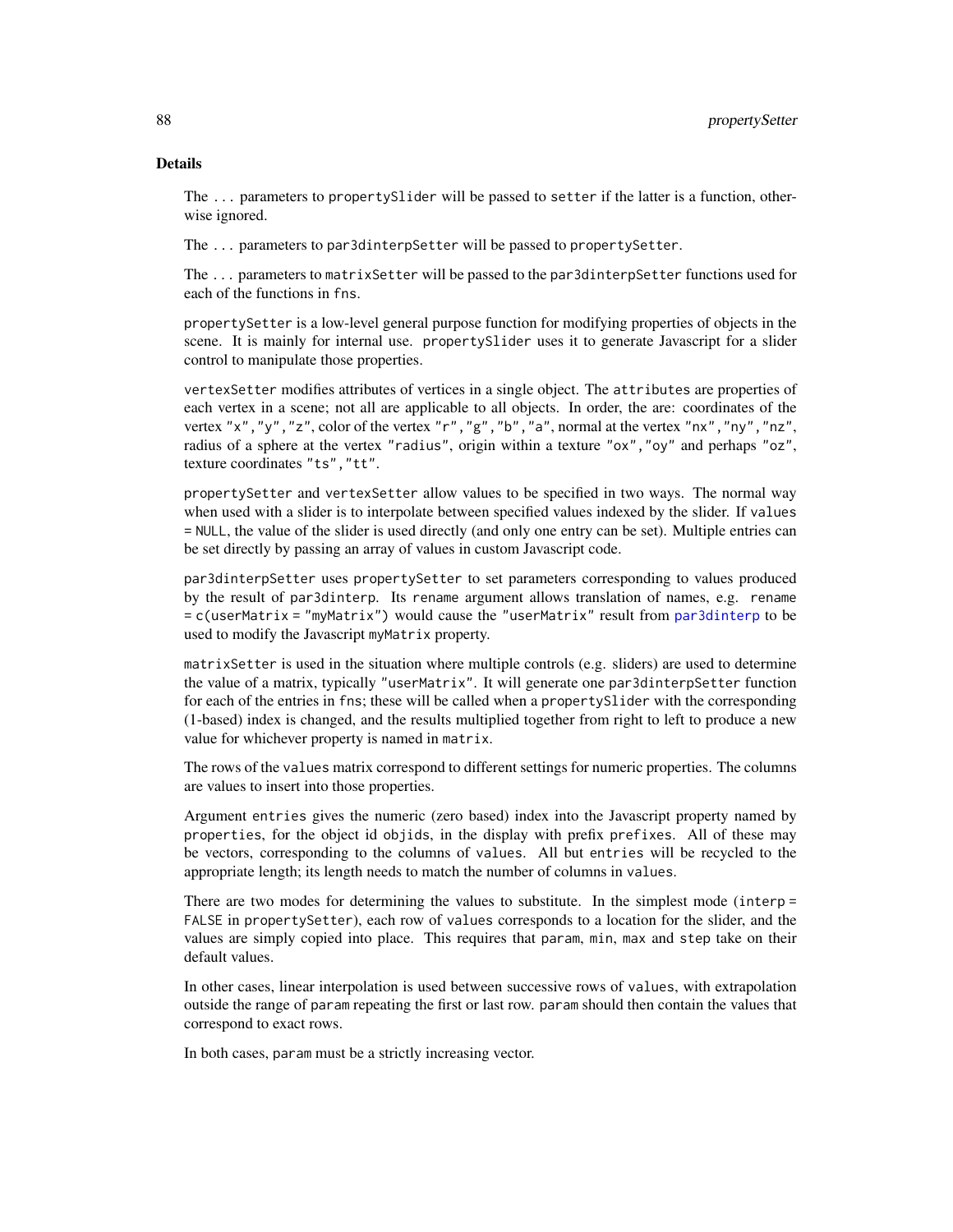## Details

The ... parameters to `propertySlider` will be passed to `setter` if the latter is a function, otherwise ignored.

The ... parameters to `par3dinterpSetter` will be passed to `propertySetter`.

The ... parameters to `matrixSetter` will be passed to the `par3dinterpSetter` functions used for each of the functions in `fns`.

`propertySetter` is a low-level general purpose function for modifying properties of objects in the scene. It is mainly for internal use. `propertySlider` uses it to generate Javascript for a slider control to manipulate those properties.

`vertexSetter` modifies attributes of vertices in a single object. The `attributes` are properties of each vertex in a scene; not all are applicable to all objects. In order, the are: coordinates of the vertex `"x"`,`"y"`,`"z"`, color of the vertex `"r"`,`"g"`,`"b"`,`"a"`, normal at the vertex `"nx"`,`"ny"`,`"nz"`, radius of a sphere at the vertex `"radius"`, origin within a texture `"ox"`,`"oy"` and perhaps `"oz"`, texture coordinates `"ts"`,`"tt"`.

`propertySetter` and `vertexSetter` allow values to be specified in two ways. The normal way when used with a slider is to interpolate between specified values indexed by the slider. If `values = NULL`, the value of the slider is used directly (and only one entry can be set). Multiple entries can be set directly by passing an array of values in custom Javascript code.

`par3dinterpSetter` uses `propertySetter` to set parameters corresponding to values produced by the result of `par3dinterp`. Its `rename` argument allows translation of names, e.g. `rename = c(userMatrix = "myMatrix")` would cause the `"userMatrix"` result from `par3dinterp` to be used to modify the Javascript `myMatrix` property.

`matrixSetter` is used in the situation where multiple controls (e.g. sliders) are used to determine the value of a matrix, typically `"userMatrix"`. It will generate one `par3dinterpSetter` function for each of the entries in `fns`; these will be called when a `propertySlider` with the corresponding (1-based) index is changed, and the results multiplied together from right to left to produce a new value for whichever property is named in `matrix`.

The rows of the `values` matrix correspond to different settings for numeric properties. The columns are values to insert into those properties.

Argument `entries` gives the numeric (zero based) index into the Javascript property named by `properties`, for the object id `objids`, in the display with prefix `prefixes`. All of these may be vectors, corresponding to the columns of `values`. All but `entries` will be recycled to the appropriate length; its length needs to match the number of columns in `values`.

There are two modes for determining the values to substitute. In the simplest mode (`interp = FALSE` in `propertySetter`), each row of `values` corresponds to a location for the slider, and the values are simply copied into place. This requires that `param`, `min`, `max` and `step` take on their default values.

In other cases, linear interpolation is used between successive rows of `values`, with extrapolation outside the range of `param` repeating the first or last row. `param` should then contain the values that correspond to exact rows.

In both cases, `param` must be a strictly increasing vector.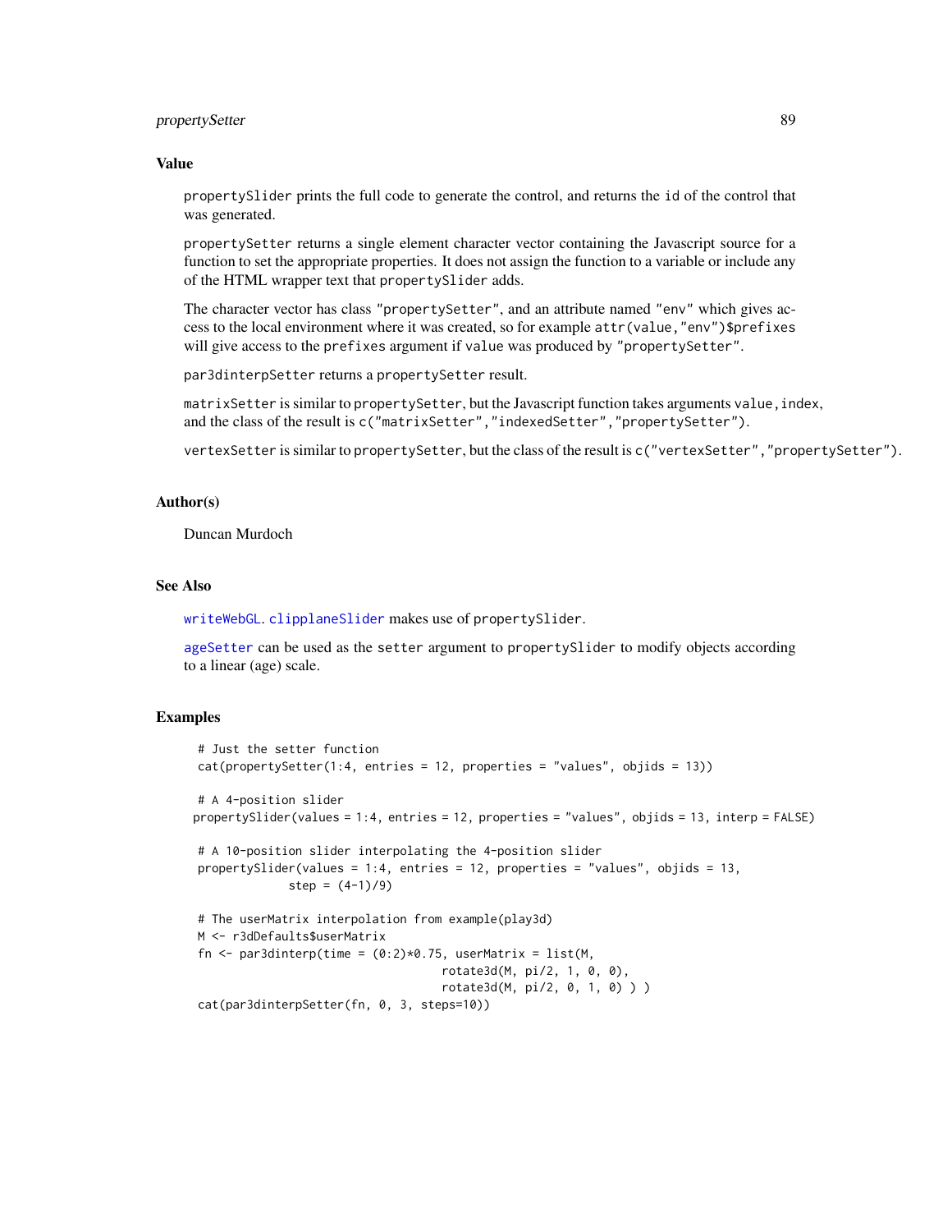## Value

`propertySlider` prints the full code to generate the control, and returns the `id` of the control that was generated.

`propertySetter` returns a single element character vector containing the Javascript source for a function to set the appropriate properties. It does not assign the function to a variable or include any of the HTML wrapper text that `propertySlider` adds.

The character vector has class `"propertySetter"`, and an attribute named `"env"` which gives access to the local environment where it was created, so for example `attr(value,"env")$prefixes` will give access to the `prefixes` argument if `value` was produced by `"propertySetter"`.

`par3dinterpSetter` returns a `propertySetter` result.

`matrixSetter` is similar to `propertySetter`, but the Javascript function takes arguments `value,index`, and the class of the result is `c("matrixSetter","indexedSetter","propertySetter")`.

`vertexSetter` is similar to `propertySetter`, but the class of the result is `c("vertexSetter","propertySetter")`.

## Author(s)

Duncan Murdoch

## See Also

`writeWebGL`. `clipplaneSlider` makes use of `propertySlider`.

`ageSetter` can be used as the `setter` argument to `propertySlider` to modify objects according to a linear (age) scale.

## Examples

```
# Just the setter function
cat(propertySetter(1:4, entries = 12, properties = "values", objids = 13))

# A 4-position slider
propertySlider(values = 1:4, entries = 12, properties = "values", objids = 13, interp = FALSE)

# A 10-position slider interpolating the 4-position slider
propertySlider(values = 1:4, entries = 12, properties = "values", objids = 13,
               step = (4-1)/9)

# The userMatrix interpolation from example(play3d)
M <- r3dDefaults$userMatrix
fn <- par3dinterp(time = (0:2)*0.75, userMatrix = list(M,
                                      rotate3d(M, pi/2, 1, 0, 0),
                                      rotate3d(M, pi/2, 0, 1, 0) ) )
cat(par3dinterpSetter(fn, 0, 3, steps=10))
```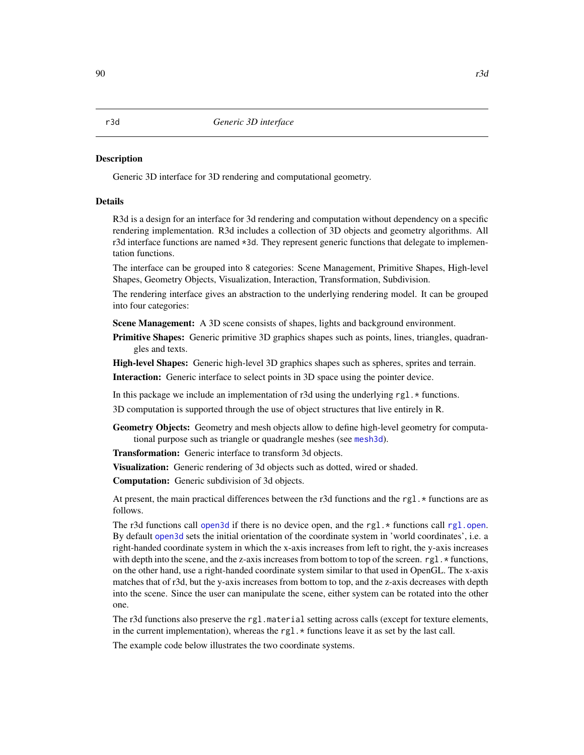r3d *Generic 3D interface*

## Description

Generic 3D interface for 3D rendering and computational geometry.

## Details

R3d is a design for an interface for 3d rendering and computation without dependency on a specific rendering implementation. R3d includes a collection of 3D objects and geometry algorithms. All r3d interface functions are named `*3d`. They represent generic functions that delegate to implementation functions.

The interface can be grouped into 8 categories: Scene Management, Primitive Shapes, High-level Shapes, Geometry Objects, Visualization, Interaction, Transformation, Subdivision.

The rendering interface gives an abstraction to the underlying rendering model. It can be grouped into four categories:

**Scene Management:** A 3D scene consists of shapes, lights and background environment.

**Primitive Shapes:** Generic primitive 3D graphics shapes such as points, lines, triangles, quadrangles and texts.

**High-level Shapes:** Generic high-level 3D graphics shapes such as spheres, sprites and terrain.

**Interaction:** Generic interface to select points in 3D space using the pointer device.

In this package we include an implementation of r3d using the underlying `rgl.*` functions.

3D computation is supported through the use of object structures that live entirely in R.

**Geometry Objects:** Geometry and mesh objects allow to define high-level geometry for computational purpose such as triangle or quadrangle meshes (see `mesh3d`).

**Transformation:** Generic interface to transform 3d objects.

**Visualization:** Generic rendering of 3d objects such as dotted, wired or shaded.

**Computation:** Generic subdivision of 3d objects.

At present, the main practical differences between the r3d functions and the `rgl.*` functions are as follows.

The r3d functions call `open3d` if there is no device open, and the `rgl.*` functions call `rgl.open`. By default `open3d` sets the initial orientation of the coordinate system in 'world coordinates', i.e. a right-handed coordinate system in which the x-axis increases from left to right, the y-axis increases with depth into the scene, and the z-axis increases from bottom to top of the screen. `rgl.*` functions, on the other hand, use a right-handed coordinate system similar to that used in OpenGL. The x-axis matches that of r3d, but the y-axis increases from bottom to top, and the z-axis decreases with depth into the scene. Since the user can manipulate the scene, either system can be rotated into the other one.

The r3d functions also preserve the `rgl.material` setting across calls (except for texture elements, in the current implementation), whereas the `rgl.*` functions leave it as set by the last call.

The example code below illustrates the two coordinate systems.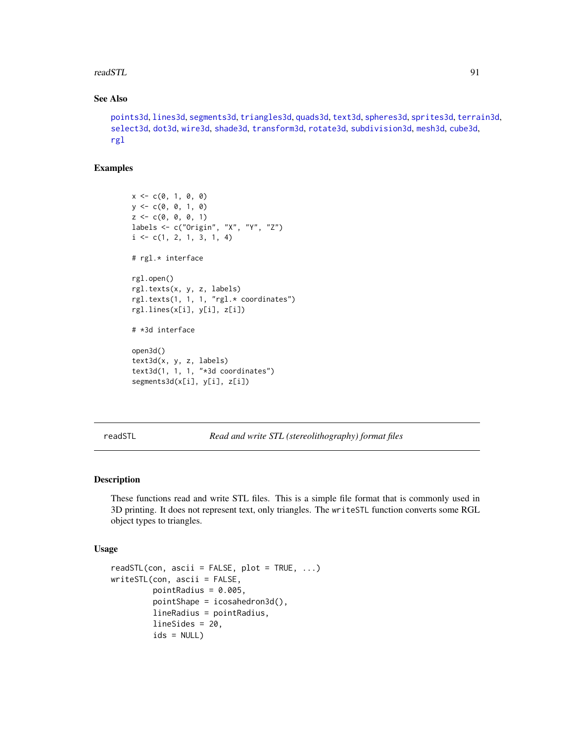### See Also

points3d, lines3d, segments3d, triangles3d, quads3d, text3d, spheres3d, sprites3d, terrain3d, select3d, dot3d, wire3d, shade3d, transform3d, rotate3d, subdivision3d, mesh3d, cube3d, rgl

### Examples

```
x <- c(0, 1, 0, 0)
y <- c(0, 0, 1, 0)
z <- c(0, 0, 0, 1)
labels <- c("Origin", "X", "Y", "Z")
i <- c(1, 2, 1, 3, 1, 4)

# rgl.* interface

rgl.open()
rgl.texts(x, y, z, labels)
rgl.texts(1, 1, 1, "rgl.* coordinates")
rgl.lines(x[i], y[i], z[i])

# *3d interface

open3d()
text3d(x, y, z, labels)
text3d(1, 1, 1, "*3d coordinates")
segments3d(x[i], y[i], z[i])
```

---

## readSTL *Read and write STL (stereolithography) format files*

### Description

These functions read and write STL files. This is a simple file format that is commonly used in 3D printing. It does not represent text, only triangles. The `writeSTL` function converts some RGL object types to triangles.

### Usage

```
readSTL(con, ascii = FALSE, plot = TRUE, ...)
writeSTL(con, ascii = FALSE,
         pointRadius = 0.005,
         pointShape = icosahedron3d(),
         lineRadius = pointRadius,
         lineSides = 20,
         ids = NULL)
```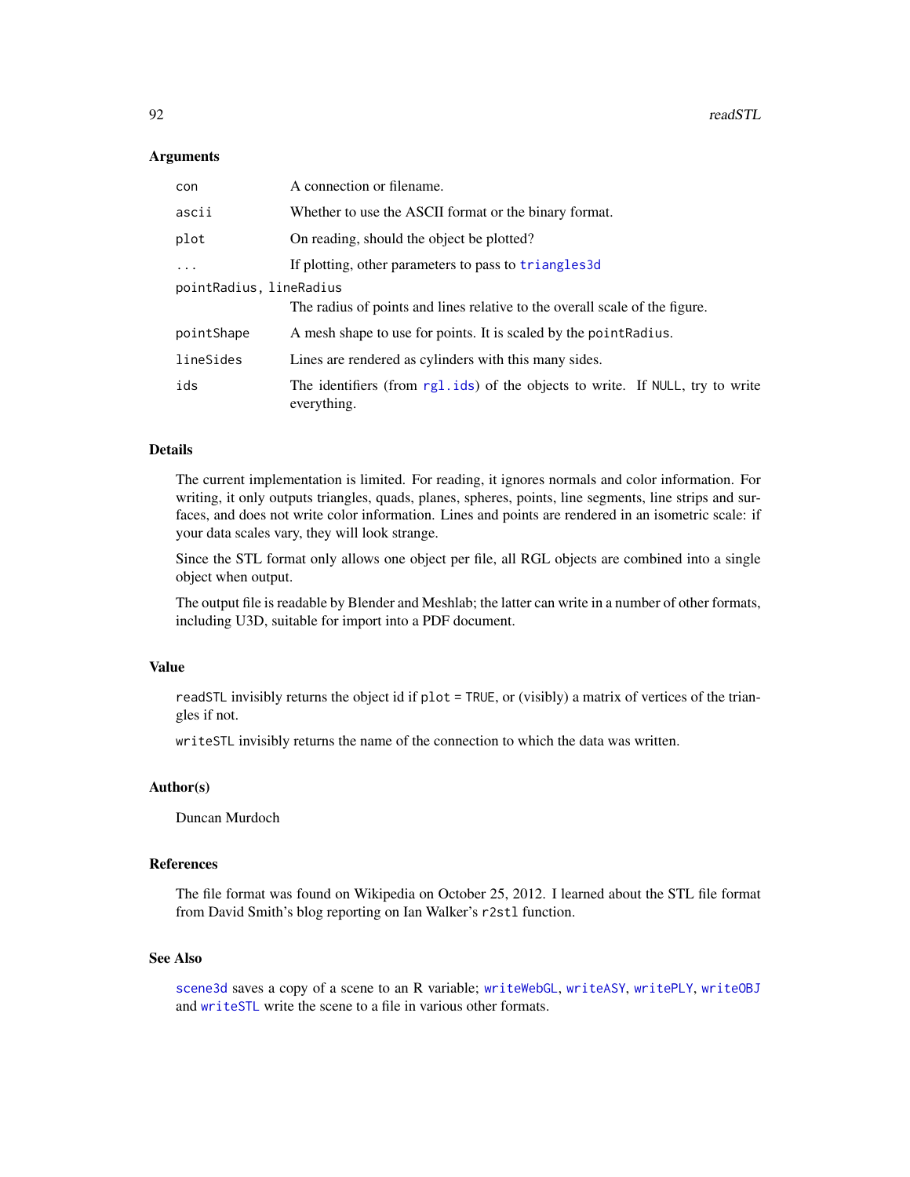### Arguments

| | |
|---|---|
| `con` | A connection or filename. |
| `ascii` | Whether to use the ASCII format or the binary format. |
| `plot` | On reading, should the object be plotted? |
| `...` | If plotting, other parameters to pass to `triangles3d` |
| `pointRadius, lineRadius` | The radius of points and lines relative to the overall scale of the figure. |
| `pointShape` | A mesh shape to use for points. It is scaled by the `pointRadius`. |
| `lineSides` | Lines are rendered as cylinders with this many sides. |
| `ids` | The identifiers (from `rgl.ids`) of the objects to write. If `NULL`, try to write everything. |

### Details

The current implementation is limited. For reading, it ignores normals and color information. For writing, it only outputs triangles, quads, planes, spheres, points, line segments, line strips and surfaces, and does not write color information. Lines and points are rendered in an isometric scale: if your data scales vary, they will look strange.

Since the STL format only allows one object per file, all RGL objects are combined into a single object when output.

The output file is readable by Blender and Meshlab; the latter can write in a number of other formats, including U3D, suitable for import into a PDF document.

### Value

`readSTL` invisibly returns the object id if `plot = TRUE`, or (visibly) a matrix of vertices of the triangles if not.

`writeSTL` invisibly returns the name of the connection to which the data was written.

### Author(s)

Duncan Murdoch

### References

The file format was found on Wikipedia on October 25, 2012. I learned about the STL file format from David Smith's blog reporting on Ian Walker's `r2stl` function.

### See Also

`scene3d` saves a copy of a scene to an R variable; `writeWebGL`, `writeASY`, `writePLY`, `writeOBJ` and `writeSTL` write the scene to a file in various other formats.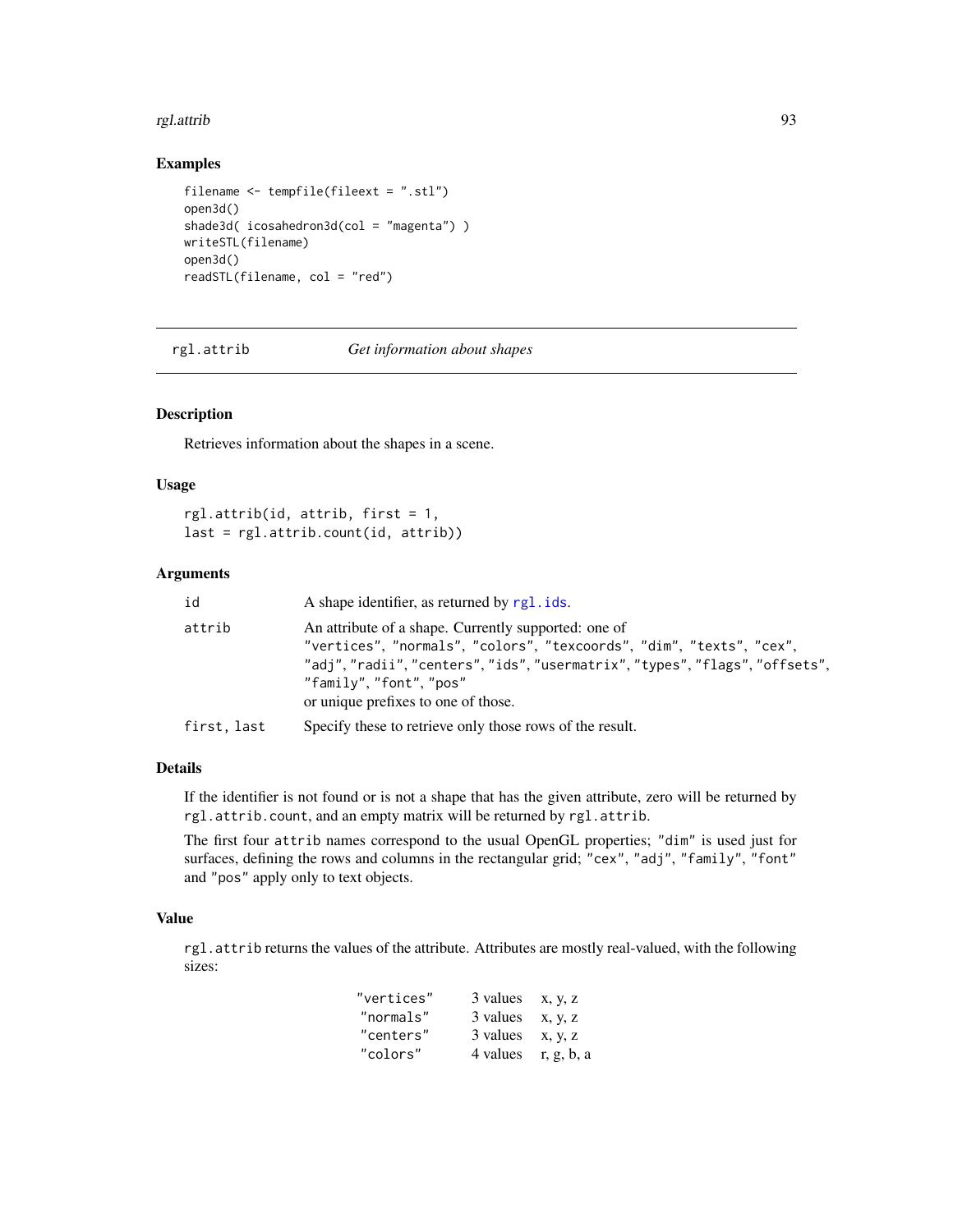## Examples

```
filename <- tempfile(fileext = ".stl")
open3d()
shade3d( icosahedron3d(col = "magenta") )
writeSTL(filename)
open3d()
readSTL(filename, col = "red")
```

---

# rgl.attrib — *Get information about shapes*

---

### Description

Retrieves information about the shapes in a scene.

### Usage

```
rgl.attrib(id, attrib, first = 1,
last = rgl.attrib.count(id, attrib))
```

### Arguments

| | |
|---|---|
| `id` | A shape identifier, as returned by `rgl.ids`. |
| `attrib` | An attribute of a shape. Currently supported: one of `"vertices"`, `"normals"`, `"colors"`, `"texcoords"`, `"dim"`, `"texts"`, `"cex"`, `"adj"`, `"radii"`, `"centers"`, `"ids"`, `"usermatrix"`, `"types"`, `"flags"`, `"offsets"`, `"family"`, `"font"`, `"pos"` or unique prefixes to one of those. |
| `first, last` | Specify these to retrieve only those rows of the result. |

### Details

If the identifier is not found or is not a shape that has the given attribute, zero will be returned by `rgl.attrib.count`, and an empty matrix will be returned by `rgl.attrib`.

The first four `attrib` names correspond to the usual OpenGL properties; `"dim"` is used just for surfaces, defining the rows and columns in the rectangular grid; `"cex"`, `"adj"`, `"family"`, `"font"` and `"pos"` apply only to text objects.

### Value

`rgl.attrib` returns the values of the attribute. Attributes are mostly real-valued, with the following sizes:

| | | |
|---|---|---|
| `"vertices"` | 3 values | x, y, z |
| `"normals"` | 3 values | x, y, z |
| `"centers"` | 3 values | x, y, z |
| `"colors"` | 4 values | r, g, b, a |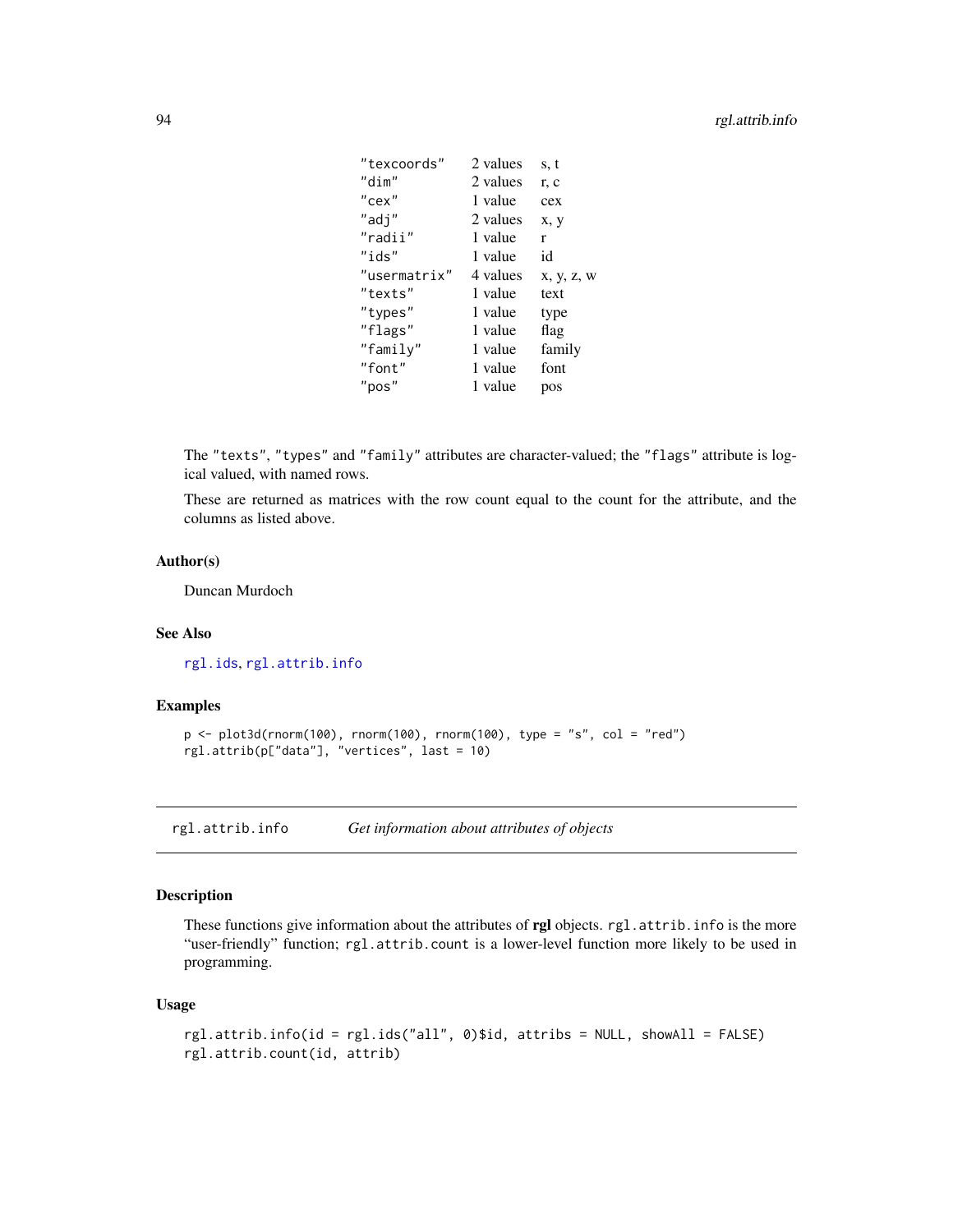| | | |
|---|---|---|
| "texcoords" | 2 values | s, t |
| "dim" | 2 values | r, c |
| "cex" | 1 value | cex |
| "adj" | 2 values | x, y |
| "radii" | 1 value | r |
| "ids" | 1 value | id |
| "usermatrix" | 4 values | x, y, z, w |
| "texts" | 1 value | text |
| "types" | 1 value | type |
| "flags" | 1 value | flag |
| "family" | 1 value | family |
| "font" | 1 value | font |
| "pos" | 1 value | pos |

The "texts", "types" and "family" attributes are character-valued; the "flags" attribute is logical valued, with named rows.

These are returned as matrices with the row count equal to the count for the attribute, and the columns as listed above.

### Author(s)

Duncan Murdoch

### See Also

rgl.ids, rgl.attrib.info

### Examples

```
p <- plot3d(rnorm(100), rnorm(100), rnorm(100), type = "s", col = "red")
rgl.attrib(p["data"], "vertices", last = 10)
```

---

## rgl.attrib.info    *Get information about attributes of objects*

### Description

These functions give information about the attributes of **rgl** objects. rgl.attrib.info is the more "user-friendly" function; rgl.attrib.count is a lower-level function more likely to be used in programming.

### Usage

```
rgl.attrib.info(id = rgl.ids("all", 0)$id, attribs = NULL, showAll = FALSE)
rgl.attrib.count(id, attrib)
```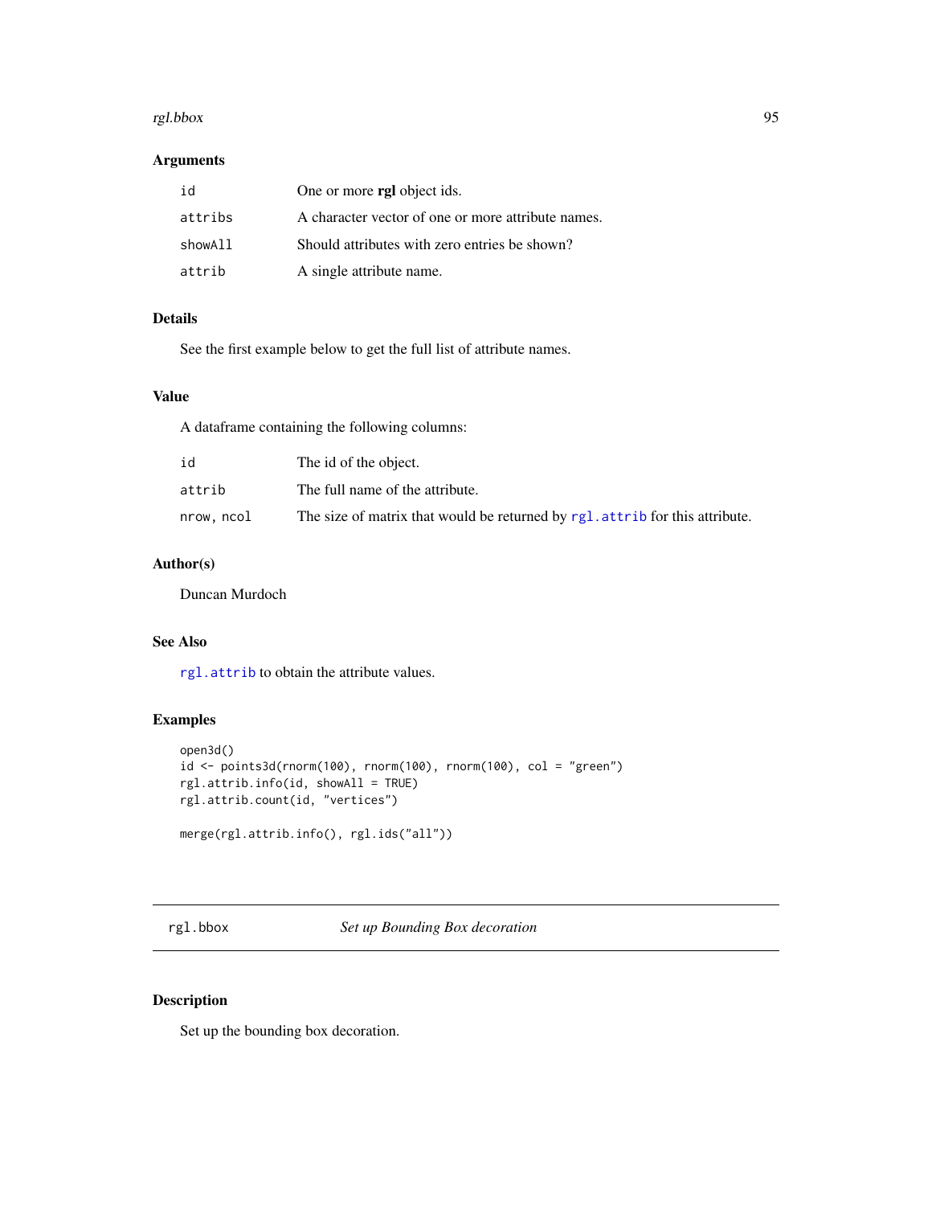## Arguments

| | |
|---|---|
| id | One or more **rgl** object ids. |
| attribs | A character vector of one or more attribute names. |
| showAll | Should attributes with zero entries be shown? |
| attrib | A single attribute name. |

## Details

See the first example below to get the full list of attribute names.

## Value

A dataframe containing the following columns:

| | |
|---|---|
| id | The id of the object. |
| attrib | The full name of the attribute. |
| nrow, ncol | The size of matrix that would be returned by `rgl.attrib` for this attribute. |

## Author(s)

Duncan Murdoch

## See Also

`rgl.attrib` to obtain the attribute values.

## Examples

```
open3d()
id <- points3d(rnorm(100), rnorm(100), rnorm(100), col = "green")
rgl.attrib.info(id, showAll = TRUE)
rgl.attrib.count(id, "vertices")

merge(rgl.attrib.info(), rgl.ids("all"))
```

---

# rgl.bbox — *Set up Bounding Box decoration*

## Description

Set up the bounding box decoration.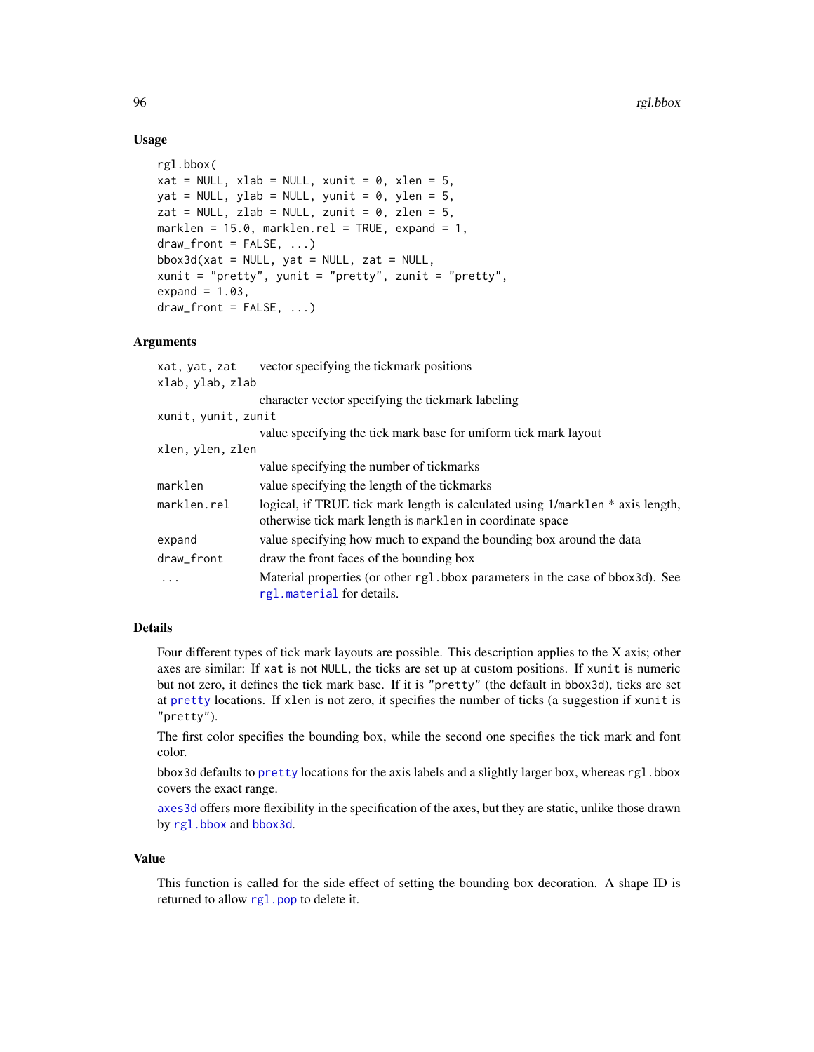### Usage

```
rgl.bbox(
xat = NULL, xlab = NULL, xunit = 0, xlen = 5,
yat = NULL, ylab = NULL, yunit = 0, ylen = 5,
zat = NULL, zlab = NULL, zunit = 0, zlen = 5,
marklen = 15.0, marklen.rel = TRUE, expand = 1,
draw_front = FALSE, ...)
bbox3d(xat = NULL, yat = NULL, zat = NULL,
xunit = "pretty", yunit = "pretty", zunit = "pretty",
expand = 1.03,
draw_front = FALSE, ...)
```

### Arguments

| | |
|---|---|
| `xat, yat, zat` | vector specifying the tickmark positions |
| `xlab, ylab, zlab` | character vector specifying the tickmark labeling |
| `xunit, yunit, zunit` | value specifying the tick mark base for uniform tick mark layout |
| `xlen, ylen, zlen` | value specifying the number of tickmarks |
| `marklen` | value specifying the length of the tickmarks |
| `marklen.rel` | logical, if TRUE tick mark length is calculated using 1/`marklen` * axis length, otherwise tick mark length is `marklen` in coordinate space |
| `expand` | value specifying how much to expand the bounding box around the data |
| `draw_front` | draw the front faces of the bounding box |
| `...` | Material properties (or other `rgl.bbox` parameters in the case of `bbox3d`). See `rgl.material` for details. |

### Details

Four different types of tick mark layouts are possible. This description applies to the X axis; other axes are similar: If `xat` is not `NULL`, the ticks are set up at custom positions. If `xunit` is numeric but not zero, it defines the tick mark base. If it is `"pretty"` (the default in `bbox3d`), ticks are set at `pretty` locations. If `xlen` is not zero, it specifies the number of ticks (a suggestion if `xunit` is `"pretty"`).

The first color specifies the bounding box, while the second one specifies the tick mark and font color.

`bbox3d` defaults to `pretty` locations for the axis labels and a slightly larger box, whereas `rgl.bbox` covers the exact range.

`axes3d` offers more flexibility in the specification of the axes, but they are static, unlike those drawn by `rgl.bbox` and `bbox3d`.

### Value

This function is called for the side effect of setting the bounding box decoration. A shape ID is returned to allow `rgl.pop` to delete it.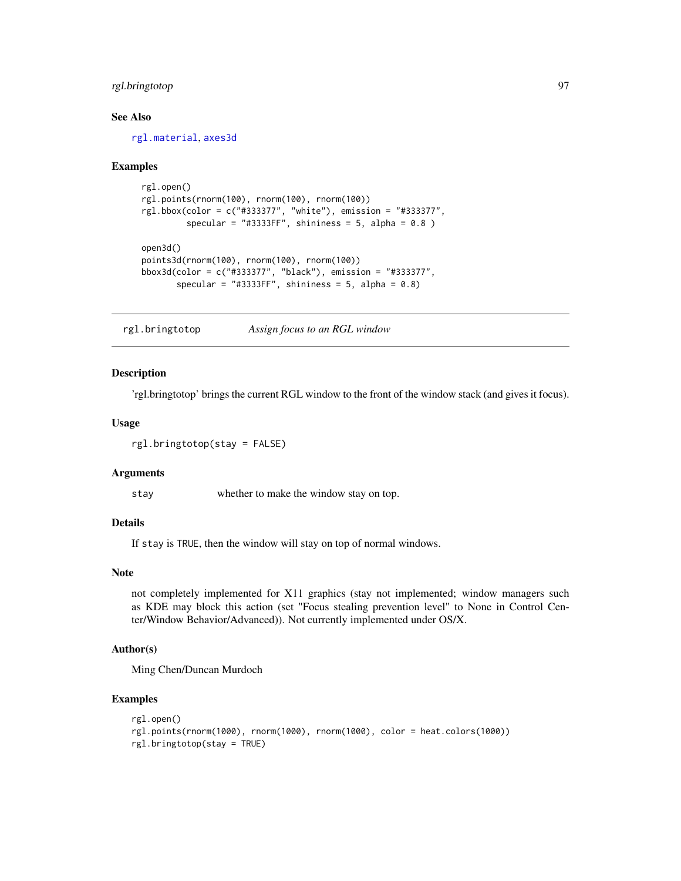### See Also

rgl.material, axes3d

### Examples

```
rgl.open()
rgl.points(rnorm(100), rnorm(100), rnorm(100))
rgl.bbox(color = c("#333377", "white"), emission = "#333377",
         specular = "#3333FF", shininess = 5, alpha = 0.8 )

open3d()
points3d(rnorm(100), rnorm(100), rnorm(100))
bbox3d(color = c("#333377", "black"), emission = "#333377",
       specular = "#3333FF", shininess = 5, alpha = 0.8)
```

---

## rgl.bringtotop    *Assign focus to an RGL window*

### Description

'rgl.bringtotop' brings the current RGL window to the front of the window stack (and gives it focus).

### Usage

```
rgl.bringtotop(stay = FALSE)
```

### Arguments

| | |
|---|---|
| stay | whether to make the window stay on top. |

### Details

If `stay` is `TRUE`, then the window will stay on top of normal windows.

### Note

not completely implemented for X11 graphics (stay not implemented; window managers such as KDE may block this action (set "Focus stealing prevention level" to None in Control Center/Window Behavior/Advanced)). Not currently implemented under OS/X.

### Author(s)

Ming Chen/Duncan Murdoch

### Examples

```
rgl.open()
rgl.points(rnorm(1000), rnorm(1000), rnorm(1000), color = heat.colors(1000))
rgl.bringtotop(stay = TRUE)
```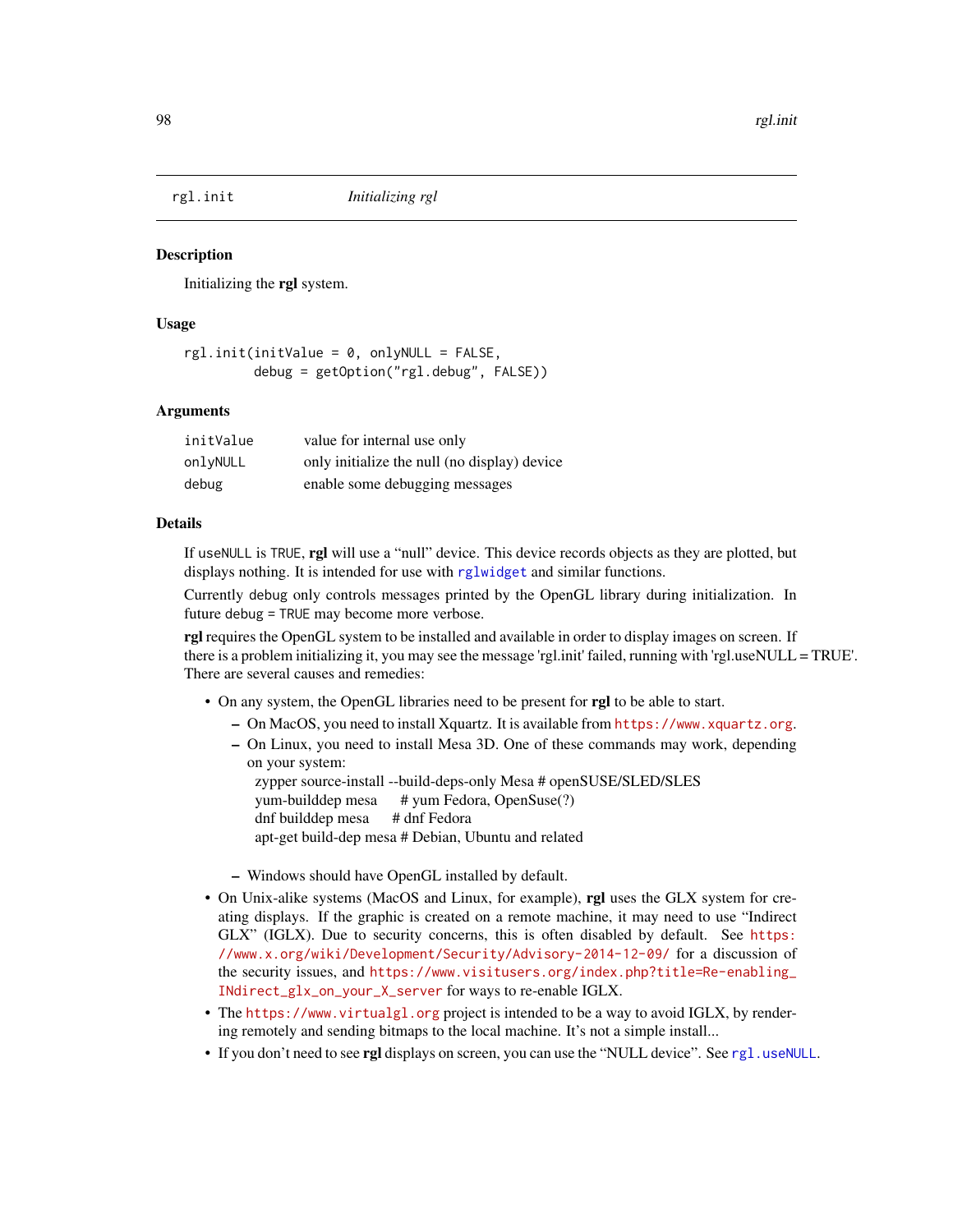rgl.init    *Initializing rgl*

## Description

Initializing the **rgl** system.

## Usage

```
rgl.init(initValue = 0, onlyNULL = FALSE,
        debug = getOption("rgl.debug", FALSE))
```

## Arguments

| | |
|---|---|
| initValue | value for internal use only |
| onlyNULL | only initialize the null (no display) device |
| debug | enable some debugging messages |

## Details

If `useNULL` is `TRUE`, **rgl** will use a "null" device. This device records objects as they are plotted, but displays nothing. It is intended for use with `rglwidget` and similar functions.

Currently `debug` only controls messages printed by the OpenGL library during initialization. In future `debug = TRUE` may become more verbose.

**rgl** requires the OpenGL system to be installed and available in order to display images on screen. If there is a problem initializing it, you may see the message 'rgl.init' failed, running with 'rgl.useNULL = TRUE'. There are several causes and remedies:

- On any system, the OpenGL libraries need to be present for **rgl** to be able to start.
  - On MacOS, you need to install Xquartz. It is available from https://www.xquartz.org.
  - On Linux, you need to install Mesa 3D. One of these commands may work, depending on your system:
    zypper source-install --build-deps-only Mesa # openSUSE/SLED/SLES
    yum-builddep mesa # yum Fedora, OpenSuse(?)
    dnf builddep mesa # dnf Fedora
    apt-get build-dep mesa # Debian, Ubuntu and related
  - Windows should have OpenGL installed by default.
- On Unix-alike systems (MacOS and Linux, for example), **rgl** uses the GLX system for creating displays. If the graphic is created on a remote machine, it may need to use "Indirect GLX" (IGLX). Due to security concerns, this is often disabled by default. See https://www.x.org/wiki/Development/Security/Advisory-2014-12-09/ for a discussion of the security issues, and https://www.visitusers.org/index.php?title=Re-enabling_INdirect_glx_on_your_X_server for ways to re-enable IGLX.
- The https://www.virtualgl.org project is intended to be a way to avoid IGLX, by rendering remotely and sending bitmaps to the local machine. It's not a simple install...
- If you don't need to see **rgl** displays on screen, you can use the "NULL device". See `rgl.useNULL`.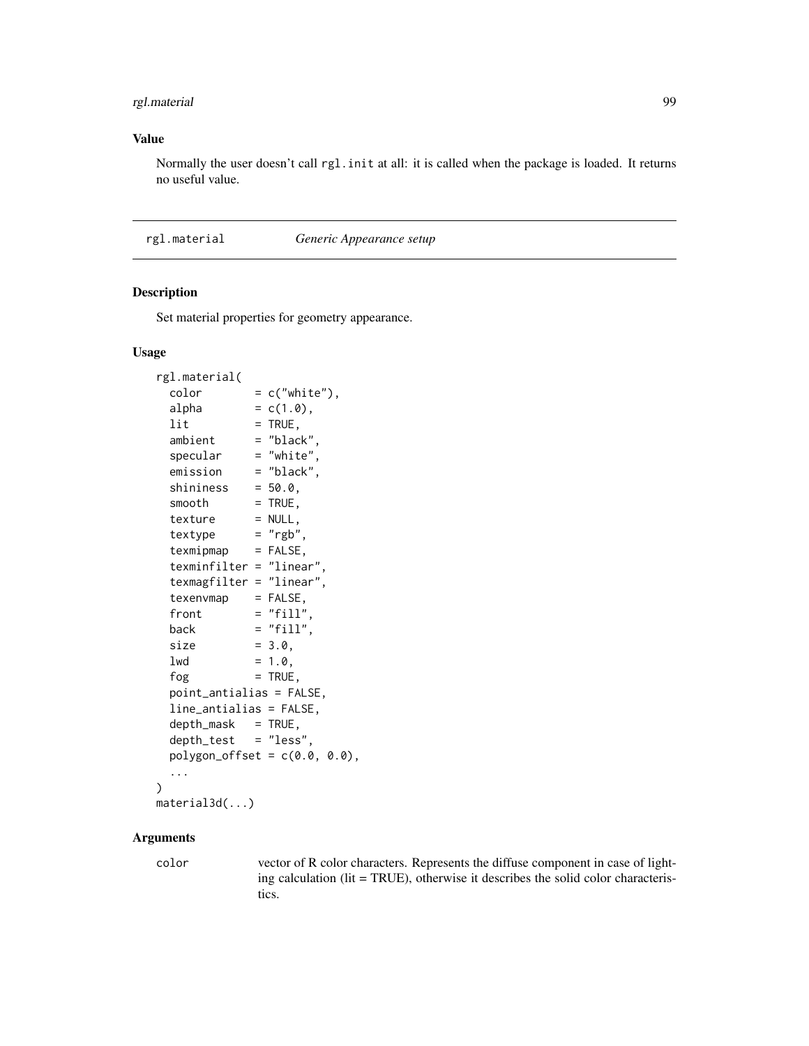## Value

Normally the user doesn't call `rgl.init` at all: it is called when the package is loaded. It returns no useful value.

---

# rgl.material *Generic Appearance setup*

## Description

Set material properties for geometry appearance.

## Usage

```
rgl.material(
  color        = c("white"),
  alpha        = c(1.0),
  lit          = TRUE,
  ambient      = "black",
  specular     = "white",
  emission     = "black",
  shininess    = 50.0,
  smooth       = TRUE,
  texture      = NULL,
  textype      = "rgb",
  texmipmap    = FALSE,
  texminfilter = "linear",
  texmagfilter = "linear",
  texenvmap    = FALSE,
  front        = "fill",
  back         = "fill",
  size         = 3.0,
  lwd          = 1.0,
  fog          = TRUE,
  point_antialias = FALSE,
  line_antialias = FALSE,
  depth_mask   = TRUE,
  depth_test   = "less",
  polygon_offset = c(0.0, 0.0),
  ...
)
material3d(...)
```

## Arguments

`color` vector of R color characters. Represents the diffuse component in case of lighting calculation (lit = TRUE), otherwise it describes the solid color characteristics.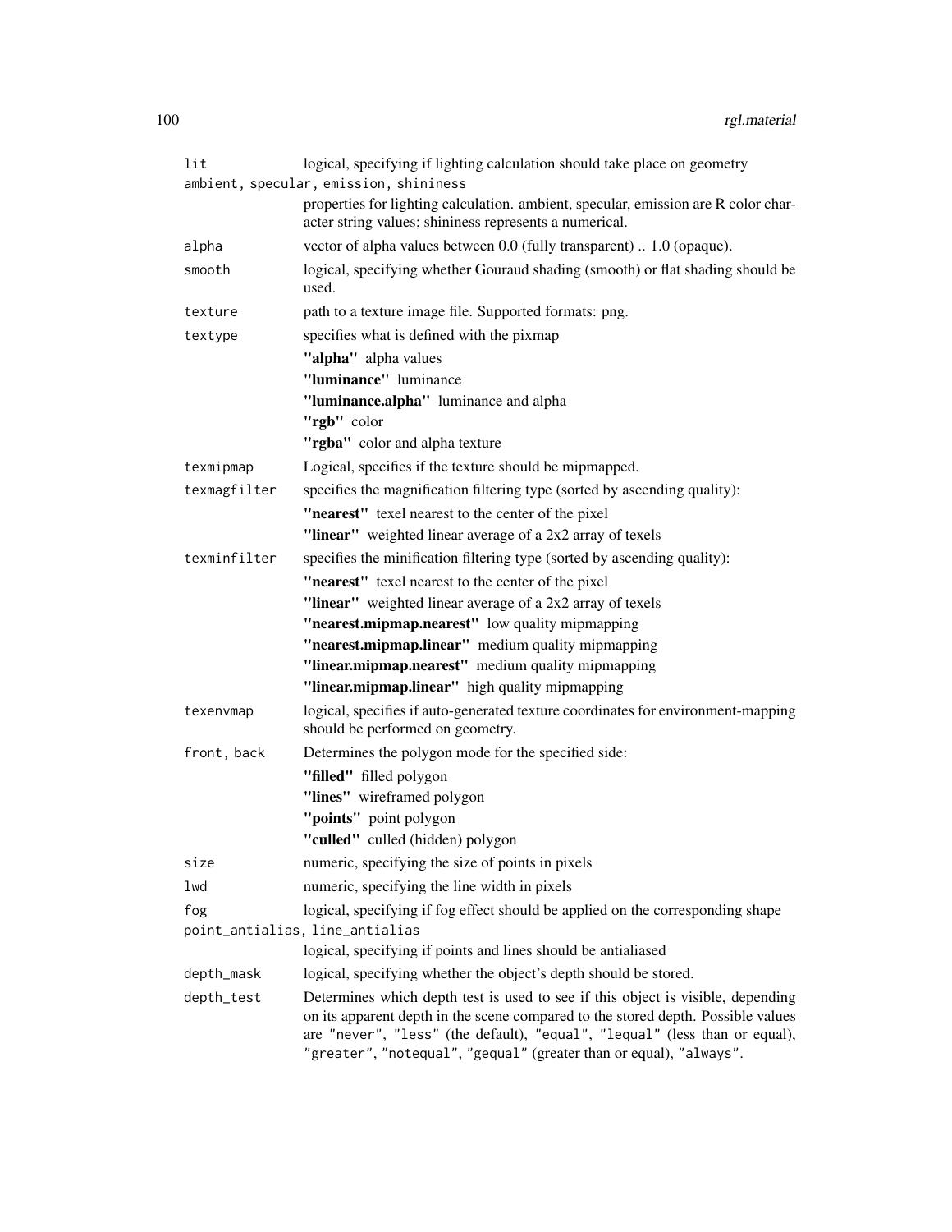`lit`
: logical, specifying if lighting calculation should take place on geometry

`ambient, specular, emission, shininess`
: properties for lighting calculation. ambient, specular, emission are R color character string values; shininess represents a numerical.

`alpha`
: vector of alpha values between 0.0 (fully transparent) .. 1.0 (opaque).

`smooth`
: logical, specifying whether Gouraud shading (smooth) or flat shading should be used.

`texture`
: path to a texture image file. Supported formats: png.

`textype`
: specifies what is defined with the pixmap
  - **"alpha"** alpha values
  - **"luminance"** luminance
  - **"luminance.alpha"** luminance and alpha
  - **"rgb"** color
  - **"rgba"** color and alpha texture

`texmipmap`
: Logical, specifies if the texture should be mipmapped.

`texmagfilter`
: specifies the magnification filtering type (sorted by ascending quality):
  - **"nearest"** texel nearest to the center of the pixel
  - **"linear"** weighted linear average of a 2x2 array of texels

`texminfilter`
: specifies the minification filtering type (sorted by ascending quality):
  - **"nearest"** texel nearest to the center of the pixel
  - **"linear"** weighted linear average of a 2x2 array of texels
  - **"nearest.mipmap.nearest"** low quality mipmapping
  - **"nearest.mipmap.linear"** medium quality mipmapping
  - **"linear.mipmap.nearest"** medium quality mipmapping
  - **"linear.mipmap.linear"** high quality mipmapping

`texenvmap`
: logical, specifies if auto-generated texture coordinates for environment-mapping should be performed on geometry.

`front, back`
: Determines the polygon mode for the specified side:
  - **"filled"** filled polygon
  - **"lines"** wireframed polygon
  - **"points"** point polygon
  - **"culled"** culled (hidden) polygon

`size`
: numeric, specifying the size of points in pixels

`lwd`
: numeric, specifying the line width in pixels

`fog`
: logical, specifying if fog effect should be applied on the corresponding shape

`point_antialias, line_antialias`
: logical, specifying if points and lines should be antialiased

`depth_mask`
: logical, specifying whether the object's depth should be stored.

`depth_test`
: Determines which depth test is used to see if this object is visible, depending on its apparent depth in the scene compared to the stored depth. Possible values are `"never"`, `"less"` (the default), `"equal"`, `"lequal"` (less than or equal), `"greater"`, `"notequal"`, `"gequal"` (greater than or equal), `"always"`.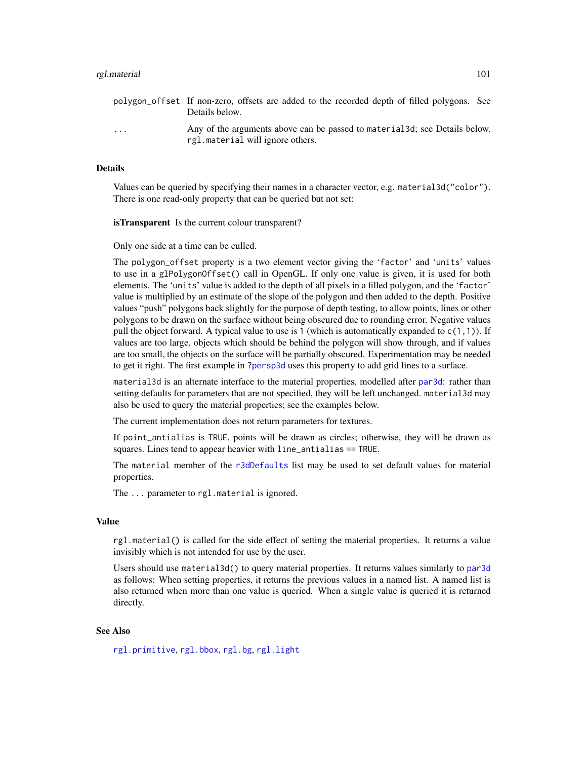| | |
|---|---|
| polygon_offset | If non-zero, offsets are added to the recorded depth of filled polygons. See Details below. |
| ... | Any of the arguments above can be passed to material3d; see Details below. rgl.material will ignore others. |

## Details

Values can be queried by specifying their names in a character vector, e.g. `material3d("color")`. There is one read-only property that can be queried but not set:

**isTransparent** Is the current colour transparent?

Only one side at a time can be culled.

The `polygon_offset` property is a two element vector giving the 'factor' and 'units' values to use in a `glPolygonOffset()` call in OpenGL. If only one value is given, it is used for both elements. The 'units' value is added to the depth of all pixels in a filled polygon, and the 'factor' value is multiplied by an estimate of the slope of the polygon and then added to the depth. Positive values "push" polygons back slightly for the purpose of depth testing, to allow points, lines or other polygons to be drawn on the surface without being obscured due to rounding error. Negative values pull the object forward. A typical value to use is `1` (which is automatically expanded to `c(1,1)`). If values are too large, objects which should be behind the polygon will show through, and if values are too small, the objects on the surface will be partially obscured. Experimentation may be needed to get it right. The first example in `?persp3d` uses this property to add grid lines to a surface.

`material3d` is an alternate interface to the material properties, modelled after `par3d`: rather than setting defaults for parameters that are not specified, they will be left unchanged. `material3d` may also be used to query the material properties; see the examples below.

The current implementation does not return parameters for textures.

If `point_antialias` is `TRUE`, points will be drawn as circles; otherwise, they will be drawn as squares. Lines tend to appear heavier with `line_antialias == TRUE`.

The `material` member of the `r3dDefaults` list may be used to set default values for material properties.

The `...` parameter to `rgl.material` is ignored.

## Value

`rgl.material()` is called for the side effect of setting the material properties. It returns a value invisibly which is not intended for use by the user.

Users should use `material3d()` to query material properties. It returns values similarly to `par3d` as follows: When setting properties, it returns the previous values in a named list. A named list is also returned when more than one value is queried. When a single value is queried it is returned directly.

## See Also

`rgl.primitive`, `rgl.bbox`, `rgl.bg`, `rgl.light`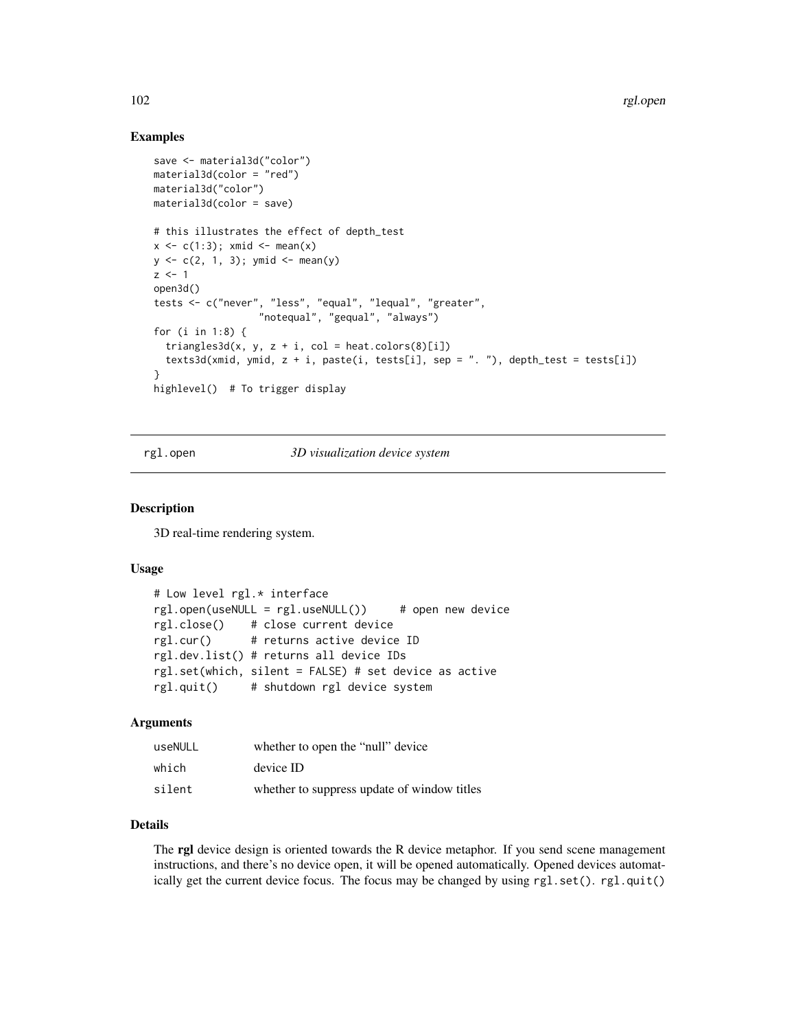## Examples

```
save <- material3d("color")
material3d(color = "red")
material3d("color")
material3d(color = save)

# this illustrates the effect of depth_test
x <- c(1:3); xmid <- mean(x)
y <- c(2, 1, 3); ymid <- mean(y)
z <- 1
open3d()
tests <- c("never", "less", "equal", "lequal", "greater",
                  "notequal", "gequal", "always")
for (i in 1:8) {
  triangles3d(x, y, z + i, col = heat.colors(8)[i])
  texts3d(xmid, ymid, z + i, paste(i, tests[i], sep = ". "), depth_test = tests[i])
}
highlevel()  # To trigger display
```

---

# rgl.open &nbsp;&nbsp;&nbsp;&nbsp;&nbsp;&nbsp; *3D visualization device system*

## Description

3D real-time rendering system.

## Usage

```
# Low level rgl.* interface
rgl.open(useNULL = rgl.useNULL())     # open new device
rgl.close()    # close current device
rgl.cur()      # returns active device ID
rgl.dev.list() # returns all device IDs
rgl.set(which, silent = FALSE) # set device as active
rgl.quit()     # shutdown rgl device system
```

## Arguments

| | |
|---|---|
| `useNULL` | whether to open the "null" device |
| `which` | device ID |
| `silent` | whether to suppress update of window titles |

## Details

The **rgl** device design is oriented towards the R device metaphor. If you send scene management instructions, and there's no device open, it will be opened automatically. Opened devices automatically get the current device focus. The focus may be changed by using `rgl.set()`. `rgl.quit()`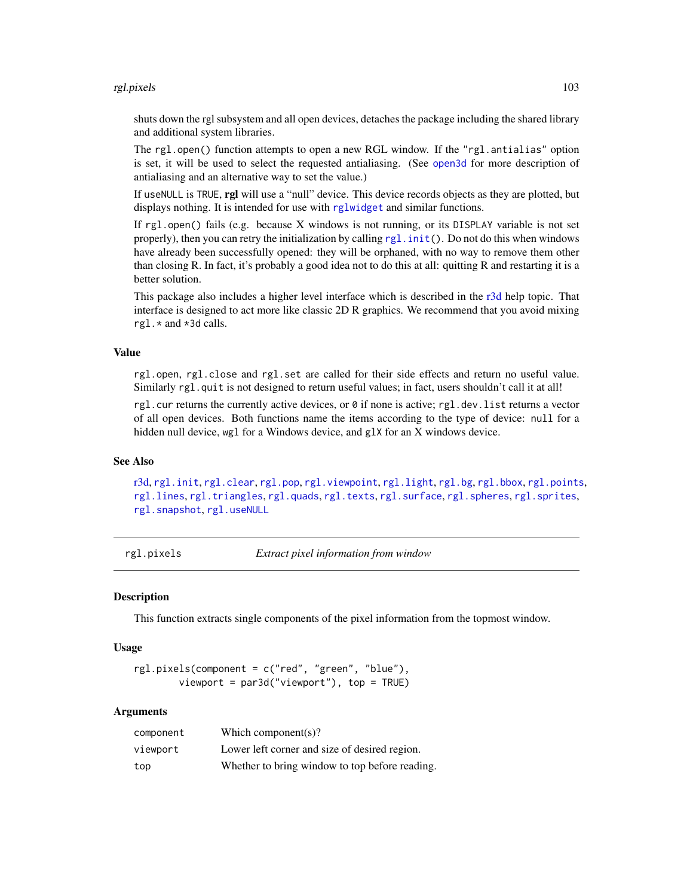shuts down the rgl subsystem and all open devices, detaches the package including the shared library and additional system libraries.

The `rgl.open()` function attempts to open a new RGL window. If the `"rgl.antialias"` option is set, it will be used to select the requested antialiasing. (See `open3d` for more description of antialiasing and an alternative way to set the value.)

If `useNULL` is `TRUE`, **rgl** will use a "null" device. This device records objects as they are plotted, but displays nothing. It is intended for use with `rglwidget` and similar functions.

If `rgl.open()` fails (e.g. because X windows is not running, or its `DISPLAY` variable is not set properly), then you can retry the initialization by calling `rgl.init()`. Do not do this when windows have already been successfully opened: they will be orphaned, with no way to remove them other than closing R. In fact, it's probably a good idea not to do this at all: quitting R and restarting it is a better solution.

This package also includes a higher level interface which is described in the r3d help topic. That interface is designed to act more like classic 2D R graphics. We recommend that you avoid mixing `rgl.*` and `*3d` calls.

### Value

`rgl.open`, `rgl.close` and `rgl.set` are called for their side effects and return no useful value. Similarly `rgl.quit` is not designed to return useful values; in fact, users shouldn't call it at all!

`rgl.cur` returns the currently active devices, or `0` if none is active; `rgl.dev.list` returns a vector of all open devices. Both functions name the items according to the type of device: `null` for a hidden null device, `wgl` for a Windows device, and `glX` for an X windows device.

### See Also

r3d, `rgl.init`, `rgl.clear`, `rgl.pop`, `rgl.viewpoint`, `rgl.light`, `rgl.bg`, `rgl.bbox`, `rgl.points`, `rgl.lines`, `rgl.triangles`, `rgl.quads`, `rgl.texts`, `rgl.surface`, `rgl.spheres`, `rgl.sprites`, `rgl.snapshot`, `rgl.useNULL`

---

## rgl.pixels — *Extract pixel information from window*

### Description

This function extracts single components of the pixel information from the topmost window.

### Usage

```
rgl.pixels(component = c("red", "green", "blue"),
       viewport = par3d("viewport"), top = TRUE)
```

### Arguments

| | |
|---|---|
| `component` | Which component(s)? |
| `viewport` | Lower left corner and size of desired region. |
| `top` | Whether to bring window to top before reading. |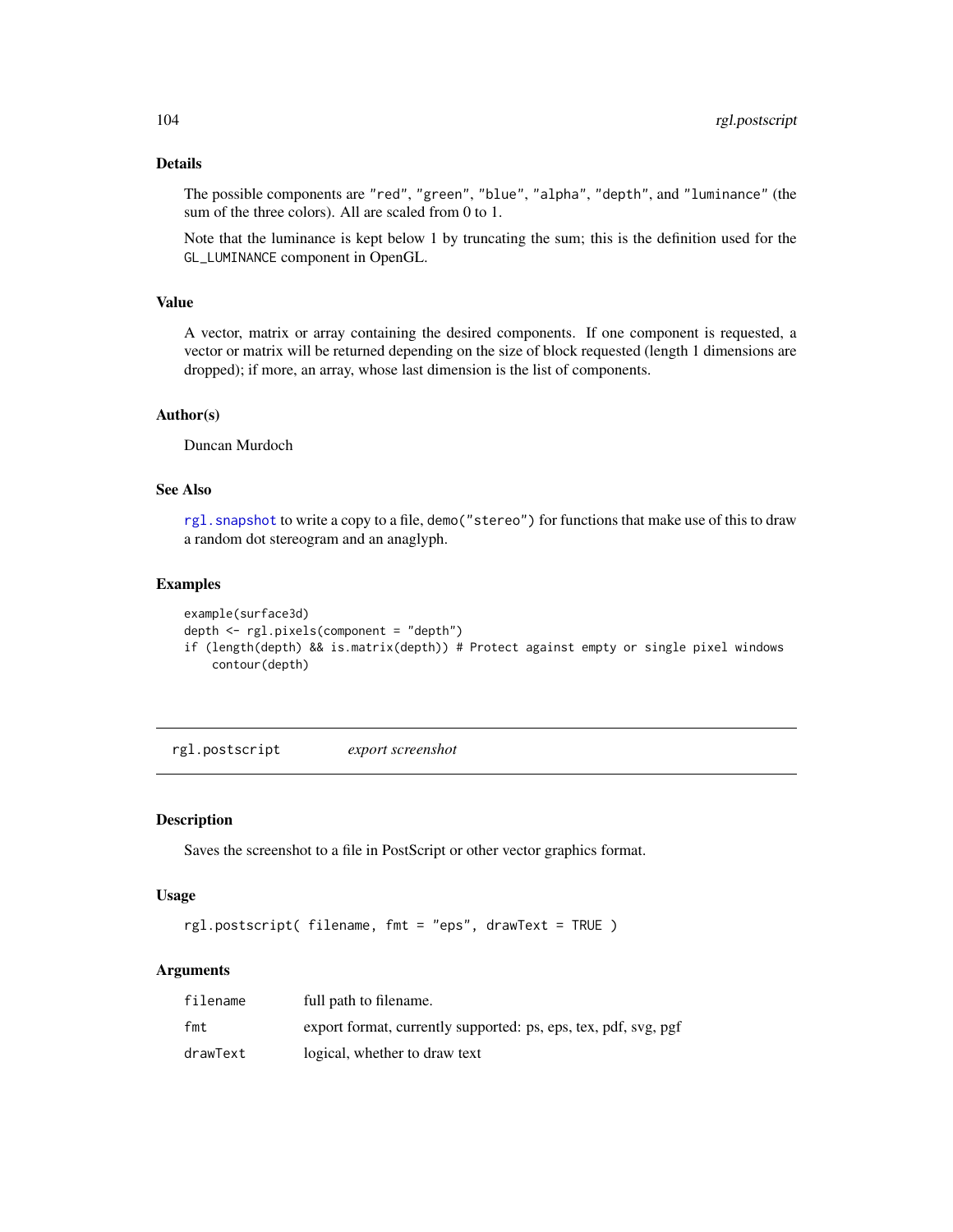### Details

The possible components are "red", "green", "blue", "alpha", "depth", and "luminance" (the sum of the three colors). All are scaled from 0 to 1.

Note that the luminance is kept below 1 by truncating the sum; this is the definition used for the GL_LUMINANCE component in OpenGL.

### Value

A vector, matrix or array containing the desired components. If one component is requested, a vector or matrix will be returned depending on the size of block requested (length 1 dimensions are dropped); if more, an array, whose last dimension is the list of components.

### Author(s)

Duncan Murdoch

### See Also

rgl.snapshot to write a copy to a file, demo("stereo") for functions that make use of this to draw a random dot stereogram and an anaglyph.

### Examples

```
example(surface3d)
depth <- rgl.pixels(component = "depth")
if (length(depth) && is.matrix(depth)) # Protect against empty or single pixel windows
    contour(depth)
```

---

## rgl.postscript — *export screenshot*

### Description

Saves the screenshot to a file in PostScript or other vector graphics format.

### Usage

```
rgl.postscript( filename, fmt = "eps", drawText = TRUE )
```

### Arguments

| | |
|---|---|
| filename | full path to filename. |
| fmt | export format, currently supported: ps, eps, tex, pdf, svg, pgf |
| drawText | logical, whether to draw text |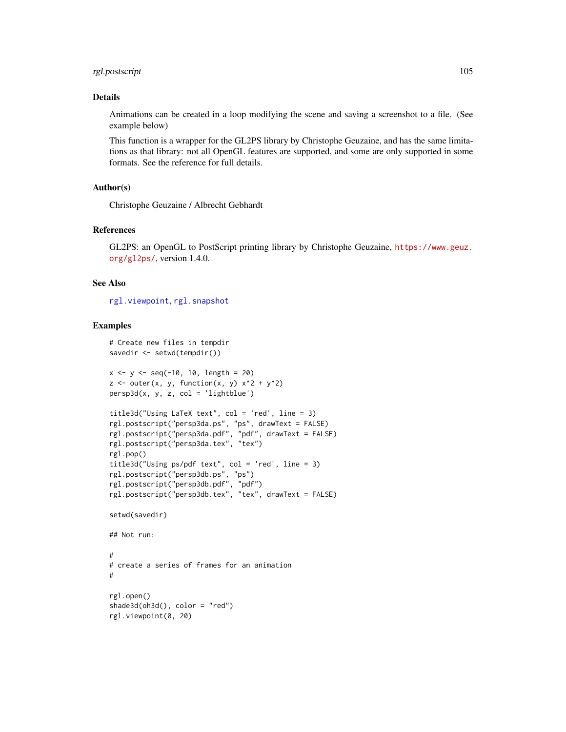## Details

Animations can be created in a loop modifying the scene and saving a screenshot to a file. (See example below)

This function is a wrapper for the GL2PS library by Christophe Geuzaine, and has the same limitations as that library: not all OpenGL features are supported, and some are only supported in some formats. See the reference for full details.

## Author(s)

Christophe Geuzaine / Albrecht Gebhardt

## References

GL2PS: an OpenGL to PostScript printing library by Christophe Geuzaine, https://www.geuz.org/gl2ps/, version 1.4.0.

## See Also

rgl.viewpoint, rgl.snapshot

## Examples

```
# Create new files in tempdir
savedir <- setwd(tempdir())

x <- y <- seq(-10, 10, length = 20)
z <- outer(x, y, function(x, y) x^2 + y^2)
persp3d(x, y, z, col = 'lightblue')

title3d("Using LaTeX text", col = 'red', line = 3)
rgl.postscript("persp3da.ps", "ps", drawText = FALSE)
rgl.postscript("persp3da.pdf", "pdf", drawText = FALSE)
rgl.postscript("persp3da.tex", "tex")
rgl.pop()
title3d("Using ps/pdf text", col = 'red', line = 3)
rgl.postscript("persp3db.ps", "ps")
rgl.postscript("persp3db.pdf", "pdf")
rgl.postscript("persp3db.tex", "tex", drawText = FALSE)

setwd(savedir)

## Not run:

#
# create a series of frames for an animation
#

rgl.open()
shade3d(oh3d(), color = "red")
rgl.viewpoint(0, 20)
```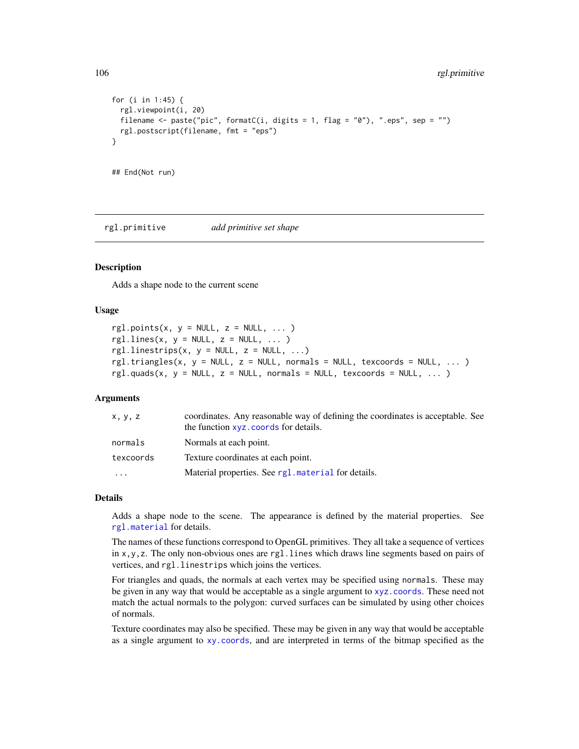```
for (i in 1:45) {
  rgl.viewpoint(i, 20)
  filename <- paste("pic", formatC(i, digits = 1, flag = "0"), ".eps", sep = "")
  rgl.postscript(filename, fmt = "eps")
}


## End(Not run)
```

---

## rgl.primitive — *add primitive set shape*

---

### Description

Adds a shape node to the current scene

### Usage

```
rgl.points(x, y = NULL, z = NULL, ... )
rgl.lines(x, y = NULL, z = NULL, ... )
rgl.linestrips(x, y = NULL, z = NULL, ...)
rgl.triangles(x, y = NULL, z = NULL, normals = NULL, texcoords = NULL, ... )
rgl.quads(x, y = NULL, z = NULL, normals = NULL, texcoords = NULL, ... )
```

### Arguments

| | |
|---|---|
| `x, y, z` | coordinates. Any reasonable way of defining the coordinates is acceptable. See the function `xyz.coords` for details. |
| `normals` | Normals at each point. |
| `texcoords` | Texture coordinates at each point. |
| `...` | Material properties. See `rgl.material` for details. |

### Details

Adds a shape node to the scene. The appearance is defined by the material properties. See `rgl.material` for details.

The names of these functions correspond to OpenGL primitives. They all take a sequence of vertices in `x,y,z`. The only non-obvious ones are `rgl.lines` which draws line segments based on pairs of vertices, and `rgl.linestrips` which joins the vertices.

For triangles and quads, the normals at each vertex may be specified using `normals`. These may be given in any way that would be acceptable as a single argument to `xyz.coords`. These need not match the actual normals to the polygon: curved surfaces can be simulated by using other choices of normals.

Texture coordinates may also be specified. These may be given in any way that would be acceptable as a single argument to `xy.coords`, and are interpreted in terms of the bitmap specified as the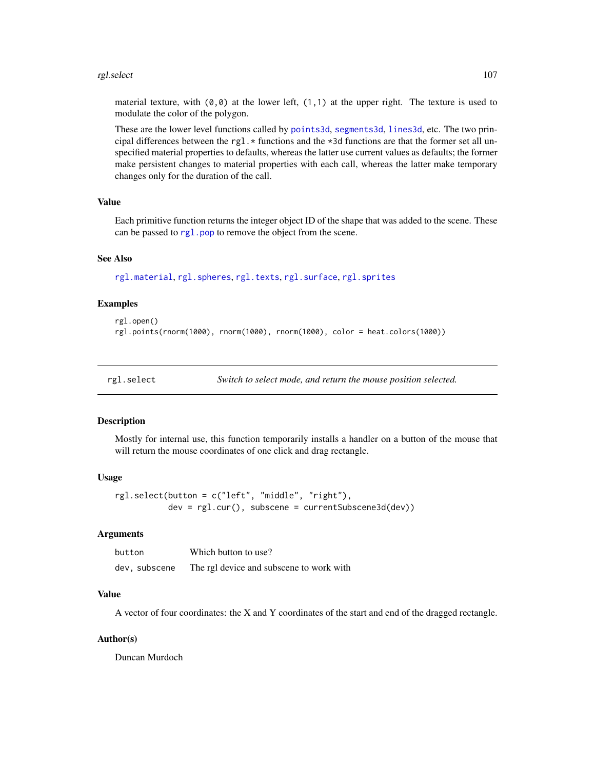material texture, with `(0,0)` at the lower left, `(1,1)` at the upper right. The texture is used to modulate the color of the polygon.

These are the lower level functions called by `points3d`, `segments3d`, `lines3d`, etc. The two principal differences between the `rgl.*` functions and the `*3d` functions are that the former set all unspecified material properties to defaults, whereas the latter use current values as defaults; the former make persistent changes to material properties with each call, whereas the latter make temporary changes only for the duration of the call.

### Value

Each primitive function returns the integer object ID of the shape that was added to the scene. These can be passed to `rgl.pop` to remove the object from the scene.

### See Also

`rgl.material`, `rgl.spheres`, `rgl.texts`, `rgl.surface`, `rgl.sprites`

### Examples

```
rgl.open()
rgl.points(rnorm(1000), rnorm(1000), rnorm(1000), color = heat.colors(1000))
```

---

## rgl.select — *Switch to select mode, and return the mouse position selected.*

### Description

Mostly for internal use, this function temporarily installs a handler on a button of the mouse that will return the mouse coordinates of one click and drag rectangle.

### Usage

```
rgl.select(button = c("left", "middle", "right"),
           dev = rgl.cur(), subscene = currentSubscene3d(dev))
```

### Arguments

| | |
|---|---|
| `button` | Which button to use? |
| `dev, subscene` | The rgl device and subscene to work with |

### Value

A vector of four coordinates: the X and Y coordinates of the start and end of the dragged rectangle.

### Author(s)

Duncan Murdoch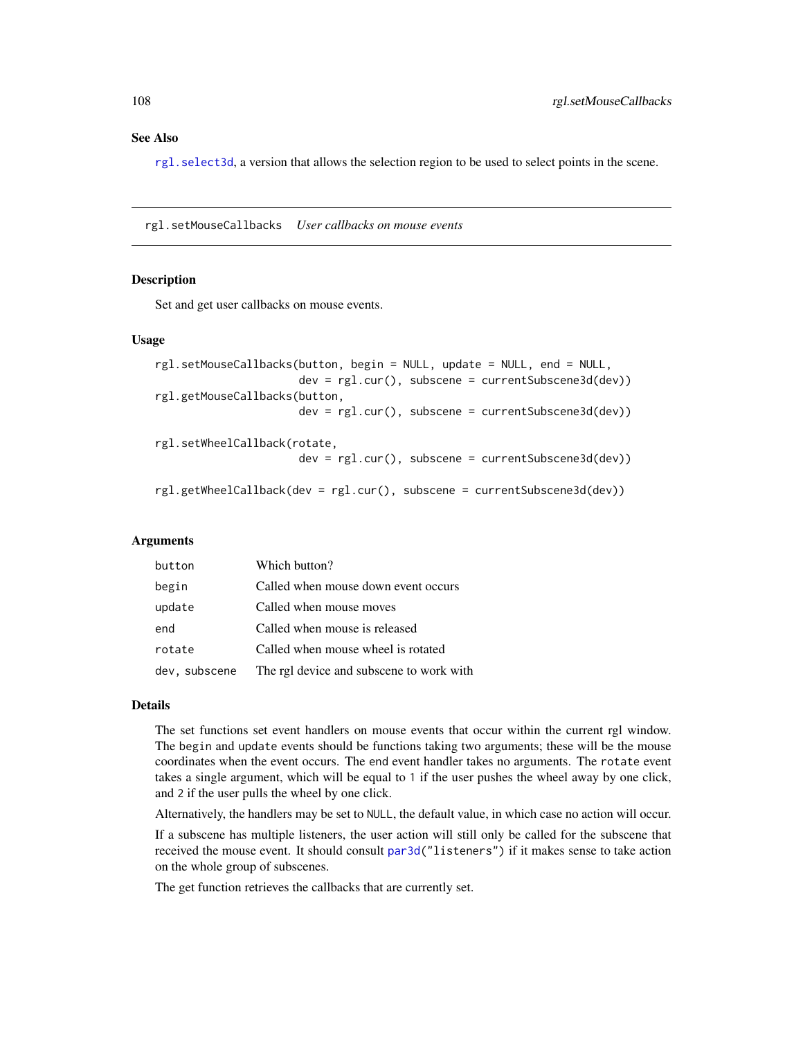## See Also

rgl.select3d, a version that allows the selection region to be used to select points in the scene.

---

# rgl.setMouseCallbacks *User callbacks on mouse events*

## Description

Set and get user callbacks on mouse events.

## Usage

```
rgl.setMouseCallbacks(button, begin = NULL, update = NULL, end = NULL,
                      dev = rgl.cur(), subscene = currentSubscene3d(dev))
rgl.getMouseCallbacks(button,
                      dev = rgl.cur(), subscene = currentSubscene3d(dev))

rgl.setWheelCallback(rotate,
                      dev = rgl.cur(), subscene = currentSubscene3d(dev))

rgl.getWheelCallback(dev = rgl.cur(), subscene = currentSubscene3d(dev))
```

## Arguments

| | |
|---|---|
| `button` | Which button? |
| `begin` | Called when mouse down event occurs |
| `update` | Called when mouse moves |
| `end` | Called when mouse is released |
| `rotate` | Called when mouse wheel is rotated |
| `dev, subscene` | The rgl device and subscene to work with |

## Details

The set functions set event handlers on mouse events that occur within the current rgl window. The `begin` and `update` events should be functions taking two arguments; these will be the mouse coordinates when the event occurs. The end event handler takes no arguments. The `rotate` event takes a single argument, which will be equal to `1` if the user pushes the wheel away by one click, and `2` if the user pulls the wheel by one click.

Alternatively, the handlers may be set to `NULL`, the default value, in which case no action will occur.

If a subscene has multiple listeners, the user action will still only be called for the subscene that received the mouse event. It should consult `par3d("listeners")` if it makes sense to take action on the whole group of subscenes.

The get function retrieves the callbacks that are currently set.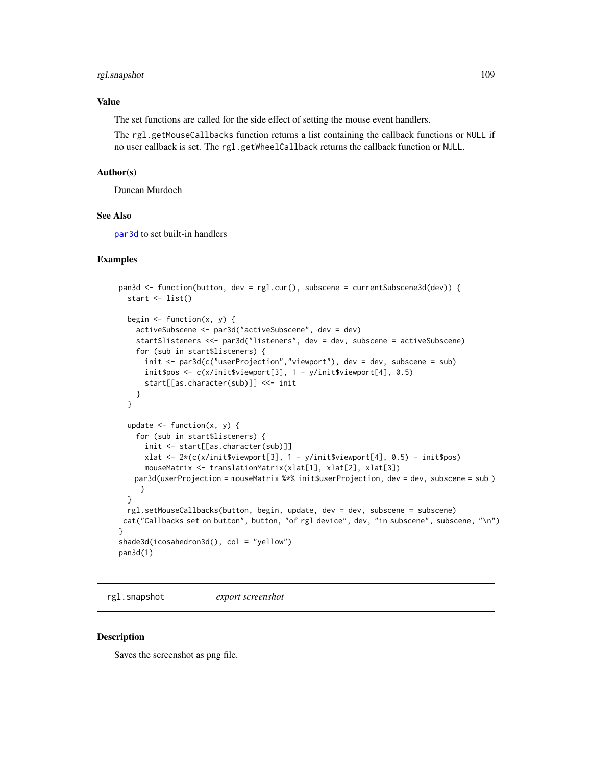## Value

The set functions are called for the side effect of setting the mouse event handlers.

The `rgl.getMouseCallbacks` function returns a list containing the callback functions or `NULL` if no user callback is set. The `rgl.getWheelCallback` returns the callback function or `NULL`.

## Author(s)

Duncan Murdoch

## See Also

`par3d` to set built-in handlers

## Examples

```
pan3d <- function(button, dev = rgl.cur(), subscene = currentSubscene3d(dev)) {
  start <- list()

  begin <- function(x, y) {
    activeSubscene <- par3d("activeSubscene", dev = dev)
    start$listeners <<- par3d("listeners", dev = dev, subscene = activeSubscene)
    for (sub in start$listeners) {
      init <- par3d(c("userProjection","viewport"), dev = dev, subscene = sub)
      init$pos <- c(x/init$viewport[3], 1 - y/init$viewport[4], 0.5)
      start[[as.character(sub)]] <<- init
    }
  }

  update <- function(x, y) {
    for (sub in start$listeners) {
      init <- start[[as.character(sub)]]
      xlat <- 2*(c(x/init$viewport[3], 1 - y/init$viewport[4], 0.5) - init$pos)
      mouseMatrix <- translationMatrix(xlat[1], xlat[2], xlat[3])
    par3d(userProjection = mouseMatrix %*% init$userProjection, dev = dev, subscene = sub )
     }
  }
  rgl.setMouseCallbacks(button, begin, update, dev = dev, subscene = subscene)
 cat("Callbacks set on button", button, "of rgl device", dev, "in subscene", subscene, "\n")
}
shade3d(icosahedron3d(), col = "yellow")
pan3d(1)
```

---

# rgl.snapshot — *export screenshot*

## Description

Saves the screenshot as png file.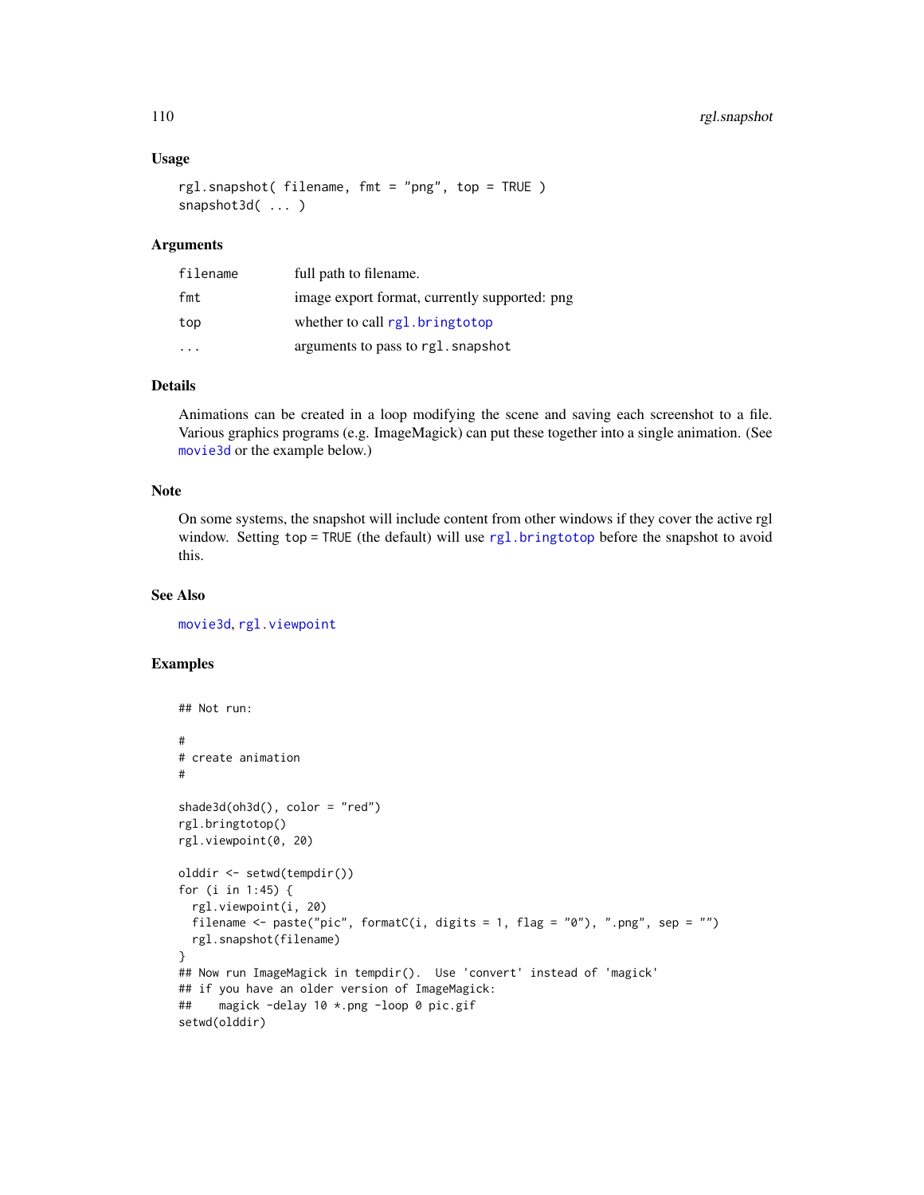### Usage

```
rgl.snapshot( filename, fmt = "png", top = TRUE )
snapshot3d( ... )
```

### Arguments

| | |
|---|---|
| filename | full path to filename. |
| fmt | image export format, currently supported: png |
| top | whether to call rgl.bringtotop |
| ... | arguments to pass to rgl.snapshot |

### Details

Animations can be created in a loop modifying the scene and saving each screenshot to a file. Various graphics programs (e.g. ImageMagick) can put these together into a single animation. (See movie3d or the example below.)

### Note

On some systems, the snapshot will include content from other windows if they cover the active rgl window. Setting top = TRUE (the default) will use rgl.bringtotop before the snapshot to avoid this.

### See Also

movie3d, rgl.viewpoint

### Examples

```
## Not run:

#
# create animation
#

shade3d(oh3d(), color = "red")
rgl.bringtotop()
rgl.viewpoint(0, 20)

olddir <- setwd(tempdir())
for (i in 1:45) {
  rgl.viewpoint(i, 20)
  filename <- paste("pic", formatC(i, digits = 1, flag = "0"), ".png", sep = "")
  rgl.snapshot(filename)
}
## Now run ImageMagick in tempdir().  Use 'convert' instead of 'magick'
## if you have an older version of ImageMagick:
##    magick -delay 10 *.png -loop 0 pic.gif
setwd(olddir)
```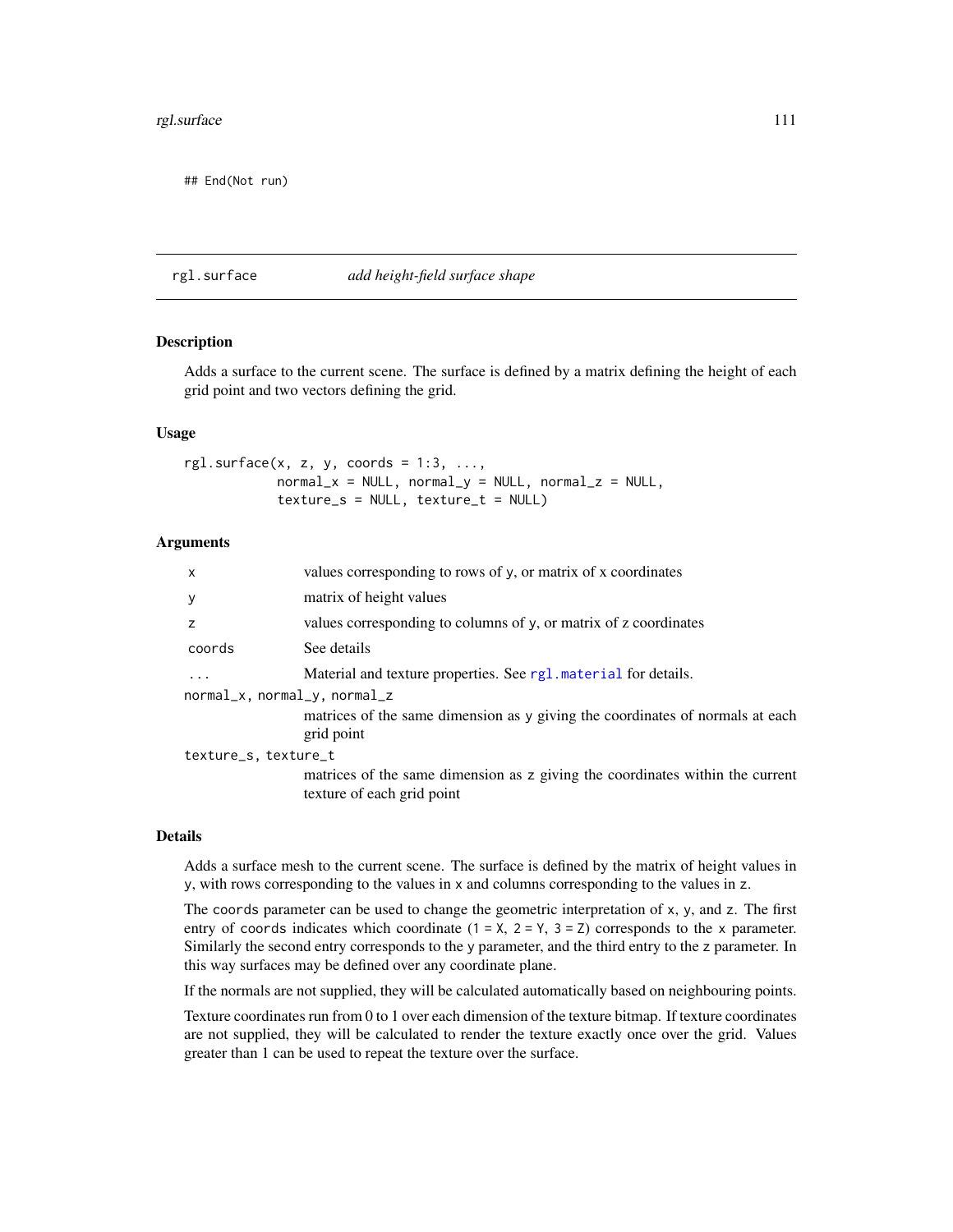```
## End(Not run)
```

## rgl.surface — *add height-field surface shape*

### Description

Adds a surface to the current scene. The surface is defined by a matrix defining the height of each grid point and two vectors defining the grid.

### Usage

```
rgl.surface(x, z, y, coords = 1:3, ...,
            normal_x = NULL, normal_y = NULL, normal_z = NULL,
            texture_s = NULL, texture_t = NULL)
```

### Arguments

| Argument | Description |
|---|---|
| `x` | values corresponding to rows of `y`, or matrix of x coordinates |
| `y` | matrix of height values |
| `z` | values corresponding to columns of `y`, or matrix of z coordinates |
| `coords` | See details |
| `...` | Material and texture properties. See `rgl.material` for details. |
| `normal_x, normal_y, normal_z` | matrices of the same dimension as `y` giving the coordinates of normals at each grid point |
| `texture_s, texture_t` | matrices of the same dimension as `z` giving the coordinates within the current texture of each grid point |

### Details

Adds a surface mesh to the current scene. The surface is defined by the matrix of height values in `y`, with rows corresponding to the values in `x` and columns corresponding to the values in `z`.

The `coords` parameter can be used to change the geometric interpretation of `x`, `y`, and `z`. The first entry of `coords` indicates which coordinate (`1 = X`, `2 = Y`, `3 = Z`) corresponds to the `x` parameter. Similarly the second entry corresponds to the `y` parameter, and the third entry to the `z` parameter. In this way surfaces may be defined over any coordinate plane.

If the normals are not supplied, they will be calculated automatically based on neighbouring points.

Texture coordinates run from 0 to 1 over each dimension of the texture bitmap. If texture coordinates are not supplied, they will be calculated to render the texture exactly once over the grid. Values greater than 1 can be used to repeat the texture over the surface.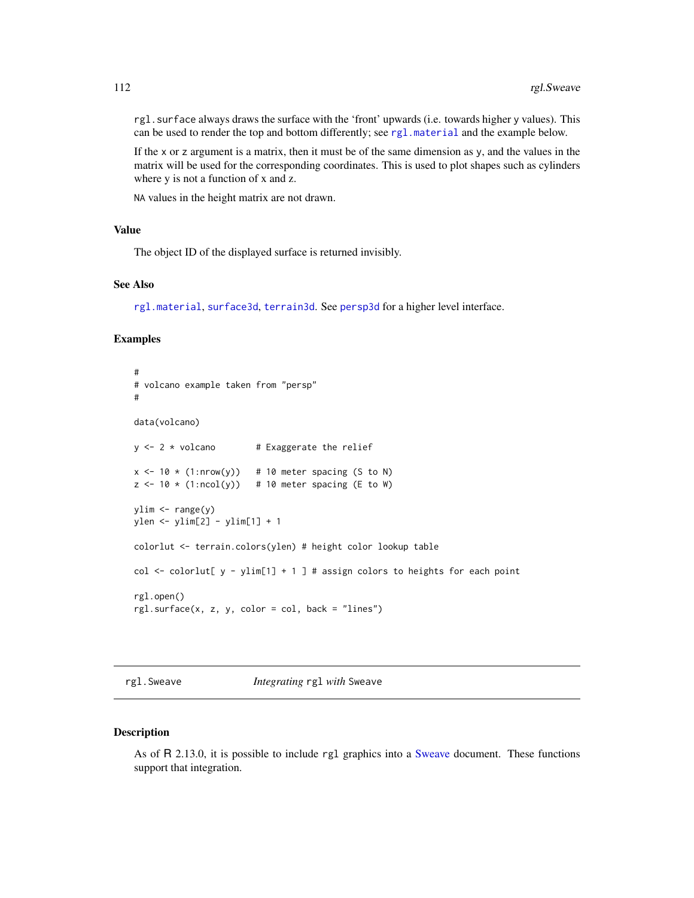rgl.surface always draws the surface with the 'front' upwards (i.e. towards higher y values). This can be used to render the top and bottom differently; see rgl.material and the example below.

If the x or z argument is a matrix, then it must be of the same dimension as y, and the values in the matrix will be used for the corresponding coordinates. This is used to plot shapes such as cylinders where y is not a function of x and z.

NA values in the height matrix are not drawn.

### Value

The object ID of the displayed surface is returned invisibly.

### See Also

rgl.material, surface3d, terrain3d. See persp3d for a higher level interface.

### Examples

```
#
# volcano example taken from "persp"
#

data(volcano)

y <- 2 * volcano        # Exaggerate the relief

x <- 10 * (1:nrow(y))   # 10 meter spacing (S to N)
z <- 10 * (1:ncol(y))   # 10 meter spacing (E to W)

ylim <- range(y)
ylen <- ylim[2] - ylim[1] + 1

colorlut <- terrain.colors(ylen) # height color lookup table

col <- colorlut[ y - ylim[1] + 1 ] # assign colors to heights for each point

rgl.open()
rgl.surface(x, z, y, color = col, back = "lines")
```

---

## rgl.Sweave — *Integrating* rgl *with* Sweave

### Description

As of R 2.13.0, it is possible to include rgl graphics into a Sweave document. These functions support that integration.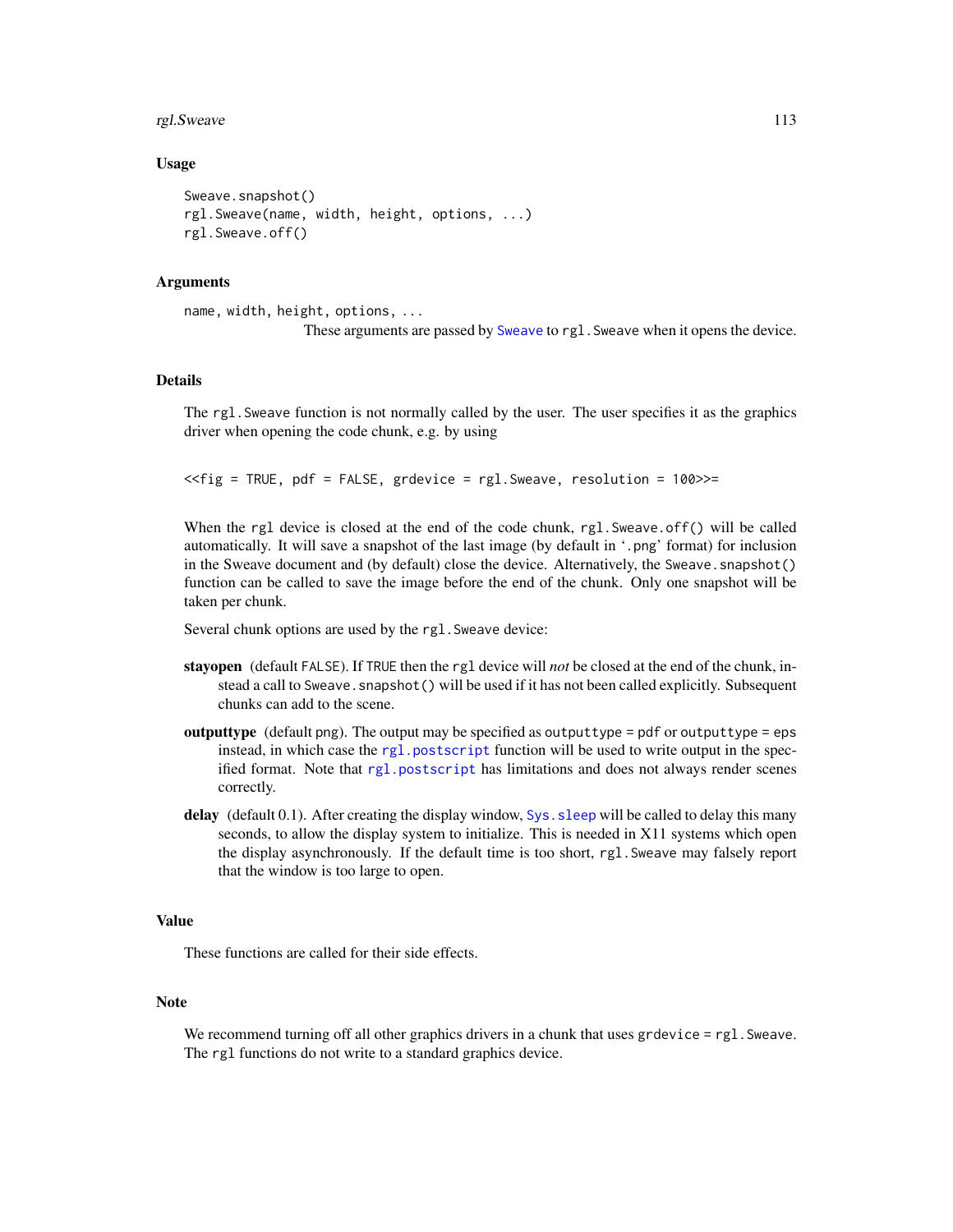## Usage

```
Sweave.snapshot()
rgl.Sweave(name, width, height, options, ...)
rgl.Sweave.off()
```

## Arguments

`name, width, height, options, ...`
These arguments are passed by `Sweave` to `rgl.Sweave` when it opens the device.

## Details

The `rgl.Sweave` function is not normally called by the user. The user specifies it as the graphics driver when opening the code chunk, e.g. by using

```
<<fig = TRUE, pdf = FALSE, grdevice = rgl.Sweave, resolution = 100>>=
```

When the `rgl` device is closed at the end of the code chunk, `rgl.Sweave.off()` will be called automatically. It will save a snapshot of the last image (by default in '.png' format) for inclusion in the Sweave document and (by default) close the device. Alternatively, the `Sweave.snapshot()` function can be called to save the image before the end of the chunk. Only one snapshot will be taken per chunk.

Several chunk options are used by the `rgl.Sweave` device:

**stayopen** (default `FALSE`). If `TRUE` then the `rgl` device will *not* be closed at the end of the chunk, instead a call to `Sweave.snapshot()` will be used if it has not been called explicitly. Subsequent chunks can add to the scene.

**outputtype** (default png). The output may be specified as `outputtype = pdf` or `outputtype = eps` instead, in which case the `rgl.postscript` function will be used to write output in the specified format. Note that `rgl.postscript` has limitations and does not always render scenes correctly.

**delay** (default 0.1). After creating the display window, `Sys.sleep` will be called to delay this many seconds, to allow the display system to initialize. This is needed in X11 systems which open the display asynchronously. If the default time is too short, `rgl.Sweave` may falsely report that the window is too large to open.

## Value

These functions are called for their side effects.

## Note

We recommend turning off all other graphics drivers in a chunk that uses `grdevice = rgl.Sweave`. The `rgl` functions do not write to a standard graphics device.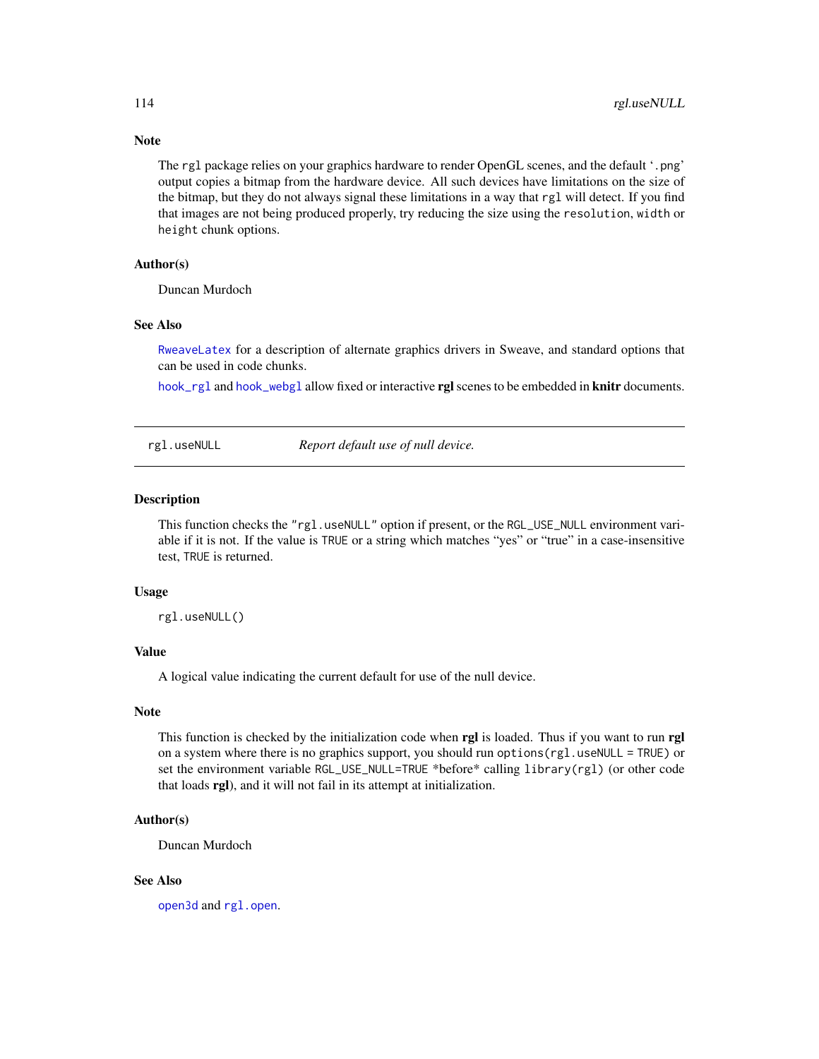### Note

The `rgl` package relies on your graphics hardware to render OpenGL scenes, and the default '`.png`' output copies a bitmap from the hardware device. All such devices have limitations on the size of the bitmap, but they do not always signal these limitations in a way that `rgl` will detect. If you find that images are not being produced properly, try reducing the size using the `resolution`, `width` or `height` chunk options.

### Author(s)

Duncan Murdoch

### See Also

`RweaveLatex` for a description of alternate graphics drivers in Sweave, and standard options that can be used in code chunks.

`hook_rgl` and `hook_webgl` allow fixed or interactive **rgl** scenes to be embedded in **knitr** documents.

---

## rgl.useNULL — *Report default use of null device.*

---

### Description

This function checks the `"rgl.useNULL"` option if present, or the `RGL_USE_NULL` environment variable if it is not. If the value is `TRUE` or a string which matches "yes" or "true" in a case-insensitive test, `TRUE` is returned.

### Usage

```
rgl.useNULL()
```

### Value

A logical value indicating the current default for use of the null device.

### Note

This function is checked by the initialization code when **rgl** is loaded. Thus if you want to run **rgl** on a system where there is no graphics support, you should run `options(rgl.useNULL = TRUE)` or set the environment variable `RGL_USE_NULL=TRUE` \*before\* calling `library(rgl)` (or other code that loads **rgl**), and it will not fail in its attempt at initialization.

### Author(s)

Duncan Murdoch

### See Also

`open3d` and `rgl.open`.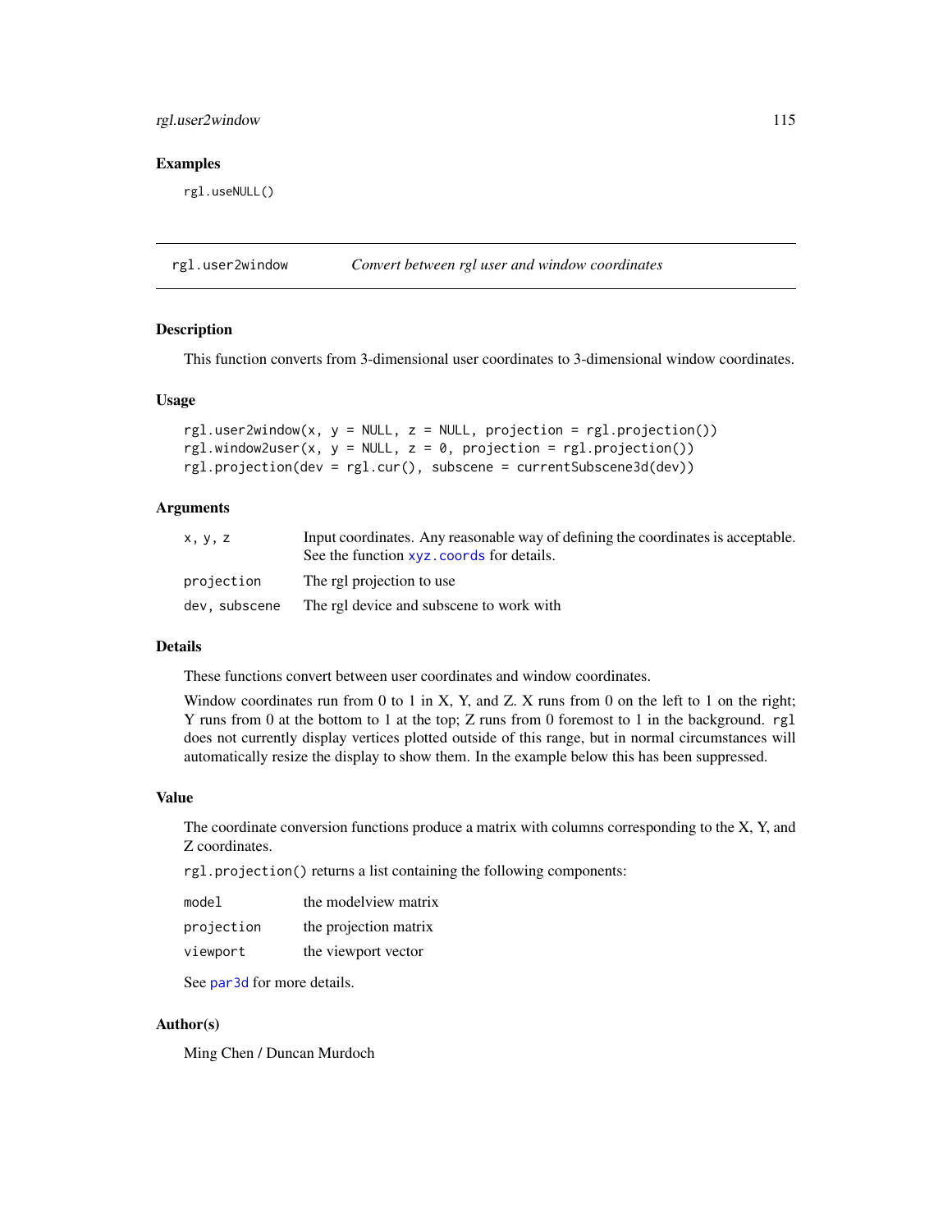## Examples

```
rgl.useNULL()
```

---

## rgl.user2window — *Convert between rgl user and window coordinates*

### Description

This function converts from 3-dimensional user coordinates to 3-dimensional window coordinates.

### Usage

```
rgl.user2window(x, y = NULL, z = NULL, projection = rgl.projection())
rgl.window2user(x, y = NULL, z = 0, projection = rgl.projection())
rgl.projection(dev = rgl.cur(), subscene = currentSubscene3d(dev))
```

### Arguments

| | |
|---|---|
| `x, y, z` | Input coordinates. Any reasonable way of defining the coordinates is acceptable. See the function `xyz.coords` for details. |
| `projection` | The rgl projection to use |
| `dev, subscene` | The rgl device and subscene to work with |

### Details

These functions convert between user coordinates and window coordinates.

Window coordinates run from 0 to 1 in X, Y, and Z. X runs from 0 on the left to 1 on the right; Y runs from 0 at the bottom to 1 at the top; Z runs from 0 foremost to 1 in the background. `rgl` does not currently display vertices plotted outside of this range, but in normal circumstances will automatically resize the display to show them. In the example below this has been suppressed.

### Value

The coordinate conversion functions produce a matrix with columns corresponding to the X, Y, and Z coordinates.

`rgl.projection()` returns a list containing the following components:

| | |
|---|---|
| `model` | the modelview matrix |
| `projection` | the projection matrix |
| `viewport` | the viewport vector |

See `par3d` for more details.

### Author(s)

Ming Chen / Duncan Murdoch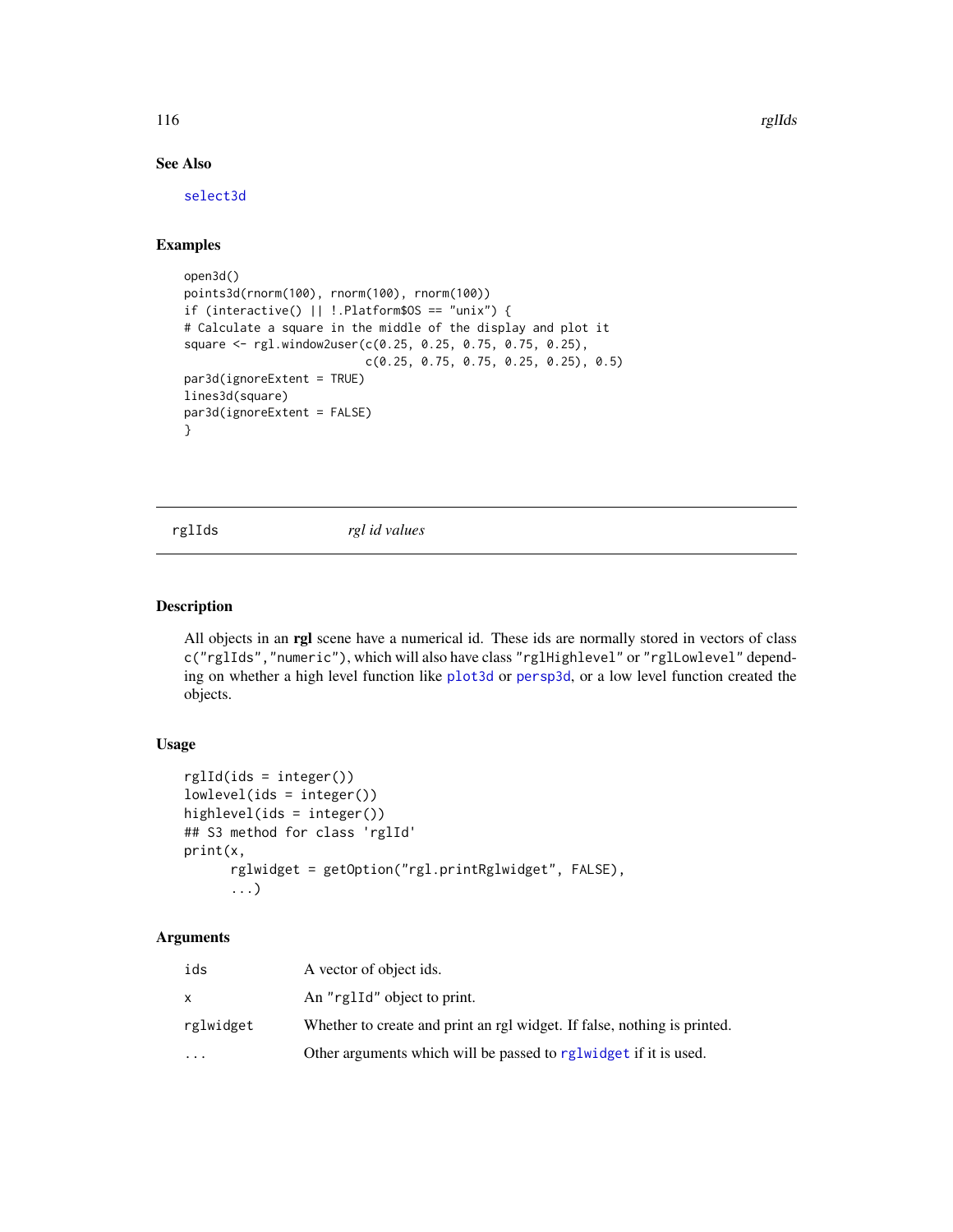## See Also

select3d

## Examples

```
open3d()
points3d(rnorm(100), rnorm(100), rnorm(100))
if (interactive() || !.Platform$OS == "unix") {
# Calculate a square in the middle of the display and plot it
square <- rgl.window2user(c(0.25, 0.25, 0.75, 0.75, 0.25),
                          c(0.25, 0.75, 0.75, 0.25, 0.25), 0.5)
par3d(ignoreExtent = TRUE)
lines3d(square)
par3d(ignoreExtent = FALSE)
}
```

---

# rglIds — *rgl id values*

## Description

All objects in an **rgl** scene have a numerical id. These ids are normally stored in vectors of class `c("rglIds","numeric")`, which will also have class `"rglHighlevel"` or `"rglLowlevel"` depending on whether a high level function like plot3d or persp3d, or a low level function created the objects.

## Usage

```
rglId(ids = integer())
lowlevel(ids = integer())
highlevel(ids = integer())
## S3 method for class 'rglId'
print(x,
      rglwidget = getOption("rgl.printRglwidget", FALSE),
      ...)
```

## Arguments

| | |
|---|---|
| ids | A vector of object ids. |
| x | An "rglId" object to print. |
| rglwidget | Whether to create and print an rgl widget. If false, nothing is printed. |
| ... | Other arguments which will be passed to rglwidget if it is used. |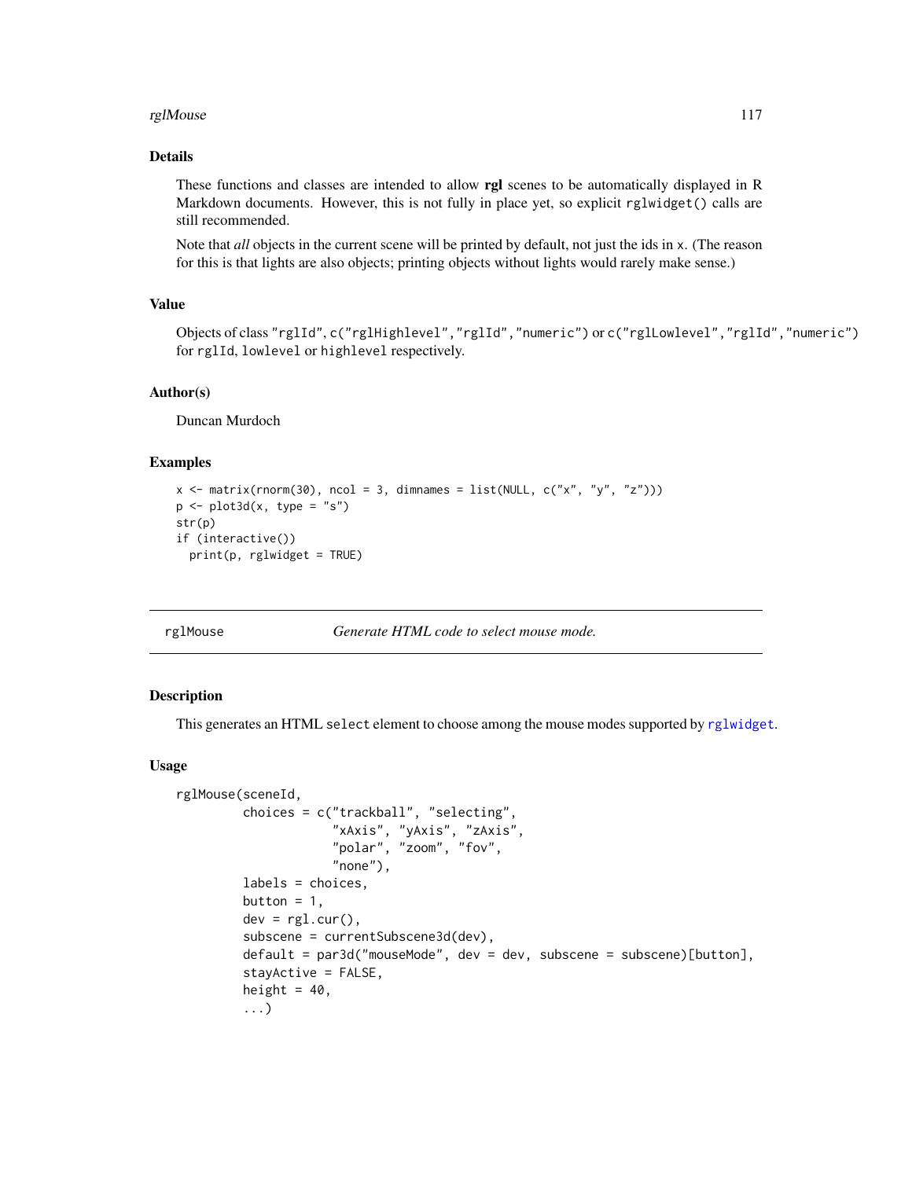### Details

These functions and classes are intended to allow **rgl** scenes to be automatically displayed in R Markdown documents. However, this is not fully in place yet, so explicit `rglwidget()` calls are still recommended.

Note that *all* objects in the current scene will be printed by default, not just the ids in `x`. (The reason for this is that lights are also objects; printing objects without lights would rarely make sense.)

### Value

Objects of class `"rglId"`, `c("rglHighlevel","rglId","numeric")` or `c("rglLowlevel","rglId","numeric")` for `rglId`, `lowlevel` or `highlevel` respectively.

### Author(s)

Duncan Murdoch

### Examples

```
x <- matrix(rnorm(30), ncol = 3, dimnames = list(NULL, c("x", "y", "z")))
p <- plot3d(x, type = "s")
str(p)
if (interactive())
  print(p, rglwidget = TRUE)
```

---

## rglMouse — *Generate HTML code to select mouse mode.*

### Description

This generates an HTML `select` element to choose among the mouse modes supported by `rglwidget`.

### Usage

```
rglMouse(sceneId,
         choices = c("trackball", "selecting",
                     "xAxis", "yAxis", "zAxis",
                     "polar", "zoom", "fov",
                     "none"),
         labels = choices,
         button = 1,
         dev = rgl.cur(),
         subscene = currentSubscene3d(dev),
         default = par3d("mouseMode", dev = dev, subscene = subscene)[button],
         stayActive = FALSE,
         height = 40,
         ...)
```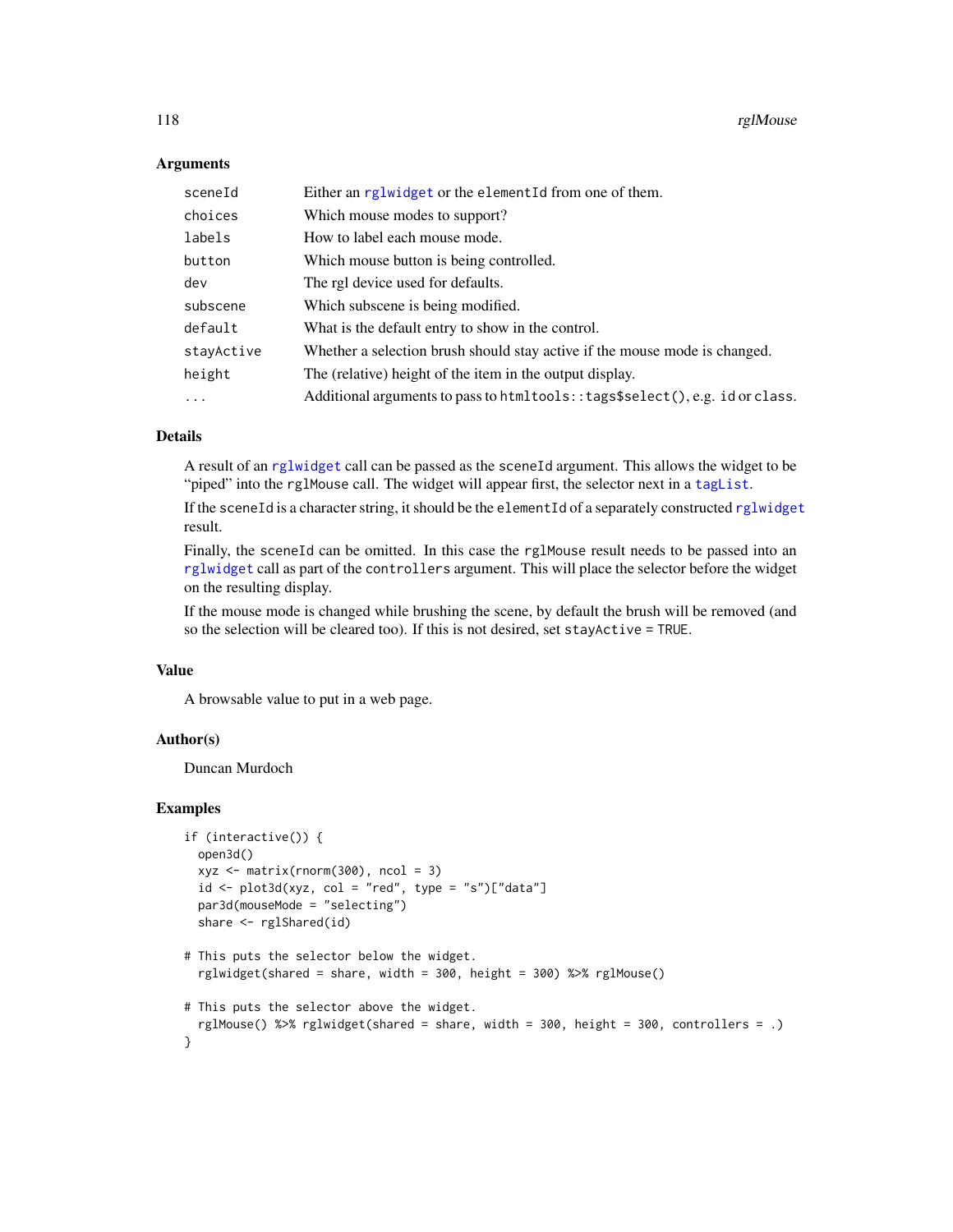## Arguments

| | |
|---|---|
| sceneId | Either an rglwidget or the elementId from one of them. |
| choices | Which mouse modes to support? |
| labels | How to label each mouse mode. |
| button | Which mouse button is being controlled. |
| dev | The rgl device used for defaults. |
| subscene | Which subscene is being modified. |
| default | What is the default entry to show in the control. |
| stayActive | Whether a selection brush should stay active if the mouse mode is changed. |
| height | The (relative) height of the item in the output display. |
| ... | Additional arguments to pass to `htmltools::tags$select()`, e.g. `id` or `class`. |

## Details

A result of an `rglwidget` call can be passed as the `sceneId` argument. This allows the widget to be "piped" into the `rglMouse` call. The widget will appear first, the selector next in a `tagList`.

If the `sceneId` is a character string, it should be the `elementId` of a separately constructed `rglwidget` result.

Finally, the `sceneId` can be omitted. In this case the `rglMouse` result needs to be passed into an `rglwidget` call as part of the `controllers` argument. This will place the selector before the widget on the resulting display.

If the mouse mode is changed while brushing the scene, by default the brush will be removed (and so the selection will be cleared too). If this is not desired, set `stayActive = TRUE`.

## Value

A browsable value to put in a web page.

## Author(s)

Duncan Murdoch

## Examples

```
if (interactive()) {
  open3d()
  xyz <- matrix(rnorm(300), ncol = 3)
  id <- plot3d(xyz, col = "red", type = "s")["data"]
  par3d(mouseMode = "selecting")
  share <- rglShared(id)

# This puts the selector below the widget.
  rglwidget(shared = share, width = 300, height = 300) %>% rglMouse()

# This puts the selector above the widget.
  rglMouse() %>% rglwidget(shared = share, width = 300, height = 300, controllers = .)
}
```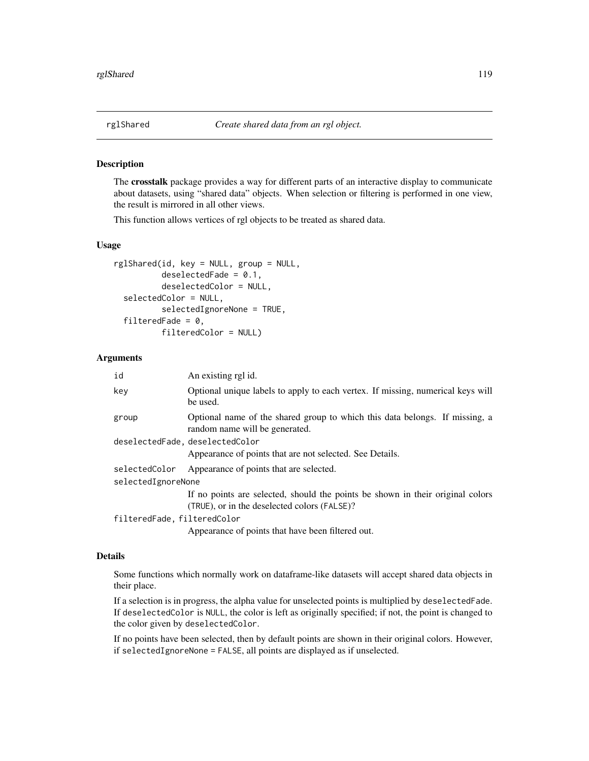## rglShared — *Create shared data from an rgl object.*

### Description

The **crosstalk** package provides a way for different parts of an interactive display to communicate about datasets, using "shared data" objects. When selection or filtering is performed in one view, the result is mirrored in all other views.

This function allows vertices of rgl objects to be treated as shared data.

### Usage

```
rglShared(id, key = NULL, group = NULL,
          deselectedFade = 0.1,
          deselectedColor = NULL,
  selectedColor = NULL,
          selectedIgnoreNone = TRUE,
  filteredFade = 0,
          filteredColor = NULL)
```

### Arguments

| Argument | Description |
|---|---|
| `id` | An existing rgl id. |
| `key` | Optional unique labels to apply to each vertex. If missing, numerical keys will be used. |
| `group` | Optional name of the shared group to which this data belongs. If missing, a random name will be generated. |
| `deselectedFade, deselectedColor` | Appearance of points that are not selected. See Details. |
| `selectedColor` | Appearance of points that are selected. |
| `selectedIgnoreNone` | If no points are selected, should the points be shown in their original colors (`TRUE`), or in the deselected colors (`FALSE`)? |
| `filteredFade, filteredColor` | Appearance of points that have been filtered out. |

### Details

Some functions which normally work on dataframe-like datasets will accept shared data objects in their place.

If a selection is in progress, the alpha value for unselected points is multiplied by `deselectedFade`. If `deselectedColor` is `NULL`, the color is left as originally specified; if not, the point is changed to the color given by `deselectedColor`.

If no points have been selected, then by default points are shown in their original colors. However, if `selectedIgnoreNone = FALSE`, all points are displayed as if unselected.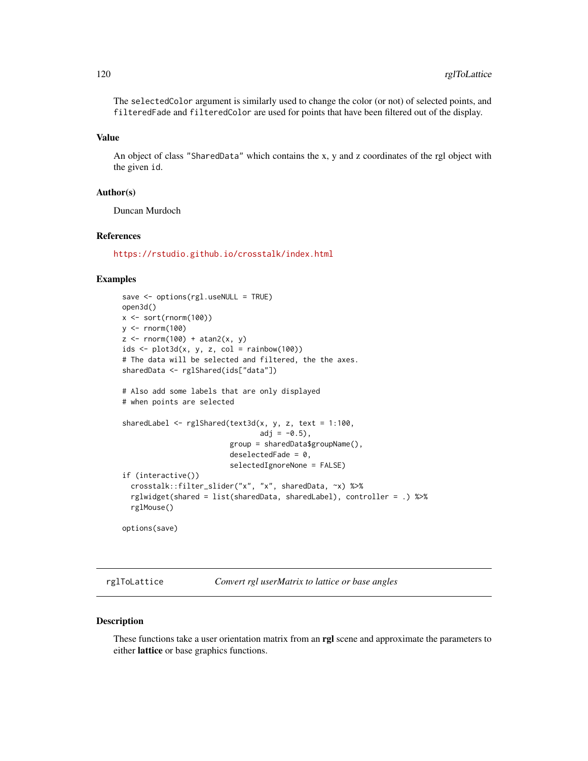The selectedColor argument is similarly used to change the color (or not) of selected points, and filteredFade and filteredColor are used for points that have been filtered out of the display.

### Value

An object of class "SharedData" which contains the x, y and z coordinates of the rgl object with the given id.

### Author(s)

Duncan Murdoch

### References

https://rstudio.github.io/crosstalk/index.html

### Examples

```
save <- options(rgl.useNULL = TRUE)
open3d()
x <- sort(rnorm(100))
y <- rnorm(100)
z <- rnorm(100) + atan2(x, y)
ids <- plot3d(x, y, z, col = rainbow(100))
# The data will be selected and filtered, the the axes.
sharedData <- rglShared(ids["data"])

# Also add some labels that are only displayed
# when points are selected

sharedLabel <- rglShared(text3d(x, y, z, text = 1:100,
                                adj = -0.5),
                         group = sharedData$groupName(),
                         deselectedFade = 0,
                         selectedIgnoreNone = FALSE)
if (interactive())
  crosstalk::filter_slider("x", "x", sharedData, ~x) %>%
  rglwidget(shared = list(sharedData, sharedLabel), controller = .) %>%
  rglMouse()

options(save)
```

---

## rglToLattice — *Convert rgl userMatrix to lattice or base angles*

### Description

These functions take a user orientation matrix from an **rgl** scene and approximate the parameters to either **lattice** or base graphics functions.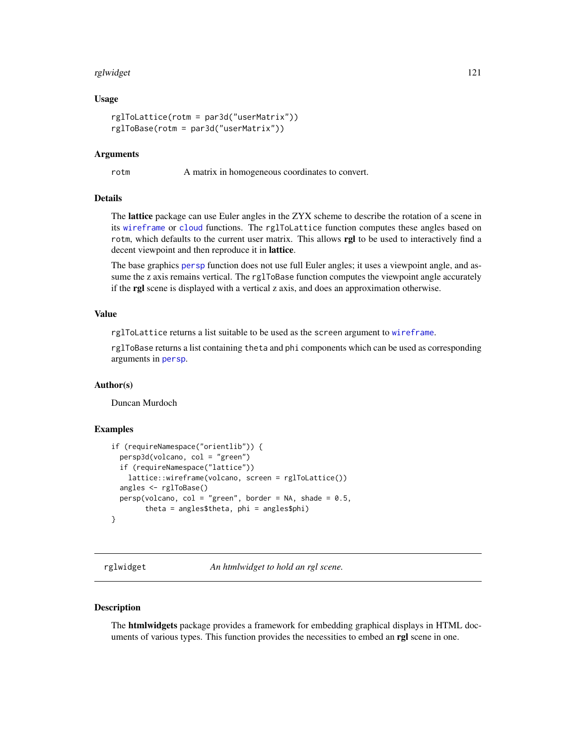### Usage

```
rglToLattice(rotm = par3d("userMatrix"))
rglToBase(rotm = par3d("userMatrix"))
```

### Arguments

| | |
|---|---|
| rotm | A matrix in homogeneous coordinates to convert. |

### Details

The **lattice** package can use Euler angles in the ZYX scheme to describe the rotation of a scene in its `wireframe` or `cloud` functions. The `rglToLattice` function computes these angles based on `rotm`, which defaults to the current user matrix. This allows **rgl** to be used to interactively find a decent viewpoint and then reproduce it in **lattice**.

The base graphics `persp` function does not use full Euler angles; it uses a viewpoint angle, and assume the z axis remains vertical. The `rglToBase` function computes the viewpoint angle accurately if the **rgl** scene is displayed with a vertical z axis, and does an approximation otherwise.

### Value

`rglToLattice` returns a list suitable to be used as the `screen` argument to `wireframe`.

`rglToBase` returns a list containing `theta` and `phi` components which can be used as corresponding arguments in `persp`.

### Author(s)

Duncan Murdoch

### Examples

```
if (requireNamespace("orientlib")) {
  persp3d(volcano, col = "green")
  if (requireNamespace("lattice"))
    lattice::wireframe(volcano, screen = rglToLattice())
  angles <- rglToBase()
  persp(volcano, col = "green", border = NA, shade = 0.5,
        theta = angles$theta, phi = angles$phi)
}
```

---

## rglwidget    *An htmlwidget to hold an rgl scene.*

---

### Description

The **htmlwidgets** package provides a framework for embedding graphical displays in HTML documents of various types. This function provides the necessities to embed an **rgl** scene in one.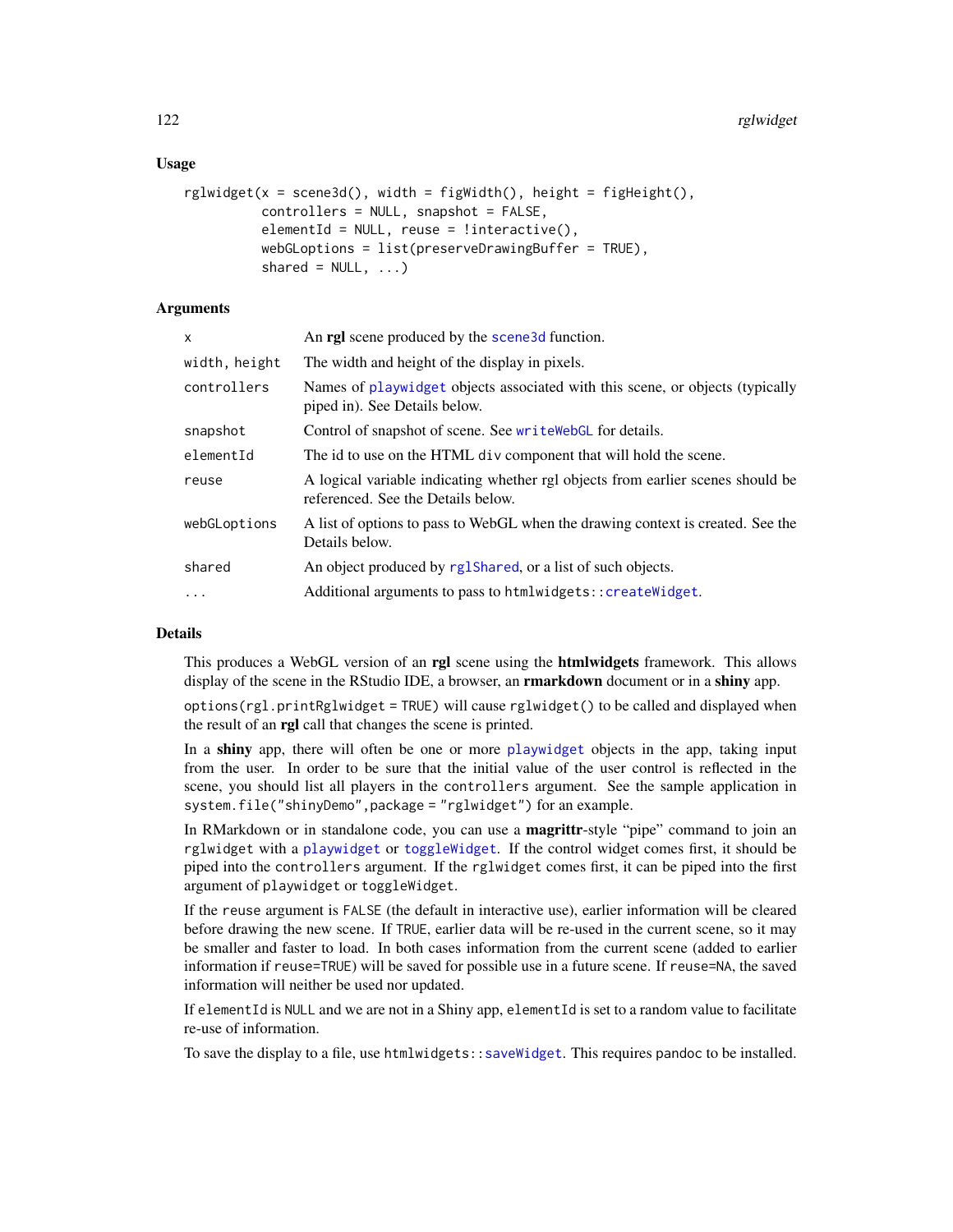### Usage

```
rglwidget(x = scene3d(), width = figWidth(), height = figHeight(),
          controllers = NULL, snapshot = FALSE,
          elementId = NULL, reuse = !interactive(),
          webGLoptions = list(preserveDrawingBuffer = TRUE),
          shared = NULL, ...)
```

### Arguments

| | |
|---|---|
| `x` | An **rgl** scene produced by the `scene3d` function. |
| `width, height` | The width and height of the display in pixels. |
| `controllers` | Names of `playwidget` objects associated with this scene, or objects (typically piped in). See Details below. |
| `snapshot` | Control of snapshot of scene. See `writeWebGL` for details. |
| `elementId` | The id to use on the HTML `div` component that will hold the scene. |
| `reuse` | A logical variable indicating whether rgl objects from earlier scenes should be referenced. See the Details below. |
| `webGLoptions` | A list of options to pass to WebGL when the drawing context is created. See the Details below. |
| `shared` | An object produced by `rglShared`, or a list of such objects. |
| `...` | Additional arguments to pass to `htmlwidgets::createWidget`. |

### Details

This produces a WebGL version of an **rgl** scene using the **htmlwidgets** framework. This allows display of the scene in the RStudio IDE, a browser, an **rmarkdown** document or in a **shiny** app.

`options(rgl.printRglwidget = TRUE)` will cause `rglwidget()` to be called and displayed when the result of an **rgl** call that changes the scene is printed.

In a **shiny** app, there will often be one or more `playwidget` objects in the app, taking input from the user. In order to be sure that the initial value of the user control is reflected in the scene, you should list all players in the `controllers` argument. See the sample application in `system.file("shinyDemo",package = "rglwidget")` for an example.

In RMarkdown or in standalone code, you can use a **magrittr**-style "pipe" command to join an `rglwidget` with a `playwidget` or `toggleWidget`. If the control widget comes first, it should be piped into the `controllers` argument. If the `rglwidget` comes first, it can be piped into the first argument of `playwidget` or `toggleWidget`.

If the `reuse` argument is `FALSE` (the default in interactive use), earlier information will be cleared before drawing the new scene. If `TRUE`, earlier data will be re-used in the current scene, so it may be smaller and faster to load. In both cases information from the current scene (added to earlier information if `reuse=TRUE`) will be saved for possible use in a future scene. If `reuse=NA`, the saved information will neither be used nor updated.

If `elementId` is `NULL` and we are not in a Shiny app, `elementId` is set to a random value to facilitate re-use of information.

To save the display to a file, use `htmlwidgets::saveWidget`. This requires `pandoc` to be installed.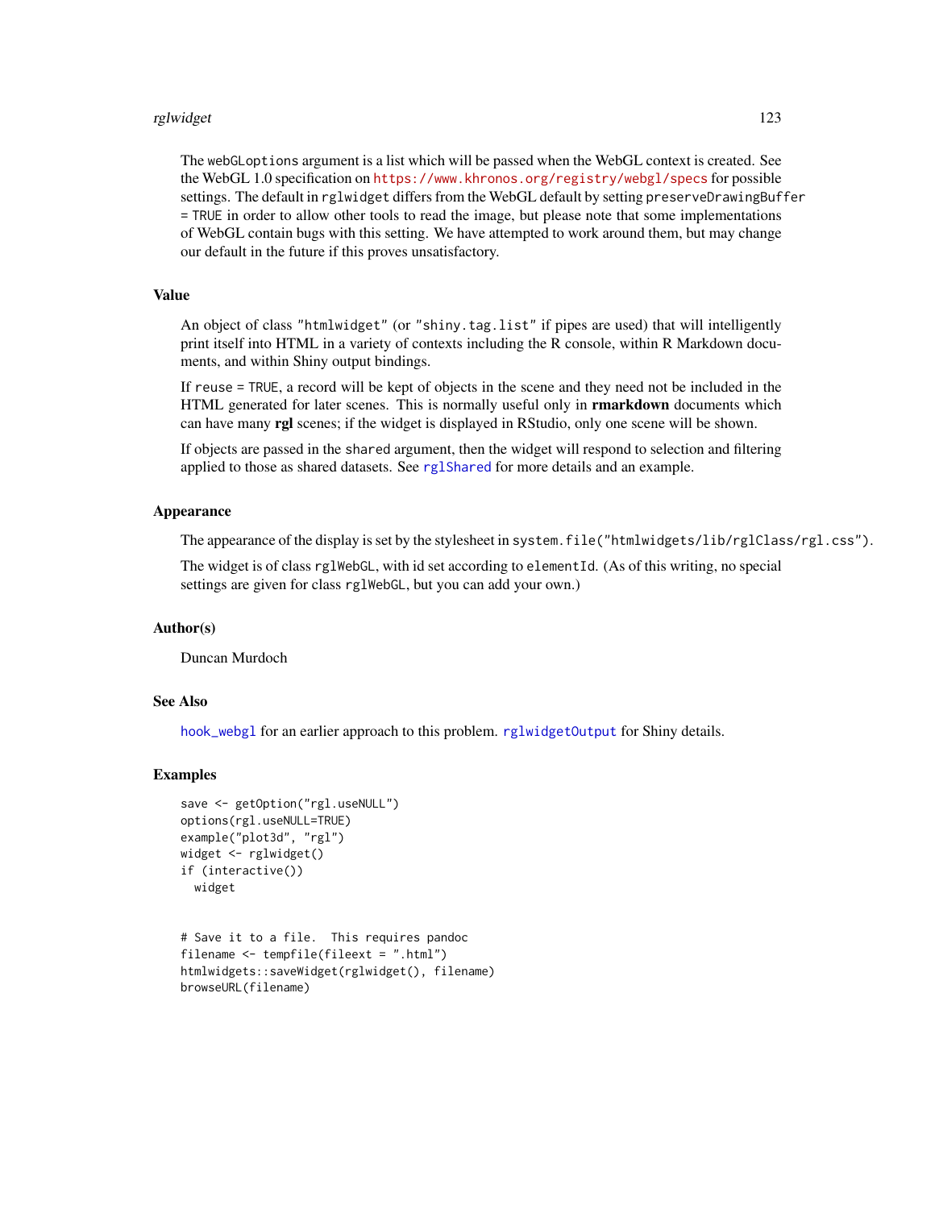The `webGLoptions` argument is a list which will be passed when the WebGL context is created. See the WebGL 1.0 specification on https://www.khronos.org/registry/webgl/specs for possible settings. The default in `rglwidget` differs from the WebGL default by setting `preserveDrawingBuffer = TRUE` in order to allow other tools to read the image, but please note that some implementations of WebGL contain bugs with this setting. We have attempted to work around them, but may change our default in the future if this proves unsatisfactory.

## Value

An object of class `"htmlwidget"` (or `"shiny.tag.list"` if pipes are used) that will intelligently print itself into HTML in a variety of contexts including the R console, within R Markdown documents, and within Shiny output bindings.

If `reuse = TRUE`, a record will be kept of objects in the scene and they need not be included in the HTML generated for later scenes. This is normally useful only in **rmarkdown** documents which can have many **rgl** scenes; if the widget is displayed in RStudio, only one scene will be shown.

If objects are passed in the `shared` argument, then the widget will respond to selection and filtering applied to those as shared datasets. See `rglShared` for more details and an example.

## Appearance

The appearance of the display is set by the stylesheet in `system.file("htmlwidgets/lib/rglClass/rgl.css")`.

The widget is of class `rglWebGL`, with id set according to `elementId`. (As of this writing, no special settings are given for class `rglWebGL`, but you can add your own.)

## Author(s)

Duncan Murdoch

## See Also

`hook_webgl` for an earlier approach to this problem. `rglwidgetOutput` for Shiny details.

## Examples

```
save <- getOption("rgl.useNULL")
options(rgl.useNULL=TRUE)
example("plot3d", "rgl")
widget <- rglwidget()
if (interactive())
  widget


# Save it to a file.  This requires pandoc
filename <- tempfile(fileext = ".html")
htmlwidgets::saveWidget(rglwidget(), filename)
browseURL(filename)
```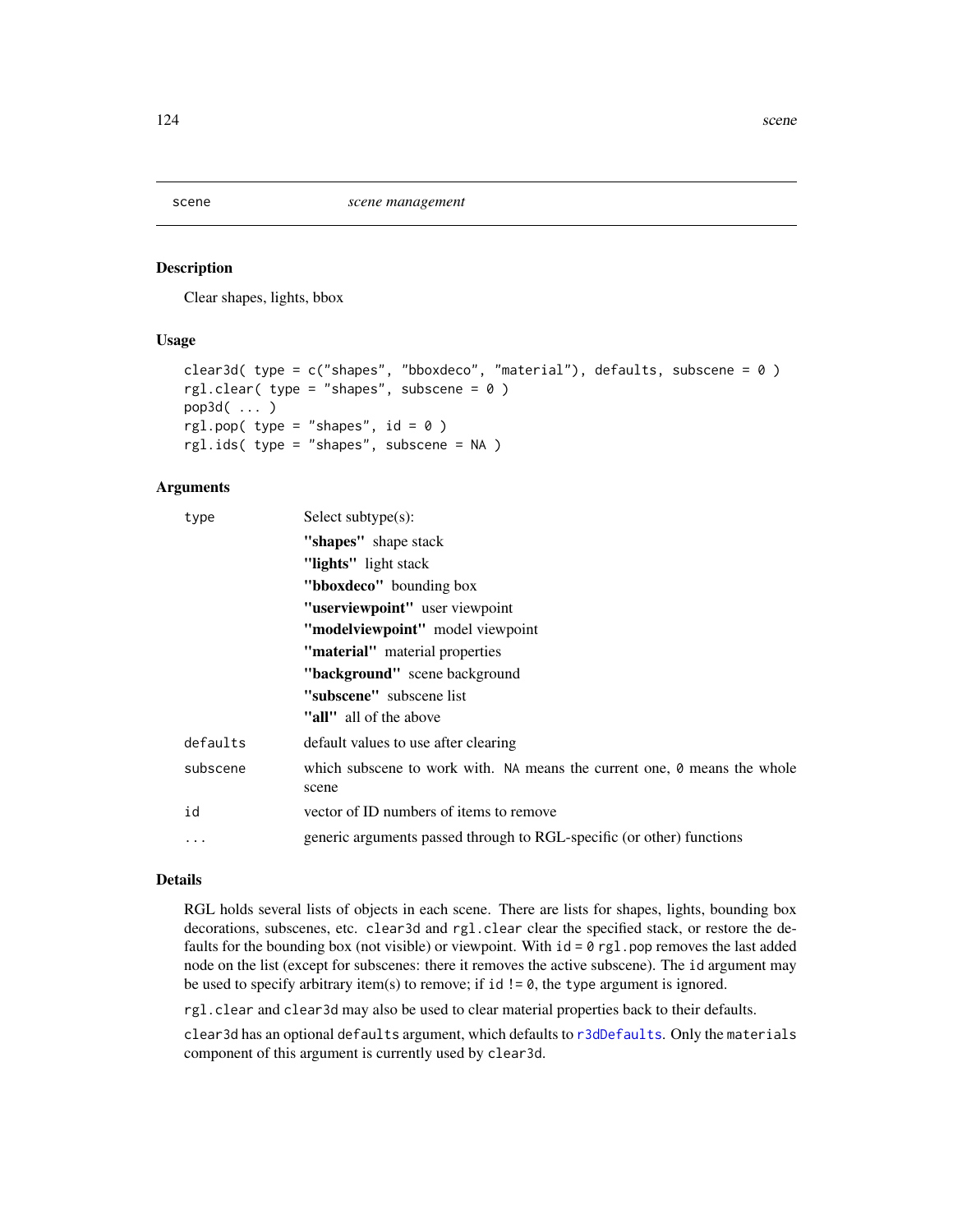# scene *scene management*

## Description

Clear shapes, lights, bbox

## Usage

```
clear3d( type = c("shapes", "bboxdeco", "material"), defaults, subscene = 0 )
rgl.clear( type = "shapes", subscene = 0 )
pop3d( ... )
rgl.pop( type = "shapes", id = 0 )
rgl.ids( type = "shapes", subscene = NA )
```

## Arguments

| | |
|---|---|
| `type` | Select subtype(s):<br>**"shapes"** shape stack<br>**"lights"** light stack<br>**"bboxdeco"** bounding box<br>**"userviewpoint"** user viewpoint<br>**"modelviewpoint"** model viewpoint<br>**"material"** material properties<br>**"background"** scene background<br>**"subscene"** subscene list<br>**"all"** all of the above |
| `defaults` | default values to use after clearing |
| `subscene` | which subscene to work with. `NA` means the current one, `0` means the whole scene |
| `id` | vector of ID numbers of items to remove |
| `...` | generic arguments passed through to RGL-specific (or other) functions |

## Details

RGL holds several lists of objects in each scene. There are lists for shapes, lights, bounding box decorations, subscenes, etc. `clear3d` and `rgl.clear` clear the specified stack, or restore the defaults for the bounding box (not visible) or viewpoint. With `id = 0` `rgl.pop` removes the last added node on the list (except for subscenes: there it removes the active subscene). The `id` argument may be used to specify arbitrary item(s) to remove; if `id != 0`, the `type` argument is ignored.

`rgl.clear` and `clear3d` may also be used to clear material properties back to their defaults.

`clear3d` has an optional `defaults` argument, which defaults to `r3dDefaults`. Only the `materials` component of this argument is currently used by `clear3d`.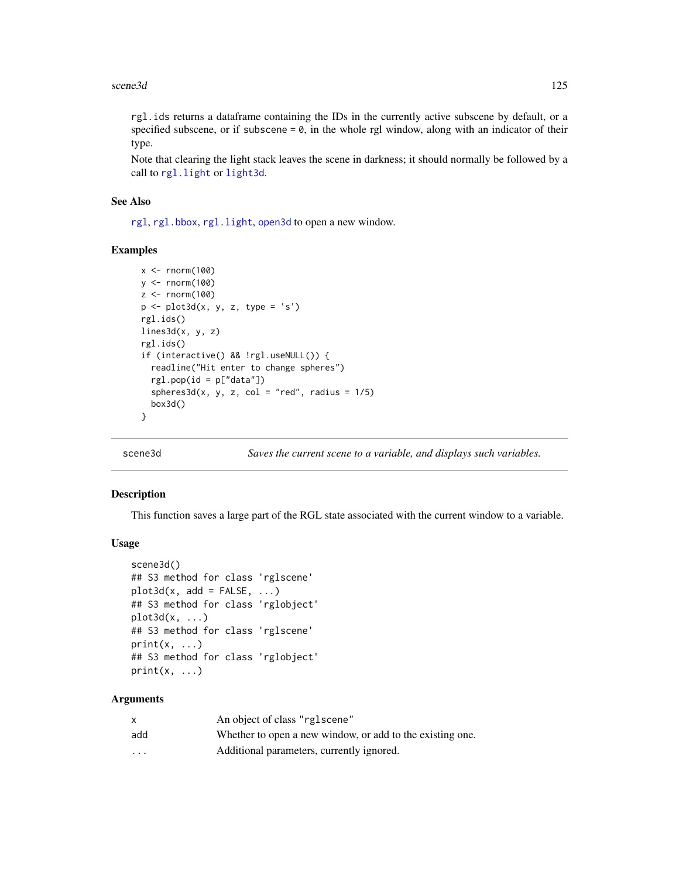rgl.ids returns a dataframe containing the IDs in the currently active subscene by default, or a specified subscene, or if subscene = 0, in the whole rgl window, along with an indicator of their type.

Note that clearing the light stack leaves the scene in darkness; it should normally be followed by a call to rgl.light or light3d.

### See Also

rgl, rgl.bbox, rgl.light, open3d to open a new window.

### Examples

```
x <- rnorm(100)
y <- rnorm(100)
z <- rnorm(100)
p <- plot3d(x, y, z, type = 's')
rgl.ids()
lines3d(x, y, z)
rgl.ids()
if (interactive() && !rgl.useNULL()) {
  readline("Hit enter to change spheres")
  rgl.pop(id = p["data"])
  spheres3d(x, y, z, col = "red", radius = 1/5)
  box3d()
}
```

---

## scene3d — *Saves the current scene to a variable, and displays such variables.*

---

### Description

This function saves a large part of the RGL state associated with the current window to a variable.

### Usage

```
scene3d()
## S3 method for class 'rglscene'
plot3d(x, add = FALSE, ...)
## S3 method for class 'rglobject'
plot3d(x, ...)
## S3 method for class 'rglscene'
print(x, ...)
## S3 method for class 'rglobject'
print(x, ...)
```

### Arguments

| | |
|---|---|
| x | An object of class "rglscene" |
| add | Whether to open a new window, or add to the existing one. |
| ... | Additional parameters, currently ignored. |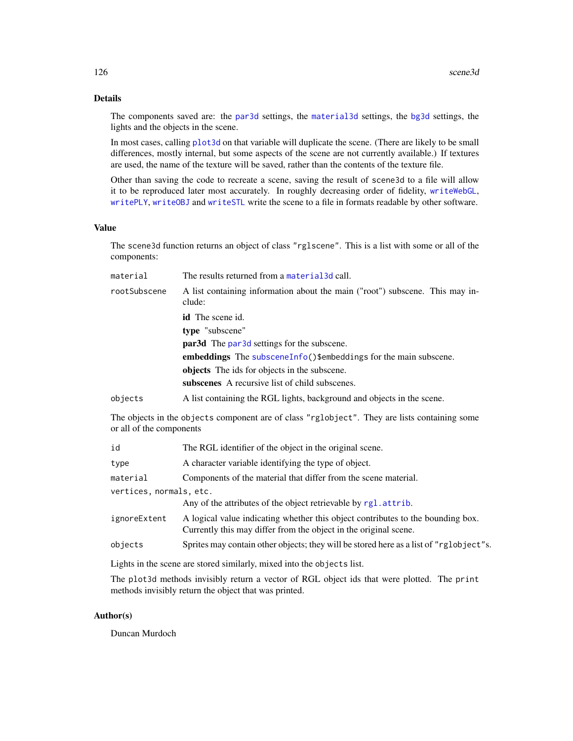## Details

The components saved are: the `par3d` settings, the `material3d` settings, the `bg3d` settings, the lights and the objects in the scene.

In most cases, calling `plot3d` on that variable will duplicate the scene. (There are likely to be small differences, mostly internal, but some aspects of the scene are not currently available.) If textures are used, the name of the texture will be saved, rather than the contents of the texture file.

Other than saving the code to recreate a scene, saving the result of `scene3d` to a file will allow it to be reproduced later most accurately. In roughly decreasing order of fidelity, `writeWebGL`, `writePLY`, `writeOBJ` and `writeSTL` write the scene to a file in formats readable by other software.

## Value

The `scene3d` function returns an object of class `"rglscene"`. This is a list with some or all of the components:

- `material` — The results returned from a `material3d` call.
- `rootSubscene` — A list containing information about the main ("root") subscene. This may include:
  - **id** The scene id.
  - **type** "subscene"
  - **par3d** The `par3d` settings for the subscene.
  - **embeddings** The `subsceneInfo()$embeddings` for the main subscene.
  - **objects** The ids for objects in the subscene.
  - **subscenes** A recursive list of child subscenes.
- `objects` — A list containing the RGL lights, background and objects in the scene.

The objects in the `objects` component are of class `"rglobject"`. They are lists containing some or all of the components

- `id` — The RGL identifier of the object in the original scene.
- `type` — A character variable identifying the type of object.
- `material` — Components of the material that differ from the scene material.
- `vertices`, `normals`, etc. — Any of the attributes of the object retrievable by `rgl.attrib`.
- `ignoreExtent` — A logical value indicating whether this object contributes to the bounding box. Currently this may differ from the object in the original scene.
- `objects` — Sprites may contain other objects; they will be stored here as a list of `"rglobject"`s.

Lights in the scene are stored similarly, mixed into the `objects` list.

The `plot3d` methods invisibly return a vector of RGL object ids that were plotted. The `print` methods invisibly return the object that was printed.

## Author(s)

Duncan Murdoch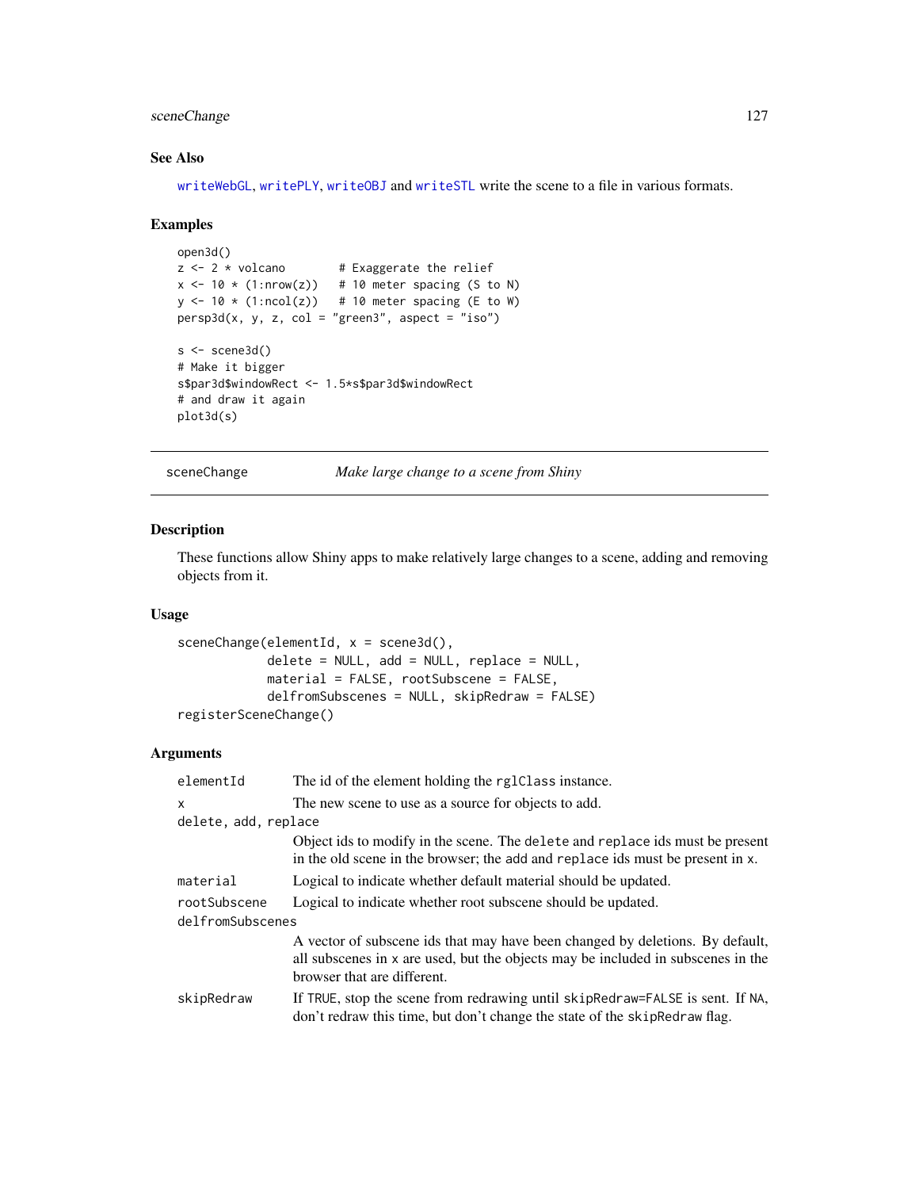## See Also

writeWebGL, writePLY, writeOBJ and writeSTL write the scene to a file in various formats.

## Examples

```
open3d()
z <- 2 * volcano        # Exaggerate the relief
x <- 10 * (1:nrow(z))   # 10 meter spacing (S to N)
y <- 10 * (1:ncol(z))   # 10 meter spacing (E to W)
persp3d(x, y, z, col = "green3", aspect = "iso")

s <- scene3d()
# Make it bigger
s$par3d$windowRect <- 1.5*s$par3d$windowRect
# and draw it again
plot3d(s)
```

---

# sceneChange — *Make large change to a scene from Shiny*

## Description

These functions allow Shiny apps to make relatively large changes to a scene, adding and removing objects from it.

## Usage

```
sceneChange(elementId, x = scene3d(),
            delete = NULL, add = NULL, replace = NULL,
            material = FALSE, rootSubscene = FALSE,
            delfromSubscenes = NULL, skipRedraw = FALSE)
registerSceneChange()
```

## Arguments

| Argument | Description |
|---|---|
| `elementId` | The id of the element holding the `rglClass` instance. |
| `x` | The new scene to use as a source for objects to add. |
| `delete, add, replace` | Object ids to modify in the scene. The `delete` and `replace` ids must be present in the old scene in the browser; the `add` and `replace` ids must be present in `x`. |
| `material` | Logical to indicate whether default material should be updated. |
| `rootSubscene` | Logical to indicate whether root subscene should be updated. |
| `delfromSubscenes` | A vector of subscene ids that may have been changed by deletions. By default, all subscenes in `x` are used, but the objects may be included in subscenes in the browser that are different. |
| `skipRedraw` | If `TRUE`, stop the scene from redrawing until `skipRedraw=FALSE` is sent. If `NA`, don't redraw this time, but don't change the state of the `skipRedraw` flag. |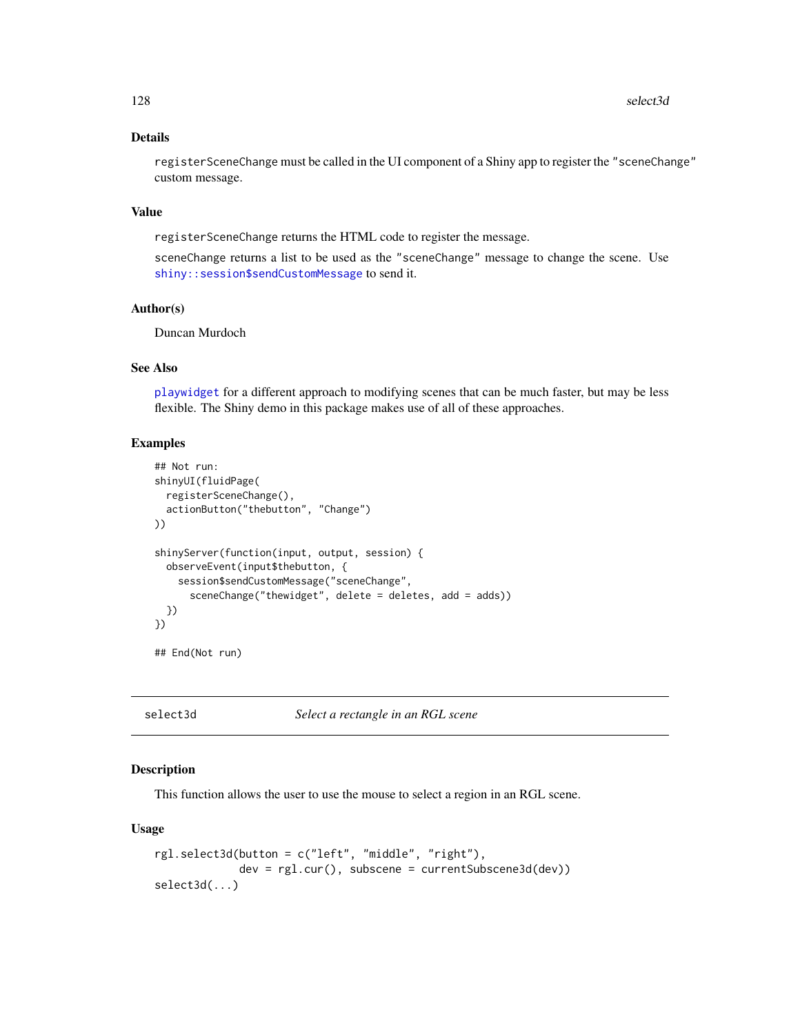### Details

registerSceneChange must be called in the UI component of a Shiny app to register the "sceneChange" custom message.

### Value

registerSceneChange returns the HTML code to register the message.

sceneChange returns a list to be used as the "sceneChange" message to change the scene. Use shiny::session$sendCustomMessage to send it.

### Author(s)

Duncan Murdoch

### See Also

playwidget for a different approach to modifying scenes that can be much faster, but may be less flexible. The Shiny demo in this package makes use of all of these approaches.

### Examples

```
## Not run:
shinyUI(fluidPage(
  registerSceneChange(),
  actionButton("thebutton", "Change")
))

shinyServer(function(input, output, session) {
  observeEvent(input$thebutton, {
    session$sendCustomMessage("sceneChange",
      sceneChange("thewidget", delete = deletes, add = adds))
  })
})

## End(Not run)
```

---

## select3d — *Select a rectangle in an RGL scene*

### Description

This function allows the user to use the mouse to select a region in an RGL scene.

### Usage

```
rgl.select3d(button = c("left", "middle", "right"),
             dev = rgl.cur(), subscene = currentSubscene3d(dev))
select3d(...)
```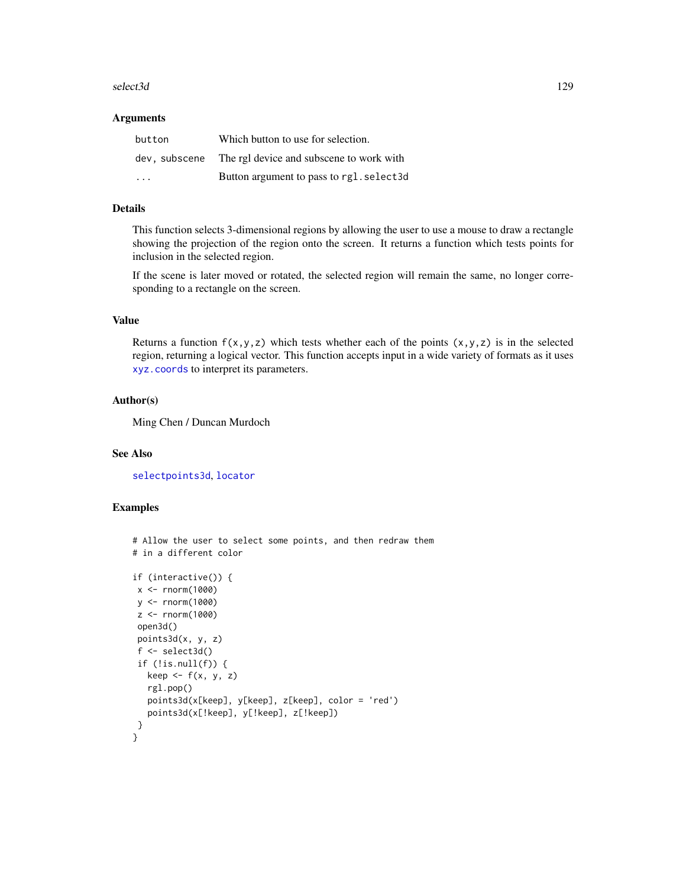### Arguments

| | |
|---|---|
| `button` | Which button to use for selection. |
| `dev, subscene` | The rgl device and subscene to work with |
| `...` | Button argument to pass to `rgl.select3d` |

### Details

This function selects 3-dimensional regions by allowing the user to use a mouse to draw a rectangle showing the projection of the region onto the screen. It returns a function which tests points for inclusion in the selected region.

If the scene is later moved or rotated, the selected region will remain the same, no longer corresponding to a rectangle on the screen.

### Value

Returns a function `f(x,y,z)` which tests whether each of the points `(x,y,z)` is in the selected region, returning a logical vector. This function accepts input in a wide variety of formats as it uses `xyz.coords` to interpret its parameters.

### Author(s)

Ming Chen / Duncan Murdoch

### See Also

`selectpoints3d`, `locator`

### Examples

```
# Allow the user to select some points, and then redraw them
# in a different color

if (interactive()) {
 x <- rnorm(1000)
 y <- rnorm(1000)
 z <- rnorm(1000)
 open3d()
 points3d(x, y, z)
 f <- select3d()
 if (!is.null(f)) {
   keep <- f(x, y, z)
   rgl.pop()
   points3d(x[keep], y[keep], z[keep], color = 'red')
   points3d(x[!keep], y[!keep], z[!keep])
 }
}
```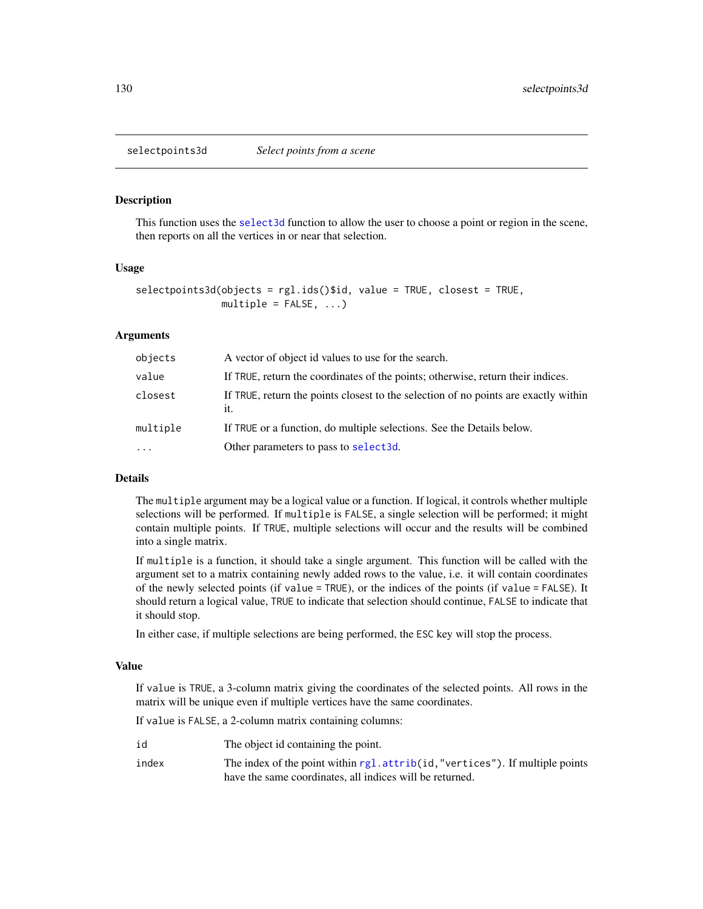# selectpoints3d *Select points from a scene*

## Description

This function uses the `select3d` function to allow the user to choose a point or region in the scene, then reports on all the vertices in or near that selection.

## Usage

```
selectpoints3d(objects = rgl.ids()$id, value = TRUE, closest = TRUE,
               multiple = FALSE, ...)
```

## Arguments

| | |
|---|---|
| `objects` | A vector of object id values to use for the search. |
| `value` | If TRUE, return the coordinates of the points; otherwise, return their indices. |
| `closest` | If TRUE, return the points closest to the selection of no points are exactly within it. |
| `multiple` | If TRUE or a function, do multiple selections. See the Details below. |
| `...` | Other parameters to pass to `select3d`. |

## Details

The `multiple` argument may be a logical value or a function. If logical, it controls whether multiple selections will be performed. If `multiple` is FALSE, a single selection will be performed; it might contain multiple points. If TRUE, multiple selections will occur and the results will be combined into a single matrix.

If `multiple` is a function, it should take a single argument. This function will be called with the argument set to a matrix containing newly added rows to the value, i.e. it will contain coordinates of the newly selected points (if `value = TRUE`), or the indices of the points (if `value = FALSE`). It should return a logical value, TRUE to indicate that selection should continue, FALSE to indicate that it should stop.

In either case, if multiple selections are being performed, the ESC key will stop the process.

## Value

If `value` is TRUE, a 3-column matrix giving the coordinates of the selected points. All rows in the matrix will be unique even if multiple vertices have the same coordinates.

If `value` is FALSE, a 2-column matrix containing columns:

| | |
|---|---|
| `id` | The object id containing the point. |
| `index` | The index of the point within `rgl.attrib(id,"vertices")`. If multiple points have the same coordinates, all indices will be returned. |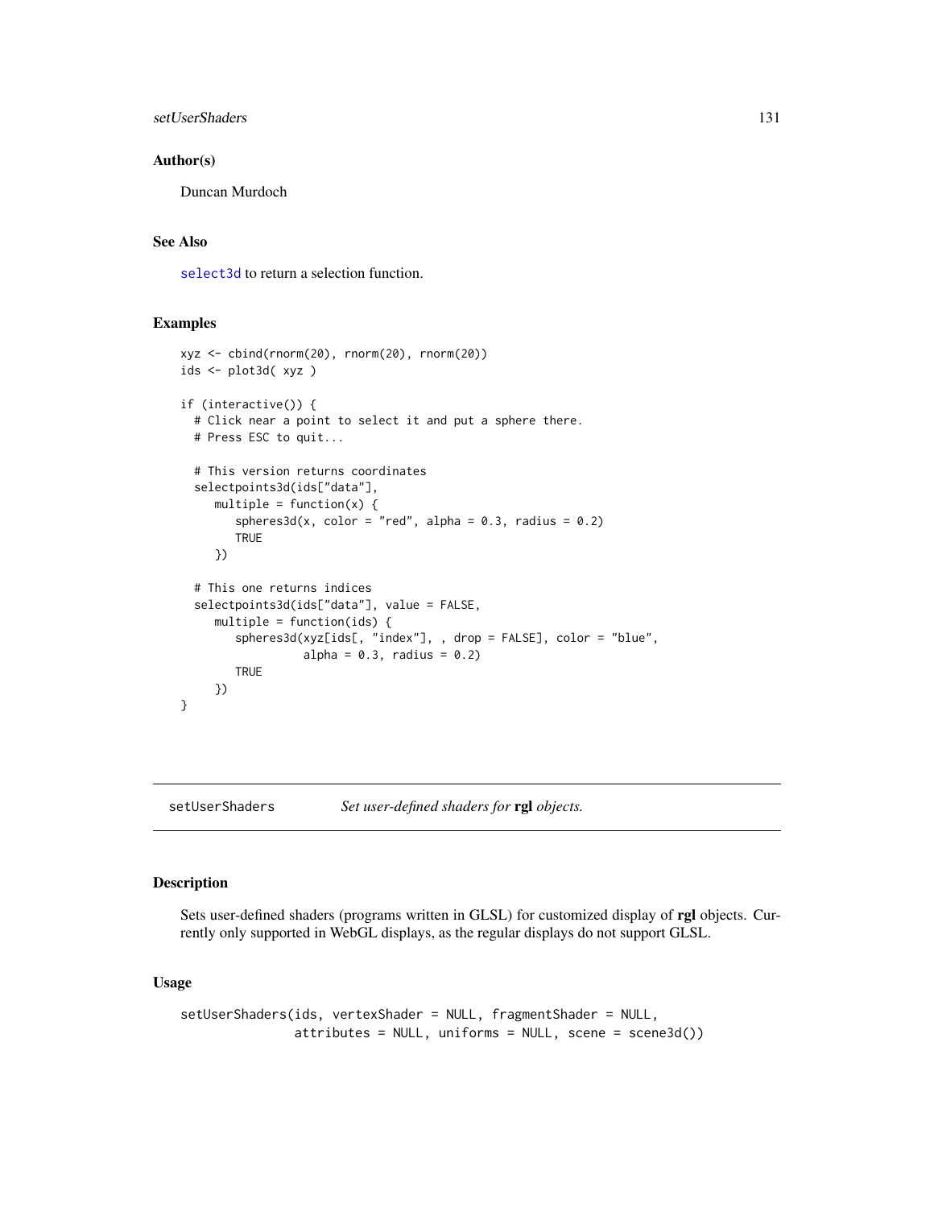## Author(s)

Duncan Murdoch

## See Also

select3d to return a selection function.

## Examples

```
xyz <- cbind(rnorm(20), rnorm(20), rnorm(20))
ids <- plot3d( xyz )

if (interactive()) {
  # Click near a point to select it and put a sphere there.
  # Press ESC to quit...

  # This version returns coordinates
  selectpoints3d(ids["data"],
     multiple = function(x) {
        spheres3d(x, color = "red", alpha = 0.3, radius = 0.2)
        TRUE
     })

  # This one returns indices
  selectpoints3d(ids["data"], value = FALSE,
     multiple = function(ids) {
        spheres3d(xyz[ids[, "index"], , drop = FALSE], color = "blue",
                  alpha = 0.3, radius = 0.2)
        TRUE
     })
}
```

---

# setUserShaders *Set user-defined shaders for* **rgl** *objects.*

## Description

Sets user-defined shaders (programs written in GLSL) for customized display of **rgl** objects. Currently only supported in WebGL displays, as the regular displays do not support GLSL.

## Usage

```
setUserShaders(ids, vertexShader = NULL, fragmentShader = NULL,
               attributes = NULL, uniforms = NULL, scene = scene3d())
```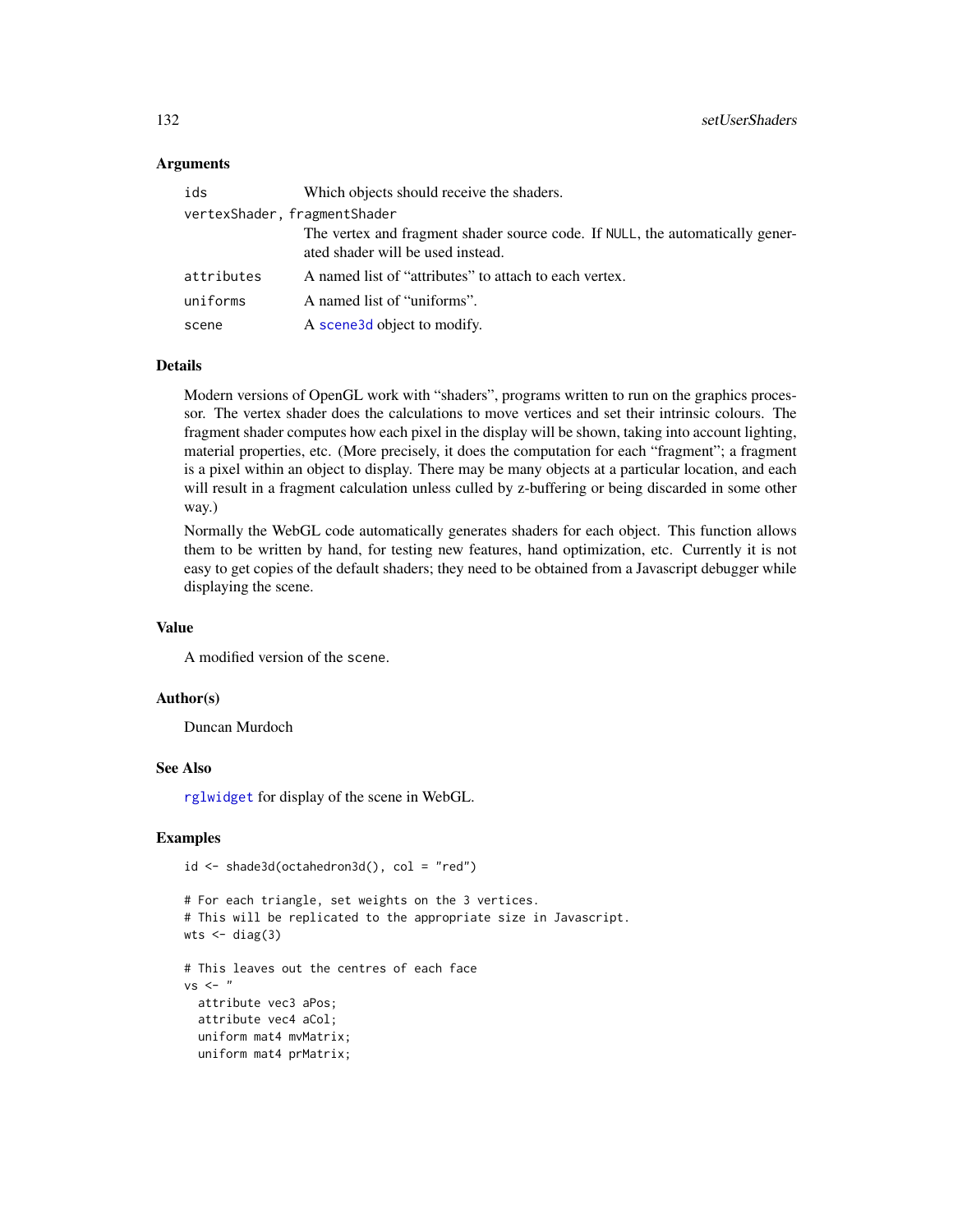## Arguments

| | |
|---|---|
| `ids` | Which objects should receive the shaders. |
| `vertexShader, fragmentShader` | The vertex and fragment shader source code. If `NULL`, the automatically generated shader will be used instead. |
| `attributes` | A named list of "attributes" to attach to each vertex. |
| `uniforms` | A named list of "uniforms". |
| `scene` | A `scene3d` object to modify. |

## Details

Modern versions of OpenGL work with "shaders", programs written to run on the graphics processor. The vertex shader does the calculations to move vertices and set their intrinsic colours. The fragment shader computes how each pixel in the display will be shown, taking into account lighting, material properties, etc. (More precisely, it does the computation for each "fragment"; a fragment is a pixel within an object to display. There may be many objects at a particular location, and each will result in a fragment calculation unless culled by z-buffering or being discarded in some other way.)

Normally the WebGL code automatically generates shaders for each object. This function allows them to be written by hand, for testing new features, hand optimization, etc. Currently it is not easy to get copies of the default shaders; they need to be obtained from a Javascript debugger while displaying the scene.

## Value

A modified version of the `scene`.

## Author(s)

Duncan Murdoch

## See Also

`rglwidget` for display of the scene in WebGL.

## Examples

```
id <- shade3d(octahedron3d(), col = "red")

# For each triangle, set weights on the 3 vertices.
# This will be replicated to the appropriate size in Javascript.
wts <- diag(3)

# This leaves out the centres of each face
vs <- "
  attribute vec3 aPos;
  attribute vec4 aCol;
  uniform mat4 mvMatrix;
  uniform mat4 prMatrix;
```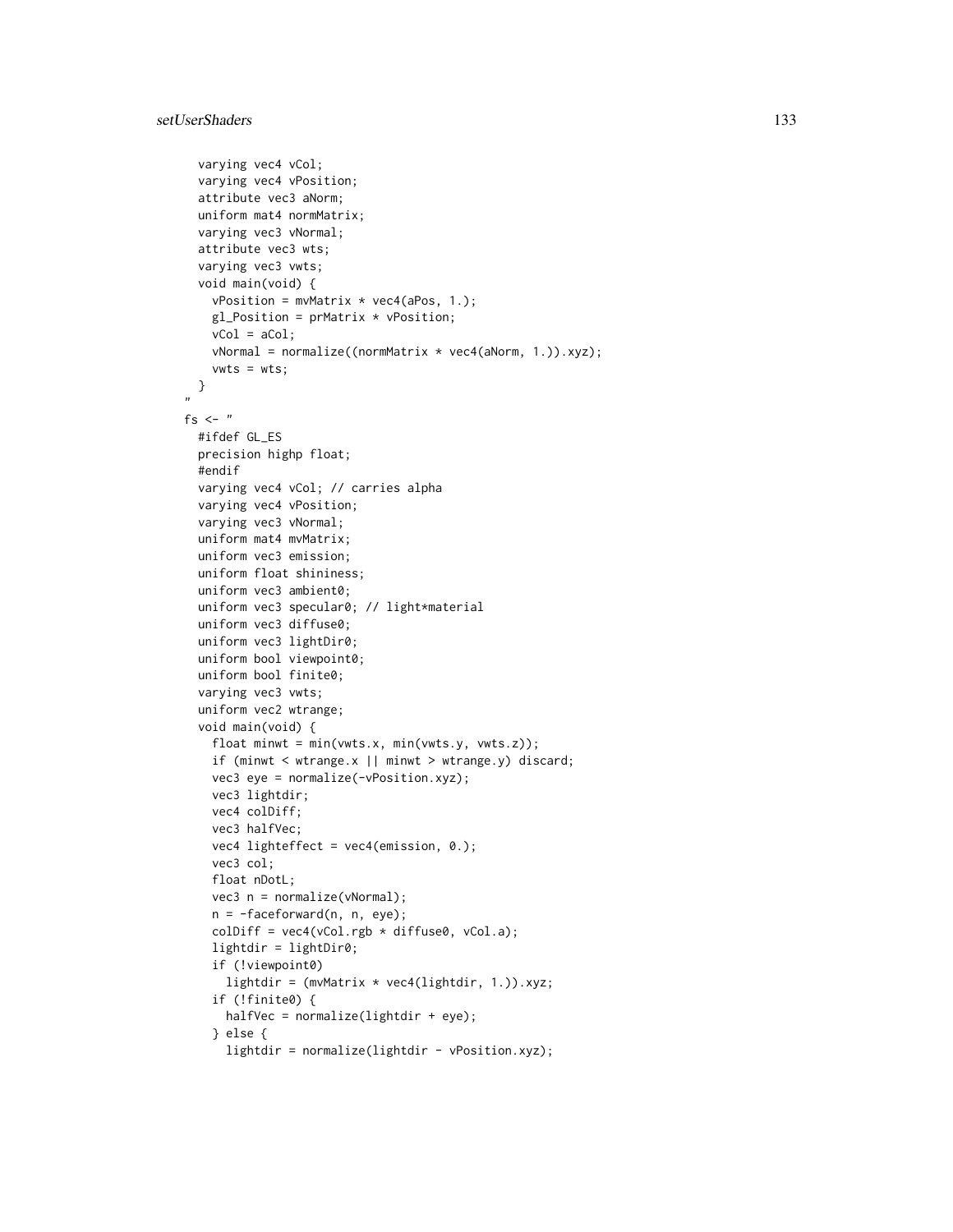```
  varying vec4 vCol;
  varying vec4 vPosition;
  attribute vec3 aNorm;
  uniform mat4 normMatrix;
  varying vec3 vNormal;
  attribute vec3 wts;
  varying vec3 vwts;
  void main(void) {
    vPosition = mvMatrix * vec4(aPos, 1.);
    gl_Position = prMatrix * vPosition;
    vCol = aCol;
    vNormal = normalize((normMatrix * vec4(aNorm, 1.)).xyz);
    vwts = wts;
  }
"
fs <- "
  #ifdef GL_ES
  precision highp float;
  #endif
  varying vec4 vCol; // carries alpha
  varying vec4 vPosition;
  varying vec3 vNormal;
  uniform mat4 mvMatrix;
  uniform vec3 emission;
  uniform float shininess;
  uniform vec3 ambient0;
  uniform vec3 specular0; // light*material
  uniform vec3 diffuse0;
  uniform vec3 lightDir0;
  uniform bool viewpoint0;
  uniform bool finite0;
  varying vec3 vwts;
  uniform vec2 wtrange;
  void main(void) {
    float minwt = min(vwts.x, min(vwts.y, vwts.z));
    if (minwt < wtrange.x || minwt > wtrange.y) discard;
    vec3 eye = normalize(-vPosition.xyz);
    vec3 lightdir;
    vec4 colDiff;
    vec3 halfVec;
    vec4 lighteffect = vec4(emission, 0.);
    vec3 col;
    float nDotL;
    vec3 n = normalize(vNormal);
    n = -faceforward(n, n, eye);
    colDiff = vec4(vCol.rgb * diffuse0, vCol.a);
    lightdir = lightDir0;
    if (!viewpoint0)
      lightdir = (mvMatrix * vec4(lightdir, 1.)).xyz;
    if (!finite0) {
      halfVec = normalize(lightdir + eye);
    } else {
      lightdir = normalize(lightdir - vPosition.xyz);
```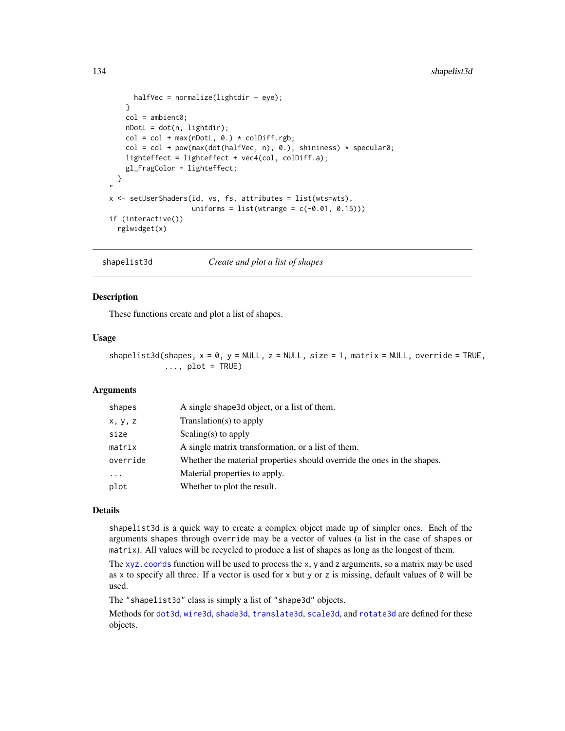```
    halfVec = normalize(lightdir + eye);
  }
  col = ambient0;
  nDotL = dot(n, lightdir);
  col = col + max(nDotL, 0.) * colDiff.rgb;
  col = col + pow(max(dot(halfVec, n), 0.), shininess) * specular0;
  lighteffect = lighteffect + vec4(col, colDiff.a);
  gl_FragColor = lighteffect;
}
"
x <- setUserShaders(id, vs, fs, attributes = list(wts=wts),
                    uniforms = list(wtrange = c(-0.01, 0.15)))
if (interactive())
  rglwidget(x)
```

## shapelist3d — *Create and plot a list of shapes*

### Description

These functions create and plot a list of shapes.

### Usage

```
shapelist3d(shapes, x = 0, y = NULL, z = NULL, size = 1, matrix = NULL, override = TRUE,
            ..., plot = TRUE)
```

### Arguments

| | |
|---|---|
| shapes | A single shape3d object, or a list of them. |
| x, y, z | Translation(s) to apply |
| size | Scaling(s) to apply |
| matrix | A single matrix transformation, or a list of them. |
| override | Whether the material properties should override the ones in the shapes. |
| ... | Material properties to apply. |
| plot | Whether to plot the result. |

### Details

`shapelist3d` is a quick way to create a complex object made up of simpler ones. Each of the arguments `shapes` through `override` may be a vector of values (a list in the case of `shapes` or `matrix`). All values will be recycled to produce a list of shapes as long as the longest of them.

The `xyz.coords` function will be used to process the `x`, `y` and `z` arguments, so a matrix may be used as `x` to specify all three. If a vector is used for `x` but `y` or `z` is missing, default values of `0` will be used.

The `"shapelist3d"` class is simply a list of `"shape3d"` objects.

Methods for `dot3d`, `wire3d`, `shade3d`, `translate3d`, `scale3d`, and `rotate3d` are defined for these objects.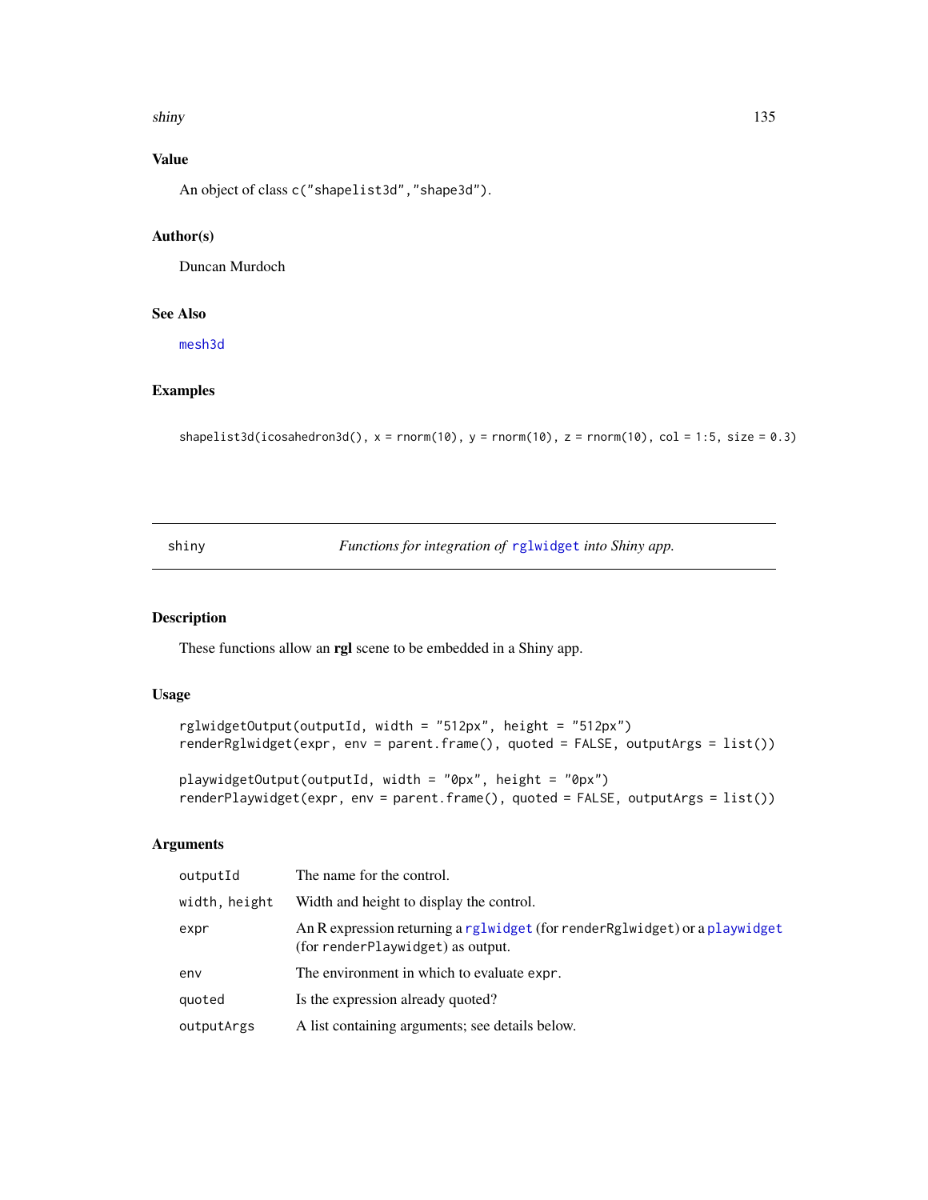## Value

An object of class c("shapelist3d","shape3d").

## Author(s)

Duncan Murdoch

## See Also

mesh3d

## Examples

```
shapelist3d(icosahedron3d(), x = rnorm(10), y = rnorm(10), z = rnorm(10), col = 1:5, size = 0.3)
```

---

# shiny — *Functions for integration of rglwidget into Shiny app.*

## Description

These functions allow an **rgl** scene to be embedded in a Shiny app.

## Usage

```
rglwidgetOutput(outputId, width = "512px", height = "512px")
renderRglwidget(expr, env = parent.frame(), quoted = FALSE, outputArgs = list())

playwidgetOutput(outputId, width = "0px", height = "0px")
renderPlaywidget(expr, env = parent.frame(), quoted = FALSE, outputArgs = list())
```

## Arguments

| | |
|---|---|
| outputId | The name for the control. |
| width, height | Width and height to display the control. |
| expr | An R expression returning a rglwidget (for renderRglwidget) or a playwidget (for renderPlaywidget) as output. |
| env | The environment in which to evaluate expr. |
| quoted | Is the expression already quoted? |
| outputArgs | A list containing arguments; see details below. |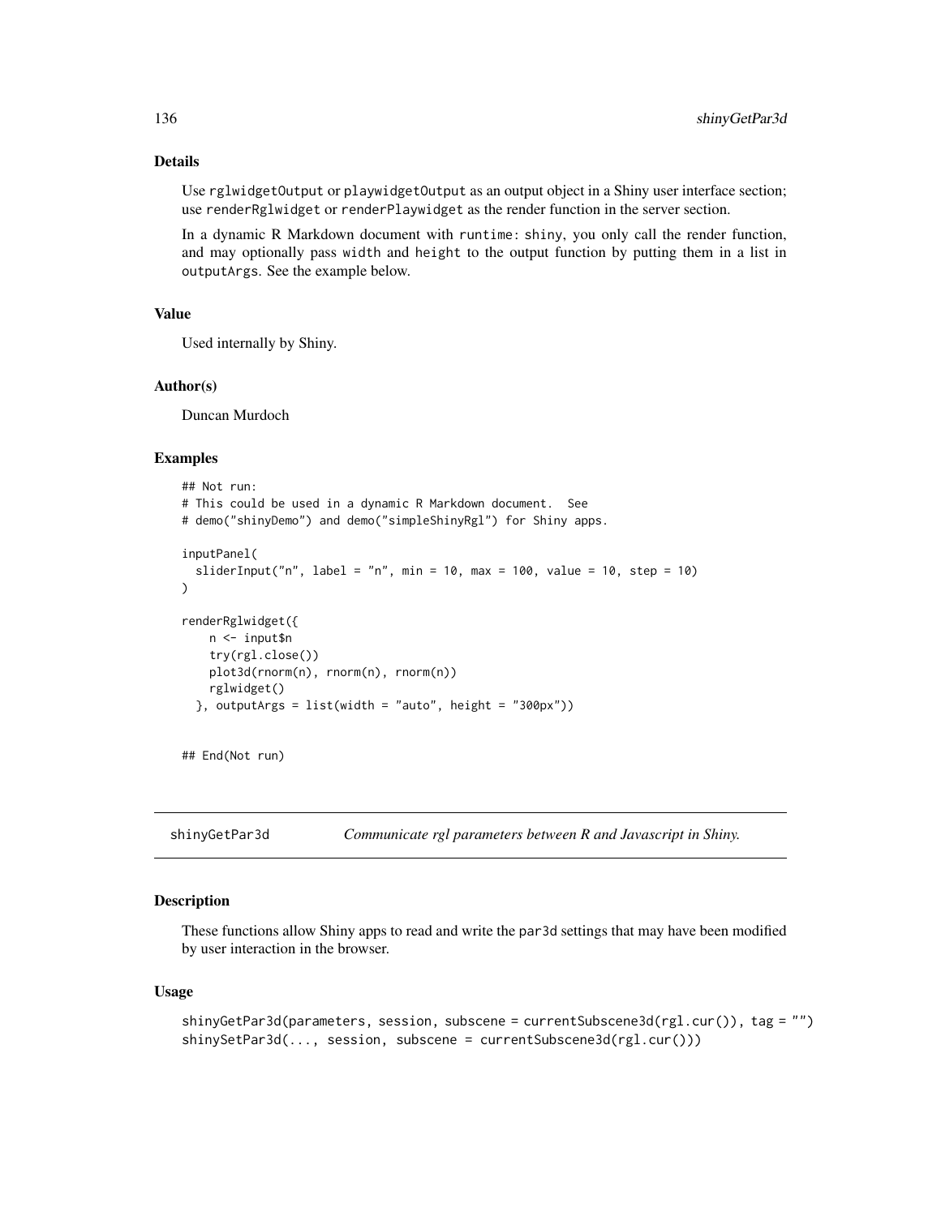## Details

Use `rglwidgetOutput` or `playwidgetOutput` as an output object in a Shiny user interface section; use `renderRglwidget` or `renderPlaywidget` as the render function in the server section.

In a dynamic R Markdown document with `runtime: shiny`, you only call the render function, and may optionally pass `width` and `height` to the output function by putting them in a list in `outputArgs`. See the example below.

## Value

Used internally by Shiny.

## Author(s)

Duncan Murdoch

## Examples

```
## Not run:
# This could be used in a dynamic R Markdown document.  See
# demo("shinyDemo") and demo("simpleShinyRgl") for Shiny apps.

inputPanel(
  sliderInput("n", label = "n", min = 10, max = 100, value = 10, step = 10)
)

renderRglwidget({
    n <- input$n
    try(rgl.close())
    plot3d(rnorm(n), rnorm(n), rnorm(n))
    rglwidget()
  }, outputArgs = list(width = "auto", height = "300px"))


## End(Not run)
```

---

# shinyGetPar3d — *Communicate rgl parameters between R and Javascript in Shiny.*

## Description

These functions allow Shiny apps to read and write the `par3d` settings that may have been modified by user interaction in the browser.

## Usage

```
shinyGetPar3d(parameters, session, subscene = currentSubscene3d(rgl.cur()), tag = "")
shinySetPar3d(..., session, subscene = currentSubscene3d(rgl.cur()))
```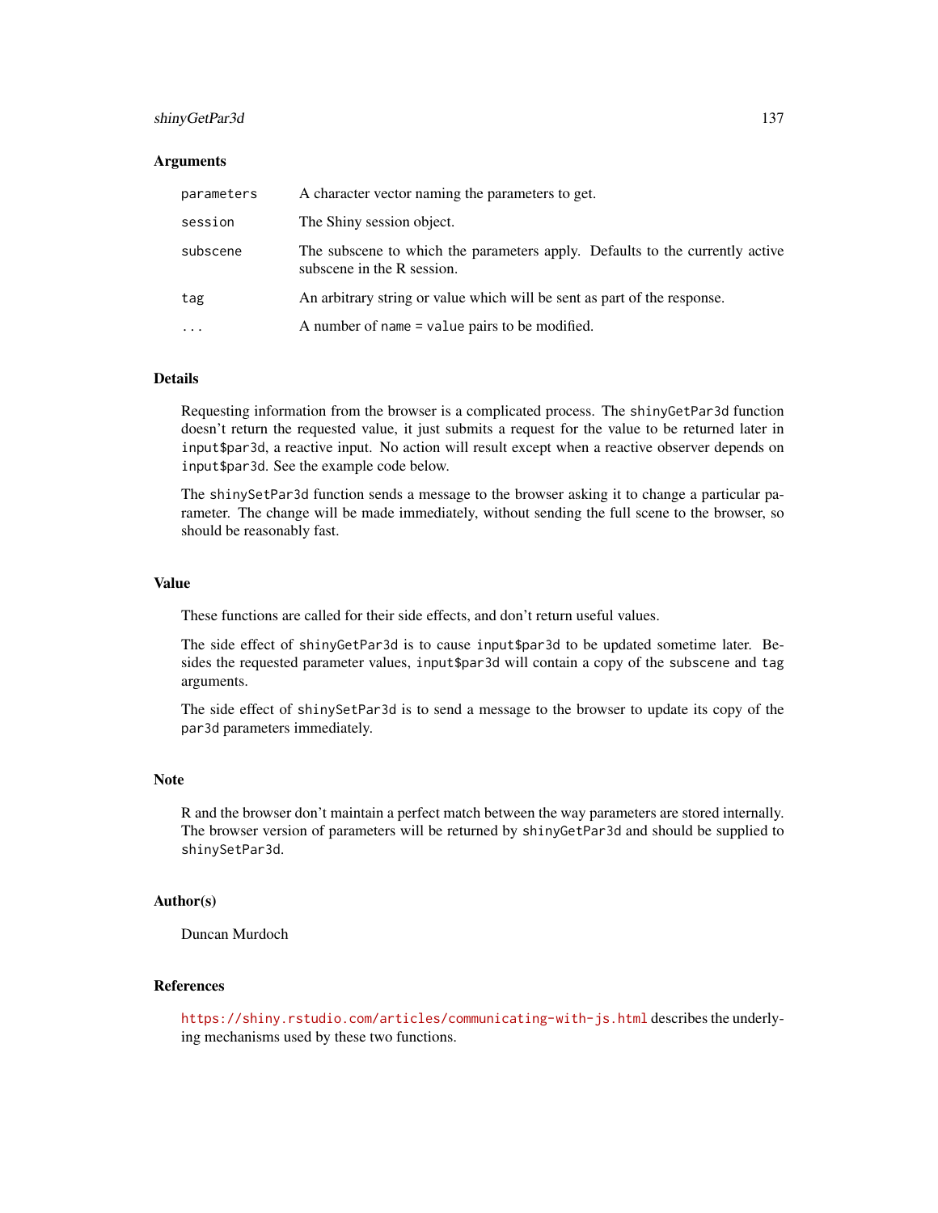### Arguments

| | |
|---|---|
| `parameters` | A character vector naming the parameters to get. |
| `session` | The Shiny session object. |
| `subscene` | The subscene to which the parameters apply. Defaults to the currently active subscene in the R session. |
| `tag` | An arbitrary string or value which will be sent as part of the response. |
| `...` | A number of `name = value` pairs to be modified. |

### Details

Requesting information from the browser is a complicated process. The `shinyGetPar3d` function doesn't return the requested value, it just submits a request for the value to be returned later in `input$par3d`, a reactive input. No action will result except when a reactive observer depends on `input$par3d`. See the example code below.

The `shinySetPar3d` function sends a message to the browser asking it to change a particular parameter. The change will be made immediately, without sending the full scene to the browser, so should be reasonably fast.

### Value

These functions are called for their side effects, and don't return useful values.

The side effect of `shinyGetPar3d` is to cause `input$par3d` to be updated sometime later. Besides the requested parameter values, `input$par3d` will contain a copy of the `subscene` and `tag` arguments.

The side effect of `shinySetPar3d` is to send a message to the browser to update its copy of the `par3d` parameters immediately.

### Note

R and the browser don't maintain a perfect match between the way parameters are stored internally. The browser version of parameters will be returned by `shinyGetPar3d` and should be supplied to `shinySetPar3d`.

### Author(s)

Duncan Murdoch

### References

https://shiny.rstudio.com/articles/communicating-with-js.html describes the underlying mechanisms used by these two functions.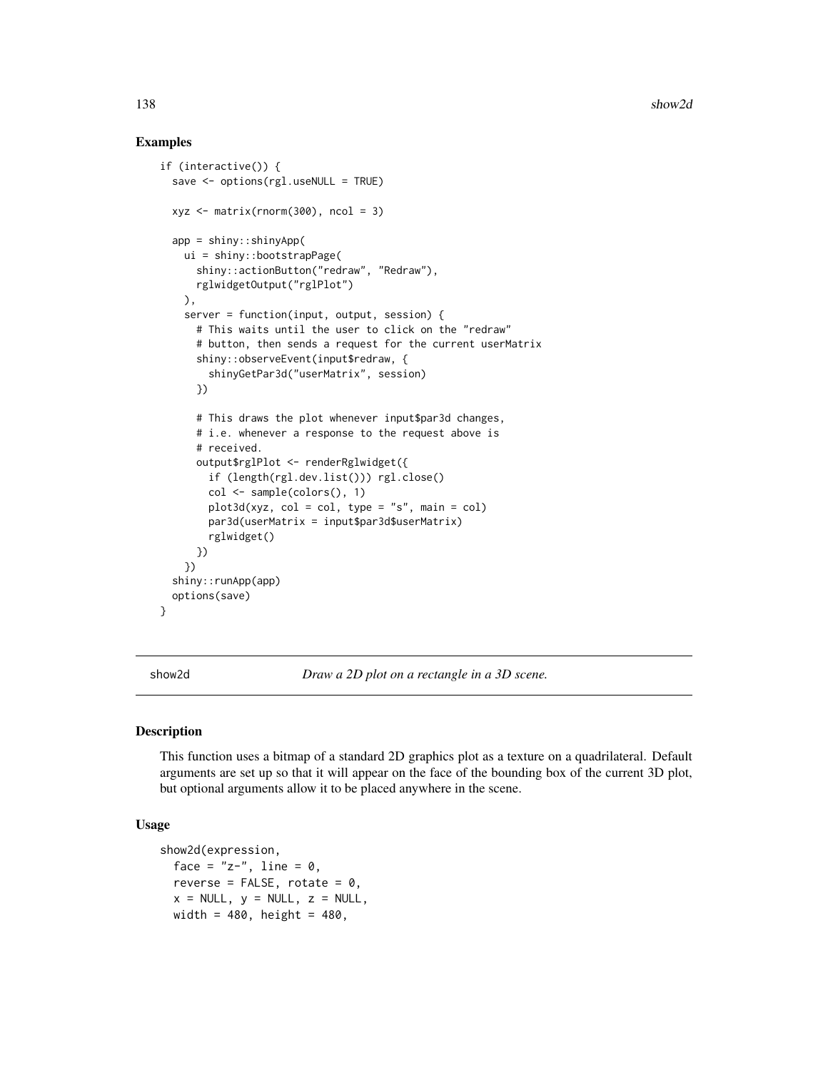## Examples

```
if (interactive()) {
  save <- options(rgl.useNULL = TRUE)

  xyz <- matrix(rnorm(300), ncol = 3)

  app = shiny::shinyApp(
    ui = shiny::bootstrapPage(
      shiny::actionButton("redraw", "Redraw"),
      rglwidgetOutput("rglPlot")
    ),
    server = function(input, output, session) {
      # This waits until the user to click on the "redraw"
      # button, then sends a request for the current userMatrix
      shiny::observeEvent(input$redraw, {
        shinyGetPar3d("userMatrix", session)
      })

      # This draws the plot whenever input$par3d changes,
      # i.e. whenever a response to the request above is
      # received.
      output$rglPlot <- renderRglwidget({
        if (length(rgl.dev.list())) rgl.close()
        col <- sample(colors(), 1)
        plot3d(xyz, col = col, type = "s", main = col)
        par3d(userMatrix = input$par3d$userMatrix)
        rglwidget()
      })
    })
  shiny::runApp(app)
  options(save)
}
```

---

# show2d — *Draw a 2D plot on a rectangle in a 3D scene.*

## Description

This function uses a bitmap of a standard 2D graphics plot as a texture on a quadrilateral. Default arguments are set up so that it will appear on the face of the bounding box of the current 3D plot, but optional arguments allow it to be placed anywhere in the scene.

## Usage

```
show2d(expression,
  face = "z-", line = 0,
  reverse = FALSE, rotate = 0,
  x = NULL, y = NULL, z = NULL,
  width = 480, height = 480,
```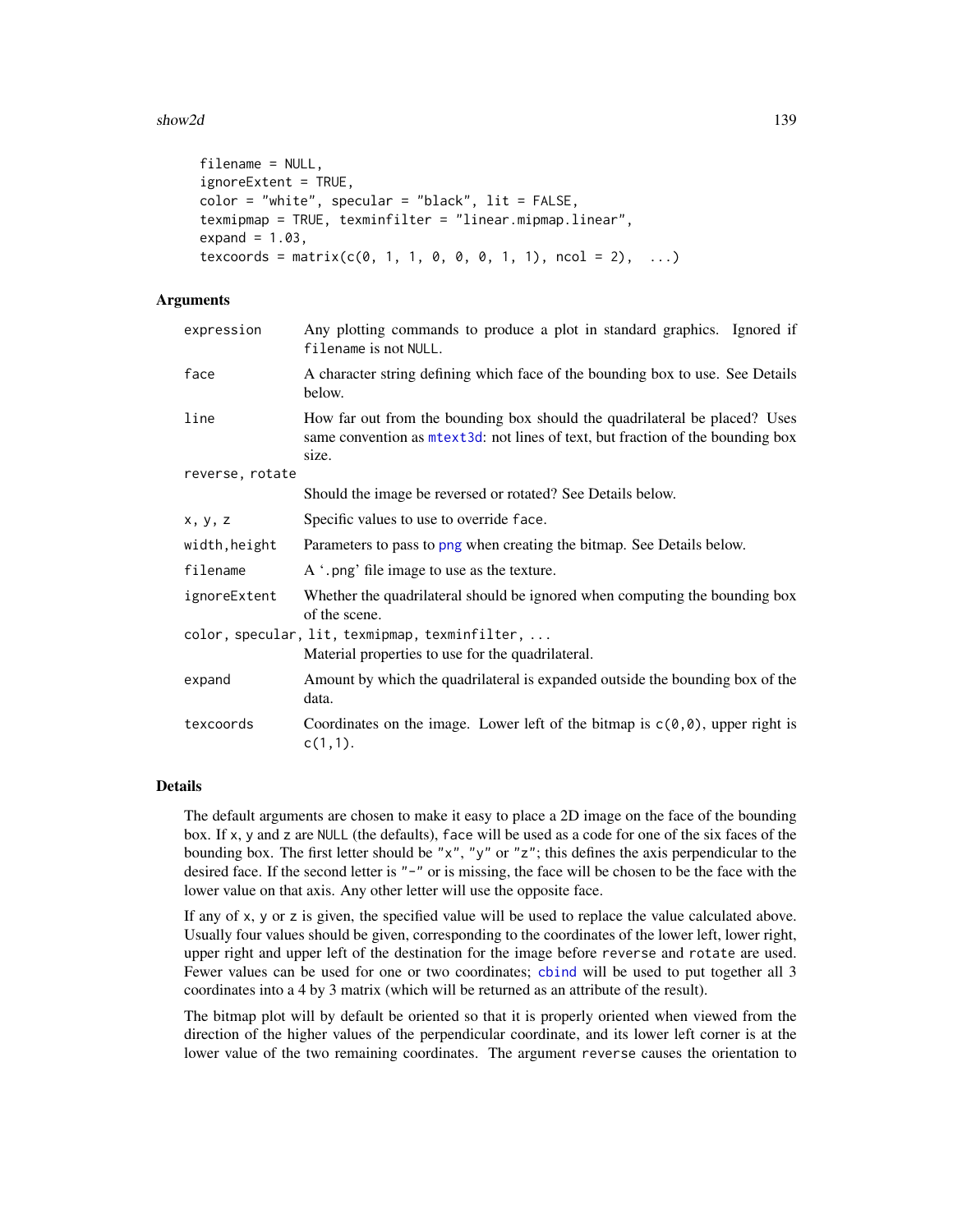```
filename = NULL,
ignoreExtent = TRUE,
color = "white", specular = "black", lit = FALSE,
texmipmap = TRUE, texminfilter = "linear.mipmap.linear",
expand = 1.03,
texcoords = matrix(c(0, 1, 1, 0, 0, 0, 1, 1), ncol = 2),  ...)
```

## Arguments

| | |
|---|---|
| `expression` | Any plotting commands to produce a plot in standard graphics. Ignored if `filename` is not `NULL`. |
| `face` | A character string defining which face of the bounding box to use. See Details below. |
| `line` | How far out from the bounding box should the quadrilateral be placed? Uses same convention as `mtext3d`: not lines of text, but fraction of the bounding box size. |
| `reverse, rotate` | Should the image be reversed or rotated? See Details below. |
| `x, y, z` | Specific values to use to override `face`. |
| `width,height` | Parameters to pass to `png` when creating the bitmap. See Details below. |
| `filename` | A '.png' file image to use as the texture. |
| `ignoreExtent` | Whether the quadrilateral should be ignored when computing the bounding box of the scene. |
| `color, specular, lit, texmipmap, texminfilter, ...` | Material properties to use for the quadrilateral. |
| `expand` | Amount by which the quadrilateral is expanded outside the bounding box of the data. |
| `texcoords` | Coordinates on the image. Lower left of the bitmap is `c(0,0)`, upper right is `c(1,1)`. |

## Details

The default arguments are chosen to make it easy to place a 2D image on the face of the bounding box. If `x`, `y` and `z` are `NULL` (the defaults), `face` will be used as a code for one of the six faces of the bounding box. The first letter should be `"x"`, `"y"` or `"z"`; this defines the axis perpendicular to the desired face. If the second letter is `"-"` or is missing, the face will be chosen to be the face with the lower value on that axis. Any other letter will use the opposite face.

If any of `x`, `y` or `z` is given, the specified value will be used to replace the value calculated above. Usually four values should be given, corresponding to the coordinates of the lower left, lower right, upper right and upper left of the destination for the image before `reverse` and `rotate` are used. Fewer values can be used for one or two coordinates; `cbind` will be used to put together all 3 coordinates into a 4 by 3 matrix (which will be returned as an attribute of the result).

The bitmap plot will by default be oriented so that it is properly oriented when viewed from the direction of the higher values of the perpendicular coordinate, and its lower left corner is at the lower value of the two remaining coordinates. The argument `reverse` causes the orientation to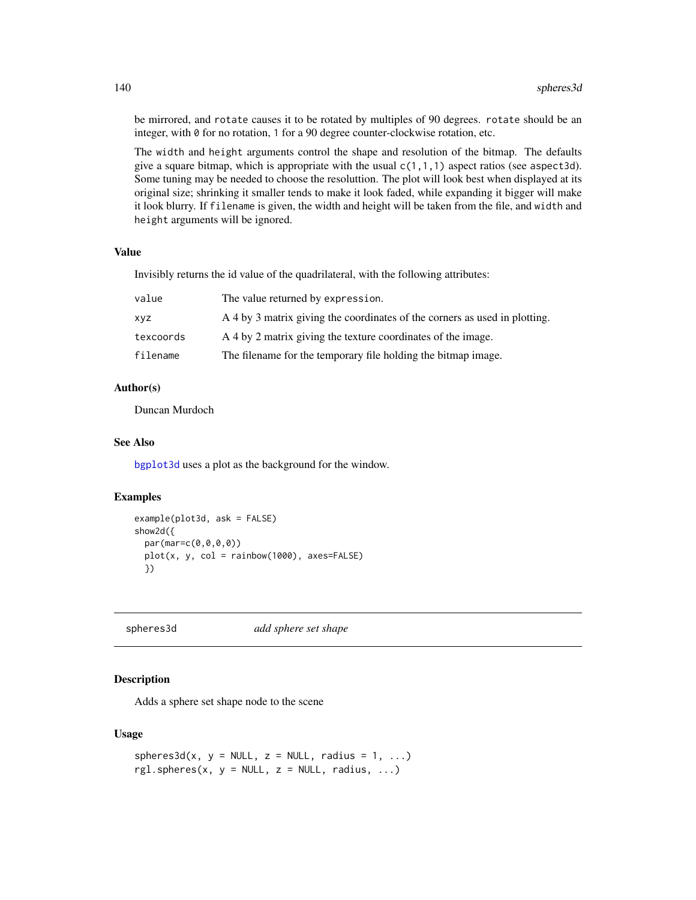be mirrored, and `rotate` causes it to be rotated by multiples of 90 degrees. `rotate` should be an integer, with `0` for no rotation, `1` for a 90 degree counter-clockwise rotation, etc.

The `width` and `height` arguments control the shape and resolution of the bitmap. The defaults give a square bitmap, which is appropriate with the usual `c(1,1,1)` aspect ratios (see `aspect3d`). Some tuning may be needed to choose the resoluttion. The plot will look best when displayed at its original size; shrinking it smaller tends to make it look faded, while expanding it bigger will make it look blurry. If `filename` is given, the width and height will be taken from the file, and `width` and `height` arguments will be ignored.

### Value

Invisibly returns the id value of the quadrilateral, with the following attributes:

| | |
|---|---|
| `value` | The value returned by `expression`. |
| `xyz` | A 4 by 3 matrix giving the coordinates of the corners as used in plotting. |
| `texcoords` | A 4 by 2 matrix giving the texture coordinates of the image. |
| `filename` | The filename for the temporary file holding the bitmap image. |

### Author(s)

Duncan Murdoch

### See Also

`bgplot3d` uses a plot as the background for the window.

### Examples

```
example(plot3d, ask = FALSE)
show2d({
  par(mar=c(0,0,0,0))
  plot(x, y, col = rainbow(1000), axes=FALSE)
  })
```

---

## spheres3d — *add sphere set shape*

### Description

Adds a sphere set shape node to the scene

### Usage

```
spheres3d(x, y = NULL, z = NULL, radius = 1, ...)
rgl.spheres(x, y = NULL, z = NULL, radius, ...)
```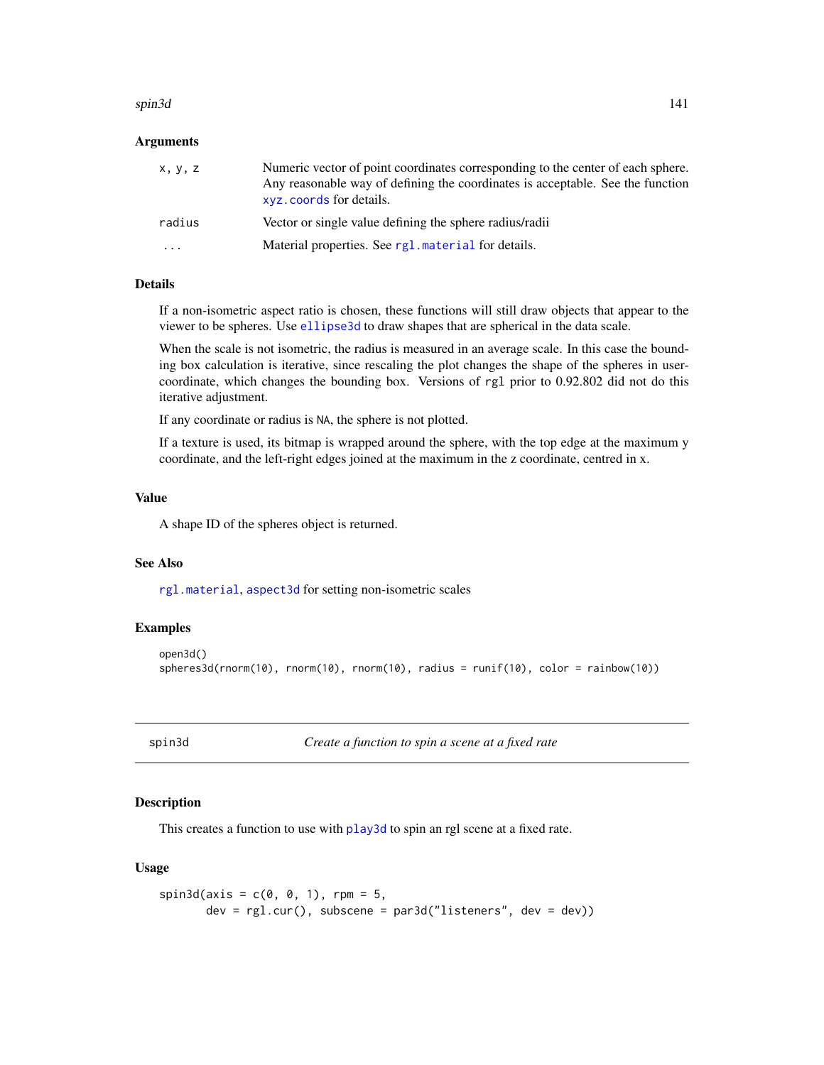### Arguments

| | |
|---|---|
| x, y, z | Numeric vector of point coordinates corresponding to the center of each sphere. Any reasonable way of defining the coordinates is acceptable. See the function `xyz.coords` for details. |
| radius | Vector or single value defining the sphere radius/radii |
| ... | Material properties. See `rgl.material` for details. |

### Details

If a non-isometric aspect ratio is chosen, these functions will still draw objects that appear to the viewer to be spheres. Use `ellipse3d` to draw shapes that are spherical in the data scale.

When the scale is not isometric, the radius is measured in an average scale. In this case the bounding box calculation is iterative, since rescaling the plot changes the shape of the spheres in user-coordinate, which changes the bounding box. Versions of rgl prior to 0.92.802 did not do this iterative adjustment.

If any coordinate or radius is NA, the sphere is not plotted.

If a texture is used, its bitmap is wrapped around the sphere, with the top edge at the maximum y coordinate, and the left-right edges joined at the maximum in the z coordinate, centred in x.

### Value

A shape ID of the spheres object is returned.

### See Also

`rgl.material`, `aspect3d` for setting non-isometric scales

### Examples

```
open3d()
spheres3d(rnorm(10), rnorm(10), rnorm(10), radius = runif(10), color = rainbow(10))
```

---

## spin3d — *Create a function to spin a scene at a fixed rate*

### Description

This creates a function to use with `play3d` to spin an rgl scene at a fixed rate.

### Usage

```
spin3d(axis = c(0, 0, 1), rpm = 5,
       dev = rgl.cur(), subscene = par3d("listeners", dev = dev))
```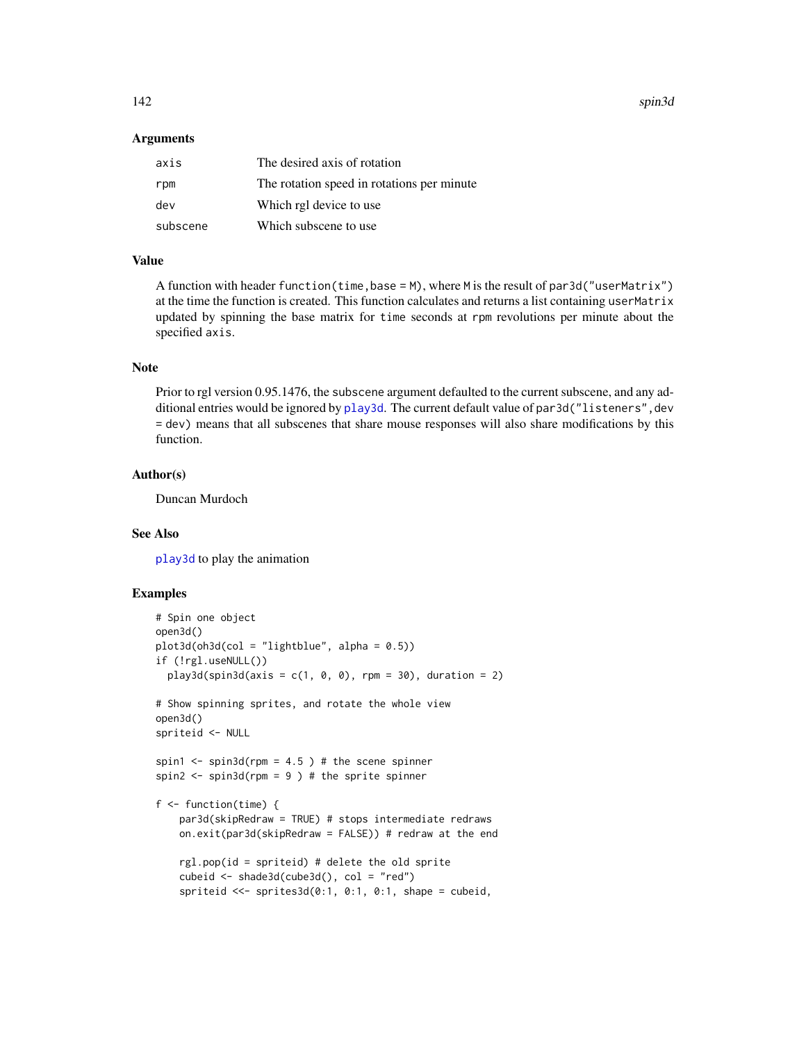## Arguments

| | |
|---|---|
| axis | The desired axis of rotation |
| rpm | The rotation speed in rotations per minute |
| dev | Which rgl device to use |
| subscene | Which subscene to use |

## Value

A function with header `function(time,base = M)`, where `M` is the result of `par3d("userMatrix")` at the time the function is created. This function calculates and returns a list containing `userMatrix` updated by spinning the base matrix for `time` seconds at `rpm` revolutions per minute about the specified `axis`.

## Note

Prior to rgl version 0.95.1476, the `subscene` argument defaulted to the current subscene, and any additional entries would be ignored by `play3d`. The current default value of `par3d("listeners",dev = dev)` means that all subscenes that share mouse responses will also share modifications by this function.

## Author(s)

Duncan Murdoch

## See Also

`play3d` to play the animation

## Examples

```
# Spin one object
open3d()
plot3d(oh3d(col = "lightblue", alpha = 0.5))
if (!rgl.useNULL())
  play3d(spin3d(axis = c(1, 0, 0), rpm = 30), duration = 2)

# Show spinning sprites, and rotate the whole view
open3d()
spriteid <- NULL

spin1 <- spin3d(rpm = 4.5 ) # the scene spinner
spin2 <- spin3d(rpm = 9 ) # the sprite spinner

f <- function(time) {
    par3d(skipRedraw = TRUE) # stops intermediate redraws
    on.exit(par3d(skipRedraw = FALSE)) # redraw at the end

    rgl.pop(id = spriteid) # delete the old sprite
    cubeid <- shade3d(cube3d(), col = "red")
    spriteid <<- sprites3d(0:1, 0:1, 0:1, shape = cubeid,
```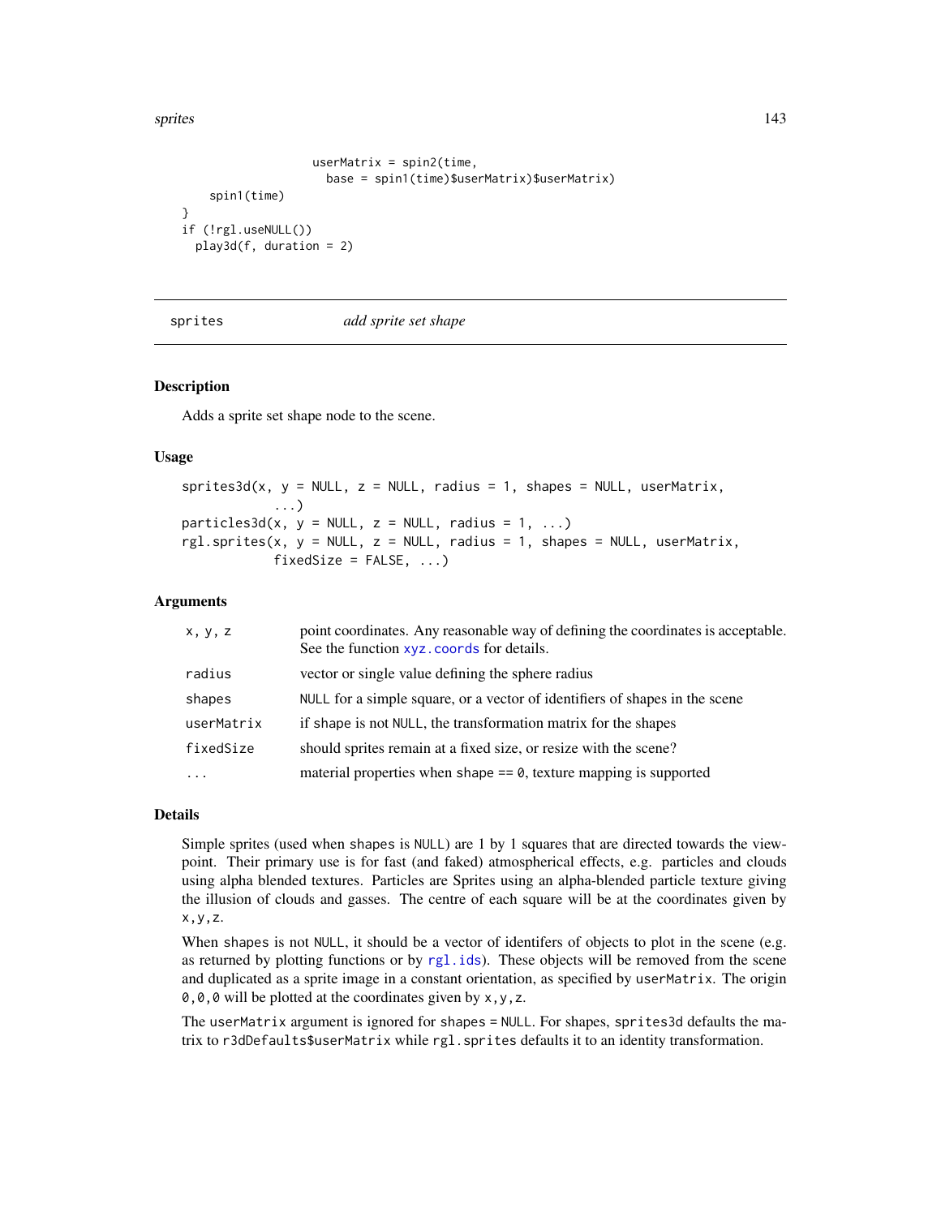```
                    userMatrix = spin2(time,
                      base = spin1(time)$userMatrix)$userMatrix)
     spin1(time)
}
if (!rgl.useNULL())
  play3d(f, duration = 2)
```

---

sprites *add sprite set shape*

---

## Description

Adds a sprite set shape node to the scene.

## Usage

```
sprites3d(x, y = NULL, z = NULL, radius = 1, shapes = NULL, userMatrix,
          ...)
particles3d(x, y = NULL, z = NULL, radius = 1, ...)
rgl.sprites(x, y = NULL, z = NULL, radius = 1, shapes = NULL, userMatrix,
            fixedSize = FALSE, ...)
```

## Arguments

| | |
|---|---|
| x, y, z | point coordinates. Any reasonable way of defining the coordinates is acceptable. See the function xyz.coords for details. |
| radius | vector or single value defining the sphere radius |
| shapes | NULL for a simple square, or a vector of identifiers of shapes in the scene |
| userMatrix | if shape is not NULL, the transformation matrix for the shapes |
| fixedSize | should sprites remain at a fixed size, or resize with the scene? |
| ... | material properties when shape == 0, texture mapping is supported |

## Details

Simple sprites (used when shapes is NULL) are 1 by 1 squares that are directed towards the viewpoint. Their primary use is for fast (and faked) atmospherical effects, e.g. particles and clouds using alpha blended textures. Particles are Sprites using an alpha-blended particle texture giving the illusion of clouds and gasses. The centre of each square will be at the coordinates given by x,y,z.

When shapes is not NULL, it should be a vector of identifers of objects to plot in the scene (e.g. as returned by plotting functions or by rgl.ids). These objects will be removed from the scene and duplicated as a sprite image in a constant orientation, as specified by userMatrix. The origin 0,0,0 will be plotted at the coordinates given by x,y,z.

The userMatrix argument is ignored for shapes = NULL. For shapes, sprites3d defaults the matrix to r3dDefaults$userMatrix while rgl.sprites defaults it to an identity transformation.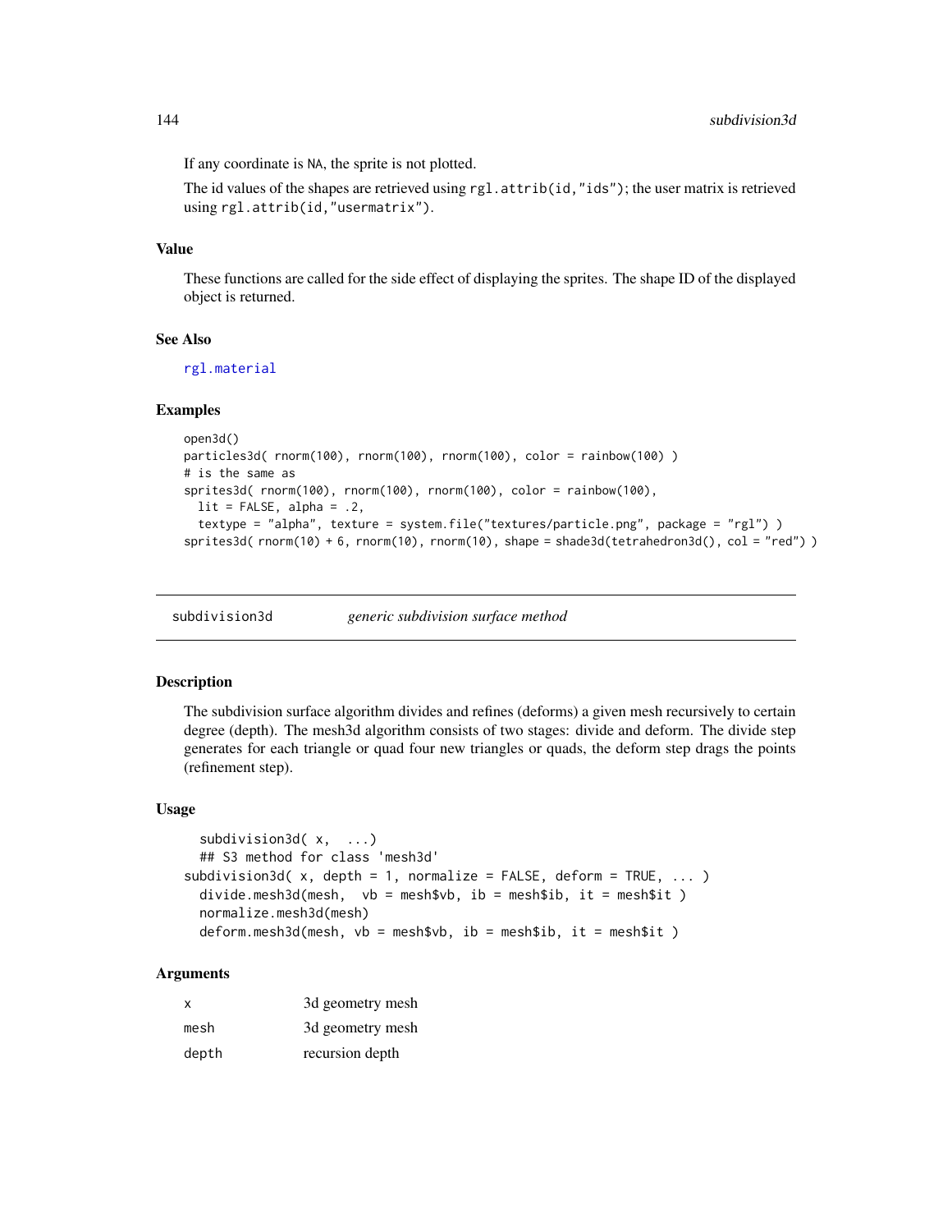If any coordinate is NA, the sprite is not plotted.

The id values of the shapes are retrieved using `rgl.attrib(id,"ids")`; the user matrix is retrieved using `rgl.attrib(id,"usermatrix")`.

### Value

These functions are called for the side effect of displaying the sprites. The shape ID of the displayed object is returned.

### See Also

rgl.material

### Examples

```
open3d()
particles3d( rnorm(100), rnorm(100), rnorm(100), color = rainbow(100) )
# is the same as
sprites3d( rnorm(100), rnorm(100), rnorm(100), color = rainbow(100),
  lit = FALSE, alpha = .2,
  textype = "alpha", texture = system.file("textures/particle.png", package = "rgl") )
sprites3d( rnorm(10) + 6, rnorm(10), rnorm(10), shape = shade3d(tetrahedron3d(), col = "red") )
```

---

## subdivision3d — *generic subdivision surface method*

### Description

The subdivision surface algorithm divides and refines (deforms) a given mesh recursively to certain degree (depth). The mesh3d algorithm consists of two stages: divide and deform. The divide step generates for each triangle or quad four new triangles or quads, the deform step drags the points (refinement step).

### Usage

```
  subdivision3d( x,  ...)
  ## S3 method for class 'mesh3d'
subdivision3d( x, depth = 1, normalize = FALSE, deform = TRUE, ... )
  divide.mesh3d(mesh,  vb = mesh$vb, ib = mesh$ib, it = mesh$it )
  normalize.mesh3d(mesh)
  deform.mesh3d(mesh, vb = mesh$vb, ib = mesh$ib, it = mesh$it )
```

### Arguments

| | |
|---|---|
| x | 3d geometry mesh |
| mesh | 3d geometry mesh |
| depth | recursion depth |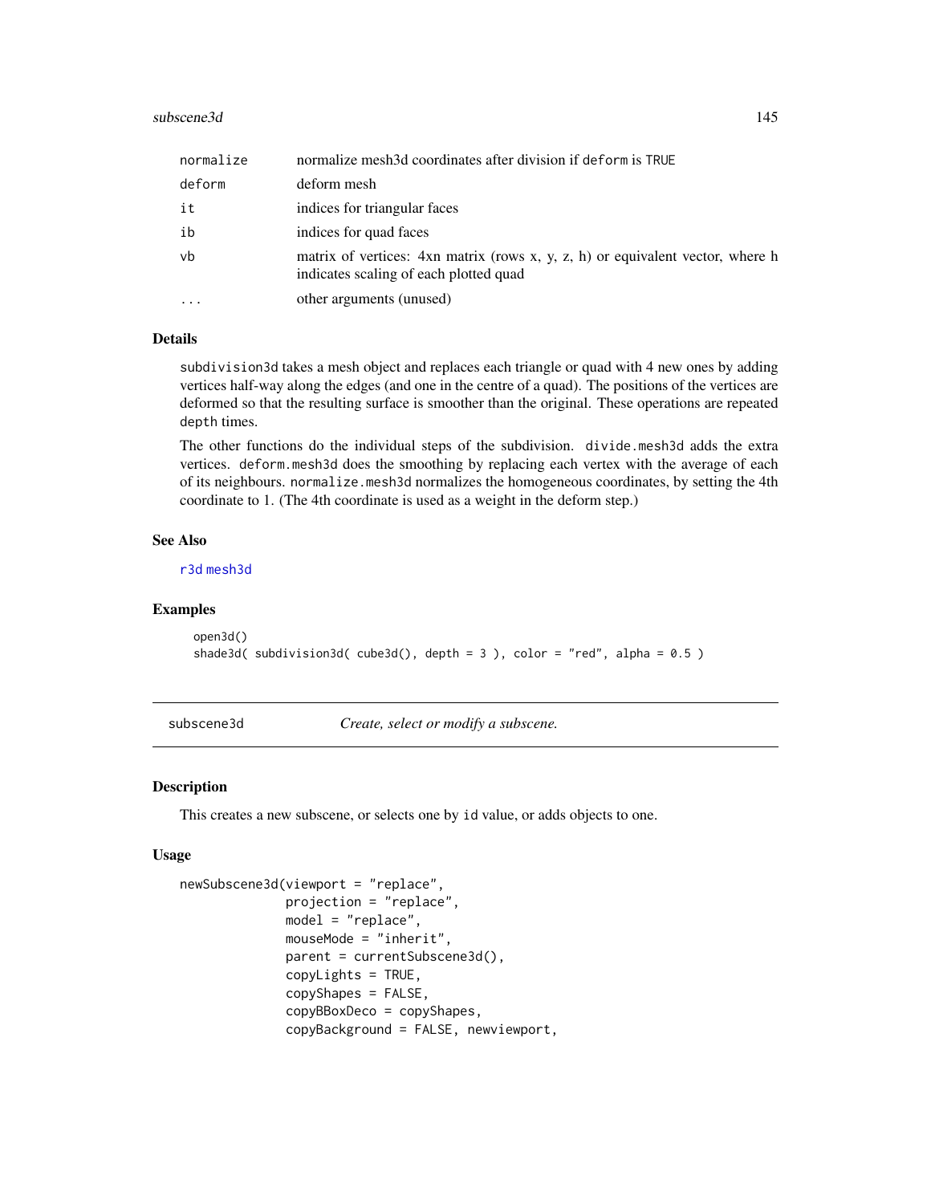| | |
|---|---|
| normalize | normalize mesh3d coordinates after division if deform is TRUE |
| deform | deform mesh |
| it | indices for triangular faces |
| ib | indices for quad faces |
| vb | matrix of vertices: 4xn matrix (rows x, y, z, h) or equivalent vector, where h indicates scaling of each plotted quad |
| ... | other arguments (unused) |

### Details

subdivision3d takes a mesh object and replaces each triangle or quad with 4 new ones by adding vertices half-way along the edges (and one in the centre of a quad). The positions of the vertices are deformed so that the resulting surface is smoother than the original. These operations are repeated depth times.

The other functions do the individual steps of the subdivision. divide.mesh3d adds the extra vertices. deform.mesh3d does the smoothing by replacing each vertex with the average of each of its neighbours. normalize.mesh3d normalizes the homogeneous coordinates, by setting the 4th coordinate to 1. (The 4th coordinate is used as a weight in the deform step.)

### See Also

r3d mesh3d

### Examples

```
open3d()
shade3d( subdivision3d( cube3d(), depth = 3 ), color = "red", alpha = 0.5 )
```

---

## subscene3d — *Create, select or modify a subscene.*

---

### Description

This creates a new subscene, or selects one by id value, or adds objects to one.

### Usage

```
newSubscene3d(viewport = "replace",
              projection = "replace",
              model = "replace",
              mouseMode = "inherit",
              parent = currentSubscene3d(),
              copyLights = TRUE,
              copyShapes = FALSE,
              copyBBoxDeco = copyShapes,
              copyBackground = FALSE, newviewport,
```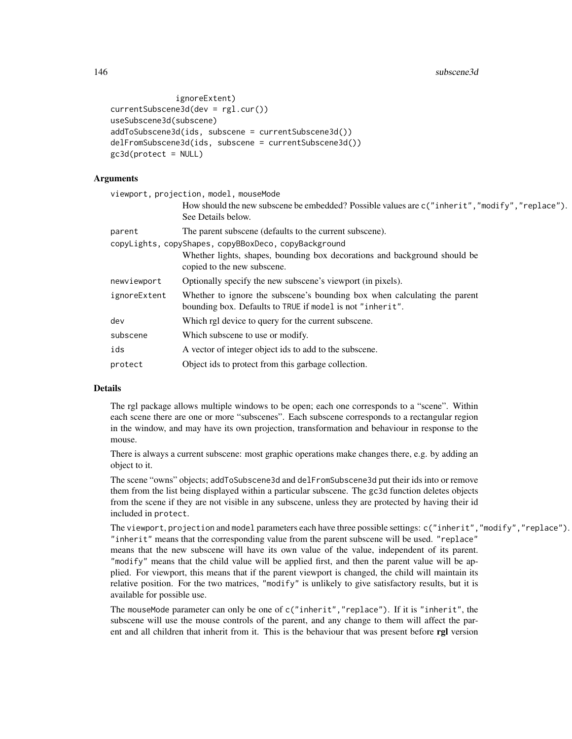```
              ignoreExtent)
currentSubscene3d(dev = rgl.cur())
useSubscene3d(subscene)
addToSubscene3d(ids, subscene = currentSubscene3d())
delFromSubscene3d(ids, subscene = currentSubscene3d())
gc3d(protect = NULL)
```

## Arguments

`viewport, projection, model, mouseMode`
: How should the new subscene be embedded? Possible values are `c("inherit","modify","replace")`. See Details below.

`parent`
: The parent subscene (defaults to the current subscene).

`copyLights, copyShapes, copyBBoxDeco, copyBackground`
: Whether lights, shapes, bounding box decorations and background should be copied to the new subscene.

`newviewport`
: Optionally specify the new subscene's viewport (in pixels).

`ignoreExtent`
: Whether to ignore the subscene's bounding box when calculating the parent bounding box. Defaults to `TRUE` if `model` is not `"inherit"`.

`dev`
: Which rgl device to query for the current subscene.

`subscene`
: Which subscene to use or modify.

`ids`
: A vector of integer object ids to add to the subscene.

`protect`
: Object ids to protect from this garbage collection.

## Details

The rgl package allows multiple windows to be open; each one corresponds to a "scene". Within each scene there are one or more "subscenes". Each subscene corresponds to a rectangular region in the window, and may have its own projection, transformation and behaviour in response to the mouse.

There is always a current subscene: most graphic operations make changes there, e.g. by adding an object to it.

The scene "owns" objects; `addToSubscene3d` and `delFromSubscene3d` put their ids into or remove them from the list being displayed within a particular subscene. The `gc3d` function deletes objects from the scene if they are not visible in any subscene, unless they are protected by having their id included in `protect`.

The `viewport`, `projection` and `model` parameters each have three possible settings: `c("inherit","modify","replace")`. `"inherit"` means that the corresponding value from the parent subscene will be used. `"replace"` means that the new subscene will have its own value of the value, independent of its parent. `"modify"` means that the child value will be applied first, and then the parent value will be applied. For viewport, this means that if the parent viewport is changed, the child will maintain its relative position. For the two matrices, `"modify"` is unlikely to give satisfactory results, but it is available for possible use.

The `mouseMode` parameter can only be one of `c("inherit","replace")`. If it is `"inherit"`, the subscene will use the mouse controls of the parent, and any change to them will affect the parent and all children that inherit from it. This is the behaviour that was present before **rgl** version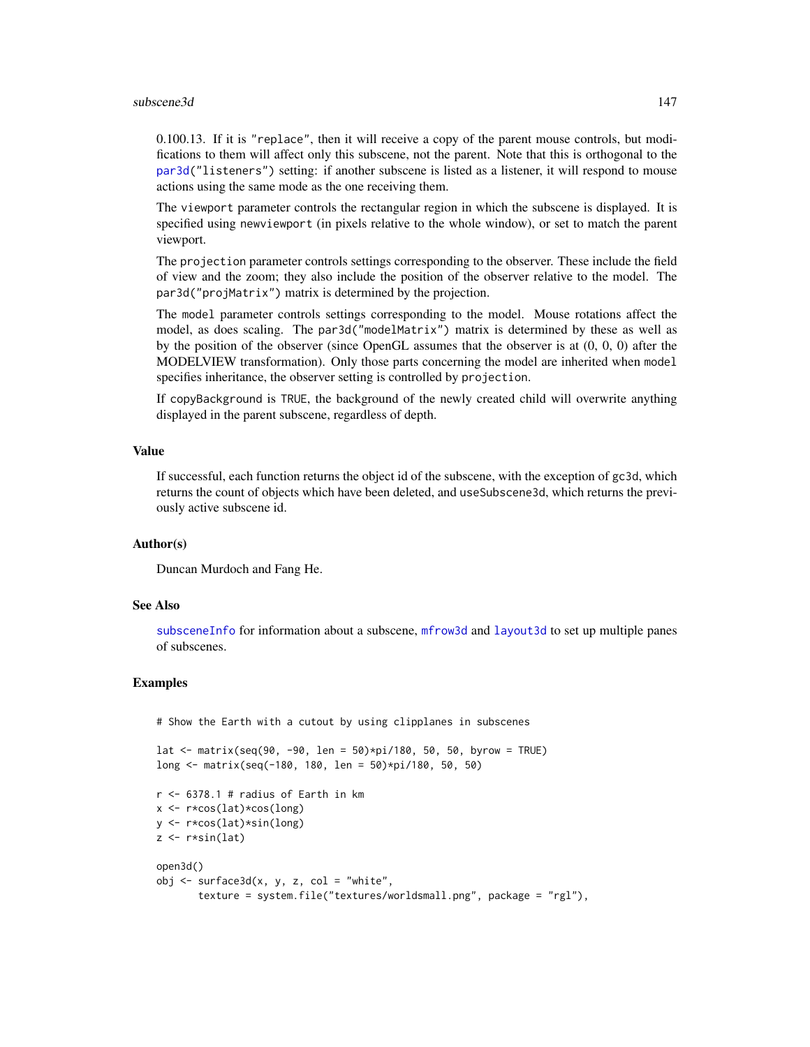0.100.13. If it is "replace", then it will receive a copy of the parent mouse controls, but modifications to them will affect only this subscene, not the parent. Note that this is orthogonal to the par3d("listeners") setting: if another subscene is listed as a listener, it will respond to mouse actions using the same mode as the one receiving them.

The viewport parameter controls the rectangular region in which the subscene is displayed. It is specified using newviewport (in pixels relative to the whole window), or set to match the parent viewport.

The projection parameter controls settings corresponding to the observer. These include the field of view and the zoom; they also include the position of the observer relative to the model. The par3d("projMatrix") matrix is determined by the projection.

The model parameter controls settings corresponding to the model. Mouse rotations affect the model, as does scaling. The par3d("modelMatrix") matrix is determined by these as well as by the position of the observer (since OpenGL assumes that the observer is at (0, 0, 0) after the MODELVIEW transformation). Only those parts concerning the model are inherited when model specifies inheritance, the observer setting is controlled by projection.

If copyBackground is TRUE, the background of the newly created child will overwrite anything displayed in the parent subscene, regardless of depth.

### Value

If successful, each function returns the object id of the subscene, with the exception of gc3d, which returns the count of objects which have been deleted, and useSubscene3d, which returns the previously active subscene id.

### Author(s)

Duncan Murdoch and Fang He.

### See Also

subsceneInfo for information about a subscene, mfrow3d and layout3d to set up multiple panes of subscenes.

### Examples

```
# Show the Earth with a cutout by using clipplanes in subscenes

lat <- matrix(seq(90, -90, len = 50)*pi/180, 50, 50, byrow = TRUE)
long <- matrix(seq(-180, 180, len = 50)*pi/180, 50, 50)

r <- 6378.1 # radius of Earth in km
x <- r*cos(lat)*cos(long)
y <- r*cos(lat)*sin(long)
z <- r*sin(lat)

open3d()
obj <- surface3d(x, y, z, col = "white",
       texture = system.file("textures/worldsmall.png", package = "rgl"),
```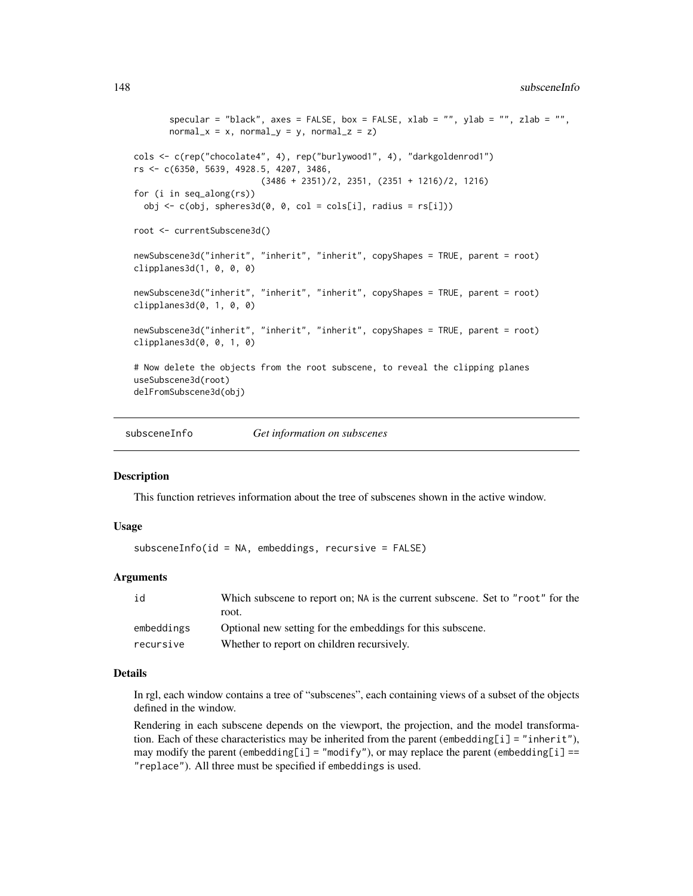```
       specular = "black", axes = FALSE, box = FALSE, xlab = "", ylab = "", zlab = "",
       normal_x = x, normal_y = y, normal_z = z)

cols <- c(rep("chocolate4", 4), rep("burlywood1", 4), "darkgoldenrod1")
rs <- c(6350, 5639, 4928.5, 4207, 3486,
                         (3486 + 2351)/2, 2351, (2351 + 1216)/2, 1216)
for (i in seq_along(rs))
  obj <- c(obj, spheres3d(0, 0, col = cols[i], radius = rs[i]))

root <- currentSubscene3d()

newSubscene3d("inherit", "inherit", "inherit", copyShapes = TRUE, parent = root)
clipplanes3d(1, 0, 0, 0)

newSubscene3d("inherit", "inherit", "inherit", copyShapes = TRUE, parent = root)
clipplanes3d(0, 1, 0, 0)

newSubscene3d("inherit", "inherit", "inherit", copyShapes = TRUE, parent = root)
clipplanes3d(0, 0, 1, 0)

# Now delete the objects from the root subscene, to reveal the clipping planes
useSubscene3d(root)
delFromSubscene3d(obj)
```

---

## subsceneInfo *Get information on subscenes*

### Description

This function retrieves information about the tree of subscenes shown in the active window.

### Usage

```
subsceneInfo(id = NA, embeddings, recursive = FALSE)
```

### Arguments

| | |
|---|---|
| id | Which subscene to report on; NA is the current subscene. Set to "root" for the root. |
| embeddings | Optional new setting for the embeddings for this subscene. |
| recursive | Whether to report on children recursively. |

### Details

In rgl, each window contains a tree of "subscenes", each containing views of a subset of the objects defined in the window.

Rendering in each subscene depends on the viewport, the projection, and the model transformation. Each of these characteristics may be inherited from the parent (embedding[i] = "inherit"), may modify the parent (embedding[i] = "modify"), or may replace the parent (embedding[i] == "replace"). All three must be specified if embeddings is used.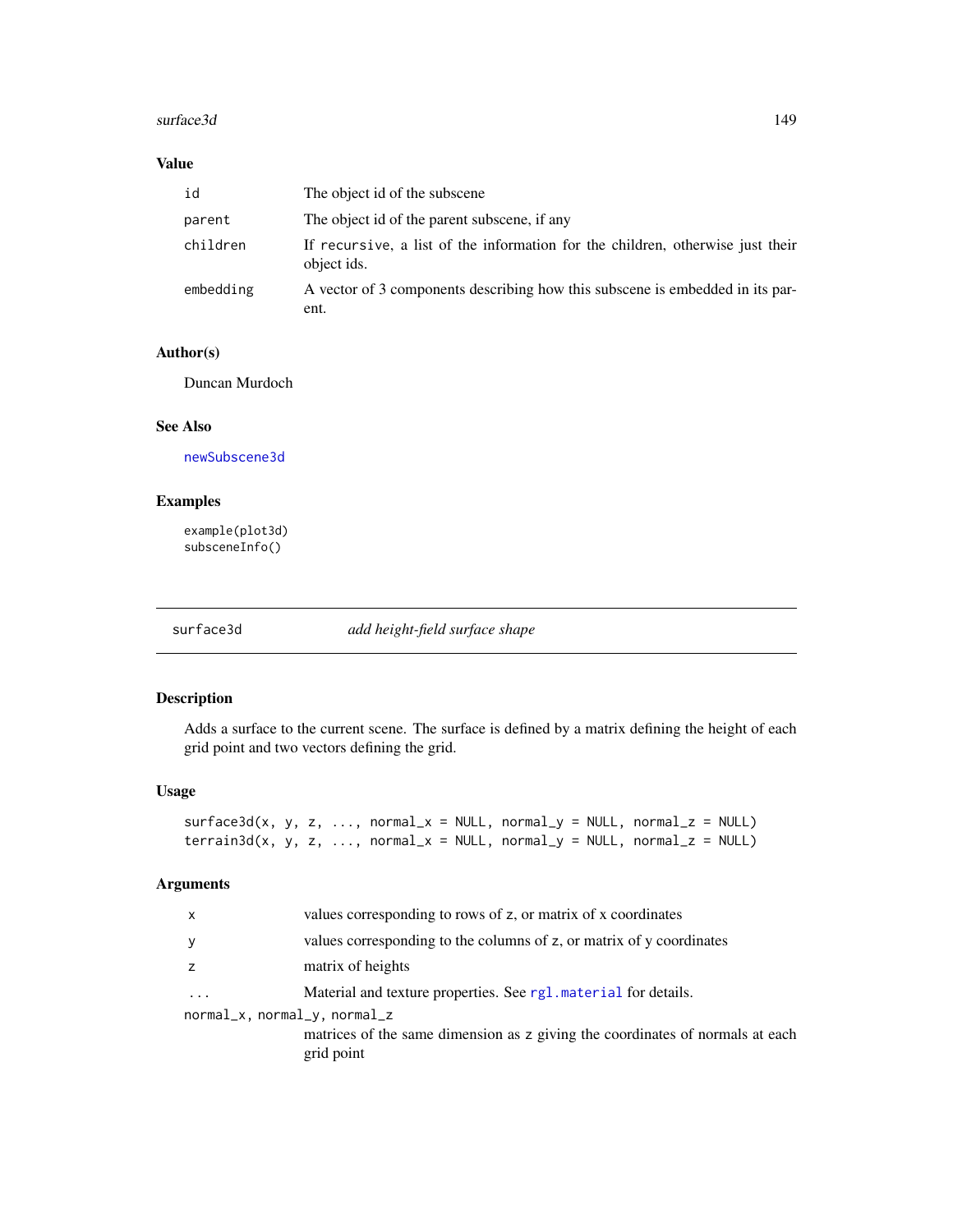### Value

| | |
|---|---|
| id | The object id of the subscene |
| parent | The object id of the parent subscene, if any |
| children | If recursive, a list of the information for the children, otherwise just their object ids. |
| embedding | A vector of 3 components describing how this subscene is embedded in its parent. |

### Author(s)

Duncan Murdoch

### See Also

newSubscene3d

### Examples

```
example(plot3d)
subsceneInfo()
```

## surface3d *add height-field surface shape*

### Description

Adds a surface to the current scene. The surface is defined by a matrix defining the height of each grid point and two vectors defining the grid.

### Usage

```
surface3d(x, y, z, ..., normal_x = NULL, normal_y = NULL, normal_z = NULL)
terrain3d(x, y, z, ..., normal_x = NULL, normal_y = NULL, normal_z = NULL)
```

### Arguments

| | |
|---|---|
| x | values corresponding to rows of z, or matrix of x coordinates |
| y | values corresponding to the columns of z, or matrix of y coordinates |
| z | matrix of heights |
| ... | Material and texture properties. See rgl.material for details. |
| normal_x, normal_y, normal_z | matrices of the same dimension as z giving the coordinates of normals at each grid point |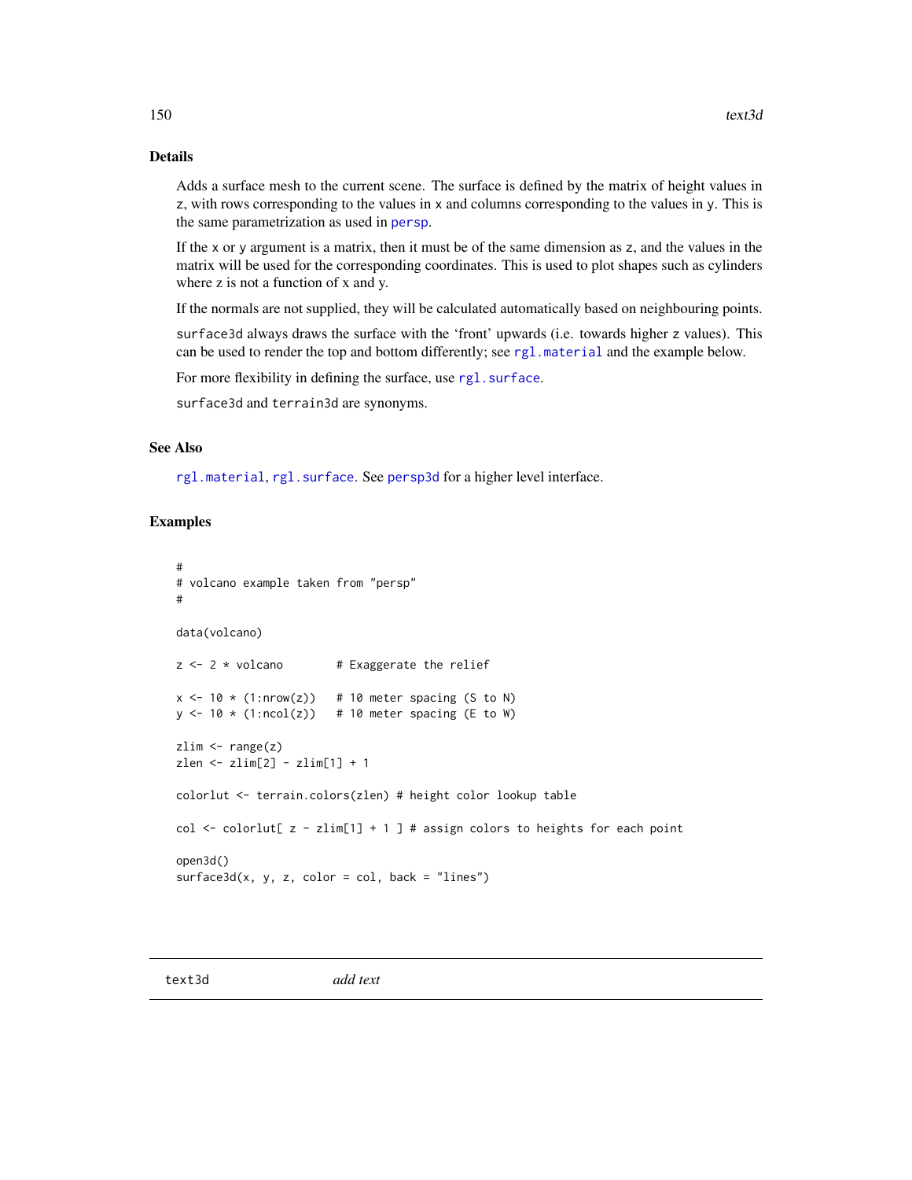### Details

Adds a surface mesh to the current scene. The surface is defined by the matrix of height values in `z`, with rows corresponding to the values in `x` and columns corresponding to the values in `y`. This is the same parametrization as used in `persp`.

If the `x` or `y` argument is a matrix, then it must be of the same dimension as `z`, and the values in the matrix will be used for the corresponding coordinates. This is used to plot shapes such as cylinders where z is not a function of x and y.

If the normals are not supplied, they will be calculated automatically based on neighbouring points.

`surface3d` always draws the surface with the 'front' upwards (i.e. towards higher `z` values). This can be used to render the top and bottom differently; see `rgl.material` and the example below.

For more flexibility in defining the surface, use `rgl.surface`.

`surface3d` and `terrain3d` are synonyms.

### See Also

`rgl.material`, `rgl.surface`. See `persp3d` for a higher level interface.

### Examples

```
#
# volcano example taken from "persp"
#

data(volcano)

z <- 2 * volcano        # Exaggerate the relief

x <- 10 * (1:nrow(z))   # 10 meter spacing (S to N)
y <- 10 * (1:ncol(z))   # 10 meter spacing (E to W)

zlim <- range(z)
zlen <- zlim[2] - zlim[1] + 1

colorlut <- terrain.colors(zlen) # height color lookup table

col <- colorlut[ z - zlim[1] + 1 ] # assign colors to heights for each point

open3d()
surface3d(x, y, z, color = col, back = "lines")
```

---

## text3d *add text*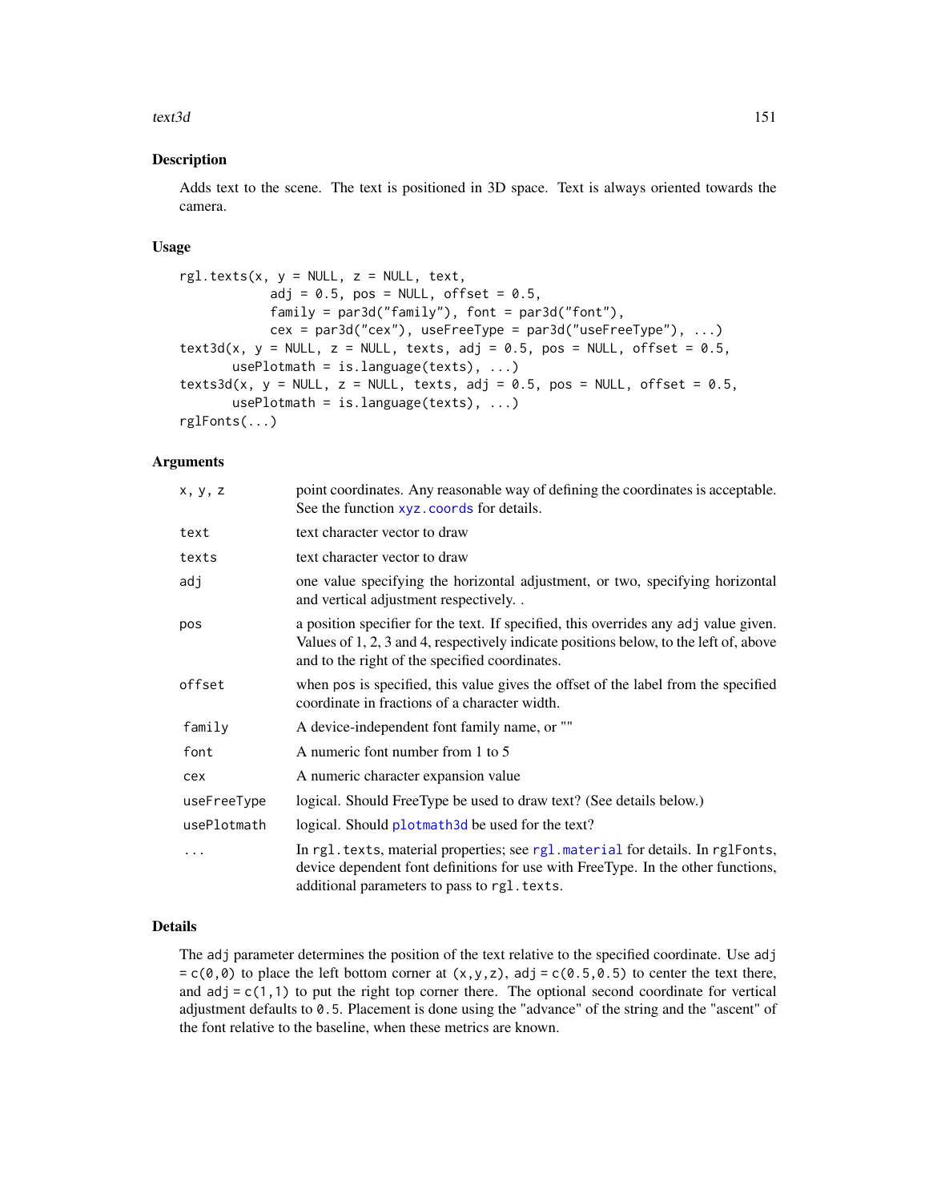## Description

Adds text to the scene. The text is positioned in 3D space. Text is always oriented towards the camera.

## Usage

```
rgl.texts(x, y = NULL, z = NULL, text,
          adj = 0.5, pos = NULL, offset = 0.5,
          family = par3d("family"), font = par3d("font"),
          cex = par3d("cex"), useFreeType = par3d("useFreeType"), ...)
text3d(x, y = NULL, z = NULL, texts, adj = 0.5, pos = NULL, offset = 0.5,
       usePlotmath = is.language(texts), ...)
texts3d(x, y = NULL, z = NULL, texts, adj = 0.5, pos = NULL, offset = 0.5,
       usePlotmath = is.language(texts), ...)
rglFonts(...)
```

## Arguments

| | |
|---|---|
| `x, y, z` | point coordinates. Any reasonable way of defining the coordinates is acceptable. See the function `xyz.coords` for details. |
| `text` | text character vector to draw |
| `texts` | text character vector to draw |
| `adj` | one value specifying the horizontal adjustment, or two, specifying horizontal and vertical adjustment respectively. . |
| `pos` | a position specifier for the text. If specified, this overrides any `adj` value given. Values of 1, 2, 3 and 4, respectively indicate positions below, to the left of, above and to the right of the specified coordinates. |
| `offset` | when `pos` is specified, this value gives the offset of the label from the specified coordinate in fractions of a character width. |
| `family` | A device-independent font family name, or "" |
| `font` | A numeric font number from 1 to 5 |
| `cex` | A numeric character expansion value |
| `useFreeType` | logical. Should FreeType be used to draw text? (See details below.) |
| `usePlotmath` | logical. Should `plotmath3d` be used for the text? |
| `...` | In `rgl.texts`, material properties; see `rgl.material` for details. In `rglFonts`, device dependent font definitions for use with FreeType. In the other functions, additional parameters to pass to `rgl.texts`. |

## Details

The `adj` parameter determines the position of the text relative to the specified coordinate. Use `adj = c(0,0)` to place the left bottom corner at `(x,y,z)`, `adj = c(0.5,0.5)` to center the text there, and `adj = c(1,1)` to put the right top corner there. The optional second coordinate for vertical adjustment defaults to `0.5`. Placement is done using the "advance" of the string and the "ascent" of the font relative to the baseline, when these metrics are known.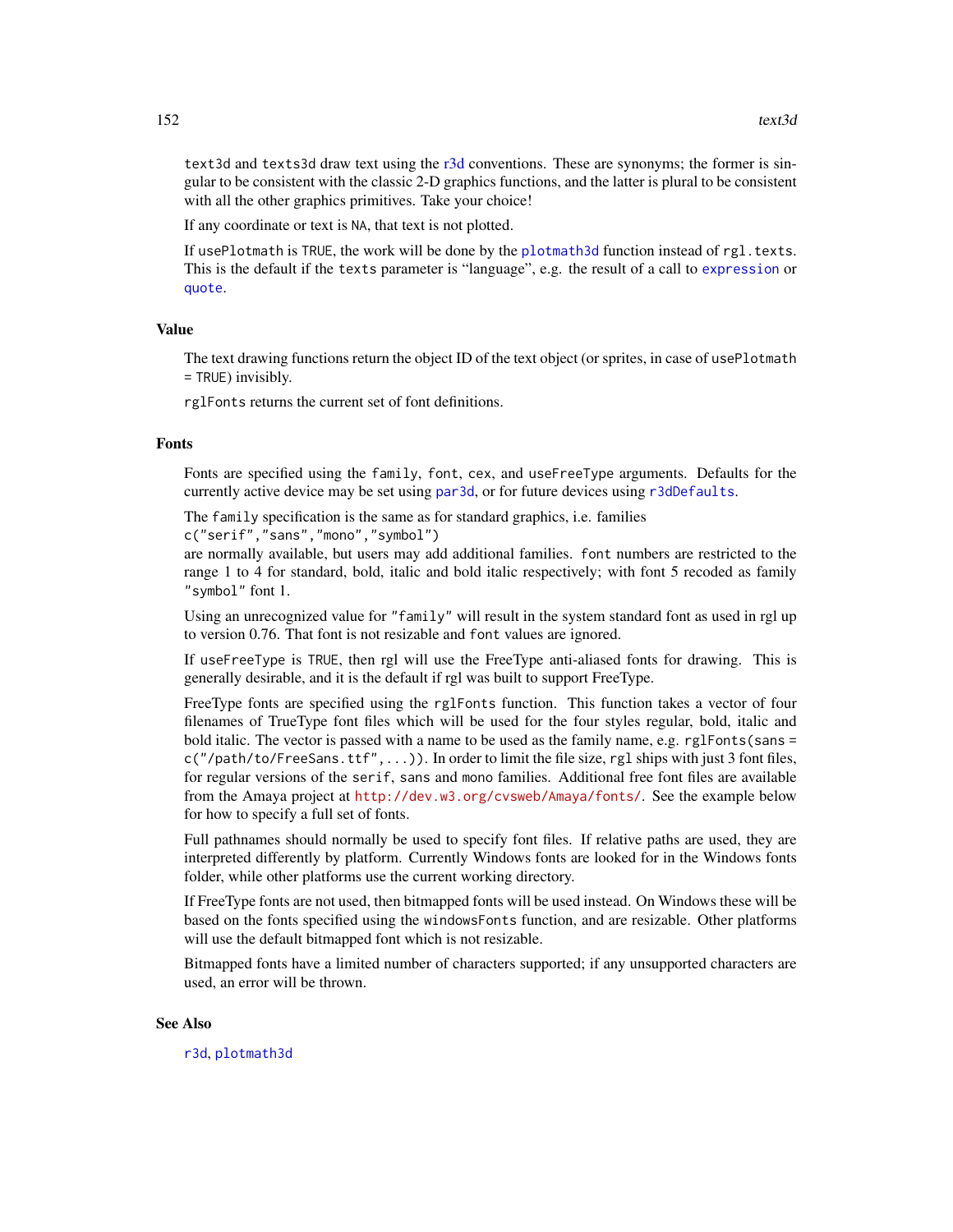text3d and texts3d draw text using the r3d conventions. These are synonyms; the former is singular to be consistent with the classic 2-D graphics functions, and the latter is plural to be consistent with all the other graphics primitives. Take your choice!

If any coordinate or text is NA, that text is not plotted.

If usePlotmath is TRUE, the work will be done by the plotmath3d function instead of rgl.texts. This is the default if the texts parameter is "language", e.g. the result of a call to expression or quote.

## Value

The text drawing functions return the object ID of the text object (or sprites, in case of usePlotmath = TRUE) invisibly.

rglFonts returns the current set of font definitions.

## Fonts

Fonts are specified using the family, font, cex, and useFreeType arguments. Defaults for the currently active device may be set using par3d, or for future devices using r3dDefaults.

The family specification is the same as for standard graphics, i.e. families
c("serif","sans","mono","symbol")
are normally available, but users may add additional families. font numbers are restricted to the range 1 to 4 for standard, bold, italic and bold italic respectively; with font 5 recoded as family "symbol" font 1.

Using an unrecognized value for "family" will result in the system standard font as used in rgl up to version 0.76. That font is not resizable and font values are ignored.

If useFreeType is TRUE, then rgl will use the FreeType anti-aliased fonts for drawing. This is generally desirable, and it is the default if rgl was built to support FreeType.

FreeType fonts are specified using the rglFonts function. This function takes a vector of four filenames of TrueType font files which will be used for the four styles regular, bold, italic and bold italic. The vector is passed with a name to be used as the family name, e.g. rglFonts(sans = c("/path/to/FreeSans.ttf",...)). In order to limit the file size, rgl ships with just 3 font files, for regular versions of the serif, sans and mono families. Additional free font files are available from the Amaya project at http://dev.w3.org/cvsweb/Amaya/fonts/. See the example below for how to specify a full set of fonts.

Full pathnames should normally be used to specify font files. If relative paths are used, they are interpreted differently by platform. Currently Windows fonts are looked for in the Windows fonts folder, while other platforms use the current working directory.

If FreeType fonts are not used, then bitmapped fonts will be used instead. On Windows these will be based on the fonts specified using the windowsFonts function, and are resizable. Other platforms will use the default bitmapped font which is not resizable.

Bitmapped fonts have a limited number of characters supported; if any unsupported characters are used, an error will be thrown.

## See Also

r3d, plotmath3d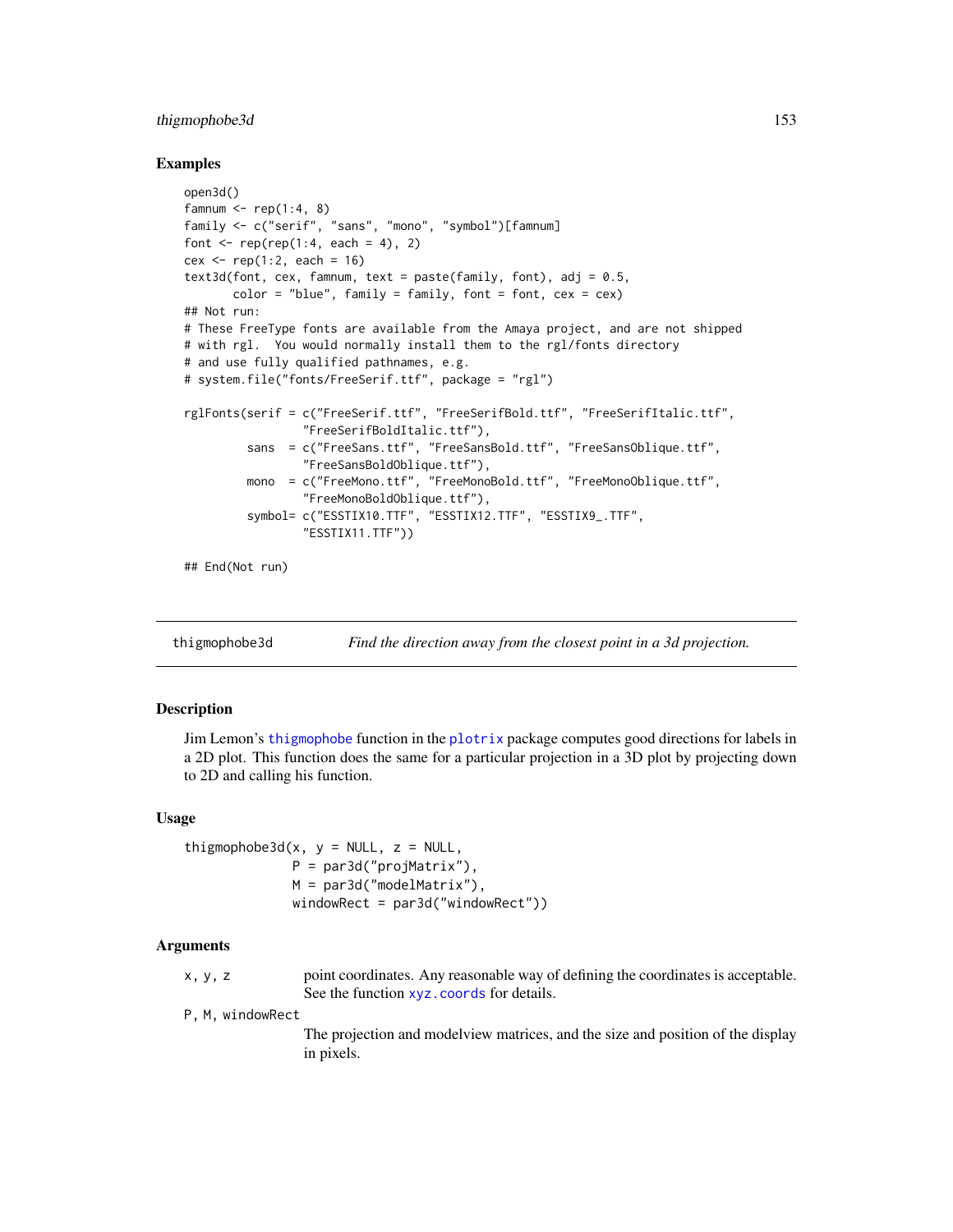## Examples

```
open3d()
famnum <- rep(1:4, 8)
family <- c("serif", "sans", "mono", "symbol")[famnum]
font <- rep(rep(1:4, each = 4), 2)
cex <- rep(1:2, each = 16)
text3d(font, cex, famnum, text = paste(family, font), adj = 0.5,
       color = "blue", family = family, font = font, cex = cex)
## Not run:
# These FreeType fonts are available from the Amaya project, and are not shipped
# with rgl.  You would normally install them to the rgl/fonts directory
# and use fully qualified pathnames, e.g.
# system.file("fonts/FreeSerif.ttf", package = "rgl")

rglFonts(serif = c("FreeSerif.ttf", "FreeSerifBold.ttf", "FreeSerifItalic.ttf",
                 "FreeSerifBoldItalic.ttf"),
         sans  = c("FreeSans.ttf", "FreeSansBold.ttf", "FreeSansOblique.ttf",
                 "FreeSansBoldOblique.ttf"),
         mono  = c("FreeMono.ttf", "FreeMonoBold.ttf", "FreeMonoOblique.ttf",
                 "FreeMonoBoldOblique.ttf"),
         symbol= c("ESSTIX10.TTF", "ESSTIX12.TTF", "ESSTIX9_.TTF",
                 "ESSTIX11.TTF"))

## End(Not run)
```

---

# thigmophobe3d — *Find the direction away from the closest point in a 3d projection.*

---

## Description

Jim Lemon's thigmophobe function in the plotrix package computes good directions for labels in a 2D plot. This function does the same for a particular projection in a 3D plot by projecting down to 2D and calling his function.

## Usage

```
thigmophobe3d(x, y = NULL, z = NULL,
              P = par3d("projMatrix"),
              M = par3d("modelMatrix"),
              windowRect = par3d("windowRect"))
```

## Arguments

| | |
|---|---|
| `x, y, z` | point coordinates. Any reasonable way of defining the coordinates is acceptable. See the function `xyz.coords` for details. |
| `P, M, windowRect` | The projection and modelview matrices, and the size and position of the display in pixels. |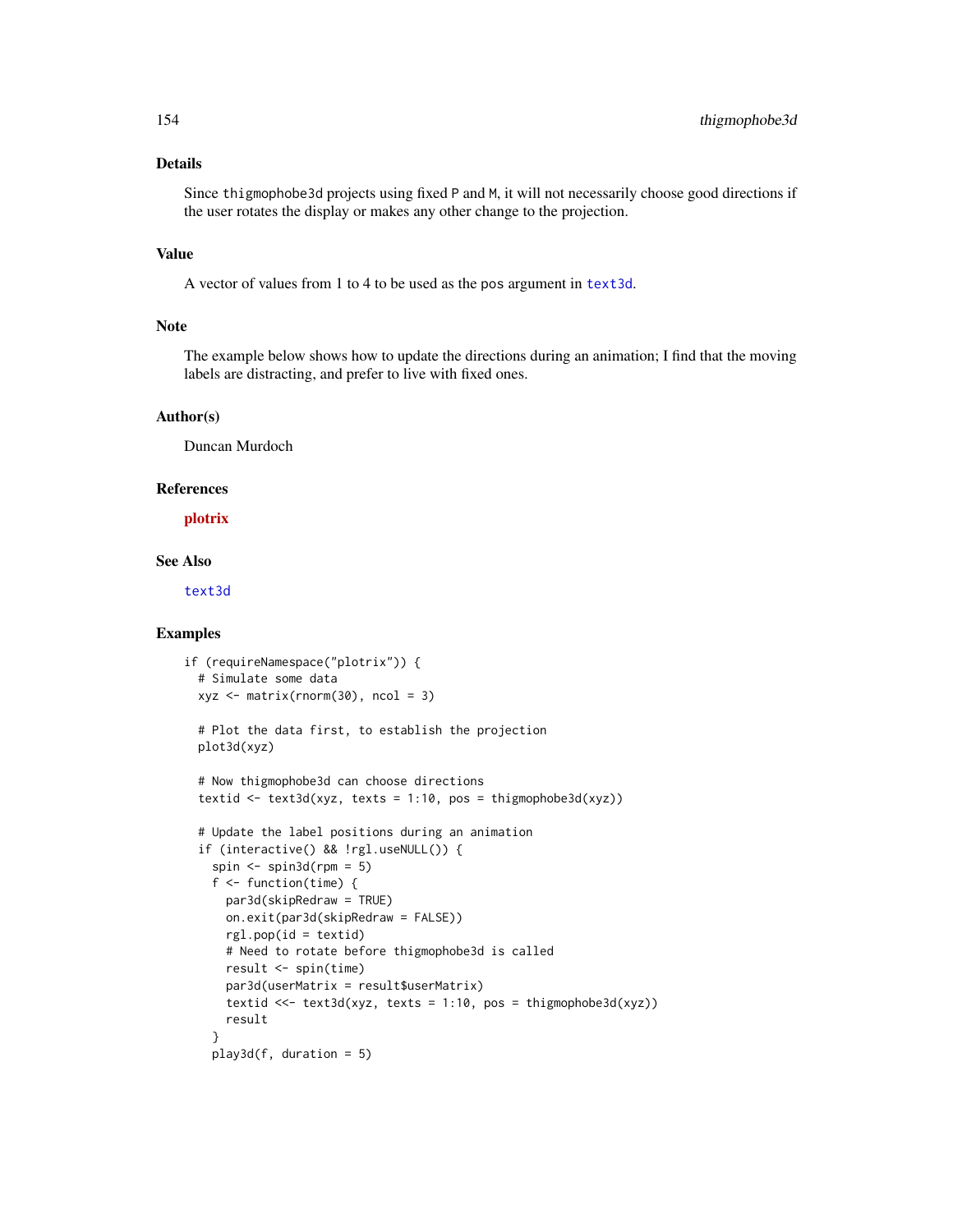## Details

Since `thigmophobe3d` projects using fixed `P` and `M`, it will not necessarily choose good directions if the user rotates the display or makes any other change to the projection.

## Value

A vector of values from 1 to 4 to be used as the `pos` argument in `text3d`.

## Note

The example below shows how to update the directions during an animation; I find that the moving labels are distracting, and prefer to live with fixed ones.

## Author(s)

Duncan Murdoch

## References

**plotrix**

## See Also

`text3d`

## Examples

```
if (requireNamespace("plotrix")) {
  # Simulate some data
  xyz <- matrix(rnorm(30), ncol = 3)

  # Plot the data first, to establish the projection
  plot3d(xyz)

  # Now thigmophobe3d can choose directions
  textid <- text3d(xyz, texts = 1:10, pos = thigmophobe3d(xyz))

  # Update the label positions during an animation
  if (interactive() && !rgl.useNULL()) {
    spin <- spin3d(rpm = 5)
    f <- function(time) {
      par3d(skipRedraw = TRUE)
      on.exit(par3d(skipRedraw = FALSE))
      rgl.pop(id = textid)
      # Need to rotate before thigmophobe3d is called
      result <- spin(time)
      par3d(userMatrix = result$userMatrix)
      textid <<- text3d(xyz, texts = 1:10, pos = thigmophobe3d(xyz))
      result
    }
    play3d(f, duration = 5)
```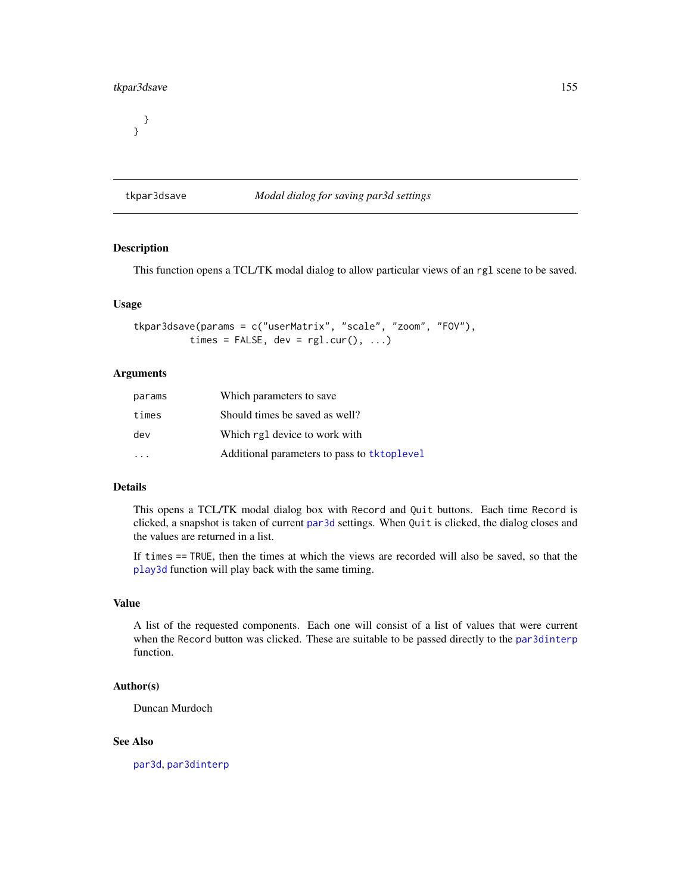```
  }
}
```

## tkpar3dsave — *Modal dialog for saving par3d settings*

### Description

This function opens a TCL/TK modal dialog to allow particular views of an rgl scene to be saved.

### Usage

```
tkpar3dsave(params = c("userMatrix", "scale", "zoom", "FOV"),
          times = FALSE, dev = rgl.cur(), ...)
```

### Arguments

| | |
|---|---|
| params | Which parameters to save |
| times | Should times be saved as well? |
| dev | Which rgl device to work with |
| ... | Additional parameters to pass to tktoplevel |

### Details

This opens a TCL/TK modal dialog box with Record and Quit buttons. Each time Record is clicked, a snapshot is taken of current par3d settings. When Quit is clicked, the dialog closes and the values are returned in a list.

If times == TRUE, then the times at which the views are recorded will also be saved, so that the play3d function will play back with the same timing.

### Value

A list of the requested components. Each one will consist of a list of values that were current when the Record button was clicked. These are suitable to be passed directly to the par3dinterp function.

### Author(s)

Duncan Murdoch

### See Also

par3d, par3dinterp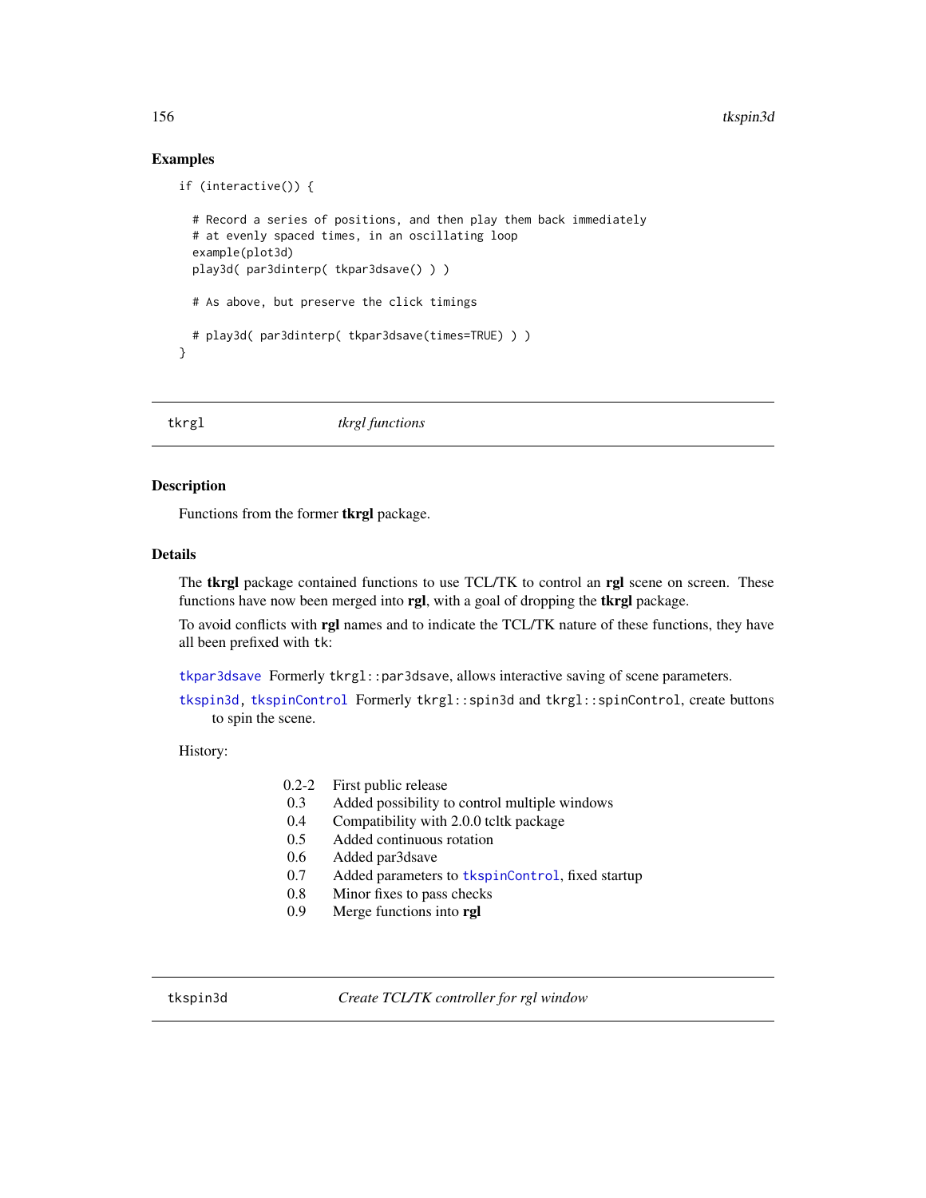## Examples

```
if (interactive()) {

  # Record a series of positions, and then play them back immediately
  # at evenly spaced times, in an oscillating loop
  example(plot3d)
  play3d( par3dinterp( tkpar3dsave() ) )

  # As above, but preserve the click timings

  # play3d( par3dinterp( tkpar3dsave(times=TRUE) ) )
}
```

---

`tkrgl` *tkrgl functions*

---

## Description

Functions from the former **tkrgl** package.

## Details

The **tkrgl** package contained functions to use TCL/TK to control an **rgl** scene on screen. These functions have now been merged into **rgl**, with a goal of dropping the **tkrgl** package.

To avoid conflicts with **rgl** names and to indicate the TCL/TK nature of these functions, they have all been prefixed with `tk`:

`tkpar3dsave` Formerly `tkrgl::par3dsave`, allows interactive saving of scene parameters.

`tkspin3d`, `tkspinControl` Formerly `tkrgl::spin3d` and `tkrgl::spinControl`, create buttons to spin the scene.

History:

| | |
|---|---|
| 0.2-2 | First public release |
| 0.3 | Added possibility to control multiple windows |
| 0.4 | Compatibility with 2.0.0 tcltk package |
| 0.5 | Added continuous rotation |
| 0.6 | Added par3dsave |
| 0.7 | Added parameters to `tkspinControl`, fixed startup |
| 0.8 | Minor fixes to pass checks |
| 0.9 | Merge functions into **rgl** |

---

`tkspin3d` *Create TCL/TK controller for rgl window*

---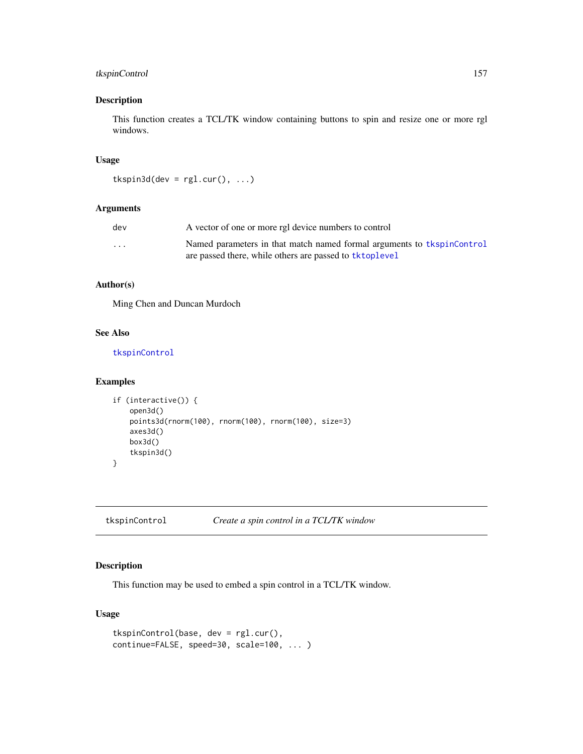## Description

This function creates a TCL/TK window containing buttons to spin and resize one or more rgl windows.

## Usage

```
tkspin3d(dev = rgl.cur(), ...)
```

## Arguments

| | |
|---|---|
| dev | A vector of one or more rgl device numbers to control |
| ... | Named parameters in that match named formal arguments to tkspinControl are passed there, while others are passed to tktoplevel |

## Author(s)

Ming Chen and Duncan Murdoch

## See Also

tkspinControl

## Examples

```
if (interactive()) {
    open3d()
    points3d(rnorm(100), rnorm(100), rnorm(100), size=3)
    axes3d()
    box3d()
    tkspin3d()
}
```

---

# tkspinControl — *Create a spin control in a TCL/TK window*

---

## Description

This function may be used to embed a spin control in a TCL/TK window.

## Usage

```
tkspinControl(base, dev = rgl.cur(),
continue=FALSE, speed=30, scale=100, ... )
```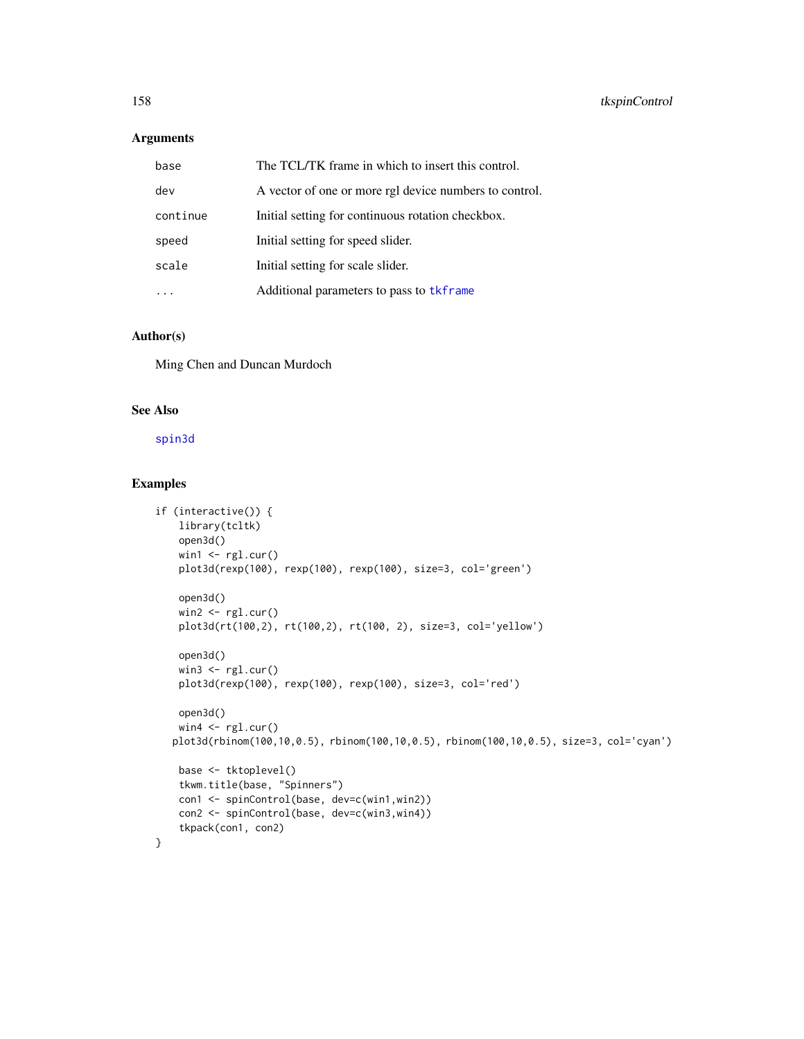## Arguments

| | |
|---|---|
| `base` | The TCL/TK frame in which to insert this control. |
| `dev` | A vector of one or more rgl device numbers to control. |
| `continue` | Initial setting for continuous rotation checkbox. |
| `speed` | Initial setting for speed slider. |
| `scale` | Initial setting for scale slider. |
| `...` | Additional parameters to pass to `tkframe` |

## Author(s)

Ming Chen and Duncan Murdoch

## See Also

`spin3d`

## Examples

```
if (interactive()) {
    library(tcltk)
    open3d()
    win1 <- rgl.cur()
    plot3d(rexp(100), rexp(100), rexp(100), size=3, col='green')

    open3d()
    win2 <- rgl.cur()
    plot3d(rt(100,2), rt(100,2), rt(100, 2), size=3, col='yellow')

    open3d()
    win3 <- rgl.cur()
    plot3d(rexp(100), rexp(100), rexp(100), size=3, col='red')

    open3d()
    win4 <- rgl.cur()
   plot3d(rbinom(100,10,0.5), rbinom(100,10,0.5), rbinom(100,10,0.5), size=3, col='cyan')

    base <- tktoplevel()
    tkwm.title(base, "Spinners")
    con1 <- spinControl(base, dev=c(win1,win2))
    con2 <- spinControl(base, dev=c(win3,win4))
    tkpack(con1, con2)
}
```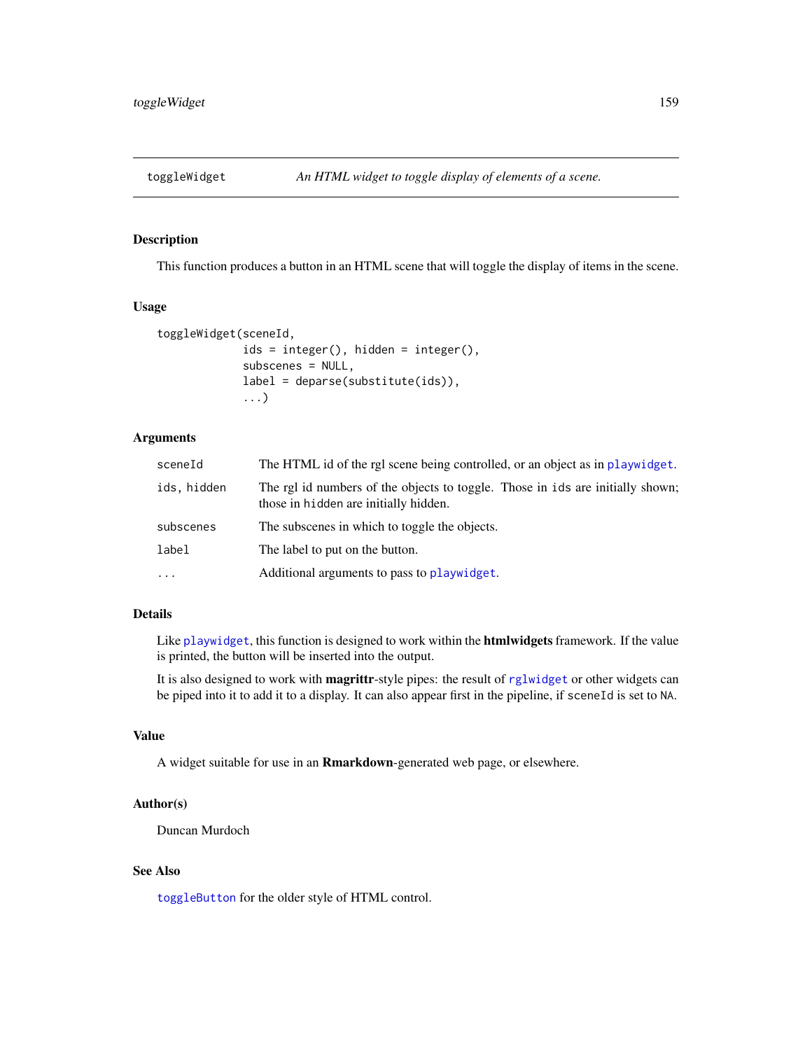## toggleWidget *An HTML widget to toggle display of elements of a scene.*

### Description

This function produces a button in an HTML scene that will toggle the display of items in the scene.

### Usage

```
toggleWidget(sceneId,
             ids = integer(), hidden = integer(),
             subscenes = NULL,
             label = deparse(substitute(ids)),
             ...)
```

### Arguments

| | |
|---|---|
| `sceneId` | The HTML id of the rgl scene being controlled, or an object as in `playwidget`. |
| `ids, hidden` | The rgl id numbers of the objects to toggle. Those in `ids` are initially shown; those in `hidden` are initially hidden. |
| `subscenes` | The subscenes in which to toggle the objects. |
| `label` | The label to put on the button. |
| `...` | Additional arguments to pass to `playwidget`. |

### Details

Like `playwidget`, this function is designed to work within the **htmlwidgets** framework. If the value is printed, the button will be inserted into the output.

It is also designed to work with **magrittr**-style pipes: the result of `rglwidget` or other widgets can be piped into it to add it to a display. It can also appear first in the pipeline, if `sceneId` is set to `NA`.

### Value

A widget suitable for use in an **Rmarkdown**-generated web page, or elsewhere.

### Author(s)

Duncan Murdoch

### See Also

`toggleButton` for the older style of HTML control.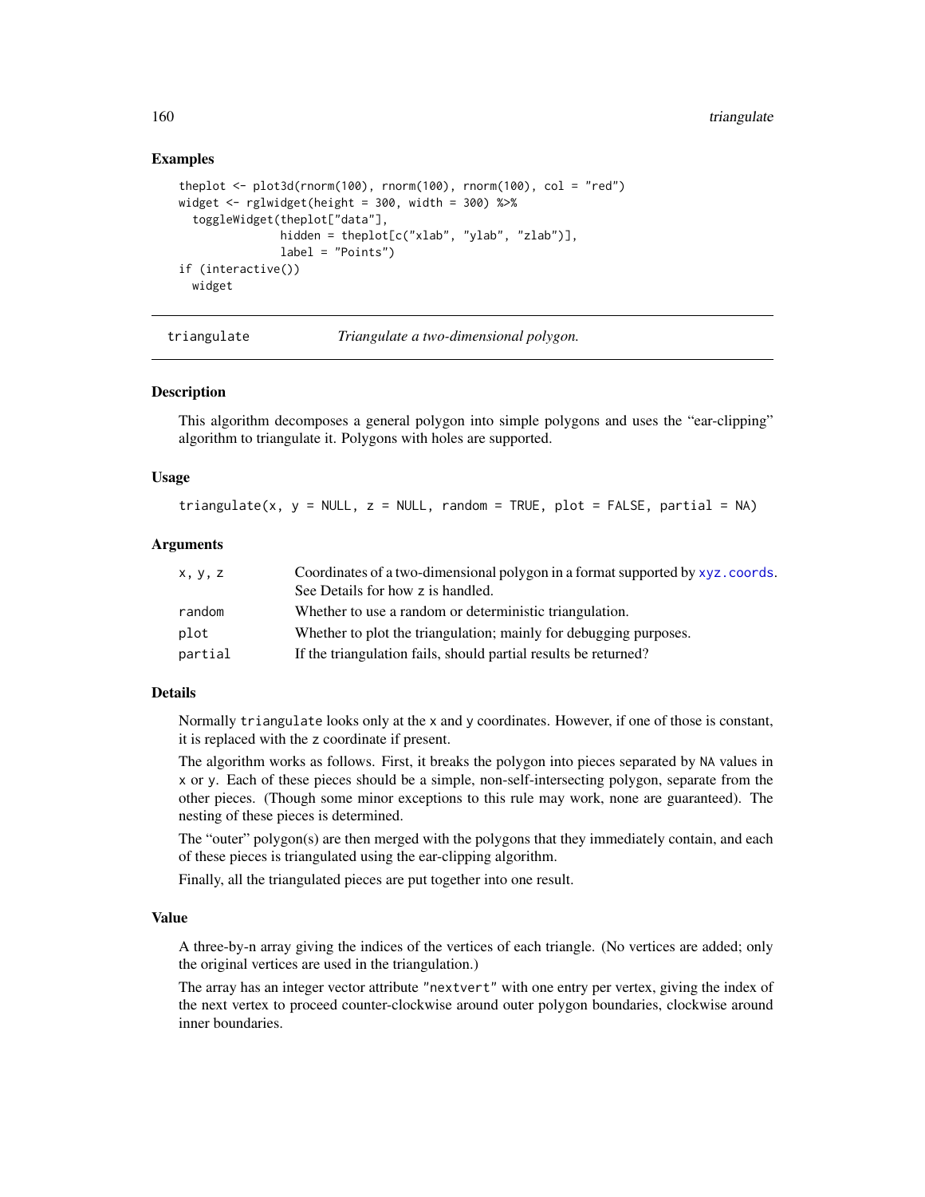## Examples

```
theplot <- plot3d(rnorm(100), rnorm(100), rnorm(100), col = "red")
widget <- rglwidget(height = 300, width = 300) %>%
  toggleWidget(theplot["data"],
               hidden = theplot[c("xlab", "ylab", "zlab")],
               label = "Points")
if (interactive())
  widget
```

---

# triangulate — *Triangulate a two-dimensional polygon.*

---

## Description

This algorithm decomposes a general polygon into simple polygons and uses the "ear-clipping" algorithm to triangulate it. Polygons with holes are supported.

## Usage

```
triangulate(x, y = NULL, z = NULL, random = TRUE, plot = FALSE, partial = NA)
```

## Arguments

| | |
|---|---|
| `x, y, z` | Coordinates of a two-dimensional polygon in a format supported by `xyz.coords`. See Details for how `z` is handled. |
| `random` | Whether to use a random or deterministic triangulation. |
| `plot` | Whether to plot the triangulation; mainly for debugging purposes. |
| `partial` | If the triangulation fails, should partial results be returned? |

## Details

Normally `triangulate` looks only at the `x` and `y` coordinates. However, if one of those is constant, it is replaced with the `z` coordinate if present.

The algorithm works as follows. First, it breaks the polygon into pieces separated by `NA` values in `x` or `y`. Each of these pieces should be a simple, non-self-intersecting polygon, separate from the other pieces. (Though some minor exceptions to this rule may work, none are guaranteed). The nesting of these pieces is determined.

The "outer" polygon(s) are then merged with the polygons that they immediately contain, and each of these pieces is triangulated using the ear-clipping algorithm.

Finally, all the triangulated pieces are put together into one result.

## Value

A three-by-n array giving the indices of the vertices of each triangle. (No vertices are added; only the original vertices are used in the triangulation.)

The array has an integer vector attribute `"nextvert"` with one entry per vertex, giving the index of the next vertex to proceed counter-clockwise around outer polygon boundaries, clockwise around inner boundaries.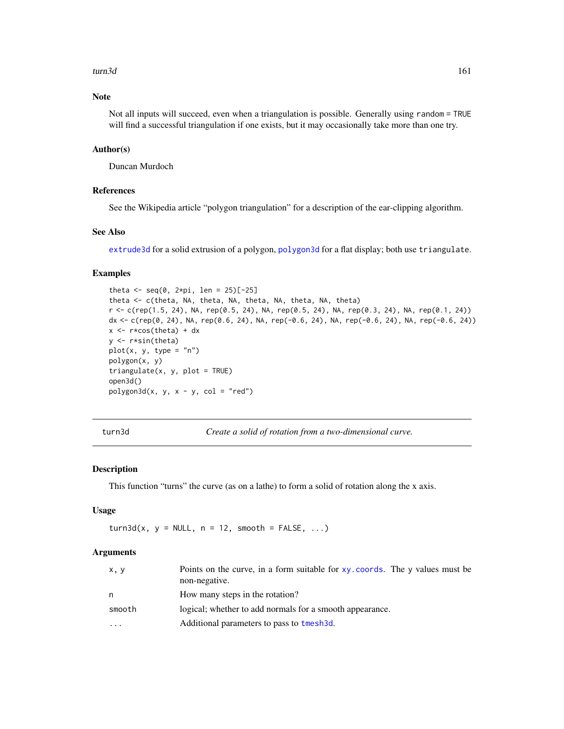### Note

Not all inputs will succeed, even when a triangulation is possible. Generally using `random = TRUE` will find a successful triangulation if one exists, but it may occasionally take more than one try.

### Author(s)

Duncan Murdoch

### References

See the Wikipedia article "polygon triangulation" for a description of the ear-clipping algorithm.

### See Also

`extrude3d` for a solid extrusion of a polygon, `polygon3d` for a flat display; both use `triangulate`.

### Examples

```
theta <- seq(0, 2*pi, len = 25)[-25]
theta <- c(theta, NA, theta, NA, theta, NA, theta, NA, theta)
r <- c(rep(1.5, 24), NA, rep(0.5, 24), NA, rep(0.5, 24), NA, rep(0.3, 24), NA, rep(0.1, 24))
dx <- c(rep(0, 24), NA, rep(0.6, 24), NA, rep(-0.6, 24), NA, rep(-0.6, 24), NA, rep(-0.6, 24))
x <- r*cos(theta) + dx
y <- r*sin(theta)
plot(x, y, type = "n")
polygon(x, y)
triangulate(x, y, plot = TRUE)
open3d()
polygon3d(x, y, x - y, col = "red")
```

---

## turn3d *Create a solid of rotation from a two-dimensional curve.*

### Description

This function "turns" the curve (as on a lathe) to form a solid of rotation along the x axis.

### Usage

```
turn3d(x, y = NULL, n = 12, smooth = FALSE, ...)
```

### Arguments

| | |
|---|---|
| x, y | Points on the curve, in a form suitable for `xy.coords`. The y values must be non-negative. |
| n | How many steps in the rotation? |
| smooth | logical; whether to add normals for a smooth appearance. |
| ... | Additional parameters to pass to `tmesh3d`. |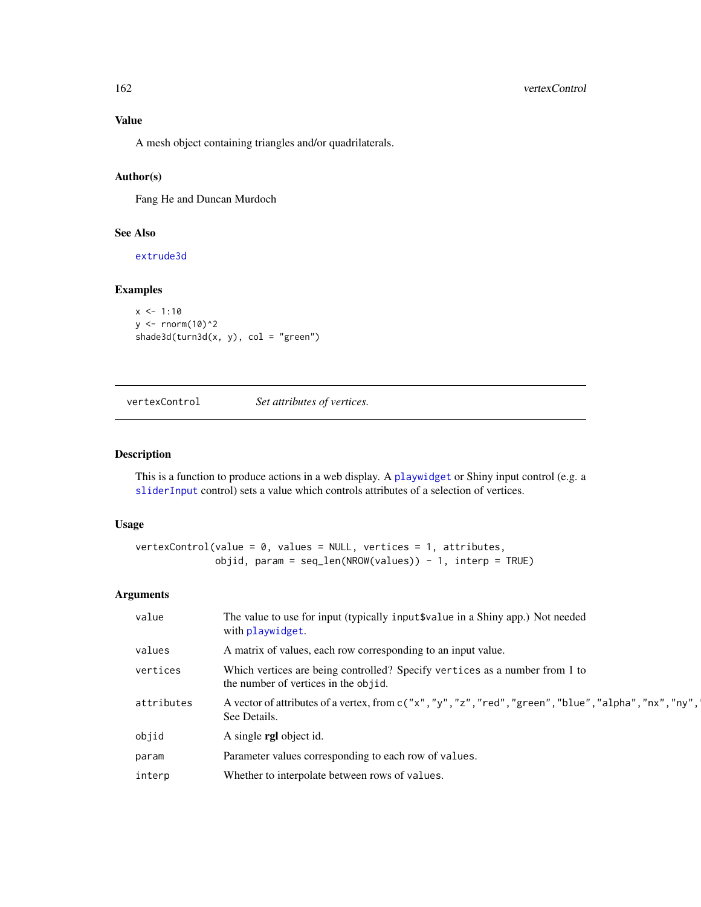## Value

A mesh object containing triangles and/or quadrilaterals.

## Author(s)

Fang He and Duncan Murdoch

## See Also

extrude3d

## Examples

```
x <- 1:10
y <- rnorm(10)^2
shade3d(turn3d(x, y), col = "green")
```

---

# vertexControl &nbsp;&nbsp;&nbsp;&nbsp; *Set attributes of vertices.*

---

## Description

This is a function to produce actions in a web display. A playwidget or Shiny input control (e.g. a sliderInput control) sets a value which controls attributes of a selection of vertices.

## Usage

```
vertexControl(value = 0, values = NULL, vertices = 1, attributes,
              objid, param = seq_len(NROW(values)) - 1, interp = TRUE)
```

## Arguments

| | |
|---|---|
| `value` | The value to use for input (typically `input$value` in a Shiny app.) Not needed with playwidget. |
| `values` | A matrix of values, each row corresponding to an input value. |
| `vertices` | Which vertices are being controlled? Specify `vertices` as a number from 1 to the number of vertices in the `objid`. |
| `attributes` | A vector of attributes of a vertex, from `c("x","y","z","red","green","blue","alpha","nx","ny",` See Details. |
| `objid` | A single **rgl** object id. |
| `param` | Parameter values corresponding to each row of `values`. |
| `interp` | Whether to interpolate between rows of `values`. |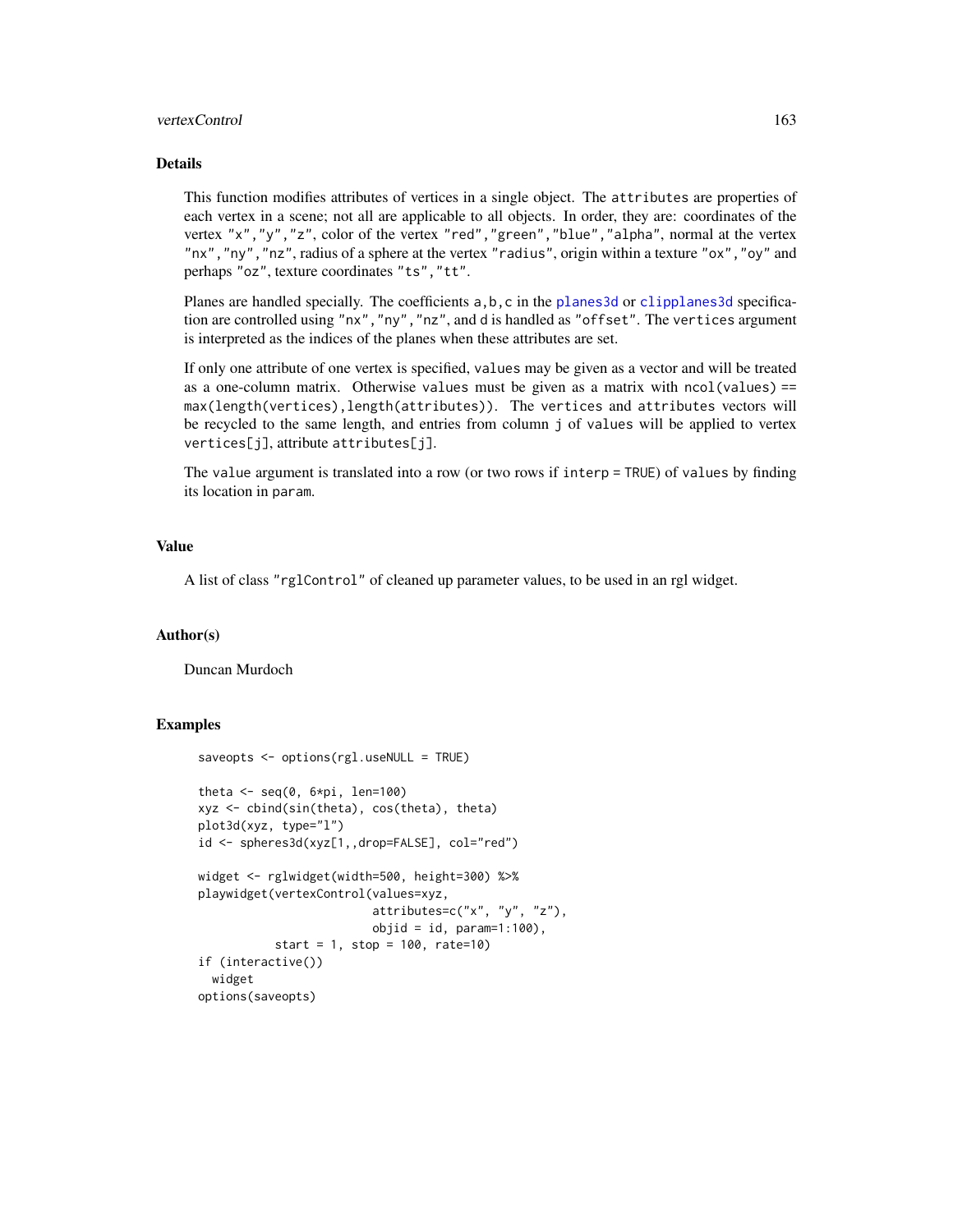## Details

This function modifies attributes of vertices in a single object. The attributes are properties of each vertex in a scene; not all are applicable to all objects. In order, they are: coordinates of the vertex "x","y","z", color of the vertex "red","green","blue","alpha", normal at the vertex "nx","ny","nz", radius of a sphere at the vertex "radius", origin within a texture "ox","oy" and perhaps "oz", texture coordinates "ts","tt".

Planes are handled specially. The coefficients a,b,c in the planes3d or clipplanes3d specification are controlled using "nx","ny","nz", and d is handled as "offset". The vertices argument is interpreted as the indices of the planes when these attributes are set.

If only one attribute of one vertex is specified, values may be given as a vector and will be treated as a one-column matrix. Otherwise values must be given as a matrix with ncol(values) == max(length(vertices),length(attributes)). The vertices and attributes vectors will be recycled to the same length, and entries from column j of values will be applied to vertex vertices[j], attribute attributes[j].

The value argument is translated into a row (or two rows if interp = TRUE) of values by finding its location in param.

## Value

A list of class "rglControl" of cleaned up parameter values, to be used in an rgl widget.

## Author(s)

Duncan Murdoch

## Examples

```
saveopts <- options(rgl.useNULL = TRUE)

theta <- seq(0, 6*pi, len=100)
xyz <- cbind(sin(theta), cos(theta), theta)
plot3d(xyz, type="l")
id <- spheres3d(xyz[1,,drop=FALSE], col="red")

widget <- rglwidget(width=500, height=300) %>%
playwidget(vertexControl(values=xyz,
                         attributes=c("x", "y", "z"),
                         objid = id, param=1:100),
           start = 1, stop = 100, rate=10)
if (interactive())
  widget
options(saveopts)
```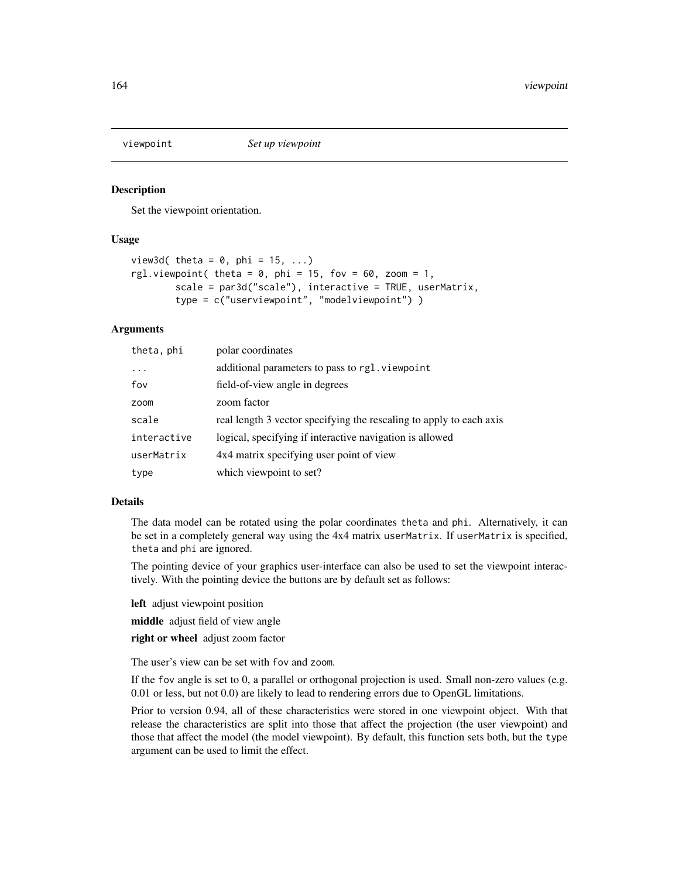# viewpoint *Set up viewpoint*

## Description

Set the viewpoint orientation.

## Usage

```
view3d( theta = 0, phi = 15, ...)
rgl.viewpoint( theta = 0, phi = 15, fov = 60, zoom = 1,
        scale = par3d("scale"), interactive = TRUE, userMatrix,
        type = c("userviewpoint", "modelviewpoint") )
```

## Arguments

| | |
|---|---|
| `theta, phi` | polar coordinates |
| `...` | additional parameters to pass to `rgl.viewpoint` |
| `fov` | field-of-view angle in degrees |
| `zoom` | zoom factor |
| `scale` | real length 3 vector specifying the rescaling to apply to each axis |
| `interactive` | logical, specifying if interactive navigation is allowed |
| `userMatrix` | 4x4 matrix specifying user point of view |
| `type` | which viewpoint to set? |

## Details

The data model can be rotated using the polar coordinates `theta` and `phi`. Alternatively, it can be set in a completely general way using the 4x4 matrix `userMatrix`. If `userMatrix` is specified, `theta` and `phi` are ignored.

The pointing device of your graphics user-interface can also be used to set the viewpoint interactively. With the pointing device the buttons are by default set as follows:

**left** adjust viewpoint position

**middle** adjust field of view angle

**right or wheel** adjust zoom factor

The user's view can be set with `fov` and `zoom`.

If the `fov` angle is set to 0, a parallel or orthogonal projection is used. Small non-zero values (e.g. 0.01 or less, but not 0.0) are likely to lead to rendering errors due to OpenGL limitations.

Prior to version 0.94, all of these characteristics were stored in one viewpoint object. With that release the characteristics are split into those that affect the projection (the user viewpoint) and those that affect the model (the model viewpoint). By default, this function sets both, but the `type` argument can be used to limit the effect.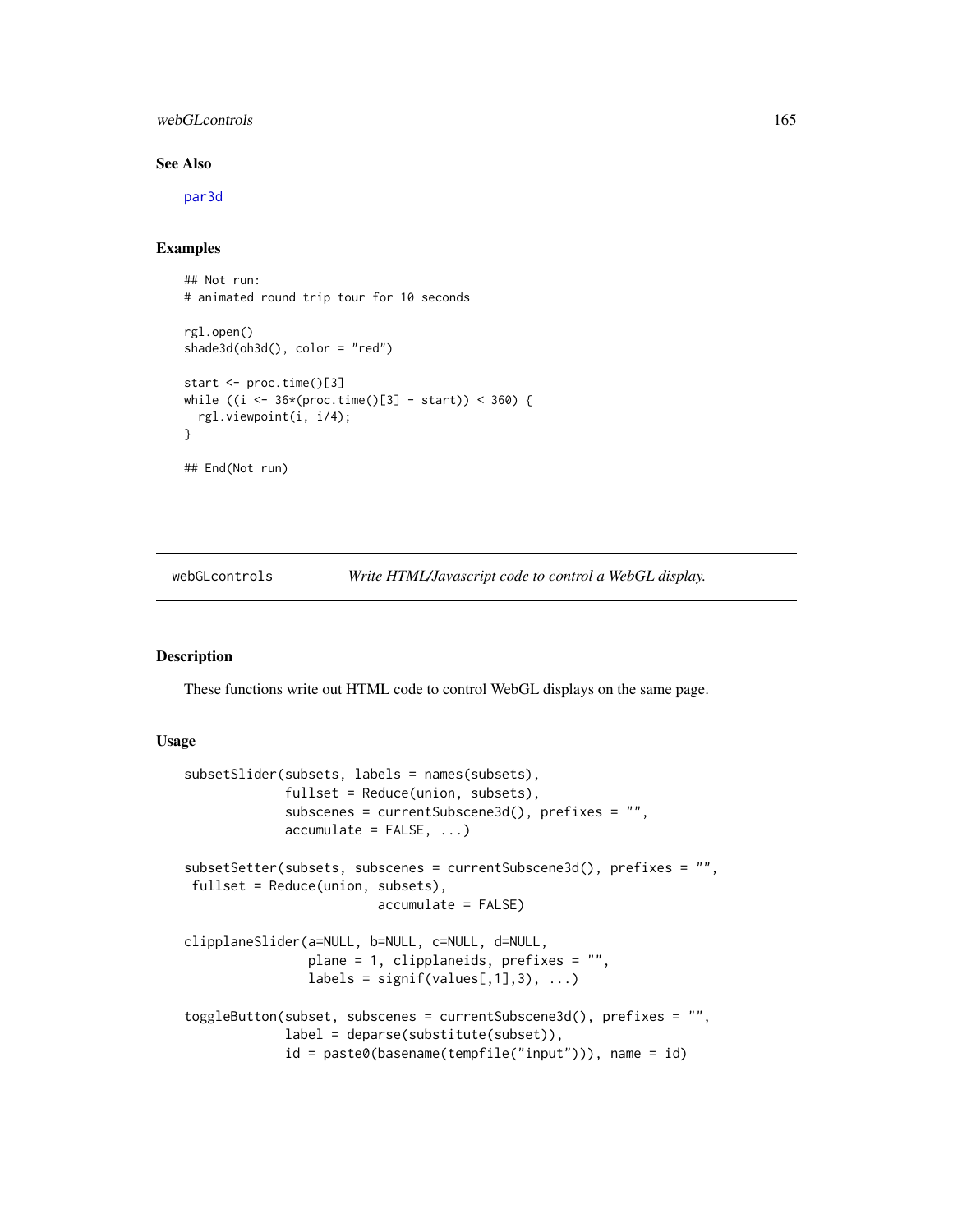### See Also

par3d

### Examples

```
## Not run:
# animated round trip tour for 10 seconds

rgl.open()
shade3d(oh3d(), color = "red")

start <- proc.time()[3]
while ((i <- 36*(proc.time()[3] - start)) < 360) {
  rgl.viewpoint(i, i/4);
}

## End(Not run)
```

---

## webGLcontrols — *Write HTML/Javascript code to control a WebGL display.*

---

### Description

These functions write out HTML code to control WebGL displays on the same page.

### Usage

```
subsetSlider(subsets, labels = names(subsets),
             fullset = Reduce(union, subsets),
             subscenes = currentSubscene3d(), prefixes = "",
             accumulate = FALSE, ...)

subsetSetter(subsets, subscenes = currentSubscene3d(), prefixes = "",
 fullset = Reduce(union, subsets),
                         accumulate = FALSE)

clipplaneSlider(a=NULL, b=NULL, c=NULL, d=NULL,
                plane = 1, clipplaneids, prefixes = "",
                labels = signif(values[,1],3), ...)

toggleButton(subset, subscenes = currentSubscene3d(), prefixes = "",
             label = deparse(substitute(subset)),
             id = paste0(basename(tempfile("input"))), name = id)
```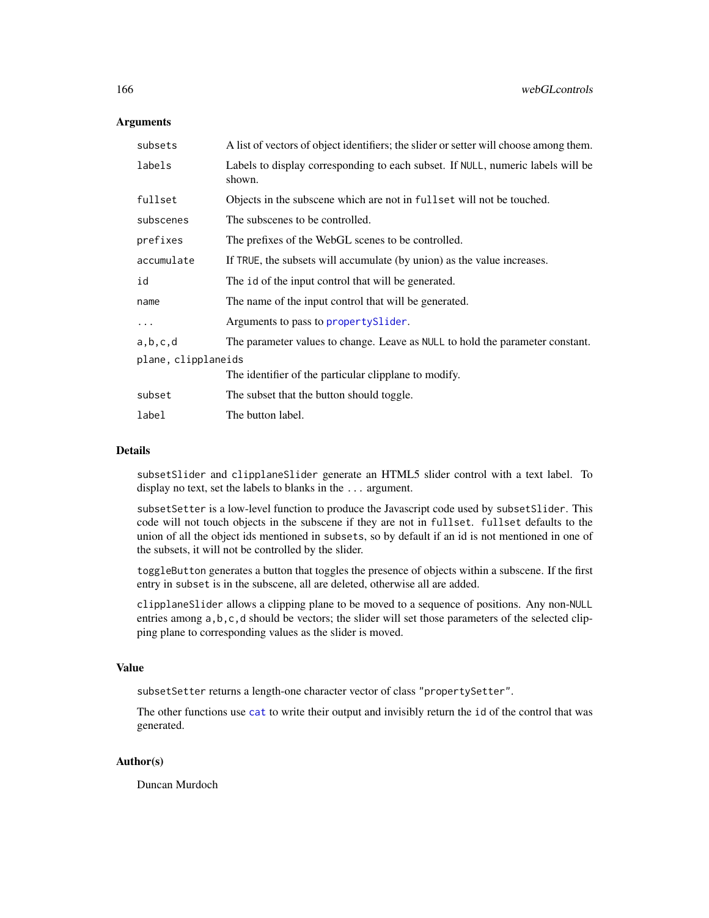## Arguments

| | |
|---|---|
| `subsets` | A list of vectors of object identifiers; the slider or setter will choose among them. |
| `labels` | Labels to display corresponding to each subset. If `NULL`, numeric labels will be shown. |
| `fullset` | Objects in the subscene which are not in `fullset` will not be touched. |
| `subscenes` | The subscenes to be controlled. |
| `prefixes` | The prefixes of the WebGL scenes to be controlled. |
| `accumulate` | If `TRUE`, the subsets will accumulate (by union) as the value increases. |
| `id` | The `id` of the input control that will be generated. |
| `name` | The name of the input control that will be generated. |
| `...` | Arguments to pass to `propertySlider`. |
| `a,b,c,d` | The parameter values to change. Leave as `NULL` to hold the parameter constant. |
| `plane, clipplaneids` | The identifier of the particular clipplane to modify. |
| `subset` | The subset that the button should toggle. |
| `label` | The button label. |

## Details

`subsetSlider` and `clipplaneSlider` generate an HTML5 slider control with a text label. To display no text, set the labels to blanks in the `...` argument.

`subsetSetter` is a low-level function to produce the Javascript code used by `subsetSlider`. This code will not touch objects in the subscene if they are not in `fullset`. `fullset` defaults to the union of all the object ids mentioned in `subsets`, so by default if an id is not mentioned in one of the subsets, it will not be controlled by the slider.

`toggleButton` generates a button that toggles the presence of objects within a subscene. If the first entry in `subset` is in the subscene, all are deleted, otherwise all are added.

`clipplaneSlider` allows a clipping plane to be moved to a sequence of positions. Any non-`NULL` entries among `a,b,c,d` should be vectors; the slider will set those parameters of the selected clipping plane to corresponding values as the slider is moved.

## Value

`subsetSetter` returns a length-one character vector of class `"propertySetter"`.

The other functions use `cat` to write their output and invisibly return the `id` of the control that was generated.

## Author(s)

Duncan Murdoch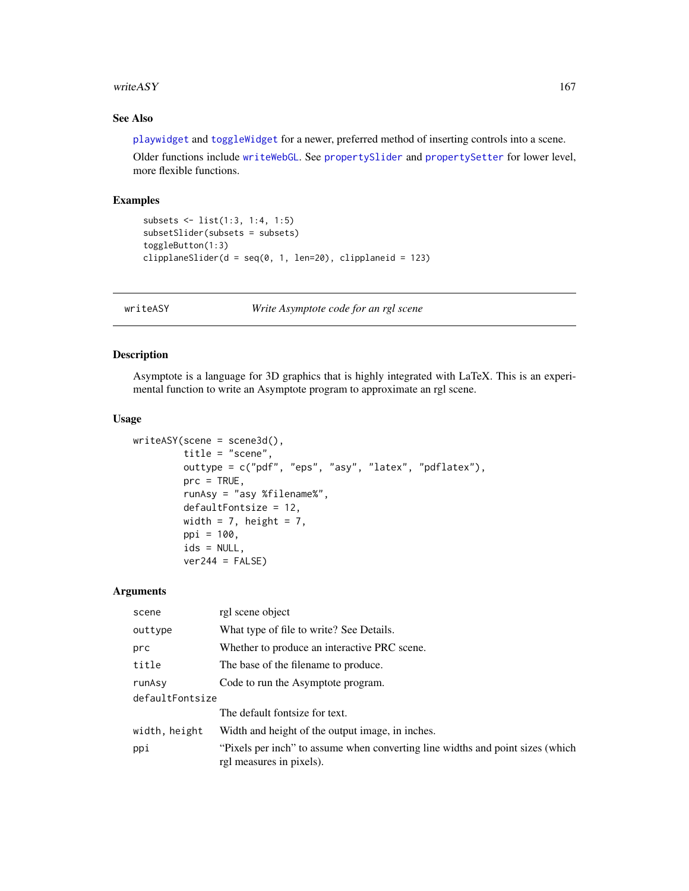## See Also

playwidget and toggleWidget for a newer, preferred method of inserting controls into a scene.

Older functions include writeWebGL. See propertySlider and propertySetter for lower level, more flexible functions.

## Examples

```
subsets <- list(1:3, 1:4, 1:5)
subsetSlider(subsets = subsets)
toggleButton(1:3)
clipplaneSlider(d = seq(0, 1, len=20), clipplaneid = 123)
```

---

`writeASY` *Write Asymptote code for an rgl scene*

---

## Description

Asymptote is a language for 3D graphics that is highly integrated with LaTeX. This is an experimental function to write an Asymptote program to approximate an rgl scene.

## Usage

```
writeASY(scene = scene3d(),
         title = "scene",
         outtype = c("pdf", "eps", "asy", "latex", "pdflatex"),
         prc = TRUE,
         runAsy = "asy %filename%",
         defaultFontsize = 12,
         width = 7, height = 7,
         ppi = 100,
         ids = NULL,
         ver244 = FALSE)
```

## Arguments

| | |
|---|---|
| `scene` | rgl scene object |
| `outtype` | What type of file to write? See Details. |
| `prc` | Whether to produce an interactive PRC scene. |
| `title` | The base of the filename to produce. |
| `runAsy` | Code to run the Asymptote program. |
| `defaultFontsize` | The default fontsize for text. |
| `width, height` | Width and height of the output image, in inches. |
| `ppi` | "Pixels per inch" to assume when converting line widths and point sizes (which rgl measures in pixels). |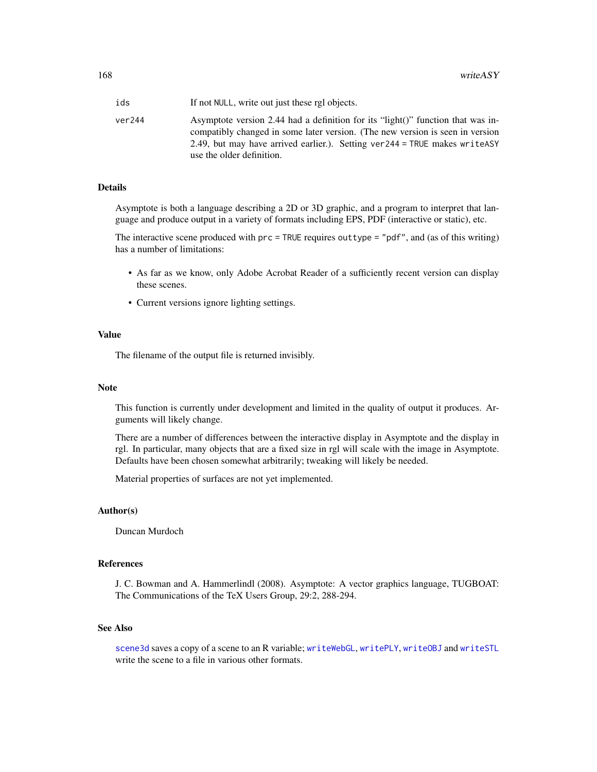| | |
|---|---|
| `ids` | If not `NULL`, write out just these rgl objects. |
| `ver244` | Asymptote version 2.44 had a definition for its "light()" function that was incompatibly changed in some later version. (The new version is seen in version 2.49, but may have arrived earlier.). Setting `ver244 = TRUE` makes `writeASY` use the older definition. |

## Details

Asymptote is both a language describing a 2D or 3D graphic, and a program to interpret that language and produce output in a variety of formats including EPS, PDF (interactive or static), etc.

The interactive scene produced with `prc = TRUE` requires `outtype = "pdf"`, and (as of this writing) has a number of limitations:

- As far as we know, only Adobe Acrobat Reader of a sufficiently recent version can display these scenes.
- Current versions ignore lighting settings.

## Value

The filename of the output file is returned invisibly.

## Note

This function is currently under development and limited in the quality of output it produces. Arguments will likely change.

There are a number of differences between the interactive display in Asymptote and the display in rgl. In particular, many objects that are a fixed size in rgl will scale with the image in Asymptote. Defaults have been chosen somewhat arbitrarily; tweaking will likely be needed.

Material properties of surfaces are not yet implemented.

## Author(s)

Duncan Murdoch

## References

J. C. Bowman and A. Hammerlindl (2008). Asymptote: A vector graphics language, TUGBOAT: The Communications of the TeX Users Group, 29:2, 288-294.

## See Also

`scene3d` saves a copy of a scene to an R variable; `writeWebGL`, `writePLY`, `writeOBJ` and `writeSTL` write the scene to a file in various other formats.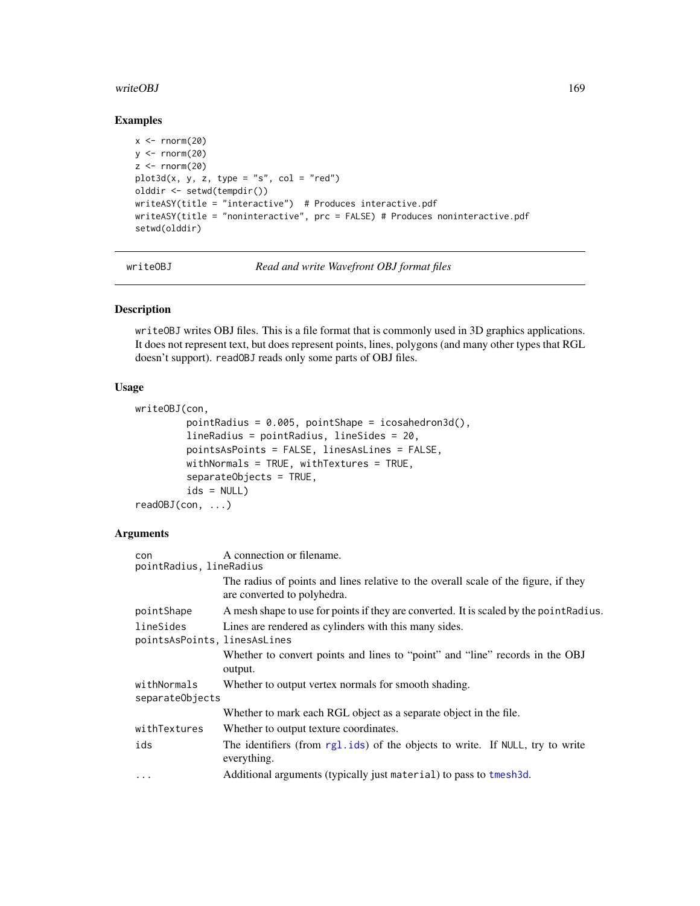## Examples

```
x <- rnorm(20)
y <- rnorm(20)
z <- rnorm(20)
plot3d(x, y, z, type = "s", col = "red")
olddir <- setwd(tempdir())
writeASY(title = "interactive")  # Produces interactive.pdf
writeASY(title = "noninteractive", prc = FALSE) # Produces noninteractive.pdf
setwd(olddir)
```

---

# writeOBJ *Read and write Wavefront OBJ format files*

## Description

`writeOBJ` writes OBJ files. This is a file format that is commonly used in 3D graphics applications. It does not represent text, but does represent points, lines, polygons (and many other types that RGL doesn't support). `readOBJ` reads only some parts of OBJ files.

## Usage

```
writeOBJ(con,
         pointRadius = 0.005, pointShape = icosahedron3d(),
         lineRadius = pointRadius, lineSides = 20,
         pointsAsPoints = FALSE, linesAsLines = FALSE,
         withNormals = TRUE, withTextures = TRUE,
         separateObjects = TRUE,
         ids = NULL)
readOBJ(con, ...)
```

## Arguments

| | |
|---|---|
| `con` | A connection or filename. |
| `pointRadius, lineRadius` | The radius of points and lines relative to the overall scale of the figure, if they are converted to polyhedra. |
| `pointShape` | A mesh shape to use for points if they are converted. It is scaled by the `pointRadius`. |
| `lineSides` | Lines are rendered as cylinders with this many sides. |
| `pointsAsPoints, linesAsLines` | Whether to convert points and lines to "point" and "line" records in the OBJ output. |
| `withNormals` | Whether to output vertex normals for smooth shading. |
| `separateObjects` | Whether to mark each RGL object as a separate object in the file. |
| `withTextures` | Whether to output texture coordinates. |
| `ids` | The identifiers (from `rgl.ids`) of the objects to write. If `NULL`, try to write everything. |
| `...` | Additional arguments (typically just `material`) to pass to `tmesh3d`. |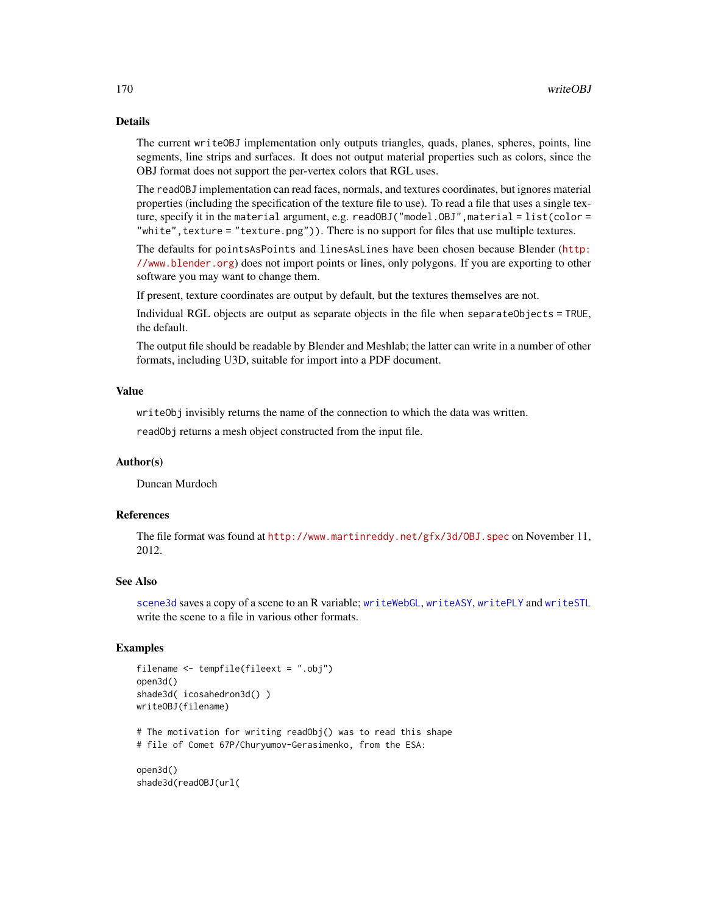## Details

The current `writeOBJ` implementation only outputs triangles, quads, planes, spheres, points, line segments, line strips and surfaces. It does not output material properties such as colors, since the OBJ format does not support the per-vertex colors that RGL uses.

The `readOBJ` implementation can read faces, normals, and textures coordinates, but ignores material properties (including the specification of the texture file to use). To read a file that uses a single texture, specify it in the `material` argument, e.g. `readOBJ("model.OBJ",material = list(color = "white",texture = "texture.png"))`. There is no support for files that use multiple textures.

The defaults for `pointsAsPoints` and `linesAsLines` have been chosen because Blender (http://www.blender.org) does not import points or lines, only polygons. If you are exporting to other software you may want to change them.

If present, texture coordinates are output by default, but the textures themselves are not.

Individual RGL objects are output as separate objects in the file when `separateObjects = TRUE`, the default.

The output file should be readable by Blender and Meshlab; the latter can write in a number of other formats, including U3D, suitable for import into a PDF document.

## Value

`writeObj` invisibly returns the name of the connection to which the data was written.

`readObj` returns a mesh object constructed from the input file.

## Author(s)

Duncan Murdoch

## References

The file format was found at http://www.martinreddy.net/gfx/3d/OBJ.spec on November 11, 2012.

## See Also

`scene3d` saves a copy of a scene to an R variable; `writeWebGL`, `writeASY`, `writePLY` and `writeSTL` write the scene to a file in various other formats.

## Examples

```
filename <- tempfile(fileext = ".obj")
open3d()
shade3d( icosahedron3d() )
writeOBJ(filename)

# The motivation for writing readObj() was to read this shape
# file of Comet 67P/Churyumov-Gerasimenko, from the ESA:

open3d()
shade3d(readOBJ(url(
```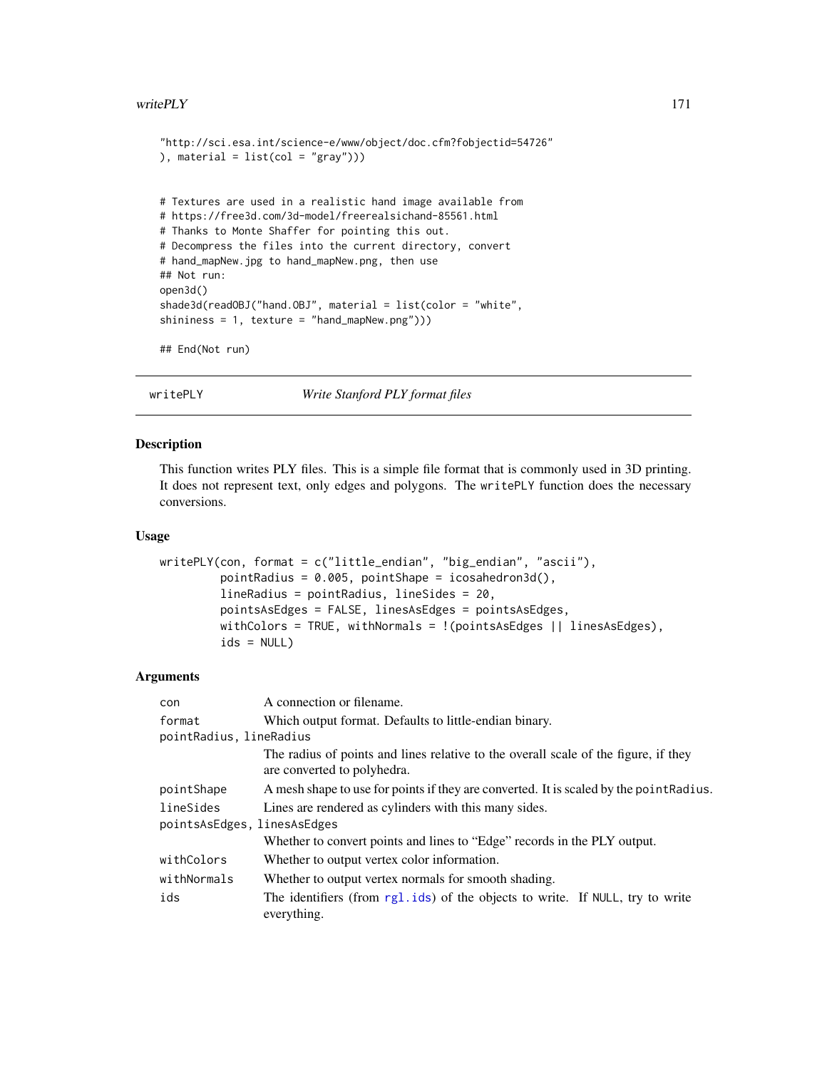```
"http://sci.esa.int/science-e/www/object/doc.cfm?fobjectid=54726"
), material = list(col = "gray")))


# Textures are used in a realistic hand image available from
# https://free3d.com/3d-model/freerealsichand-85561.html
# Thanks to Monte Shaffer for pointing this out.
# Decompress the files into the current directory, convert
# hand_mapNew.jpg to hand_mapNew.png, then use
## Not run:
open3d()
shade3d(readOBJ("hand.OBJ", material = list(color = "white",
shininess = 1, texture = "hand_mapNew.png")))

## End(Not run)
```

## writePLY — *Write Stanford PLY format files*

### Description

This function writes PLY files. This is a simple file format that is commonly used in 3D printing. It does not represent text, only edges and polygons. The `writePLY` function does the necessary conversions.

### Usage

```
writePLY(con, format = c("little_endian", "big_endian", "ascii"),
         pointRadius = 0.005, pointShape = icosahedron3d(),
         lineRadius = pointRadius, lineSides = 20,
         pointsAsEdges = FALSE, linesAsEdges = pointsAsEdges,
         withColors = TRUE, withNormals = !(pointsAsEdges || linesAsEdges),
         ids = NULL)
```

### Arguments

| Argument | Description |
|---|---|
| `con` | A connection or filename. |
| `format` | Which output format. Defaults to little-endian binary. |
| `pointRadius, lineRadius` | The radius of points and lines relative to the overall scale of the figure, if they are converted to polyhedra. |
| `pointShape` | A mesh shape to use for points if they are converted. It is scaled by the `pointRadius`. |
| `lineSides` | Lines are rendered as cylinders with this many sides. |
| `pointsAsEdges, linesAsEdges` | Whether to convert points and lines to "Edge" records in the PLY output. |
| `withColors` | Whether to output vertex color information. |
| `withNormals` | Whether to output vertex normals for smooth shading. |
| `ids` | The identifiers (from `rgl.ids`) of the objects to write. If `NULL`, try to write everything. |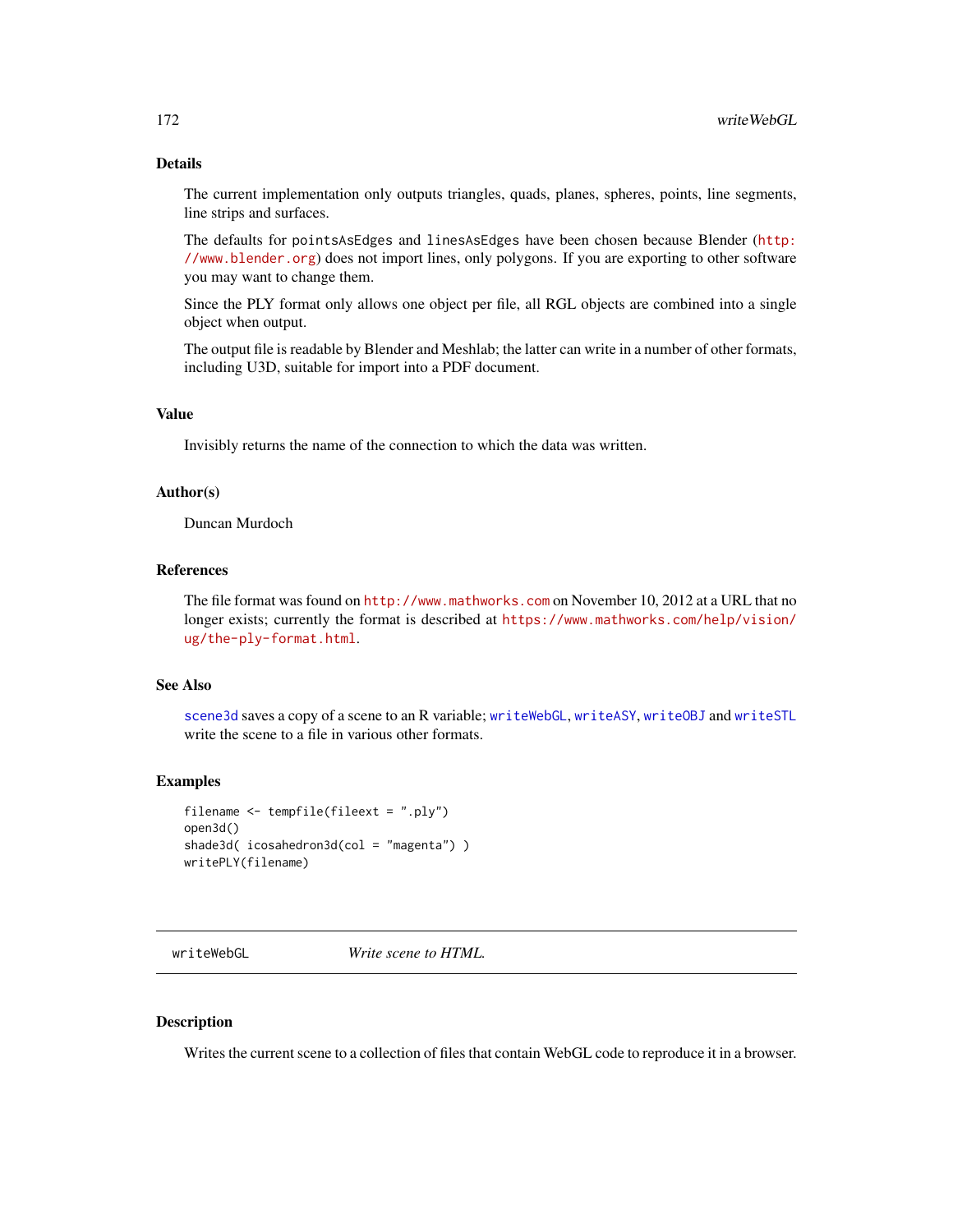## Details

The current implementation only outputs triangles, quads, planes, spheres, points, line segments, line strips and surfaces.

The defaults for `pointsAsEdges` and `linesAsEdges` have been chosen because Blender (http://www.blender.org) does not import lines, only polygons. If you are exporting to other software you may want to change them.

Since the PLY format only allows one object per file, all RGL objects are combined into a single object when output.

The output file is readable by Blender and Meshlab; the latter can write in a number of other formats, including U3D, suitable for import into a PDF document.

## Value

Invisibly returns the name of the connection to which the data was written.

## Author(s)

Duncan Murdoch

## References

The file format was found on http://www.mathworks.com on November 10, 2012 at a URL that no longer exists; currently the format is described at https://www.mathworks.com/help/vision/ug/the-ply-format.html.

## See Also

`scene3d` saves a copy of a scene to an R variable; `writeWebGL`, `writeASY`, `writeOBJ` and `writeSTL` write the scene to a file in various other formats.

## Examples

```
filename <- tempfile(fileext = ".ply")
open3d()
shade3d( icosahedron3d(col = "magenta") )
writePLY(filename)
```

---

# writeWebGL *Write scene to HTML.*

## Description

Writes the current scene to a collection of files that contain WebGL code to reproduce it in a browser.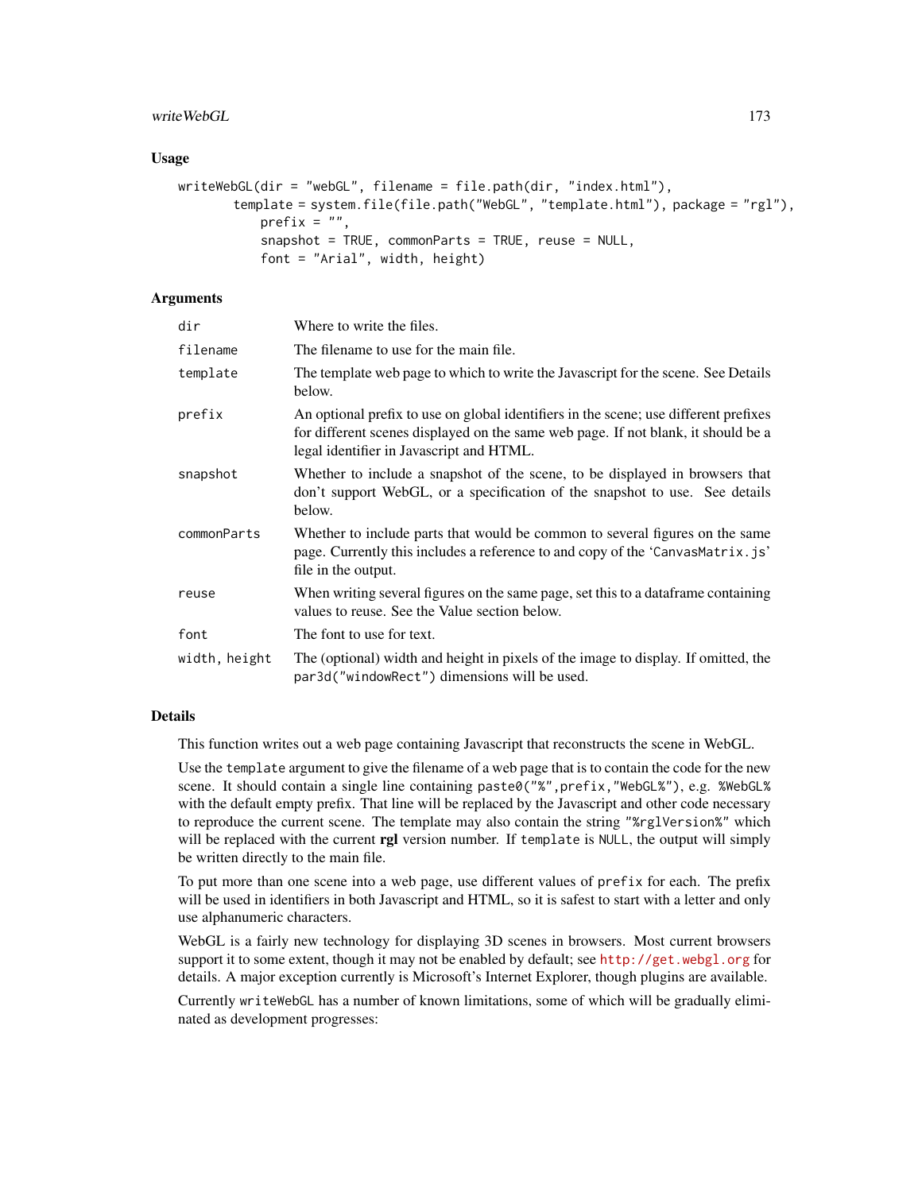### Usage

```
writeWebGL(dir = "webGL", filename = file.path(dir, "index.html"),
       template = system.file(file.path("WebGL", "template.html"), package = "rgl"),
           prefix = "",
           snapshot = TRUE, commonParts = TRUE, reuse = NULL,
           font = "Arial", width, height)
```

### Arguments

| | |
|---|---|
| `dir` | Where to write the files. |
| `filename` | The filename to use for the main file. |
| `template` | The template web page to which to write the Javascript for the scene. See Details below. |
| `prefix` | An optional prefix to use on global identifiers in the scene; use different prefixes for different scenes displayed on the same web page. If not blank, it should be a legal identifier in Javascript and HTML. |
| `snapshot` | Whether to include a snapshot of the scene, to be displayed in browsers that don't support WebGL, or a specification of the snapshot to use. See details below. |
| `commonParts` | Whether to include parts that would be common to several figures on the same page. Currently this includes a reference to and copy of the 'CanvasMatrix.js' file in the output. |
| `reuse` | When writing several figures on the same page, set this to a dataframe containing values to reuse. See the Value section below. |
| `font` | The font to use for text. |
| `width, height` | The (optional) width and height in pixels of the image to display. If omitted, the `par3d("windowRect")` dimensions will be used. |

### Details

This function writes out a web page containing Javascript that reconstructs the scene in WebGL.

Use the `template` argument to give the filename of a web page that is to contain the code for the new scene. It should contain a single line containing `paste0("%",prefix,"WebGL%")`, e.g. `%WebGL%` with the default empty prefix. That line will be replaced by the Javascript and other code necessary to reproduce the current scene. The template may also contain the string `"%rglVersion%"` which will be replaced with the current **rgl** version number. If `template` is `NULL`, the output will simply be written directly to the main file.

To put more than one scene into a web page, use different values of `prefix` for each. The prefix will be used in identifiers in both Javascript and HTML, so it is safest to start with a letter and only use alphanumeric characters.

WebGL is a fairly new technology for displaying 3D scenes in browsers. Most current browsers support it to some extent, though it may not be enabled by default; see http://get.webgl.org for details. A major exception currently is Microsoft's Internet Explorer, though plugins are available.

Currently `writeWebGL` has a number of known limitations, some of which will be gradually eliminated as development progresses: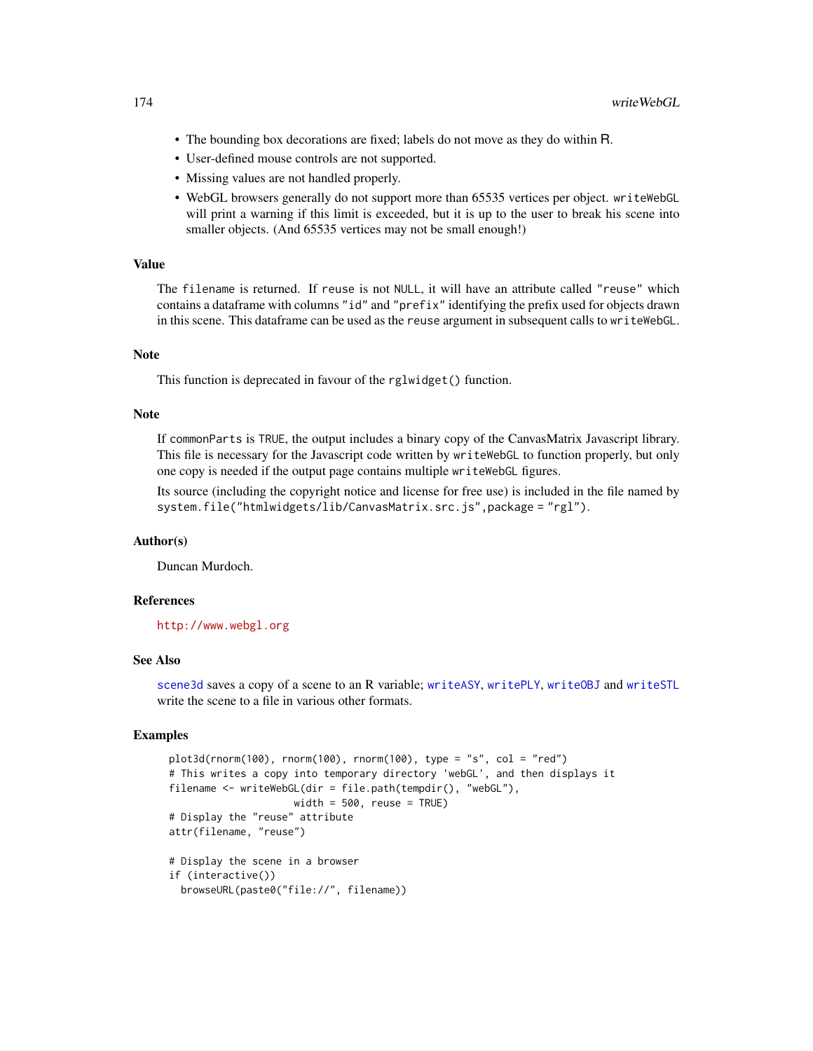- The bounding box decorations are fixed; labels do not move as they do within R.
- User-defined mouse controls are not supported.
- Missing values are not handled properly.
- WebGL browsers generally do not support more than 65535 vertices per object. `writeWebGL` will print a warning if this limit is exceeded, but it is up to the user to break his scene into smaller objects. (And 65535 vertices may not be small enough!)

## Value

The `filename` is returned. If `reuse` is not `NULL`, it will have an attribute called `"reuse"` which contains a dataframe with columns `"id"` and `"prefix"` identifying the prefix used for objects drawn in this scene. This dataframe can be used as the `reuse` argument in subsequent calls to `writeWebGL`.

## Note

This function is deprecated in favour of the `rglwidget()` function.

## Note

If `commonParts` is `TRUE`, the output includes a binary copy of the CanvasMatrix Javascript library. This file is necessary for the Javascript code written by `writeWebGL` to function properly, but only one copy is needed if the output page contains multiple `writeWebGL` figures.

Its source (including the copyright notice and license for free use) is included in the file named by `system.file("htmlwidgets/lib/CanvasMatrix.src.js",package = "rgl")`.

## Author(s)

Duncan Murdoch.

## References

http://www.webgl.org

## See Also

`scene3d` saves a copy of a scene to an R variable; `writeASY`, `writePLY`, `writeOBJ` and `writeSTL` write the scene to a file in various other formats.

## Examples

```
plot3d(rnorm(100), rnorm(100), rnorm(100), type = "s", col = "red")
# This writes a copy into temporary directory 'webGL', and then displays it
filename <- writeWebGL(dir = file.path(tempdir(), "webGL"),
                      width = 500, reuse = TRUE)
# Display the "reuse" attribute
attr(filename, "reuse")

# Display the scene in a browser
if (interactive())
  browseURL(paste0("file://", filename))
```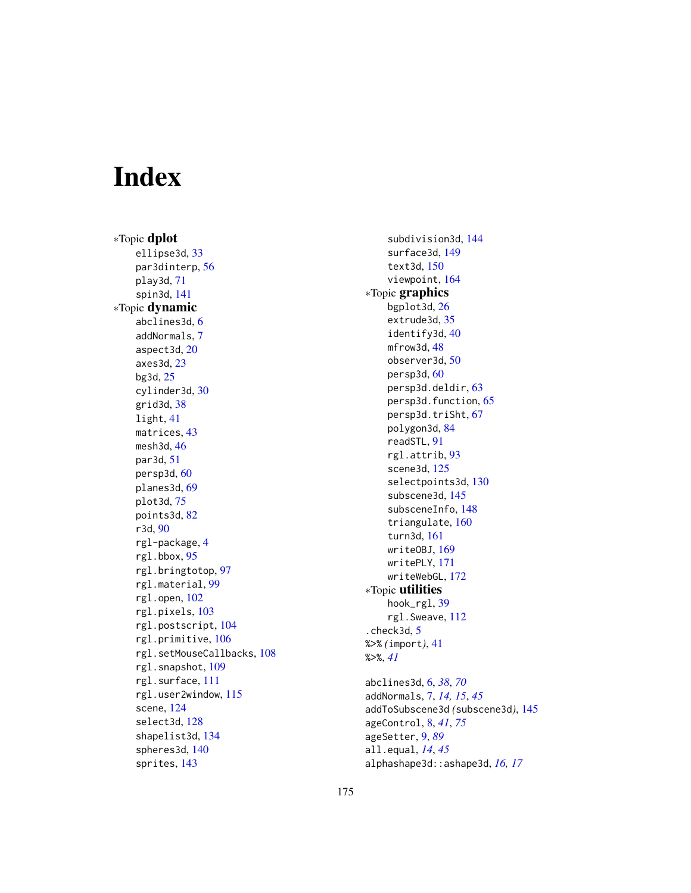# Index

∗Topic **dplot**
- ellipse3d, 33
- par3dinterp, 56
- play3d, 71
- spin3d, 141

∗Topic **dynamic**
- abclines3d, 6
- addNormals, 7
- aspect3d, 20
- axes3d, 23
- bg3d, 25
- cylinder3d, 30
- grid3d, 38
- light, 41
- matrices, 43
- mesh3d, 46
- par3d, 51
- persp3d, 60
- planes3d, 69
- plot3d, 75
- points3d, 82
- r3d, 90
- rgl-package, 4
- rgl.bbox, 95
- rgl.bringtotop, 97
- rgl.material, 99
- rgl.open, 102
- rgl.pixels, 103
- rgl.postscript, 104
- rgl.primitive, 106
- rgl.setMouseCallbacks, 108
- rgl.snapshot, 109
- rgl.surface, 111
- rgl.user2window, 115
- scene, 124
- select3d, 128
- shapelist3d, 134
- spheres3d, 140
- sprites, 143
- subdivision3d, 144
- surface3d, 149
- text3d, 150
- viewpoint, 164

∗Topic **graphics**
- bgplot3d, 26
- extrude3d, 35
- identify3d, 40
- mfrow3d, 48
- observer3d, 50
- persp3d, 60
- persp3d.deldir, 63
- persp3d.function, 65
- persp3d.triSht, 67
- polygon3d, 84
- readSTL, 91
- rgl.attrib, 93
- scene3d, 125
- selectpoints3d, 130
- subscene3d, 145
- subsceneInfo, 148
- triangulate, 160
- turn3d, 161
- writeOBJ, 169
- writePLY, 171
- writeWebGL, 172

∗Topic **utilities**
- hook_rgl, 39
- rgl.Sweave, 112

.check3d, 5
%>% *(import)*, 41
%>%, *41*

abclines3d, 6, *38*, *70*
addNormals, 7, *14, 15*, *45*
addToSubscene3d *(subscene3d)*, 145
ageControl, 8, *41*, *75*
ageSetter, 9, *89*
all.equal, *14*, *45*
alphashape3d::ashape3d, *16, 17*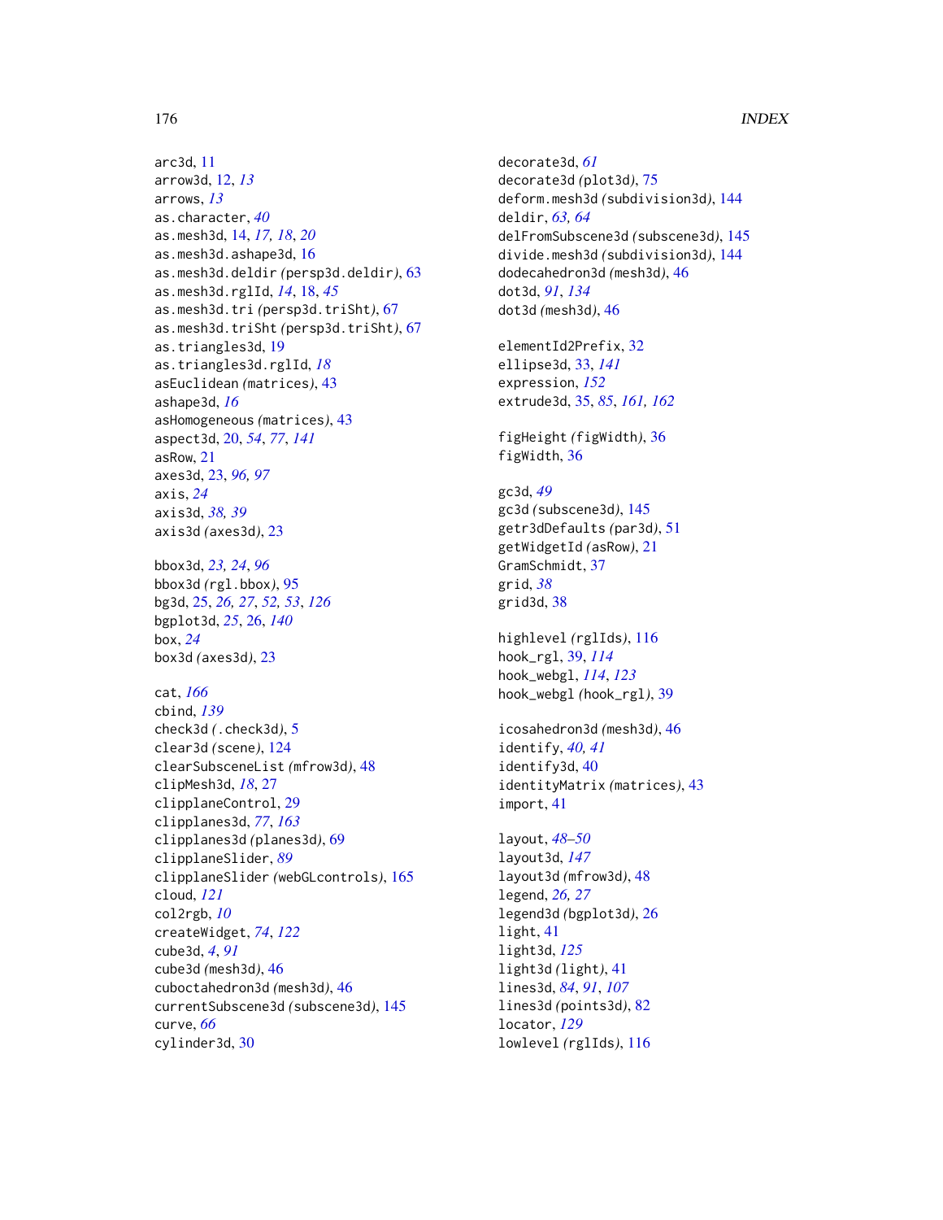arc3d, 11
arrow3d, 12, *13*
arrows, *13*
as.character, *40*
as.mesh3d, 14, *17, 18*, *20*
as.mesh3d.ashape3d, 16
as.mesh3d.deldir *(*persp3d.deldir*)*, 63
as.mesh3d.rglId, *14*, 18, *45*
as.mesh3d.tri *(*persp3d.triSht*)*, 67
as.mesh3d.triSht *(*persp3d.triSht*)*, 67
as.triangles3d, 19
as.triangles3d.rglId, *18*
asEuclidean *(*matrices*)*, 43
ashape3d, *16*
asHomogeneous *(*matrices*)*, 43
aspect3d, 20, *54*, *77*, *141*
asRow, 21
axes3d, 23, *96, 97*
axis, *24*
axis3d, *38, 39*
axis3d *(*axes3d*)*, 23

bbox3d, *23, 24*, *96*
bbox3d *(*rgl.bbox*)*, 95
bg3d, 25, *26, 27*, *52, 53*, *126*
bgplot3d, *25*, 26, *140*
box, *24*
box3d *(*axes3d*)*, 23

cat, *166*
cbind, *139*
check3d *(*.check3d*)*, 5
clear3d *(*scene*)*, 124
clearSubsceneList *(*mfrow3d*)*, 48
clipMesh3d, *18*, 27
clipplaneControl, 29
clipplanes3d, *77*, *163*
clipplanes3d *(*planes3d*)*, 69
clipplaneSlider, *89*
clipplaneSlider *(*webGLcontrols*)*, 165
cloud, *121*
col2rgb, *10*
createWidget, *74*, *122*
cube3d, *4*, *91*
cube3d *(*mesh3d*)*, 46
cuboctahedron3d *(*mesh3d*)*, 46
currentSubscene3d *(*subscene3d*)*, 145
curve, *66*
cylinder3d, 30

decorate3d, *61*
decorate3d *(*plot3d*)*, 75
deform.mesh3d *(*subdivision3d*)*, 144
deldir, *63, 64*
delFromSubscene3d *(*subscene3d*)*, 145
divide.mesh3d *(*subdivision3d*)*, 144
dodecahedron3d *(*mesh3d*)*, 46
dot3d, *91*, *134*
dot3d *(*mesh3d*)*, 46

elementId2Prefix, 32
ellipse3d, 33, *141*
expression, *152*
extrude3d, 35, *85*, *161, 162*

figHeight *(*figWidth*)*, 36
figWidth, 36

gc3d, *49*
gc3d *(*subscene3d*)*, 145
getr3dDefaults *(*par3d*)*, 51
getWidgetId *(*asRow*)*, 21
GramSchmidt, 37
grid, *38*
grid3d, 38

highlevel *(*rglIds*)*, 116
hook_rgl, 39, *114*
hook_webgl, *114*, *123*
hook_webgl *(*hook_rgl*)*, 39

icosahedron3d *(*mesh3d*)*, 46
identify, *40, 41*
identify3d, 40
identityMatrix *(*matrices*)*, 43
import, 41

layout, *48–50*
layout3d, *147*
layout3d *(*mfrow3d*)*, 48
legend, *26, 27*
legend3d *(*bgplot3d*)*, 26
light, 41
light3d, *125*
light3d *(*light*)*, 41
lines3d, *84*, *91*, *107*
lines3d *(*points3d*)*, 82
locator, *129*
lowlevel *(*rglIds*)*, 116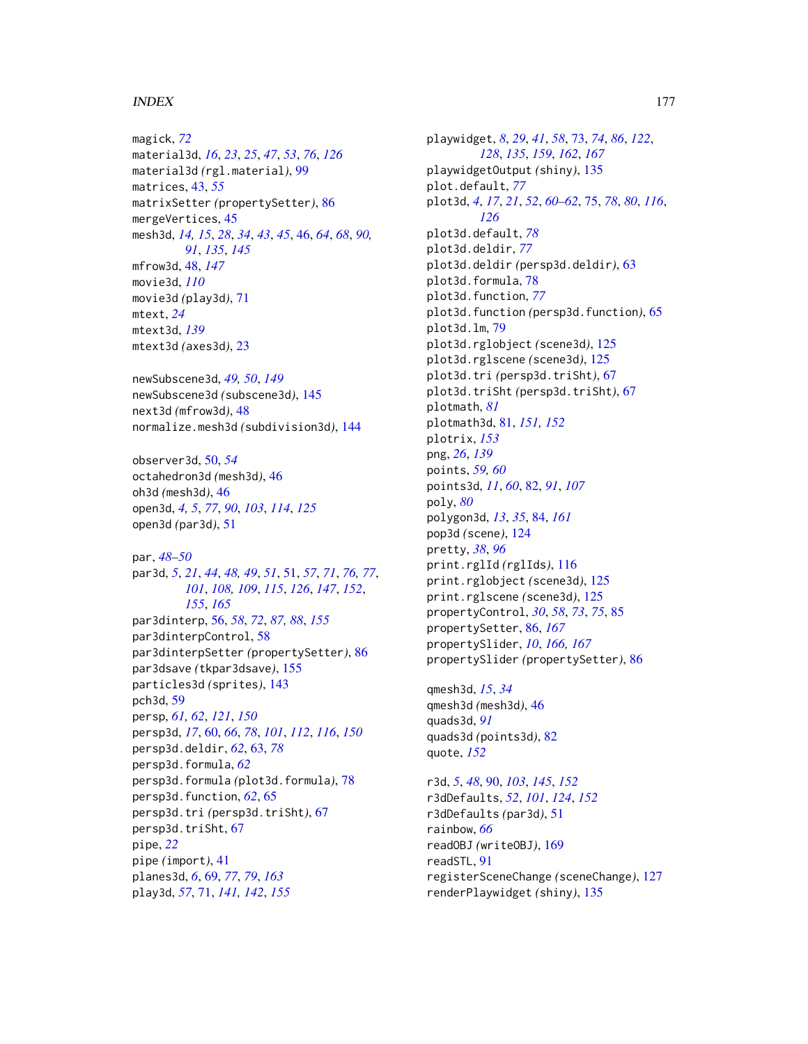magick, *72*
material3d, *16*, *23*, *25*, *47*, *53*, *76*, *126*
material3d *(*rgl.material*)*, 99
matrices, 43, *55*
matrixSetter *(*propertySetter*)*, 86
mergeVertices, 45
mesh3d, *14, 15*, *28*, *34*, *43*, *45*, 46, *64*, *68*, *90, 91*, *135*, *145*
mfrow3d, 48, *147*
movie3d, *110*
movie3d *(*play3d*)*, 71
mtext, *24*
mtext3d, *139*
mtext3d *(*axes3d*)*, 23

newSubscene3d, *49, 50*, *149*
newSubscene3d *(*subscene3d*)*, 145
next3d *(*mfrow3d*)*, 48
normalize.mesh3d *(*subdivision3d*)*, 144

observer3d, 50, *54*
octahedron3d *(*mesh3d*)*, 46
oh3d *(*mesh3d*)*, 46
open3d, *4, 5*, *77*, *90*, *103*, *114*, *125*
open3d *(*par3d*)*, 51

par, *48–50*
par3d, *5*, *21*, *44*, *48, 49*, *51*, 51, *57*, *71*, *76, 77*, *101*, *108, 109*, *115*, *126*, *147*, *152*, *155*, *165*
par3dinterp, 56, *58*, *72*, *87, 88*, *155*
par3dinterpControl, 58
par3dinterpSetter *(*propertySetter*)*, 86
par3dsave *(*tkpar3dsave*)*, 155
particles3d *(*sprites*)*, 143
pch3d, 59
persp, *61, 62*, *121*, *150*
persp3d, *17*, 60, *66*, *78*, *101*, *112*, *116*, *150*
persp3d.deldir, *62*, 63, *78*
persp3d.formula, *62*
persp3d.formula *(*plot3d.formula*)*, 78
persp3d.function, *62*, 65
persp3d.tri *(*persp3d.triSht*)*, 67
persp3d.triSht, 67
pipe, *22*
pipe *(*import*)*, 41
planes3d, *6*, 69, *77*, *79*, *163*
play3d, *57*, 71, *141, 142*, *155*
playwidget, *8*, *29*, *41*, *58*, 73, *74*, *86*, *122*, *128*, *135*, *159*, *162*, *167*
playwidgetOutput *(*shiny*)*, 135
plot.default, *77*
plot3d, *4*, *17*, *21*, *52*, *60–62*, 75, *78*, *80*, *116*, *126*
plot3d.default, *78*
plot3d.deldir, *77*
plot3d.deldir *(*persp3d.deldir*)*, 63
plot3d.formula, 78
plot3d.function, *77*
plot3d.function *(*persp3d.function*)*, 65
plot3d.lm, 79
plot3d.rglobject *(*scene3d*)*, 125
plot3d.rglscene *(*scene3d*)*, 125
plot3d.tri *(*persp3d.triSht*)*, 67
plot3d.triSht *(*persp3d.triSht*)*, 67
plotmath, *81*
plotmath3d, 81, *151, 152*
plotrix, *153*
png, *26*, *139*
points, *59, 60*
points3d, *11*, *60*, 82, *91*, *107*
poly, *80*
polygon3d, *13*, *35*, 84, *161*
pop3d *(*scene*)*, 124
pretty, *38*, *96*
print.rglId *(*rglIds*)*, 116
print.rglobject *(*scene3d*)*, 125
print.rglscene *(*scene3d*)*, 125
propertyControl, *30*, *58*, *73*, *75*, 85
propertySetter, 86, *167*
propertySlider, *10*, *166, 167*
propertySlider *(*propertySetter*)*, 86

qmesh3d, *15*, *34*
qmesh3d *(*mesh3d*)*, 46
quads3d, *91*
quads3d *(*points3d*)*, 82
quote, *152*

r3d, *5*, *48*, 90, *103*, *145*, *152*
r3dDefaults, *52*, *101*, *124*, *152*
r3dDefaults *(*par3d*)*, 51
rainbow, *66*
readOBJ *(*writeOBJ*)*, 169
readSTL, 91
registerSceneChange *(*sceneChange*)*, 127
renderPlaywidget *(*shiny*)*, 135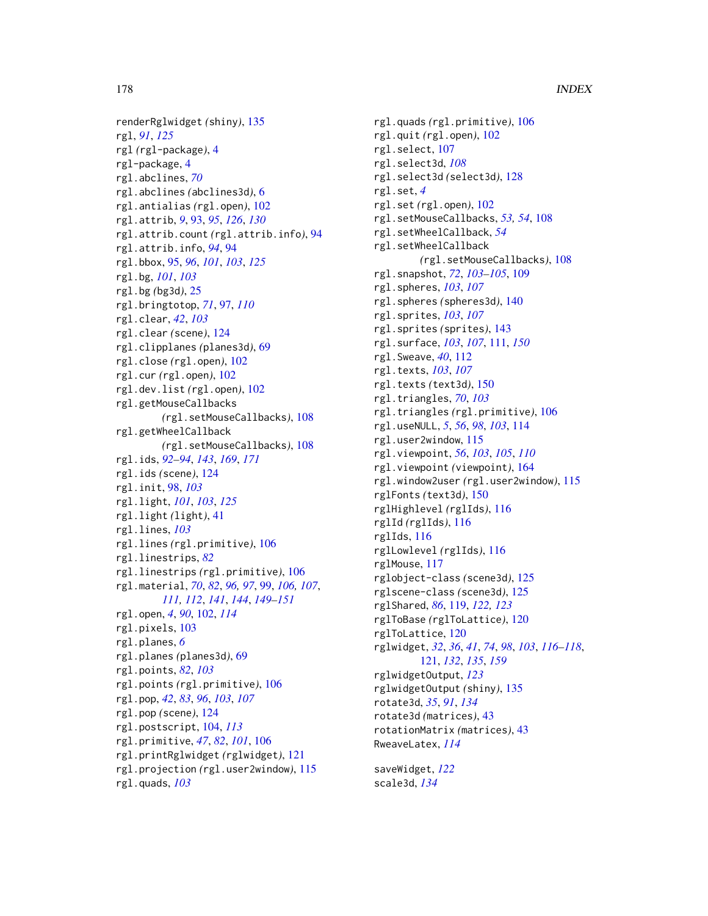renderRglwidget *(shiny)*, 135
rgl, *91*, *125*
rgl *(rgl-package)*, 4
rgl-package, 4
rgl.abclines, *70*
rgl.abclines *(abclines3d)*, 6
rgl.antialias *(rgl.open)*, 102
rgl.attrib, *9*, 93, *95*, *126*, *130*
rgl.attrib.count *(rgl.attrib.info)*, 94
rgl.attrib.info, *94*, 94
rgl.bbox, 95, *96*, *101*, *103*, *125*
rgl.bg, *101*, *103*
rgl.bg *(bg3d)*, 25
rgl.bringtotop, *71*, 97, *110*
rgl.clear, *42*, *103*
rgl.clear *(scene)*, 124
rgl.clipplanes *(planes3d)*, 69
rgl.close *(rgl.open)*, 102
rgl.cur *(rgl.open)*, 102
rgl.dev.list *(rgl.open)*, 102
rgl.getMouseCallbacks *(rgl.setMouseCallbacks)*, 108
rgl.getWheelCallback *(rgl.setMouseCallbacks)*, 108
rgl.ids, *92–94*, *143*, *169*, *171*
rgl.ids *(scene)*, 124
rgl.init, 98, *103*
rgl.light, *101*, *103*, *125*
rgl.light *(light)*, 41
rgl.lines, *103*
rgl.lines *(rgl.primitive)*, 106
rgl.linestrips, *82*
rgl.linestrips *(rgl.primitive)*, 106
rgl.material, *70*, *82*, *96*, *97*, 99, *106*, *107*, *111*, *112*, *141*, *144*, *149–151*
rgl.open, *4*, *90*, 102, *114*
rgl.pixels, 103
rgl.planes, *6*
rgl.planes *(planes3d)*, 69
rgl.points, *82*, *103*
rgl.points *(rgl.primitive)*, 106
rgl.pop, *42*, *83*, *96*, *103*, *107*
rgl.pop *(scene)*, 124
rgl.postscript, 104, *113*
rgl.primitive, *47*, *82*, *101*, 106
rgl.printRglwidget *(rglwidget)*, 121
rgl.projection *(rgl.user2window)*, 115
rgl.quads, *103*
rgl.quads *(rgl.primitive)*, 106
rgl.quit *(rgl.open)*, 102
rgl.select, 107
rgl.select3d, *108*
rgl.select3d *(select3d)*, 128
rgl.set, *4*
rgl.set *(rgl.open)*, 102
rgl.setMouseCallbacks, *53*, *54*, 108
rgl.setWheelCallback, *54*
rgl.setWheelCallback *(rgl.setMouseCallbacks)*, 108
rgl.snapshot, *72*, *103–105*, 109
rgl.spheres, *103*, *107*
rgl.spheres *(spheres3d)*, 140
rgl.sprites, *103*, *107*
rgl.sprites *(sprites)*, 143
rgl.surface, *103*, *107*, 111, *150*
rgl.Sweave, *40*, 112
rgl.texts, *103*, *107*
rgl.texts *(text3d)*, 150
rgl.triangles, *70*, *103*
rgl.triangles *(rgl.primitive)*, 106
rgl.useNULL, *5*, *56*, *98*, *103*, 114
rgl.user2window, 115
rgl.viewpoint, *56*, *103*, *105*, *110*
rgl.viewpoint *(viewpoint)*, 164
rgl.window2user *(rgl.user2window)*, 115
rglFonts *(text3d)*, 150
rglHighlevel *(rglIds)*, 116
rglId *(rglIds)*, 116
rglIds, 116
rglLowlevel *(rglIds)*, 116
rglMouse, 117
rglobject-class *(scene3d)*, 125
rglscene-class *(scene3d)*, 125
rglShared, *86*, 119, *122*, *123*
rglToBase *(rglToLattice)*, 120
rglToLattice, 120
rglwidget, *32*, *36*, *41*, *74*, *98*, *103*, *116–118*, 121, *132*, *135*, *159*
rglwidgetOutput, *123*
rglwidgetOutput *(shiny)*, 135
rotate3d, *35*, *91*, *134*
rotate3d *(matrices)*, 43
rotationMatrix *(matrices)*, 43
RweaveLatex, *114*

saveWidget, *122*
scale3d, *134*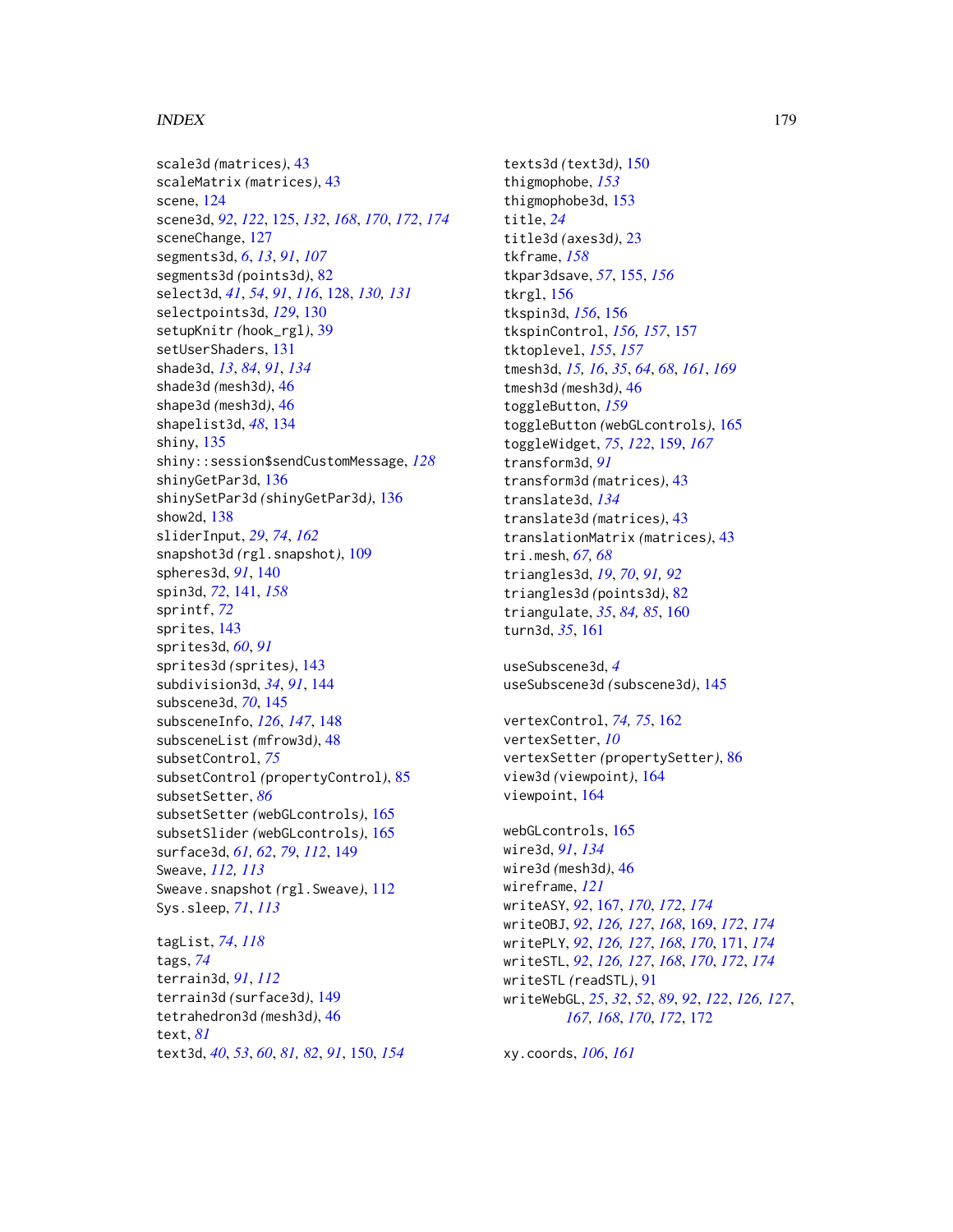scale3d (matrices), 43
scaleMatrix (matrices), 43
scene, 124
scene3d, *92*, *122*, 125, *132*, *168*, *170*, *172*, *174*
sceneChange, 127
segments3d, *6*, *13*, *91*, *107*
segments3d (points3d), 82
select3d, *41*, *54*, *91*, *116*, 128, *130, 131*
selectpoints3d, *129*, 130
setupKnitr (hook_rgl), 39
setUserShaders, 131
shade3d, *13*, *84*, *91*, *134*
shade3d (mesh3d), 46
shape3d (mesh3d), 46
shapelist3d, *48*, 134
shiny, 135
shiny::session$sendCustomMessage, *128*
shinyGetPar3d, 136
shinySetPar3d (shinyGetPar3d), 136
show2d, 138
sliderInput, *29*, *74*, *162*
snapshot3d (rgl.snapshot), 109
spheres3d, *91*, 140
spin3d, *72*, 141, *158*
sprintf, *72*
sprites, 143
sprites3d, *60*, *91*
sprites3d (sprites), 143
subdivision3d, *34*, *91*, 144
subscene3d, *70*, 145
subsceneInfo, *126*, *147*, 148
subsceneList (mfrow3d), 48
subsetControl, *75*
subsetControl (propertyControl), 85
subsetSetter, *86*
subsetSetter (webGLcontrols), 165
subsetSlider (webGLcontrols), 165
surface3d, *61, 62*, *79*, *112*, 149
Sweave, *112, 113*
Sweave.snapshot (rgl.Sweave), 112
Sys.sleep, *71*, *113*

tagList, *74*, *118*
tags, *74*
terrain3d, *91*, *112*
terrain3d (surface3d), 149
tetrahedron3d (mesh3d), 46
text, *81*
text3d, *40*, *53*, *60*, *81, 82*, *91*, 150, *154*
texts3d (text3d), 150
thigmophobe, *153*
thigmophobe3d, 153
title, *24*
title3d (axes3d), 23
tkframe, *158*
tkpar3dsave, *57*, 155, *156*
tkrgl, 156
tkspin3d, *156*, 156
tkspinControl, *156, 157*, 157
tktoplevel, *155*, *157*
tmesh3d, *15, 16*, *35*, *64*, *68*, *161*, *169*
tmesh3d (mesh3d), 46
toggleButton, *159*
toggleButton (webGLcontrols), 165
toggleWidget, *75*, *122*, 159, *167*
transform3d, *91*
transform3d (matrices), 43
translate3d, *134*
translate3d (matrices), 43
translationMatrix (matrices), 43
tri.mesh, *67, 68*
triangles3d, *19*, *70*, *91, 92*
triangles3d (points3d), 82
triangulate, *35*, *84, 85*, 160
turn3d, *35*, 161

useSubscene3d, *4*
useSubscene3d (subscene3d), 145

vertexControl, *74, 75*, 162
vertexSetter, *10*
vertexSetter (propertySetter), 86
view3d (viewpoint), 164
viewpoint, 164

webGLcontrols, 165
wire3d, *91*, *134*
wire3d (mesh3d), 46
wireframe, *121*
writeASY, *92*, 167, *170*, *172*, *174*
writeOBJ, *92*, *126, 127*, *168*, 169, *172*, *174*
writePLY, *92*, *126, 127*, *168*, *170*, 171, *174*
writeSTL, *92*, *126, 127*, *168*, *170*, *172*, *174*
writeSTL (readSTL), 91
writeWebGL, *25*, *32*, *52*, *89*, *92*, *122*, *126, 127*, *167, 168*, *170*, *172*, 172

xy.coords, *106*, *161*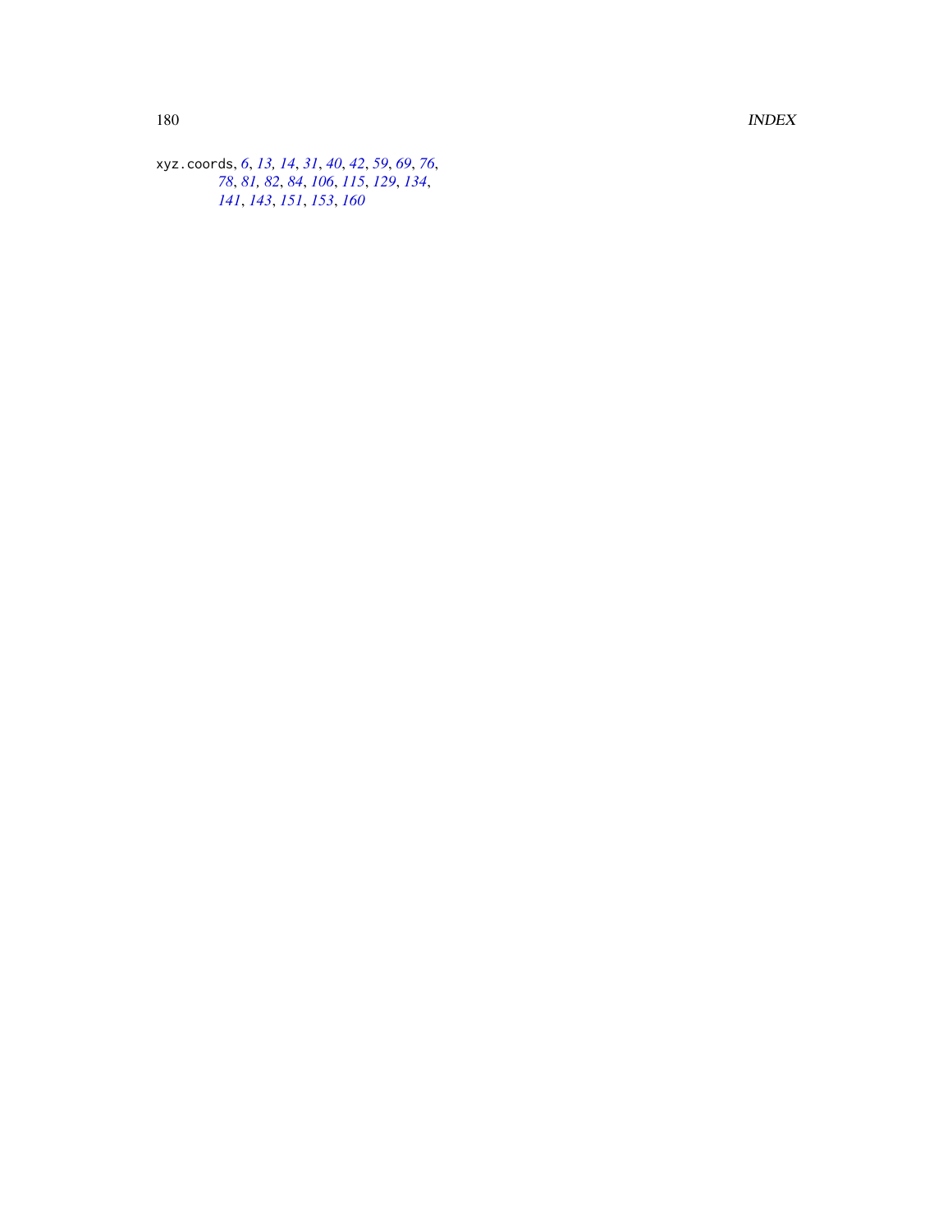`xyz.coords`, *6*, *13, 14*, *31*, *40*, *42*, *59*, *69*, *76*, *78*, *81, 82*, *84*, *106*, *115*, *129*, *134*, *141*, *143*, *151*, *153*, *160*